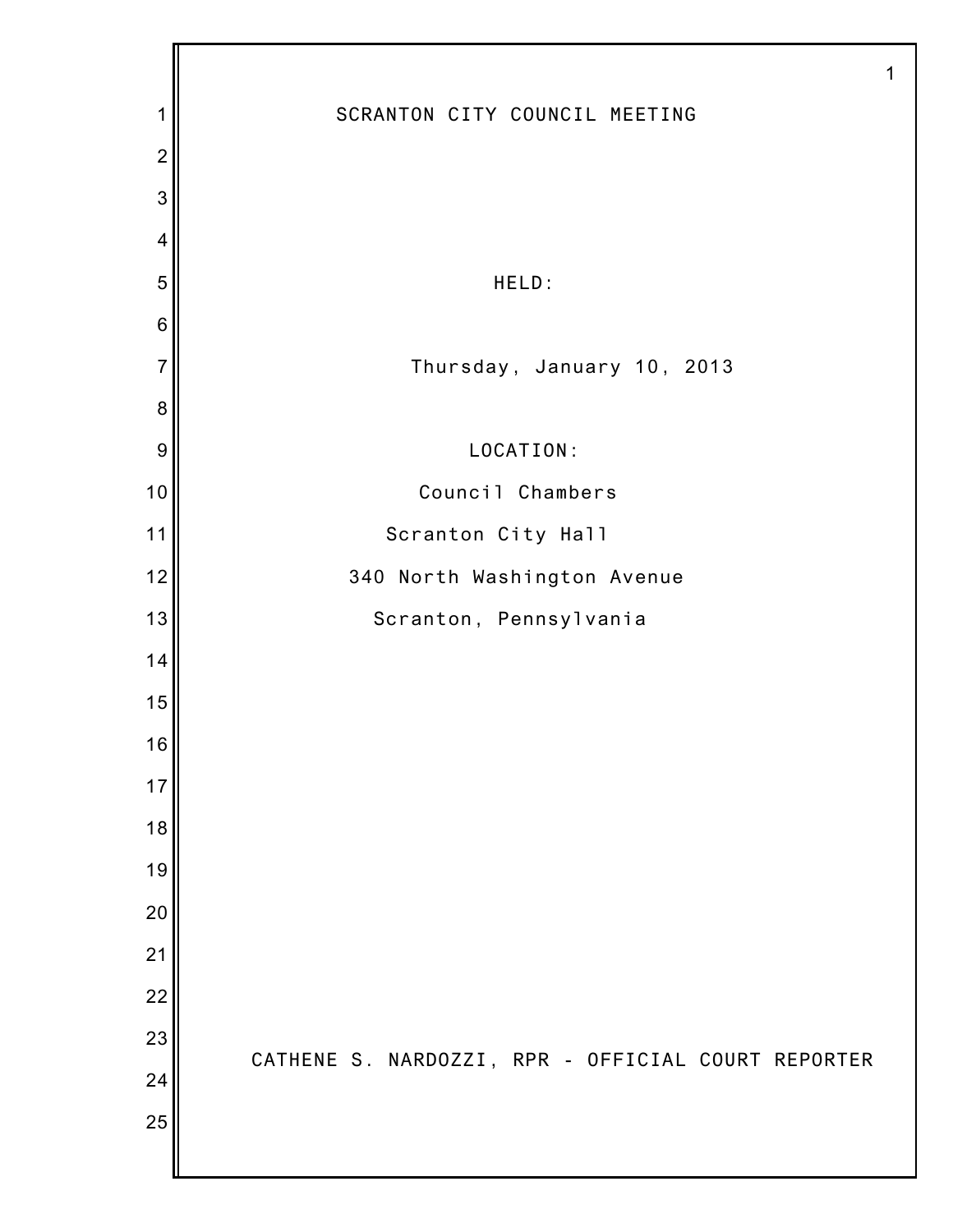# SCRANTON CITY COUNCIL MEETING

HELD:

Thursday, January 10, 2013

LOCATION:

Council Chambers

Scranton City Hall

340 North Washington Avenue

Scranton, Pennsylvania

CATHENE S. NARDOZZI, RPR - OFFICIAL COURT REPORTER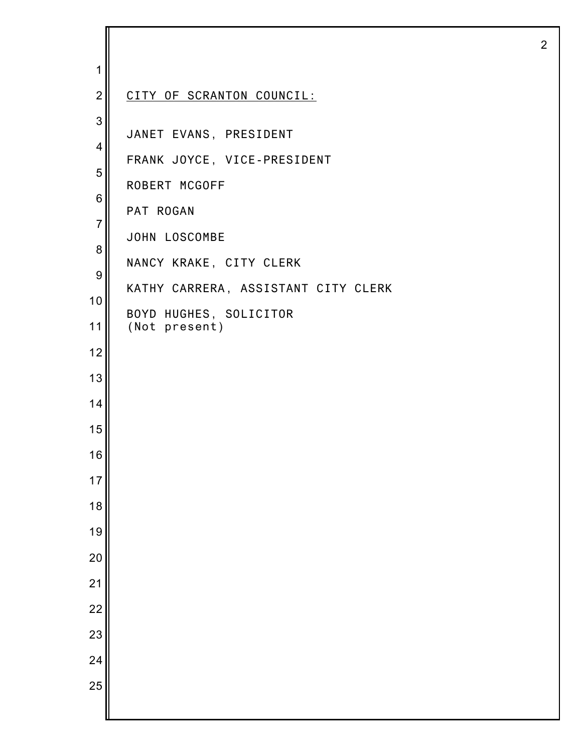<u>CITY OF SCRANTON COUNCIL:</u>

JANET EVANS, PRESIDENT

FRANK JOYCE, VICE-PRESIDENT

ROBERT MCGOFF

PAT ROGAN

JOHN LOSCOMBE

NANCY KRAKE, CITY CLERK

KATHY CARRERA, ASSISTANT CITY CLERK

BOYD HUGHES, SOLICITOR
(Not present)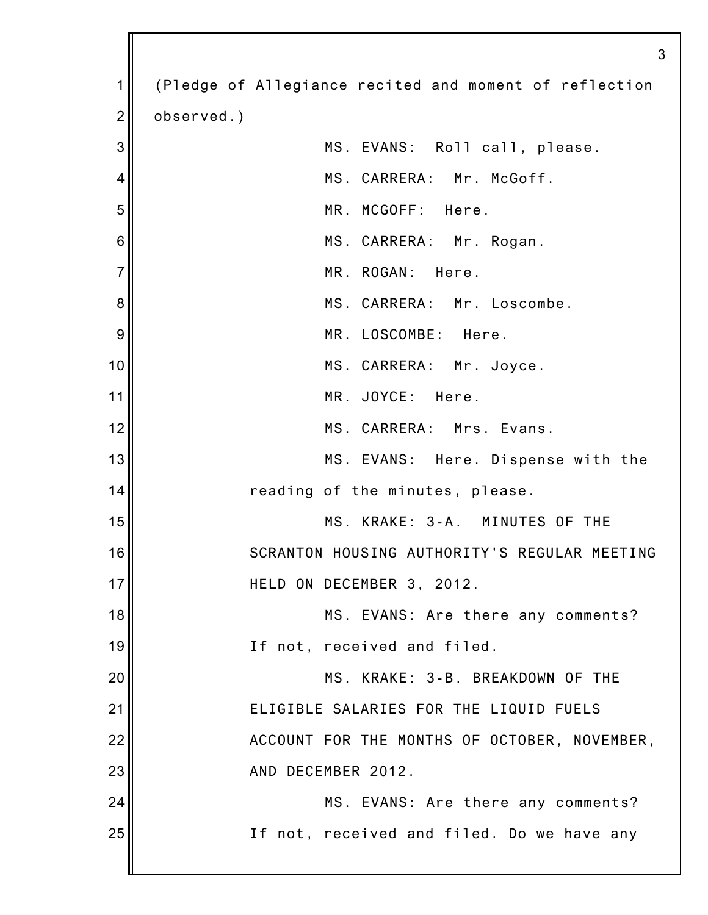(Pledge of Allegiance recited and moment of reflection observed.)

MS. EVANS: Roll call, please.

MS. CARRERA: Mr. McGoff.

MR. MCGOFF: Here.

MS. CARRERA: Mr. Rogan.

MR. ROGAN: Here.

MS. CARRERA: Mr. Loscombe.

MR. LOSCOMBE: Here.

MS. CARRERA: Mr. Joyce.

MR. JOYCE: Here.

MS. CARRERA: Mrs. Evans.

MS. EVANS: Here. Dispense with the reading of the minutes, please.

MS. KRAKE: 3-A. MINUTES OF THE SCRANTON HOUSING AUTHORITY'S REGULAR MEETING HELD ON DECEMBER 3, 2012.

MS. EVANS: Are there any comments? If not, received and filed.

MS. KRAKE: 3-B. BREAKDOWN OF THE ELIGIBLE SALARIES FOR THE LIQUID FUELS ACCOUNT FOR THE MONTHS OF OCTOBER, NOVEMBER, AND DECEMBER 2012.

MS. EVANS: Are there any comments? If not, received and filed. Do we have any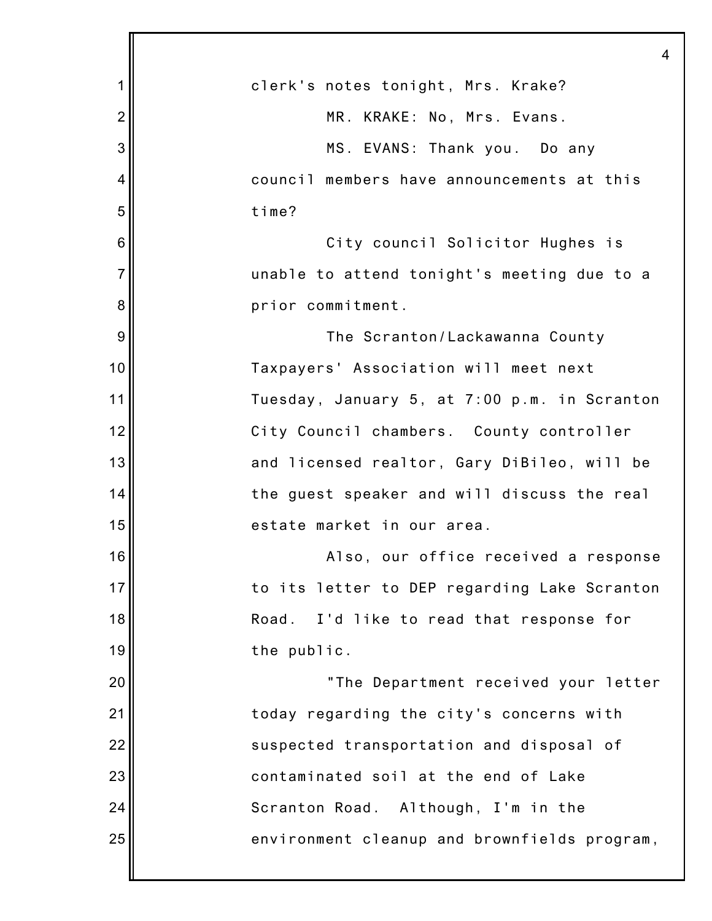clerk's notes tonight, Mrs. Krake?

MR. KRAKE: No, Mrs. Evans.

MS. EVANS: Thank you. Do any council members have announcements at this time?

City council Solicitor Hughes is unable to attend tonight's meeting due to a prior commitment.

The Scranton/Lackawanna County Taxpayers' Association will meet next Tuesday, January 5, at 7:00 p.m. in Scranton City Council chambers. County controller and licensed realtor, Gary DiBileo, will be the guest speaker and will discuss the real estate market in our area.

Also, our office received a response to its letter to DEP regarding Lake Scranton Road. I'd like to read that response for the public.

"The Department received your letter today regarding the city's concerns with suspected transportation and disposal of contaminated soil at the end of Lake Scranton Road. Although, I'm in the environment cleanup and brownfields program,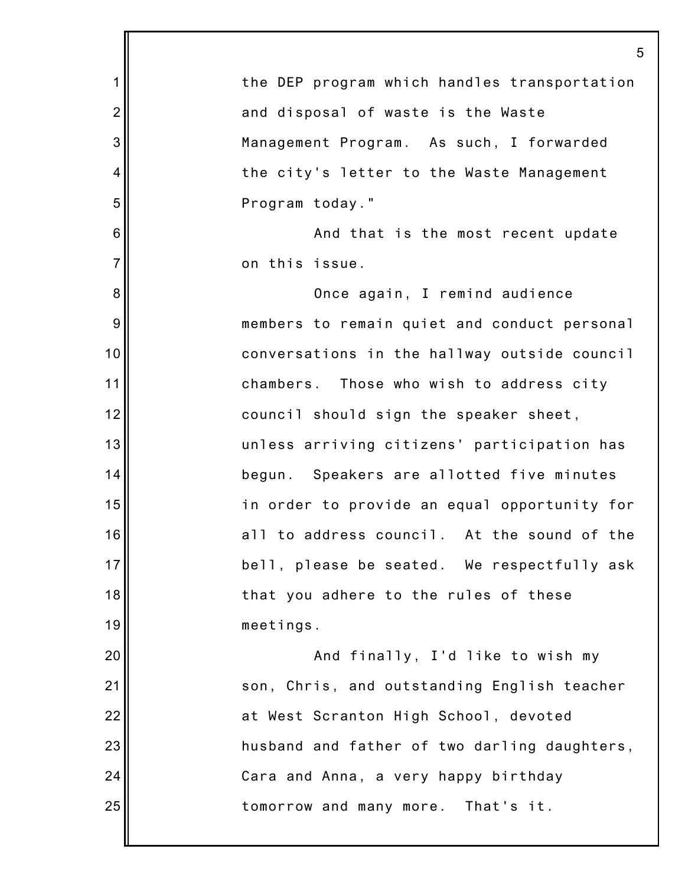the DEP program which handles transportation and disposal of waste is the Waste Management Program. As such, I forwarded the city's letter to the Waste Management Program today."

And that is the most recent update on this issue.

Once again, I remind audience members to remain quiet and conduct personal conversations in the hallway outside council chambers. Those who wish to address city council should sign the speaker sheet, unless arriving citizens' participation has begun. Speakers are allotted five minutes in order to provide an equal opportunity for all to address council. At the sound of the bell, please be seated. We respectfully ask that you adhere to the rules of these meetings.

And finally, I'd like to wish my son, Chris, and outstanding English teacher at West Scranton High School, devoted husband and father of two darling daughters, Cara and Anna, a very happy birthday tomorrow and many more. That's it.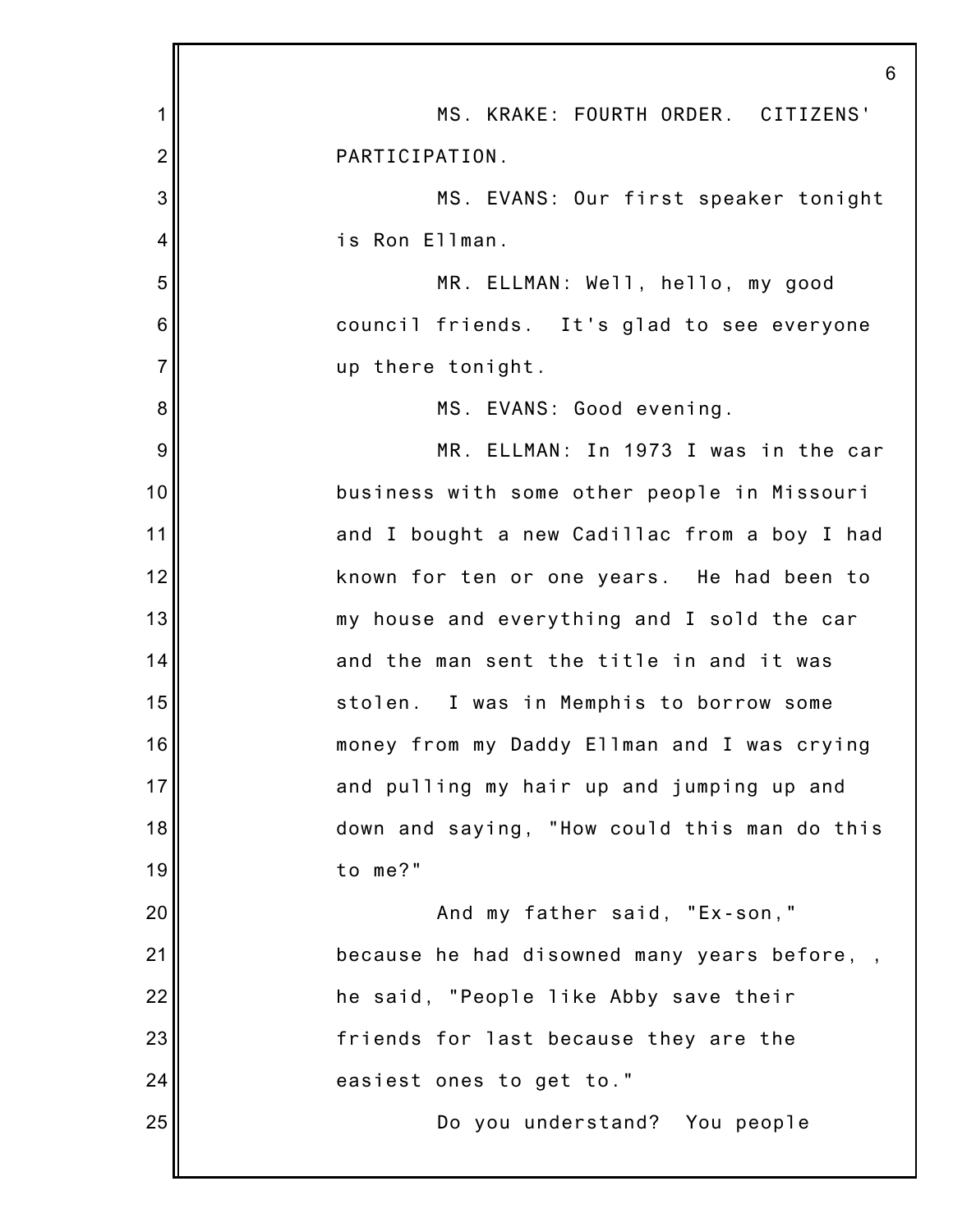MS. KRAKE: FOURTH ORDER. CITIZENS' PARTICIPATION.

MS. EVANS: Our first speaker tonight is Ron Ellman.

MR. ELLMAN: Well, hello, my good council friends. It's glad to see everyone up there tonight.

MS. EVANS: Good evening.

MR. ELLMAN: In 1973 I was in the car business with some other people in Missouri and I bought a new Cadillac from a boy I had known for ten or one years. He had been to my house and everything and I sold the car and the man sent the title in and it was stolen. I was in Memphis to borrow some money from my Daddy Ellman and I was crying and pulling my hair up and jumping up and down and saying, "How could this man do this to me?"

And my father said, "Ex-son," because he had disowned many years before, , he said, "People like Abby save their friends for last because they are the easiest ones to get to."

Do you understand? You people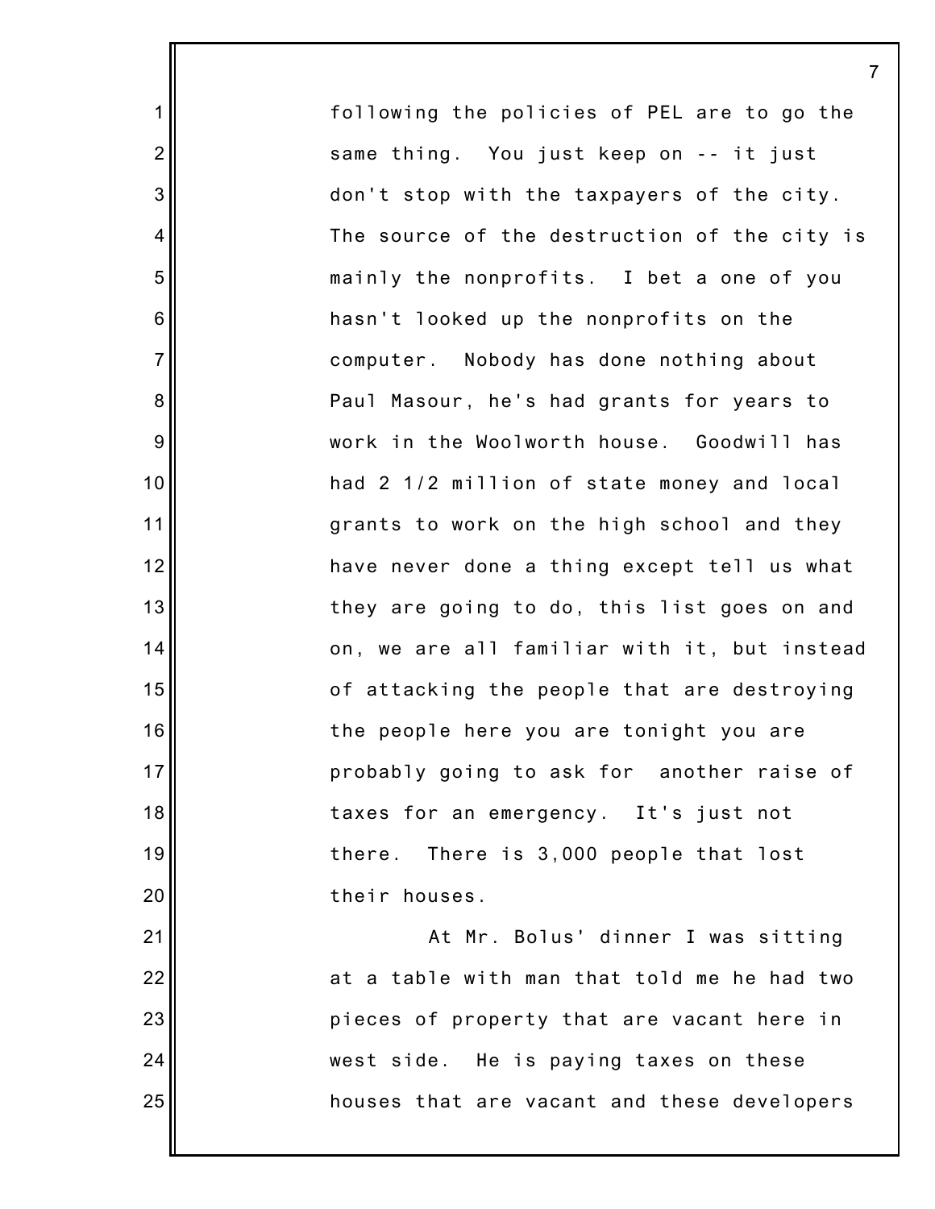following the policies of PEL are to go the same thing. You just keep on -- it just don't stop with the taxpayers of the city. The source of the destruction of the city is mainly the nonprofits. I bet a one of you hasn't looked up the nonprofits on the computer. Nobody has done nothing about Paul Masour, he's had grants for years to work in the Woolworth house. Goodwill has had 2 1/2 million of state money and local grants to work on the high school and they have never done a thing except tell us what they are going to do, this list goes on and on, we are all familiar with it, but instead of attacking the people that are destroying the people here you are tonight you are probably going to ask for another raise of taxes for an emergency. It's just not there. There is 3,000 people that lost their houses.

At Mr. Bolus' dinner I was sitting at a table with man that told me he had two pieces of property that are vacant here in west side. He is paying taxes on these houses that are vacant and these developers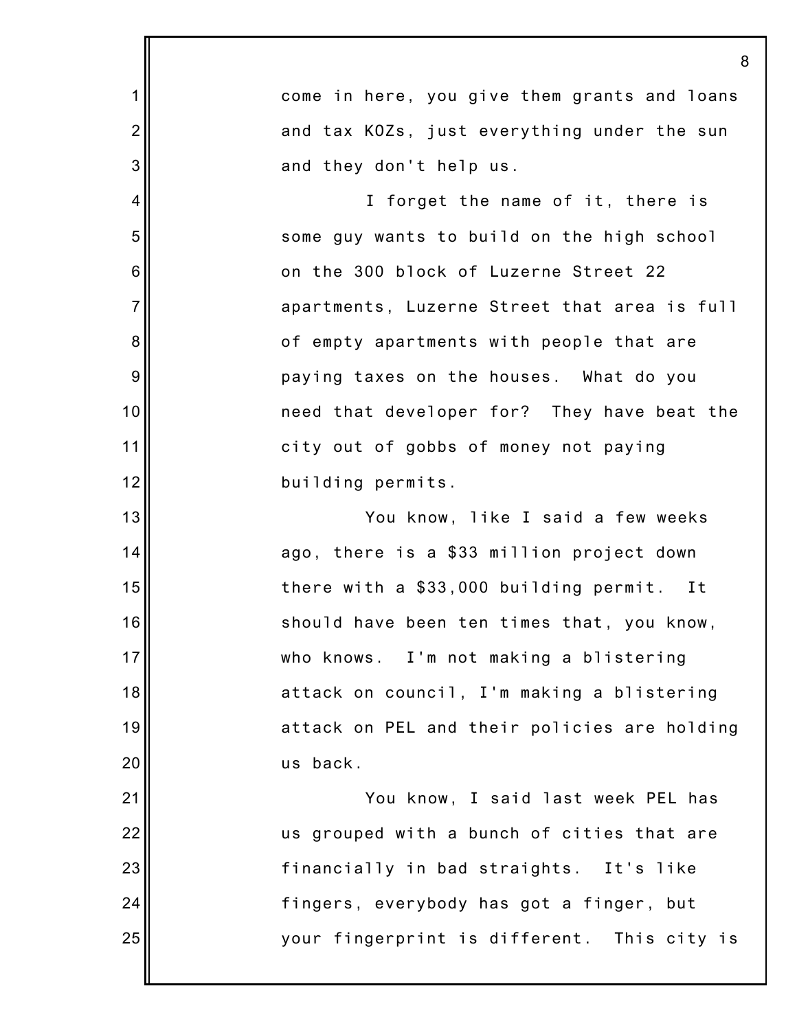come in here, you give them grants and loans and tax KOZs, just everything under the sun and they don't help us.

I forget the name of it, there is some guy wants to build on the high school on the 300 block of Luzerne Street 22 apartments, Luzerne Street that area is full of empty apartments with people that are paying taxes on the houses. What do you need that developer for? They have beat the city out of gobbs of money not paying building permits.

You know, like I said a few weeks ago, there is a $33 million project down there with a $33,000 building permit. It should have been ten times that, you know, who knows. I'm not making a blistering attack on council, I'm making a blistering attack on PEL and their policies are holding us back.

You know, I said last week PEL has us grouped with a bunch of cities that are financially in bad straights. It's like fingers, everybody has got a finger, but your fingerprint is different. This city is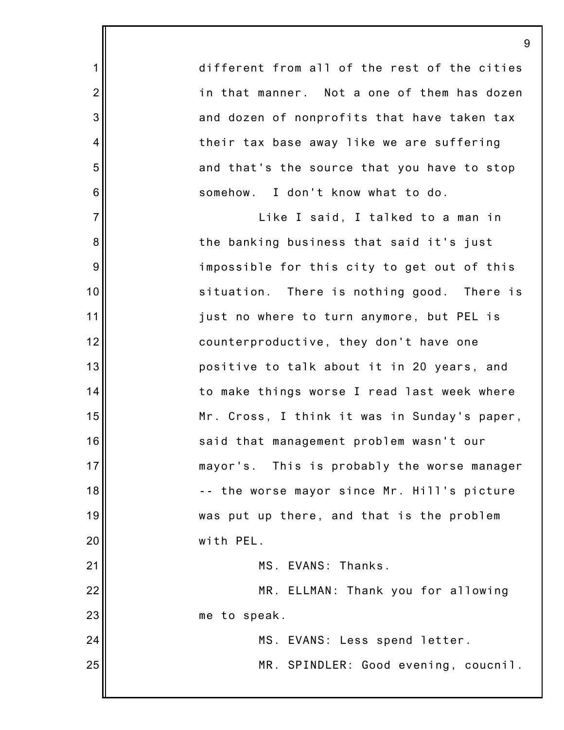different from all of the rest of the cities in that manner. Not a one of them has dozen and dozen of nonprofits that have taken tax their tax base away like we are suffering and that's the source that you have to stop somehow. I don't know what to do.

Like I said, I talked to a man in the banking business that said it's just impossible for this city to get out of this situation. There is nothing good. There is just no where to turn anymore, but PEL is counterproductive, they don't have one positive to talk about it in 20 years, and to make things worse I read last week where Mr. Cross, I think it was in Sunday's paper, said that management problem wasn't our mayor's. This is probably the worse manager -- the worse mayor since Mr. Hill's picture was put up there, and that is the problem with PEL.

MS. EVANS: Thanks.

MR. ELLMAN: Thank you for allowing me to speak.

MS. EVANS: Less spend letter.

MR. SPINDLER: Good evening, coucnil.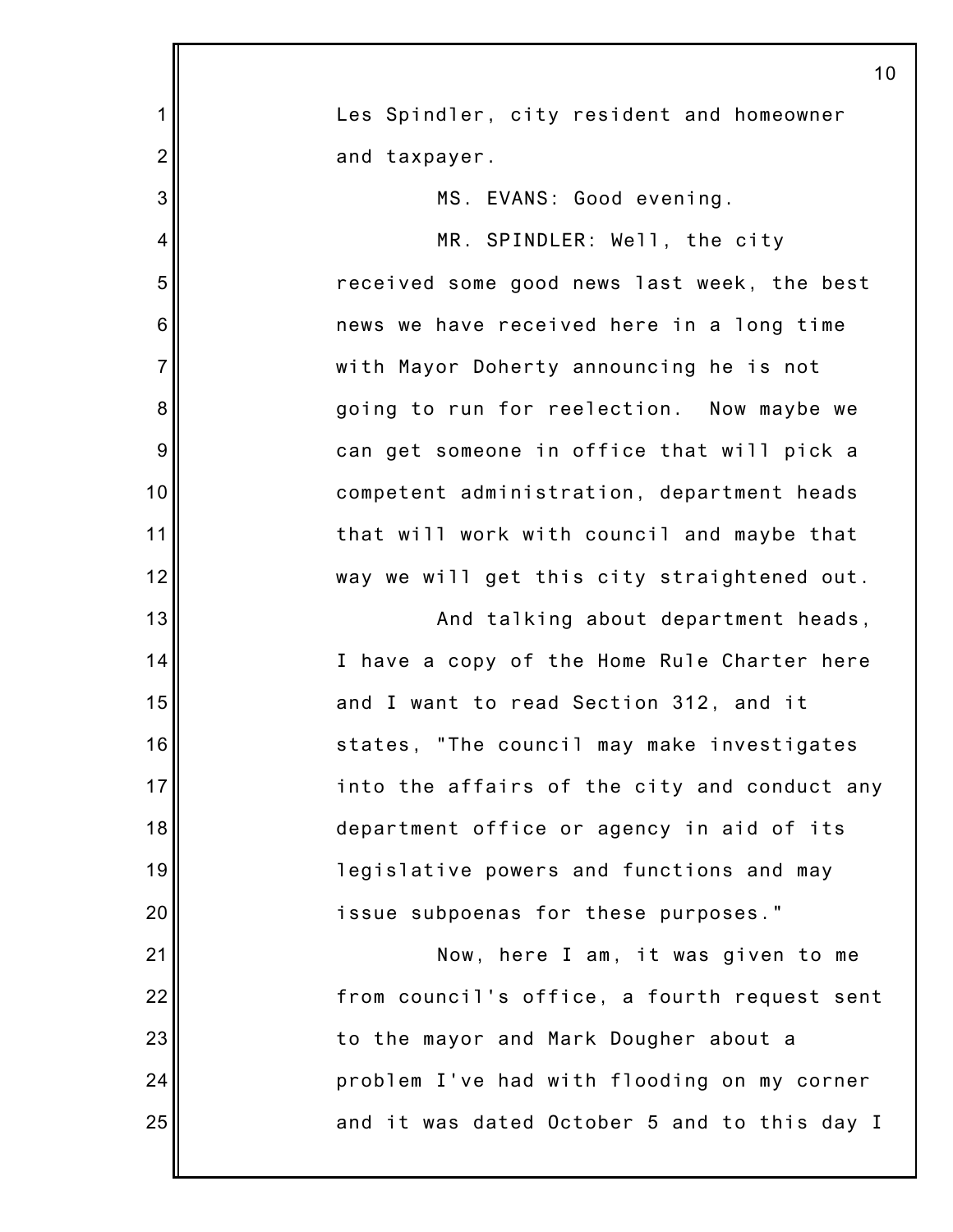Les Spindler, city resident and homeowner and taxpayer.

MS. EVANS: Good evening.

MR. SPINDLER: Well, the city received some good news last week, the best news we have received here in a long time with Mayor Doherty announcing he is not going to run for reelection. Now maybe we can get someone in office that will pick a competent administration, department heads that will work with council and maybe that way we will get this city straightened out.

And talking about department heads, I have a copy of the Home Rule Charter here and I want to read Section 312, and it states, "The council may make investigates into the affairs of the city and conduct any department office or agency in aid of its legislative powers and functions and may issue subpoenas for these purposes."

Now, here I am, it was given to me from council's office, a fourth request sent to the mayor and Mark Dougher about a problem I've had with flooding on my corner and it was dated October 5 and to this day I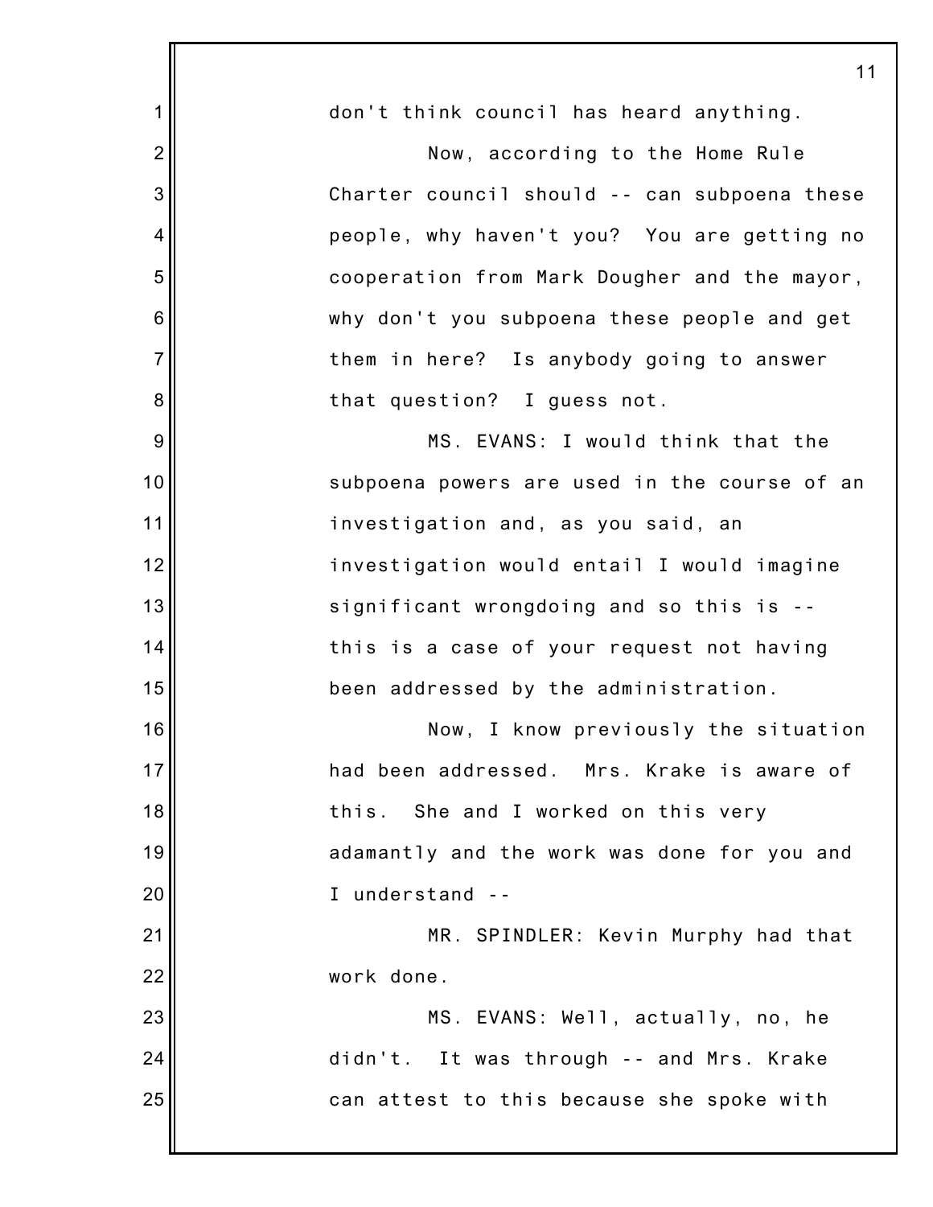don't think council has heard anything.

Now, according to the Home Rule Charter council should -- can subpoena these people, why haven't you? You are getting no cooperation from Mark Dougher and the mayor, why don't you subpoena these people and get them in here? Is anybody going to answer that question? I guess not.

MS. EVANS: I would think that the subpoena powers are used in the course of an investigation and, as you said, an investigation would entail I would imagine significant wrongdoing and so this is -- this is a case of your request not having been addressed by the administration.

Now, I know previously the situation had been addressed. Mrs. Krake is aware of this. She and I worked on this very adamantly and the work was done for you and I understand --

MR. SPINDLER: Kevin Murphy had that work done.

MS. EVANS: Well, actually, no, he didn't. It was through -- and Mrs. Krake can attest to this because she spoke with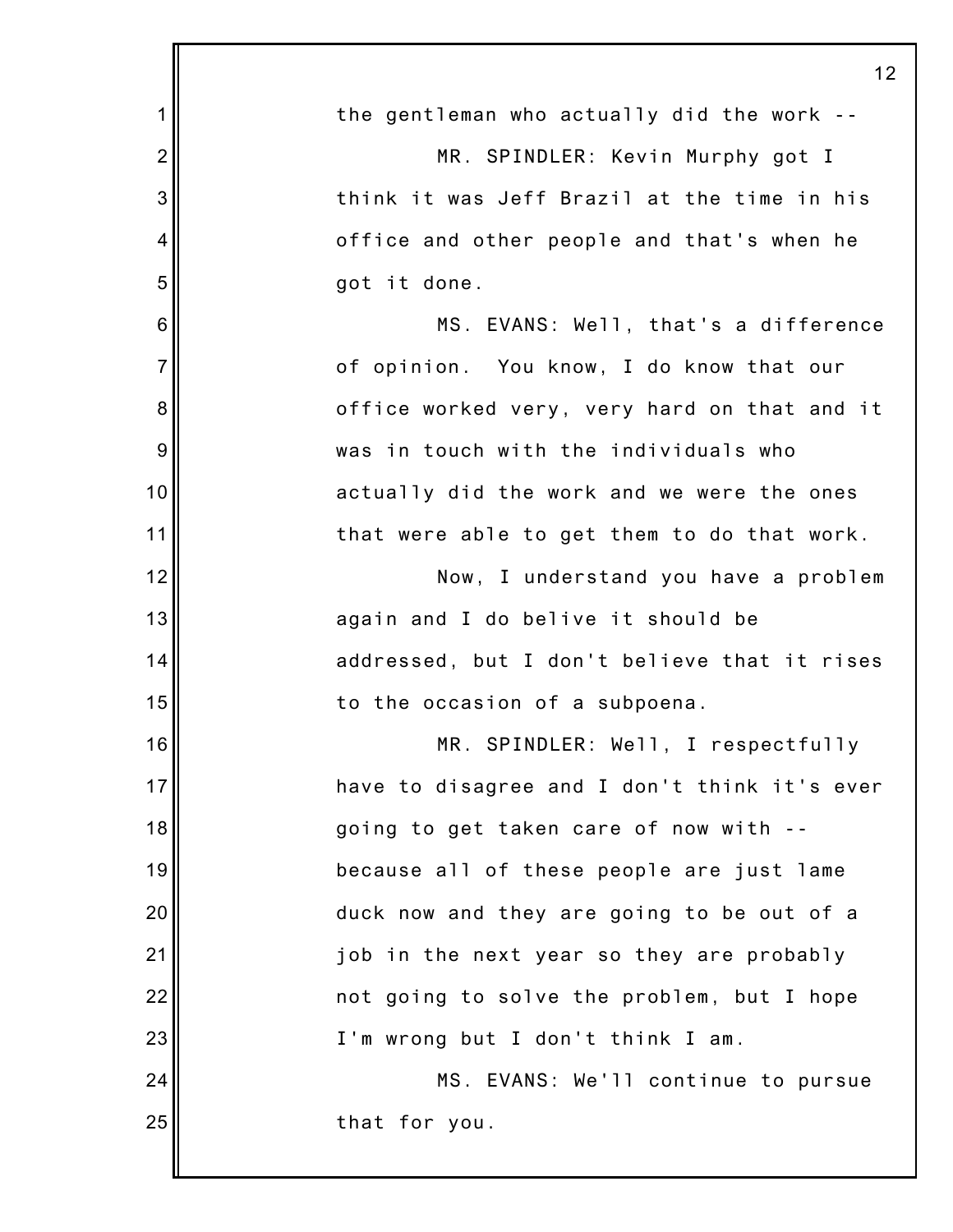the gentleman who actually did the work --

MR. SPINDLER: Kevin Murphy got I think it was Jeff Brazil at the time in his office and other people and that's when he got it done.

MS. EVANS: Well, that's a difference of opinion. You know, I do know that our office worked very, very hard on that and it was in touch with the individuals who actually did the work and we were the ones that were able to get them to do that work.

Now, I understand you have a problem again and I do belive it should be addressed, but I don't believe that it rises to the occasion of a subpoena.

MR. SPINDLER: Well, I respectfully have to disagree and I don't think it's ever going to get taken care of now with -- because all of these people are just lame duck now and they are going to be out of a job in the next year so they are probably not going to solve the problem, but I hope I'm wrong but I don't think I am.

MS. EVANS: We'll continue to pursue that for you.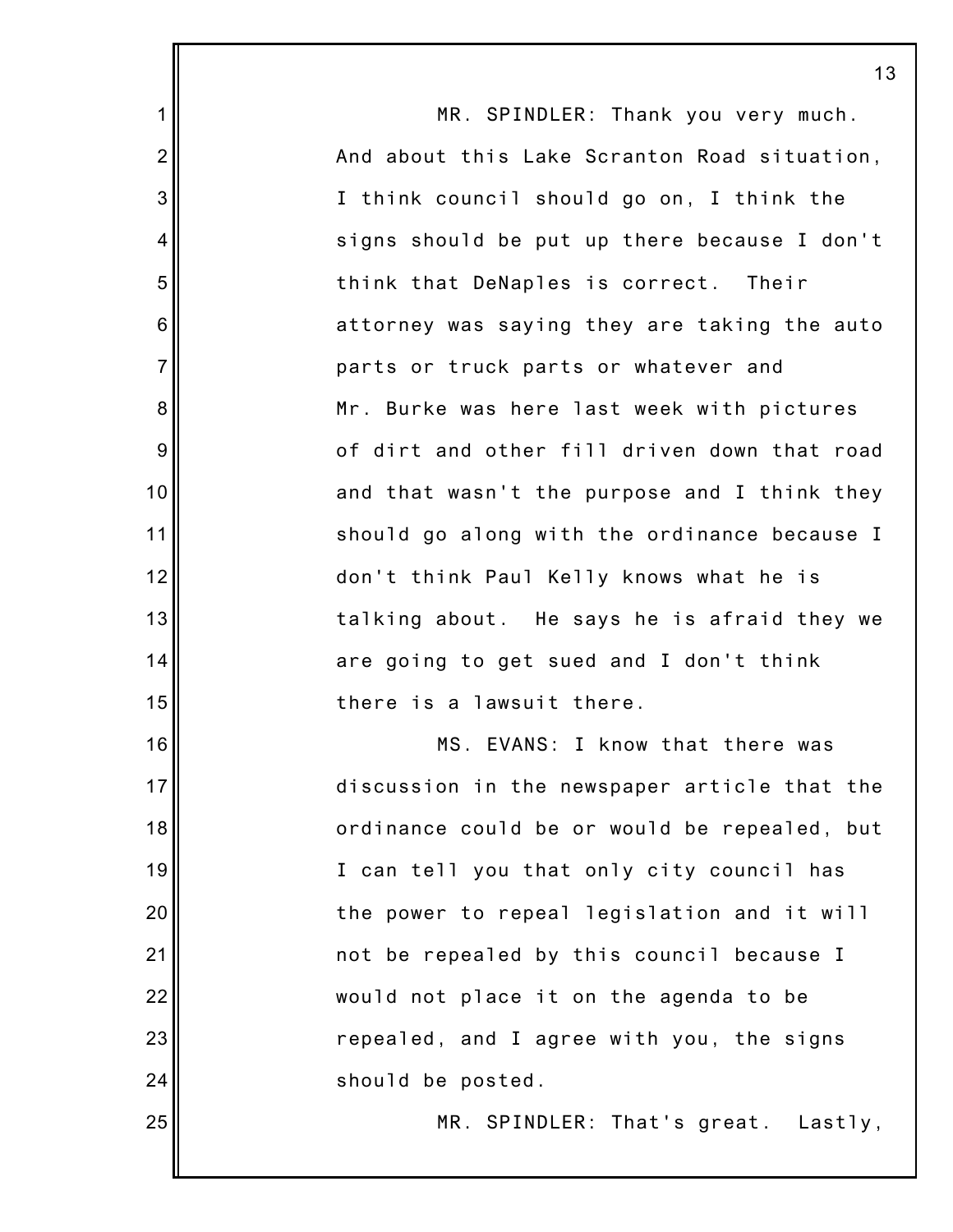MR. SPINDLER: Thank you very much. And about this Lake Scranton Road situation, I think council should go on, I think the signs should be put up there because I don't think that DeNaples is correct. Their attorney was saying they are taking the auto parts or truck parts or whatever and Mr. Burke was here last week with pictures of dirt and other fill driven down that road and that wasn't the purpose and I think they should go along with the ordinance because I don't think Paul Kelly knows what he is talking about. He says he is afraid they we are going to get sued and I don't think there is a lawsuit there.

MS. EVANS: I know that there was discussion in the newspaper article that the ordinance could be or would be repealed, but I can tell you that only city council has the power to repeal legislation and it will not be repealed by this council because I would not place it on the agenda to be repealed, and I agree with you, the signs should be posted.

MR. SPINDLER: That's great. Lastly,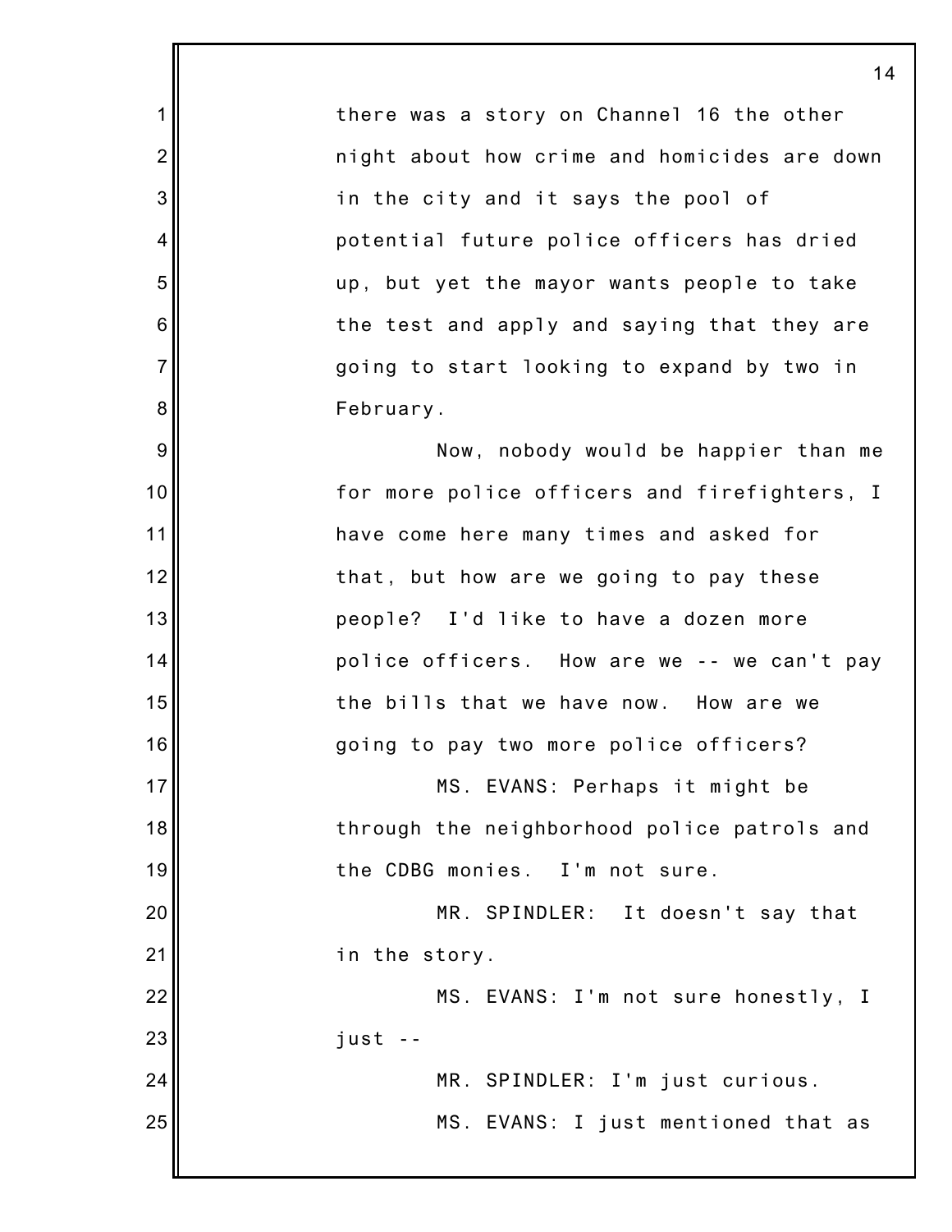there was a story on Channel 16 the other night about how crime and homicides are down in the city and it says the pool of potential future police officers has dried up, but yet the mayor wants people to take the test and apply and saying that they are going to start looking to expand by two in February.

Now, nobody would be happier than me for more police officers and firefighters, I have come here many times and asked for that, but how are we going to pay these people? I'd like to have a dozen more police officers. How are we -- we can't pay the bills that we have now. How are we going to pay two more police officers?

MS. EVANS: Perhaps it might be through the neighborhood police patrols and the CDBG monies. I'm not sure.

MR. SPINDLER: It doesn't say that in the story.

MS. EVANS: I'm not sure honestly, I just --

MR. SPINDLER: I'm just curious.

MS. EVANS: I just mentioned that as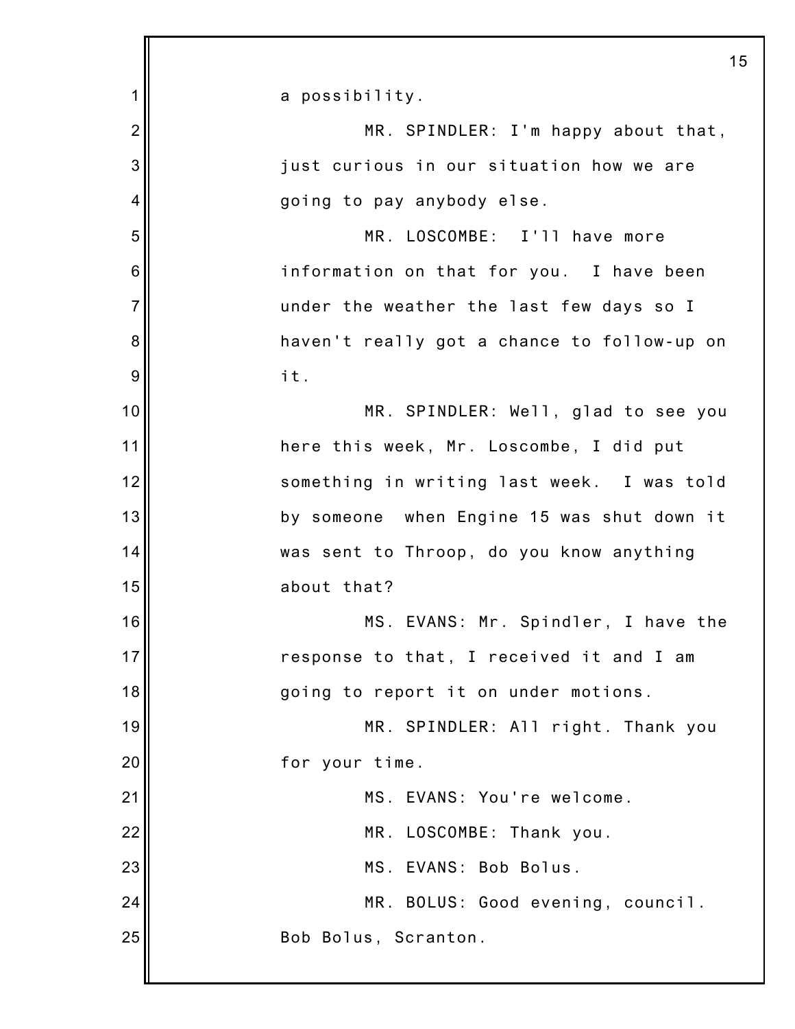a possibility.

MR. SPINDLER: I'm happy about that, just curious in our situation how we are going to pay anybody else.

MR. LOSCOMBE: I'll have more information on that for you. I have been under the weather the last few days so I haven't really got a chance to follow-up on it.

MR. SPINDLER: Well, glad to see you here this week, Mr. Loscombe, I did put something in writing last week. I was told by someone when Engine 15 was shut down it was sent to Throop, do you know anything about that?

MS. EVANS: Mr. Spindler, I have the response to that, I received it and I am going to report it on under motions.

MR. SPINDLER: All right. Thank you for your time.

MS. EVANS: You're welcome.

MR. LOSCOMBE: Thank you.

MS. EVANS: Bob Bolus.

MR. BOLUS: Good evening, council. Bob Bolus, Scranton.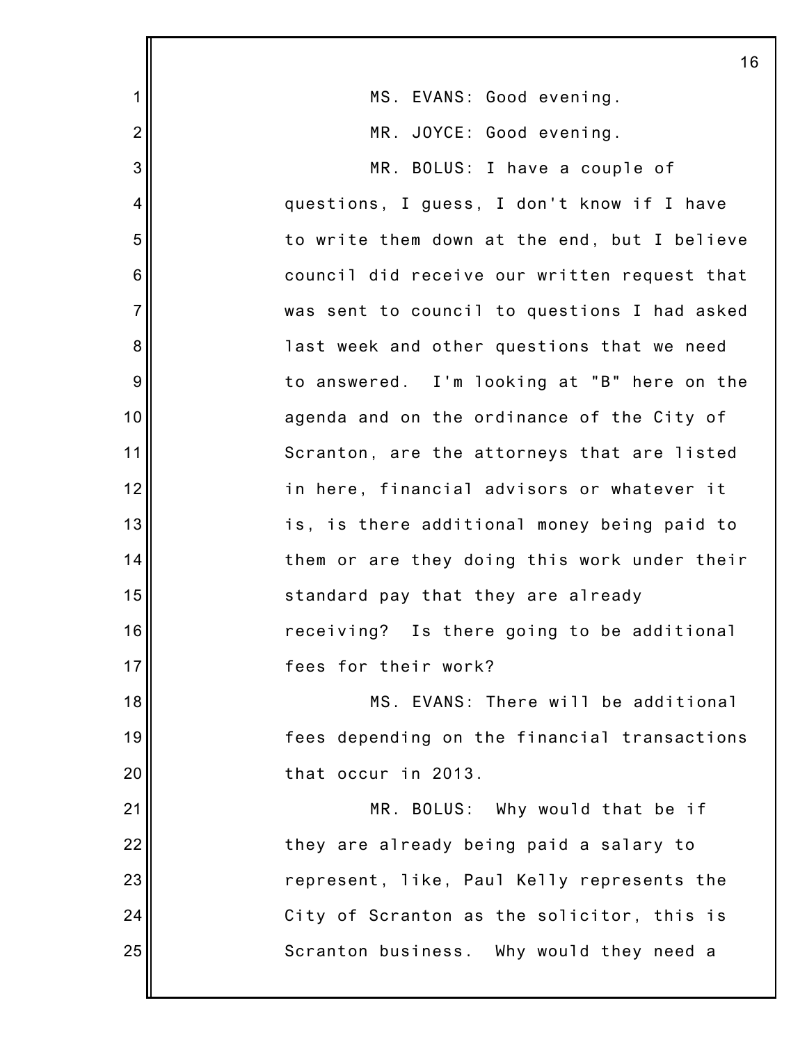MS. EVANS: Good evening.

MR. JOYCE: Good evening.

MR. BOLUS: I have a couple of questions, I guess, I don't know if I have to write them down at the end, but I believe council did receive our written request that was sent to council to questions I had asked last week and other questions that we need to answered. I'm looking at "B" here on the agenda and on the ordinance of the City of Scranton, are the attorneys that are listed in here, financial advisors or whatever it is, is there additional money being paid to them or are they doing this work under their standard pay that they are already receiving? Is there going to be additional fees for their work?

MS. EVANS: There will be additional fees depending on the financial transactions that occur in 2013.

MR. BOLUS: Why would that be if they are already being paid a salary to represent, like, Paul Kelly represents the City of Scranton as the solicitor, this is Scranton business. Why would they need a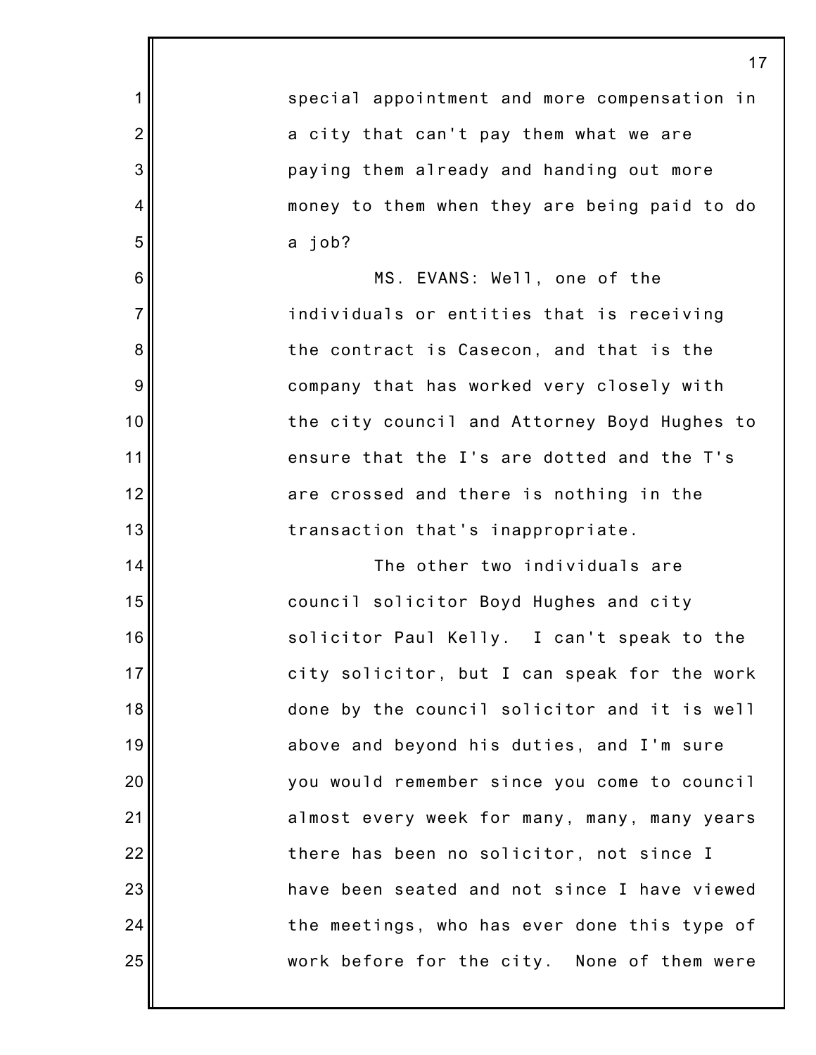special appointment and more compensation in a city that can't pay them what we are paying them already and handing out more money to them when they are being paid to do a job?

MS. EVANS: Well, one of the individuals or entities that is receiving the contract is Casecon, and that is the company that has worked very closely with the city council and Attorney Boyd Hughes to ensure that the I's are dotted and the T's are crossed and there is nothing in the transaction that's inappropriate.

The other two individuals are council solicitor Boyd Hughes and city solicitor Paul Kelly. I can't speak to the city solicitor, but I can speak for the work done by the council solicitor and it is well above and beyond his duties, and I'm sure you would remember since you come to council almost every week for many, many, many years there has been no solicitor, not since I have been seated and not since I have viewed the meetings, who has ever done this type of work before for the city. None of them were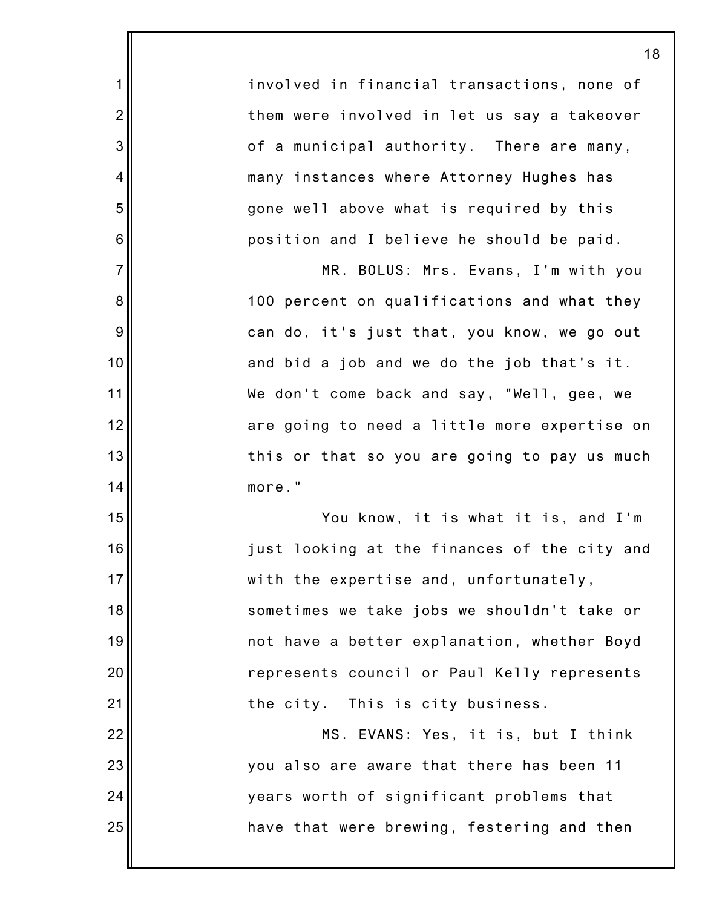involved in financial transactions, none of them were involved in let us say a takeover of a municipal authority. There are many, many instances where Attorney Hughes has gone well above what is required by this position and I believe he should be paid.

MR. BOLUS: Mrs. Evans, I'm with you 100 percent on qualifications and what they can do, it's just that, you know, we go out and bid a job and we do the job that's it. We don't come back and say, "Well, gee, we are going to need a little more expertise on this or that so you are going to pay us much more."

You know, it is what it is, and I'm just looking at the finances of the city and with the expertise and, unfortunately, sometimes we take jobs we shouldn't take or not have a better explanation, whether Boyd represents council or Paul Kelly represents the city. This is city business.

MS. EVANS: Yes, it is, but I think you also are aware that there has been 11 years worth of significant problems that have that were brewing, festering and then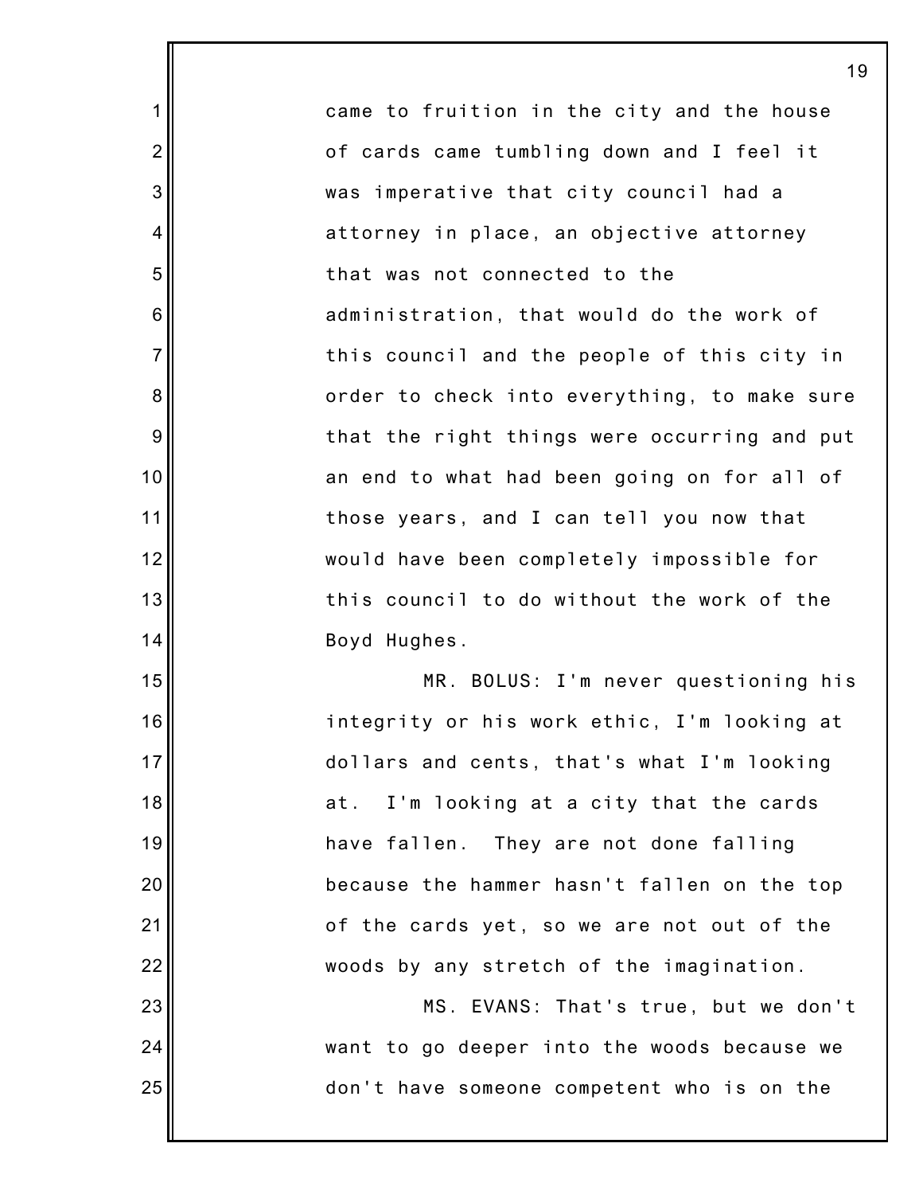came to fruition in the city and the house of cards came tumbling down and I feel it was imperative that city council had a attorney in place, an objective attorney that was not connected to the administration, that would do the work of this council and the people of this city in order to check into everything, to make sure that the right things were occurring and put an end to what had been going on for all of those years, and I can tell you now that would have been completely impossible for this council to do without the work of the Boyd Hughes.

MR. BOLUS: I'm never questioning his integrity or his work ethic, I'm looking at dollars and cents, that's what I'm looking at. I'm looking at a city that the cards have fallen. They are not done falling because the hammer hasn't fallen on the top of the cards yet, so we are not out of the woods by any stretch of the imagination.

MS. EVANS: That's true, but we don't want to go deeper into the woods because we don't have someone competent who is on the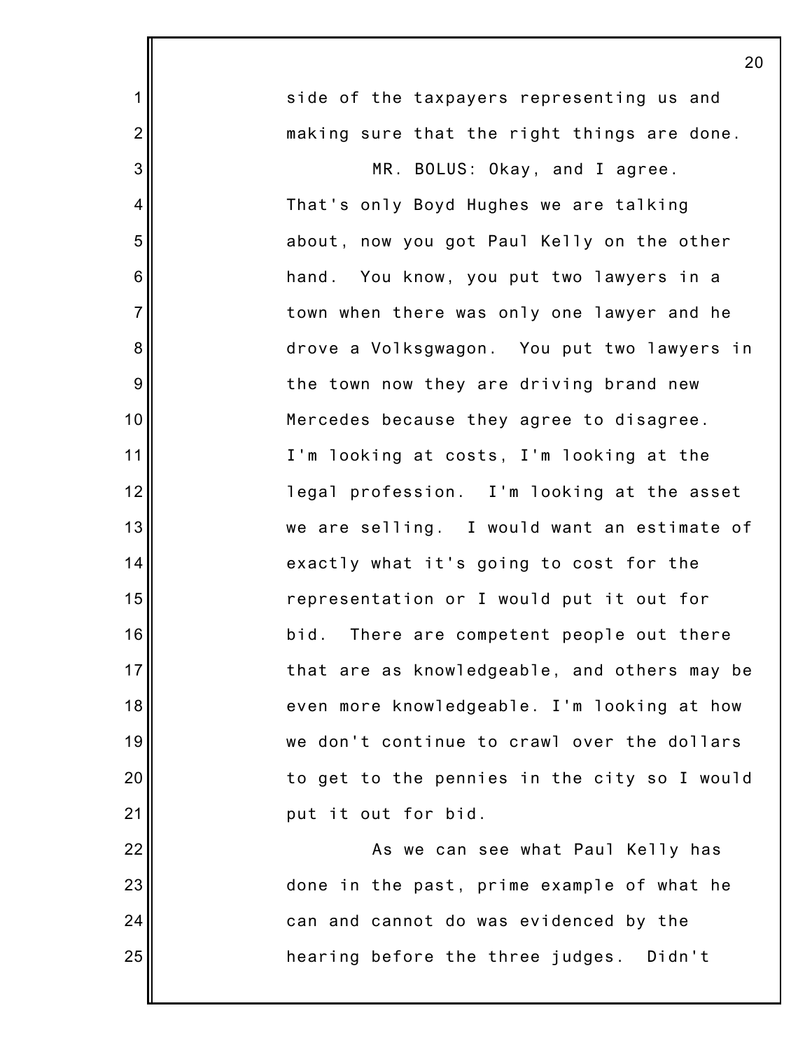side of the taxpayers representing us and making sure that the right things are done.

MR. BOLUS: Okay, and I agree. That's only Boyd Hughes we are talking about, now you got Paul Kelly on the other hand. You know, you put two lawyers in a town when there was only one lawyer and he drove a Volksgwagon. You put two lawyers in the town now they are driving brand new Mercedes because they agree to disagree. I'm looking at costs, I'm looking at the legal profession. I'm looking at the asset we are selling. I would want an estimate of exactly what it's going to cost for the representation or I would put it out for bid. There are competent people out there that are as knowledgeable, and others may be even more knowledgeable. I'm looking at how we don't continue to crawl over the dollars to get to the pennies in the city so I would put it out for bid.

As we can see what Paul Kelly has done in the past, prime example of what he can and cannot do was evidenced by the hearing before the three judges. Didn't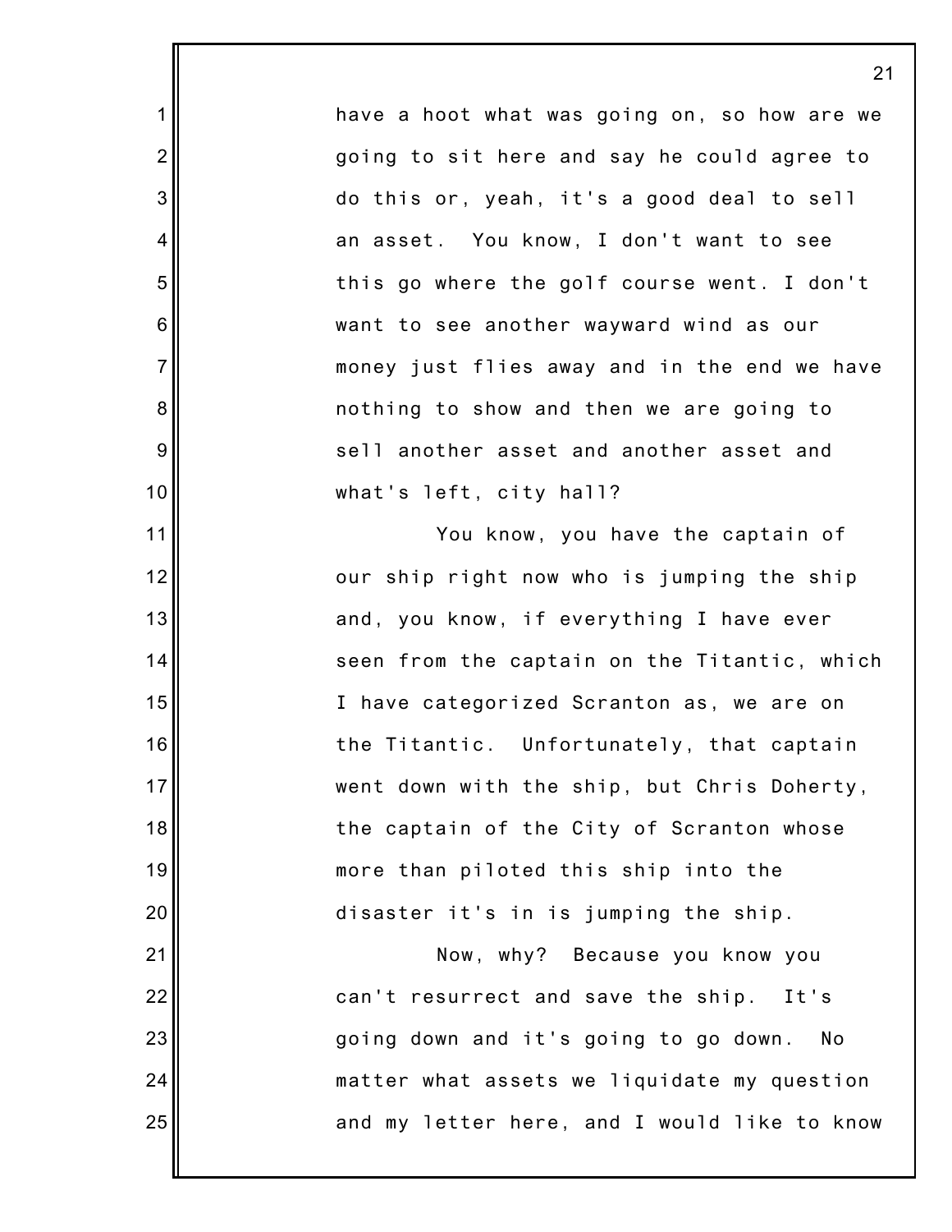have a hoot what was going on, so how are we going to sit here and say he could agree to do this or, yeah, it's a good deal to sell an asset. You know, I don't want to see this go where the golf course went. I don't want to see another wayward wind as our money just flies away and in the end we have nothing to show and then we are going to sell another asset and another asset and what's left, city hall?

You know, you have the captain of our ship right now who is jumping the ship and, you know, if everything I have ever seen from the captain on the Titantic, which I have categorized Scranton as, we are on the Titantic. Unfortunately, that captain went down with the ship, but Chris Doherty, the captain of the City of Scranton whose more than piloted this ship into the disaster it's in is jumping the ship.

Now, why? Because you know you can't resurrect and save the ship. It's going down and it's going to go down. No matter what assets we liquidate my question and my letter here, and I would like to know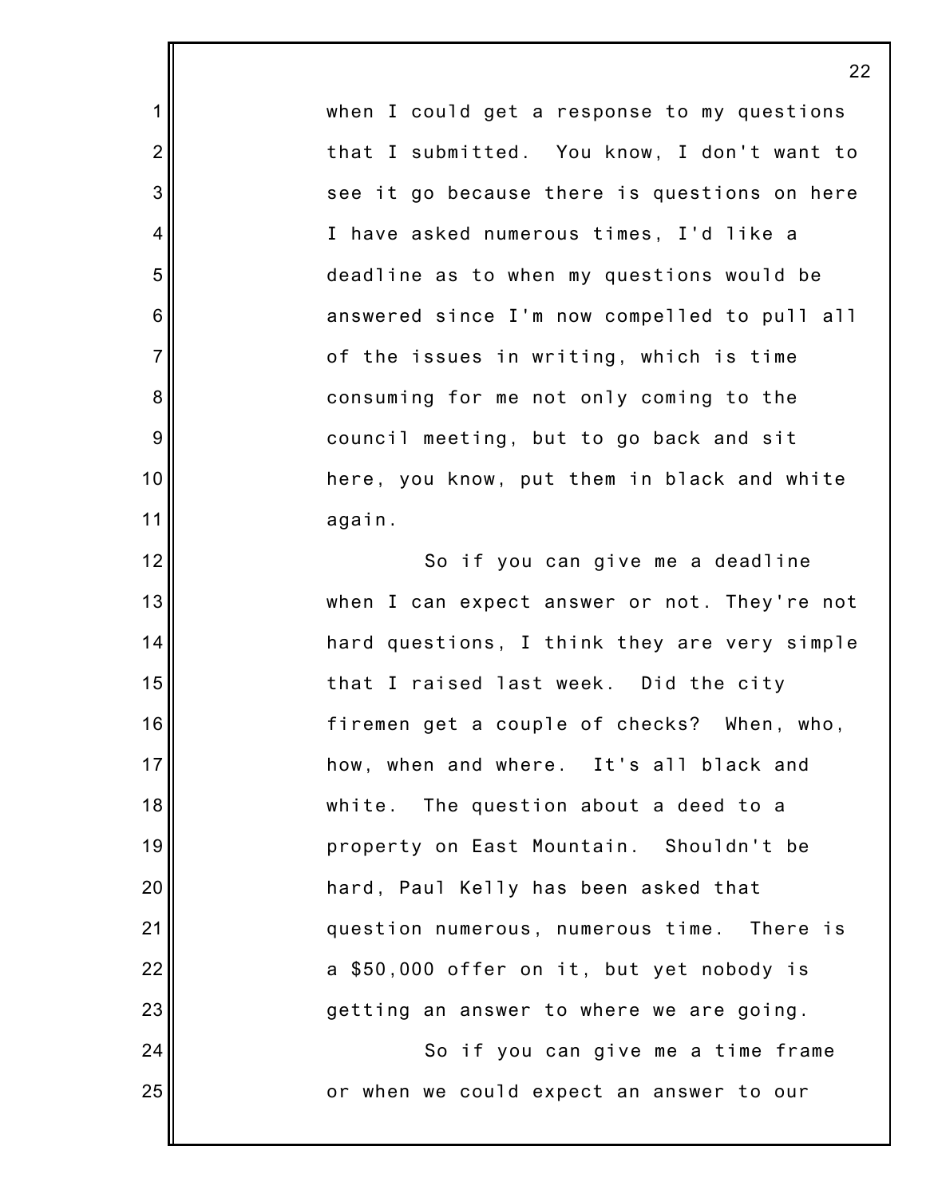when I could get a response to my questions that I submitted. You know, I don't want to see it go because there is questions on here I have asked numerous times, I'd like a deadline as to when my questions would be answered since I'm now compelled to pull all of the issues in writing, which is time consuming for me not only coming to the council meeting, but to go back and sit here, you know, put them in black and white again.

So if you can give me a deadline when I can expect answer or not. They're not hard questions, I think they are very simple that I raised last week. Did the city firemen get a couple of checks? When, who, how, when and where. It's all black and white. The question about a deed to a property on East Mountain. Shouldn't be hard, Paul Kelly has been asked that question numerous, numerous time. There is a $50,000 offer on it, but yet nobody is getting an answer to where we are going.

So if you can give me a time frame or when we could expect an answer to our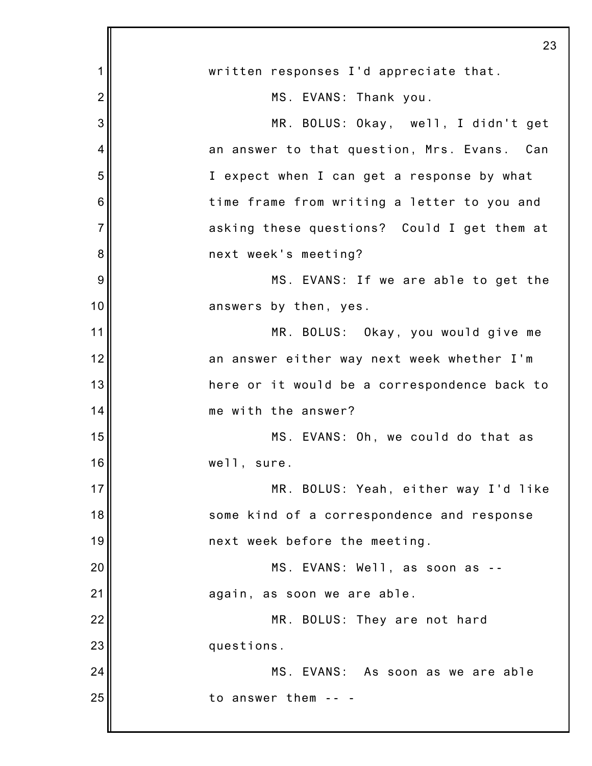written responses I'd appreciate that.

MS. EVANS: Thank you.

MR. BOLUS: Okay, well, I didn't get an answer to that question, Mrs. Evans. Can I expect when I can get a response by what time frame from writing a letter to you and asking these questions? Could I get them at next week's meeting?

MS. EVANS: If we are able to get the answers by then, yes.

MR. BOLUS: Okay, you would give me an answer either way next week whether I'm here or it would be a correspondence back to me with the answer?

MS. EVANS: Oh, we could do that as well, sure.

MR. BOLUS: Yeah, either way I'd like some kind of a correspondence and response next week before the meeting.

MS. EVANS: Well, as soon as -- again, as soon we are able.

MR. BOLUS: They are not hard questions.

MS. EVANS: As soon as we are able to answer them -- -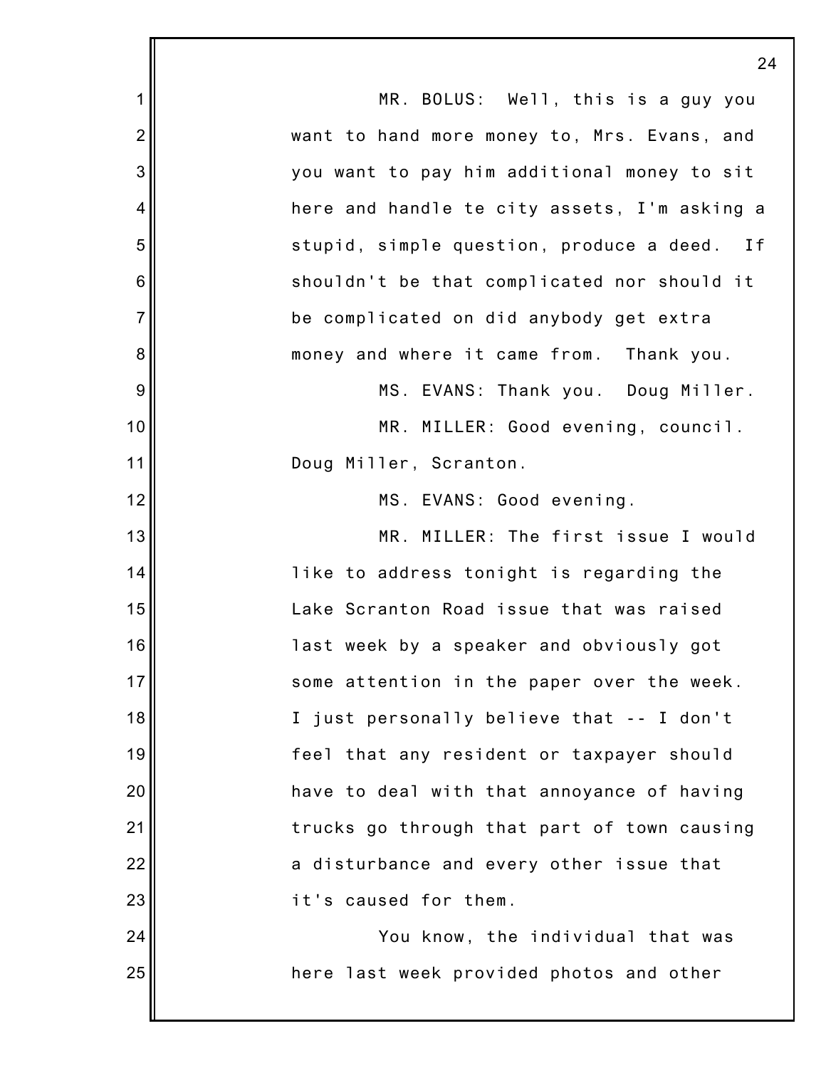MR. BOLUS: Well, this is a guy you want to hand more money to, Mrs. Evans, and you want to pay him additional money to sit here and handle te city assets, I'm asking a stupid, simple question, produce a deed. If shouldn't be that complicated nor should it be complicated on did anybody get extra money and where it came from. Thank you.

MS. EVANS: Thank you. Doug Miller.

MR. MILLER: Good evening, council. Doug Miller, Scranton.

MS. EVANS: Good evening.

MR. MILLER: The first issue I would like to address tonight is regarding the Lake Scranton Road issue that was raised last week by a speaker and obviously got some attention in the paper over the week. I just personally believe that -- I don't feel that any resident or taxpayer should have to deal with that annoyance of having trucks go through that part of town causing a disturbance and every other issue that it's caused for them.

You know, the individual that was here last week provided photos and other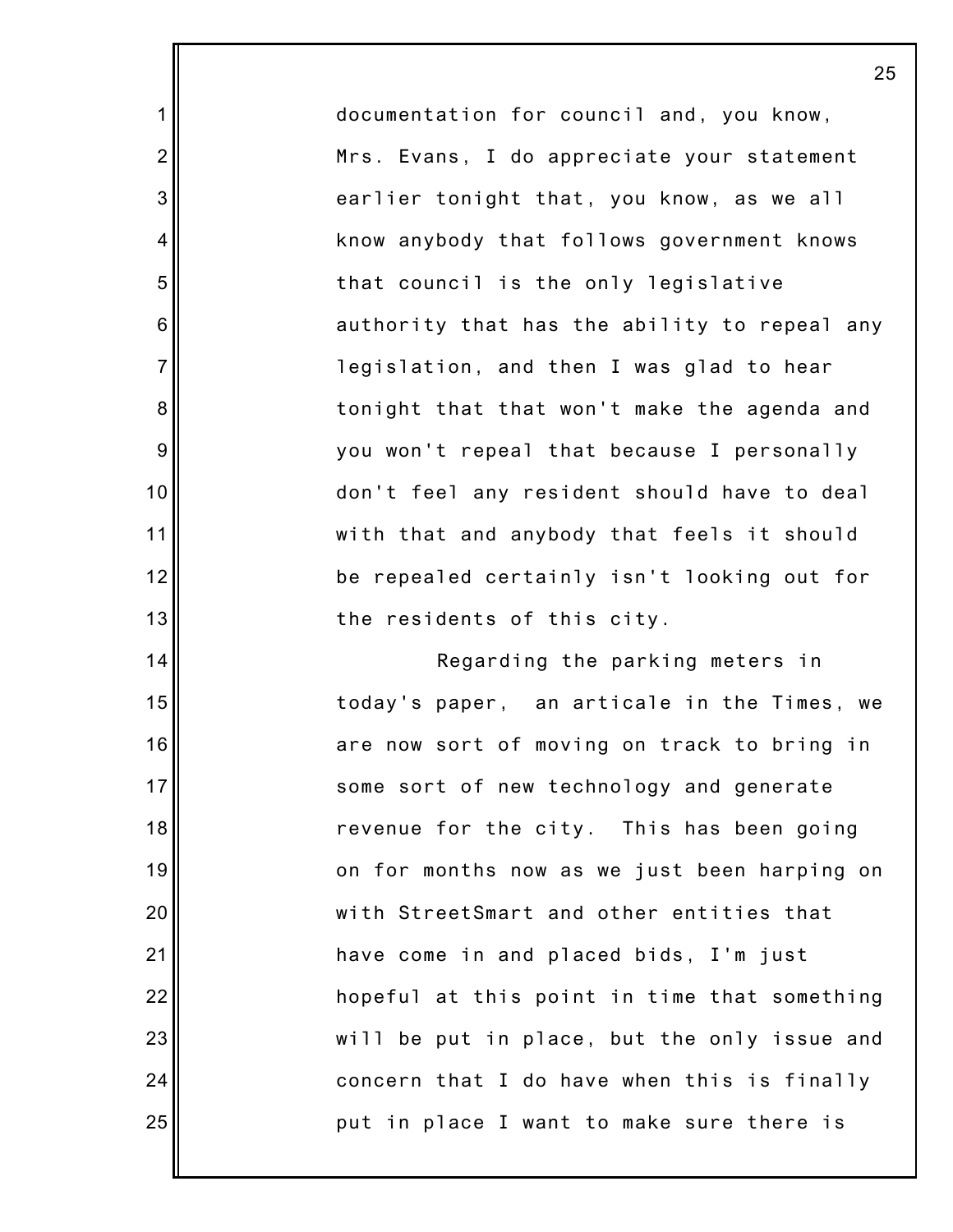documentation for council and, you know, Mrs. Evans, I do appreciate your statement earlier tonight that, you know, as we all know anybody that follows government knows that council is the only legislative authority that has the ability to repeal any legislation, and then I was glad to hear tonight that that won't make the agenda and you won't repeal that because I personally don't feel any resident should have to deal with that and anybody that feels it should be repealed certainly isn't looking out for the residents of this city.

Regarding the parking meters in today's paper, an articale in the Times, we are now sort of moving on track to bring in some sort of new technology and generate revenue for the city. This has been going on for months now as we just been harping on with StreetSmart and other entities that have come in and placed bids, I'm just hopeful at this point in time that something will be put in place, but the only issue and concern that I do have when this is finally put in place I want to make sure there is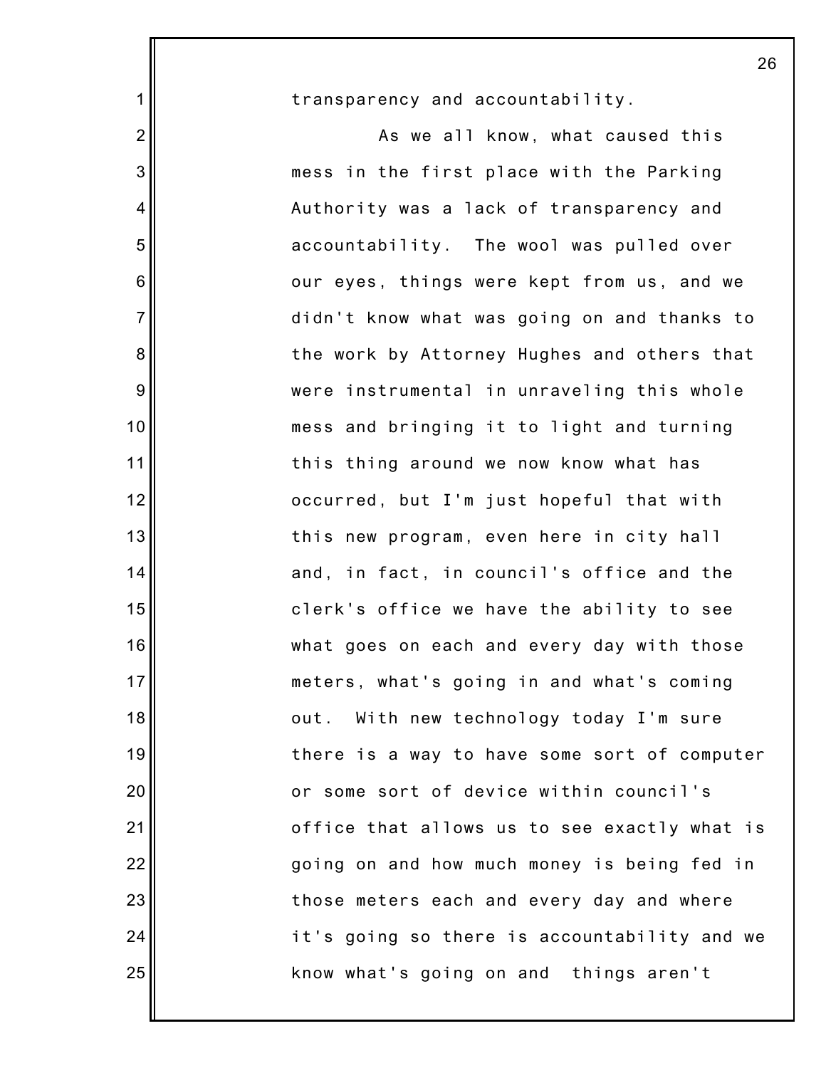transparency and accountability.

As we all know, what caused this mess in the first place with the Parking Authority was a lack of transparency and accountability. The wool was pulled over our eyes, things were kept from us, and we didn't know what was going on and thanks to the work by Attorney Hughes and others that were instrumental in unraveling this whole mess and bringing it to light and turning this thing around we now know what has occurred, but I'm just hopeful that with this new program, even here in city hall and, in fact, in council's office and the clerk's office we have the ability to see what goes on each and every day with those meters, what's going in and what's coming out. With new technology today I'm sure there is a way to have some sort of computer or some sort of device within council's office that allows us to see exactly what is going on and how much money is being fed in those meters each and every day and where it's going so there is accountability and we know what's going on and things aren't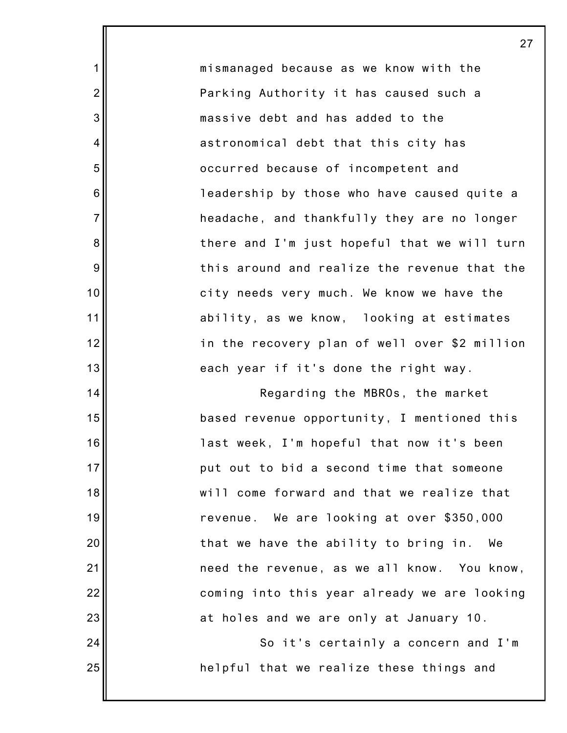mismanaged because as we know with the Parking Authority it has caused such a massive debt and has added to the astronomical debt that this city has occurred because of incompetent and leadership by those who have caused quite a headache, and thankfully they are no longer there and I'm just hopeful that we will turn this around and realize the revenue that the city needs very much. We know we have the ability, as we know, looking at estimates in the recovery plan of well over $2 million each year if it's done the right way.

Regarding the MBROs, the market based revenue opportunity, I mentioned this last week, I'm hopeful that now it's been put out to bid a second time that someone will come forward and that we realize that revenue. We are looking at over $350,000 that we have the ability to bring in. We need the revenue, as we all know. You know, coming into this year already we are looking at holes and we are only at January 10.

So it's certainly a concern and I'm helpful that we realize these things and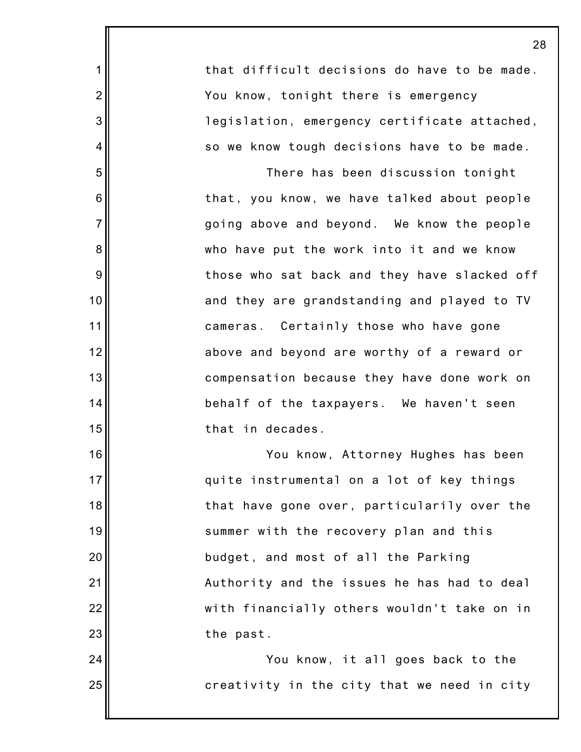that difficult decisions do have to be made. You know, tonight there is emergency legislation, emergency certificate attached, so we know tough decisions have to be made.

There has been discussion tonight that, you know, we have talked about people going above and beyond. We know the people who have put the work into it and we know those who sat back and they have slacked off and they are grandstanding and played to TV cameras. Certainly those who have gone above and beyond are worthy of a reward or compensation because they have done work on behalf of the taxpayers. We haven't seen that in decades.

You know, Attorney Hughes has been quite instrumental on a lot of key things that have gone over, particularily over the summer with the recovery plan and this budget, and most of all the Parking Authority and the issues he has had to deal with financially others wouldn't take on in the past.

You know, it all goes back to the creativity in the city that we need in city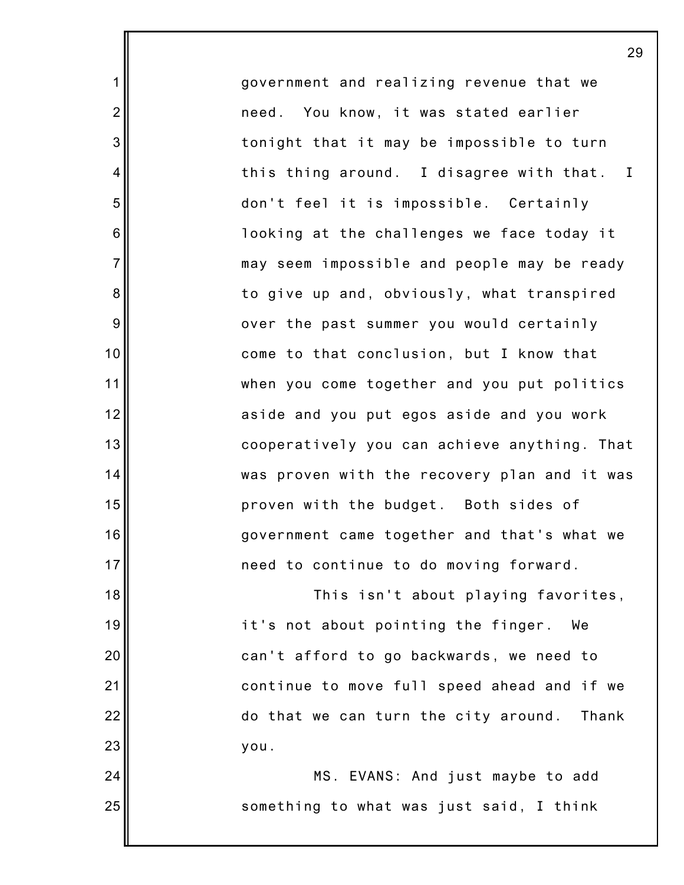government and realizing revenue that we need. You know, it was stated earlier tonight that it may be impossible to turn this thing around. I disagree with that. I don't feel it is impossible. Certainly looking at the challenges we face today it may seem impossible and people may be ready to give up and, obviously, what transpired over the past summer you would certainly come to that conclusion, but I know that when you come together and you put politics aside and you put egos aside and you work cooperatively you can achieve anything. That was proven with the recovery plan and it was proven with the budget. Both sides of government came together and that's what we need to continue to do moving forward.

This isn't about playing favorites, it's not about pointing the finger. We can't afford to go backwards, we need to continue to move full speed ahead and if we do that we can turn the city around. Thank you.

MS. EVANS: And just maybe to add something to what was just said, I think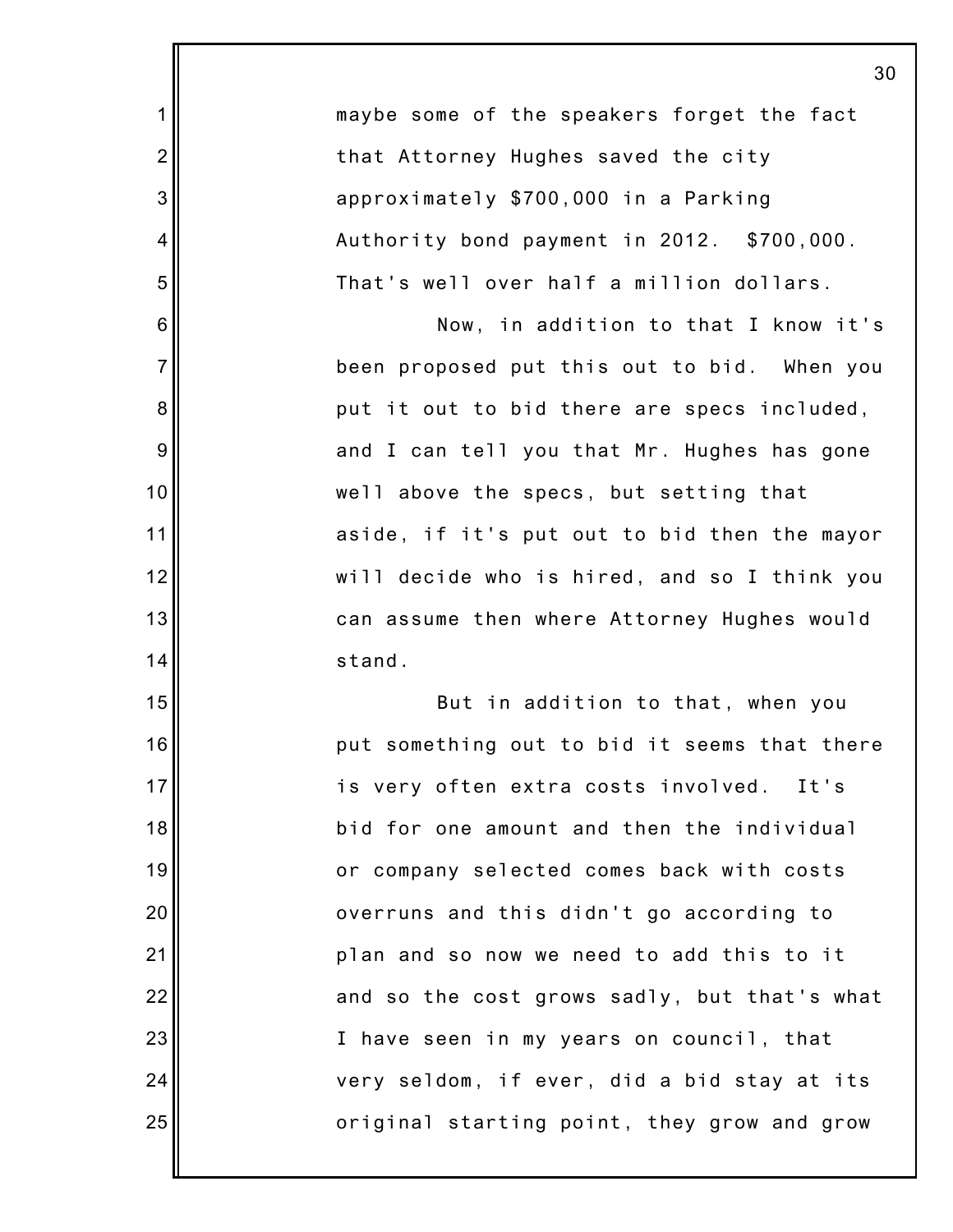maybe some of the speakers forget the fact that Attorney Hughes saved the city approximately $700,000 in a Parking Authority bond payment in 2012. $700,000. That's well over half a million dollars.

Now, in addition to that I know it's been proposed put this out to bid. When you put it out to bid there are specs included, and I can tell you that Mr. Hughes has gone well above the specs, but setting that aside, if it's put out to bid then the mayor will decide who is hired, and so I think you can assume then where Attorney Hughes would stand.

But in addition to that, when you put something out to bid it seems that there is very often extra costs involved. It's bid for one amount and then the individual or company selected comes back with costs overruns and this didn't go according to plan and so now we need to add this to it and so the cost grows sadly, but that's what I have seen in my years on council, that very seldom, if ever, did a bid stay at its original starting point, they grow and grow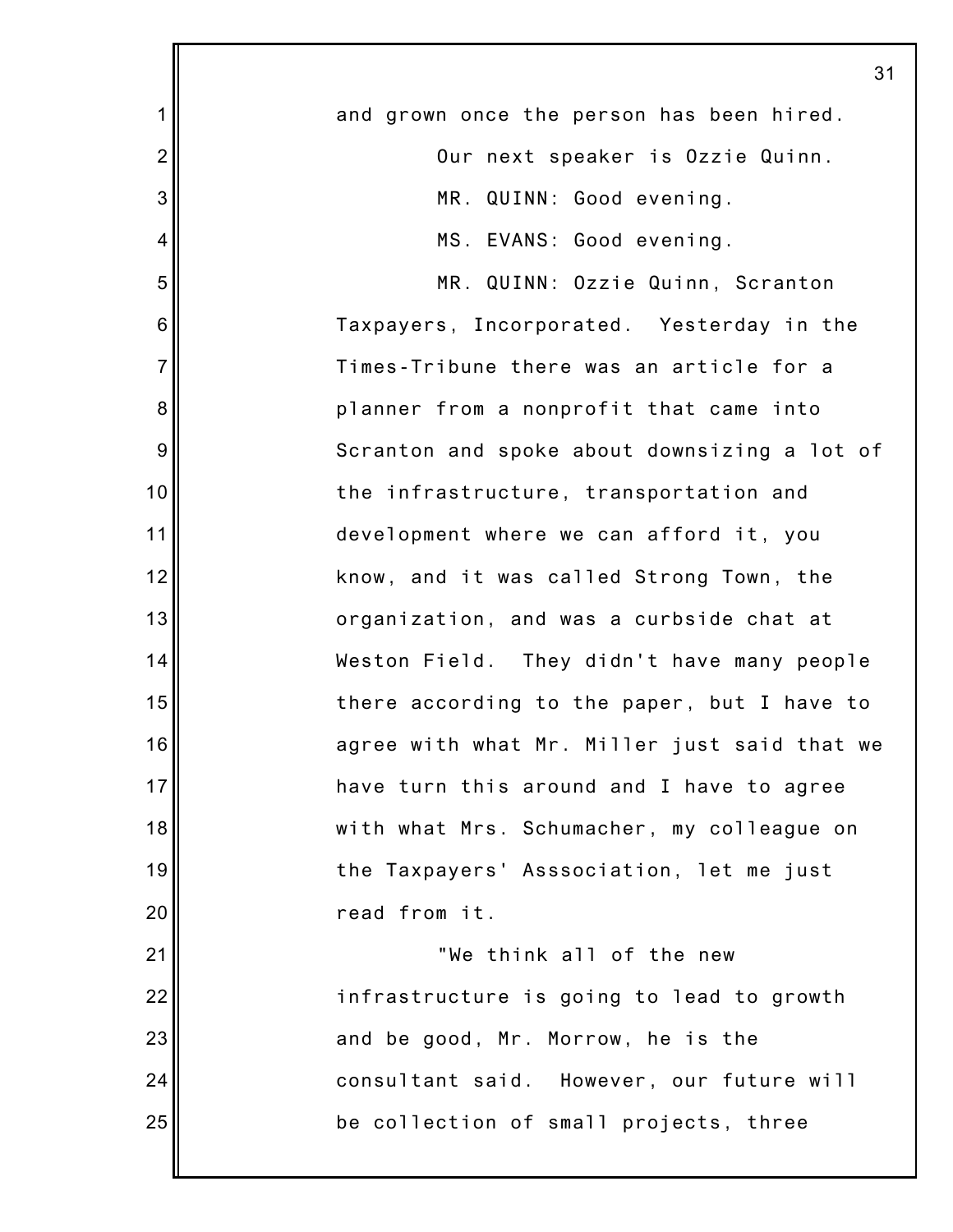and grown once the person has been hired.

Our next speaker is Ozzie Quinn.

MR. QUINN: Good evening.

MS. EVANS: Good evening.

MR. QUINN: Ozzie Quinn, Scranton Taxpayers, Incorporated. Yesterday in the Times-Tribune there was an article for a planner from a nonprofit that came into Scranton and spoke about downsizing a lot of the infrastructure, transportation and development where we can afford it, you know, and it was called Strong Town, the organization, and was a curbside chat at Weston Field. They didn't have many people there according to the paper, but I have to agree with what Mr. Miller just said that we have turn this around and I have to agree with what Mrs. Schumacher, my colleague on the Taxpayers' Asssociation, let me just read from it.

"We think all of the new infrastructure is going to lead to growth and be good, Mr. Morrow, he is the consultant said. However, our future will be collection of small projects, three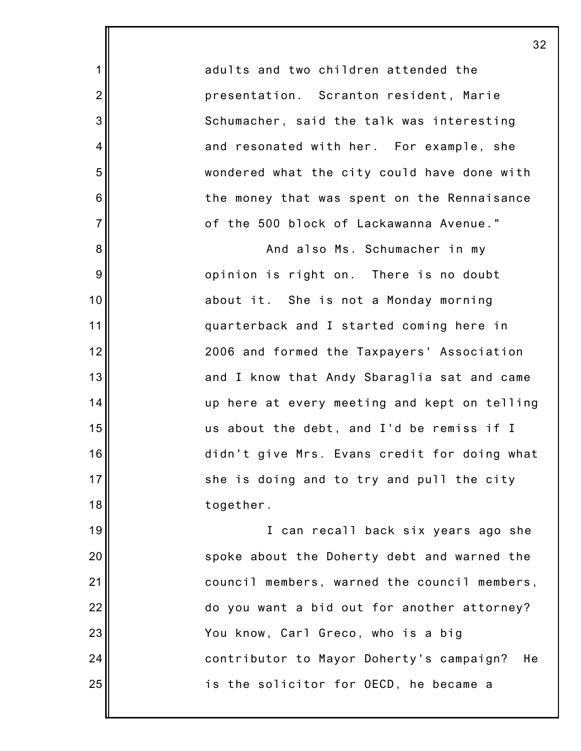adults and two children attended the presentation. Scranton resident, Marie Schumacher, said the talk was interesting and resonated with her. For example, she wondered what the city could have done with the money that was spent on the Rennaisance of the 500 block of Lackawanna Avenue."

And also Ms. Schumacher in my opinion is right on. There is no doubt about it. She is not a Monday morning quarterback and I started coming here in 2006 and formed the Taxpayers' Association and I know that Andy Sbaraglia sat and came up here at every meeting and kept on telling us about the debt, and I'd be remiss if I didn't give Mrs. Evans credit for doing what she is doing and to try and pull the city together.

I can recall back six years ago she spoke about the Doherty debt and warned the council members, warned the council members, do you want a bid out for another attorney? You know, Carl Greco, who is a big contributor to Mayor Doherty's campaign? He is the solicitor for OECD, he became a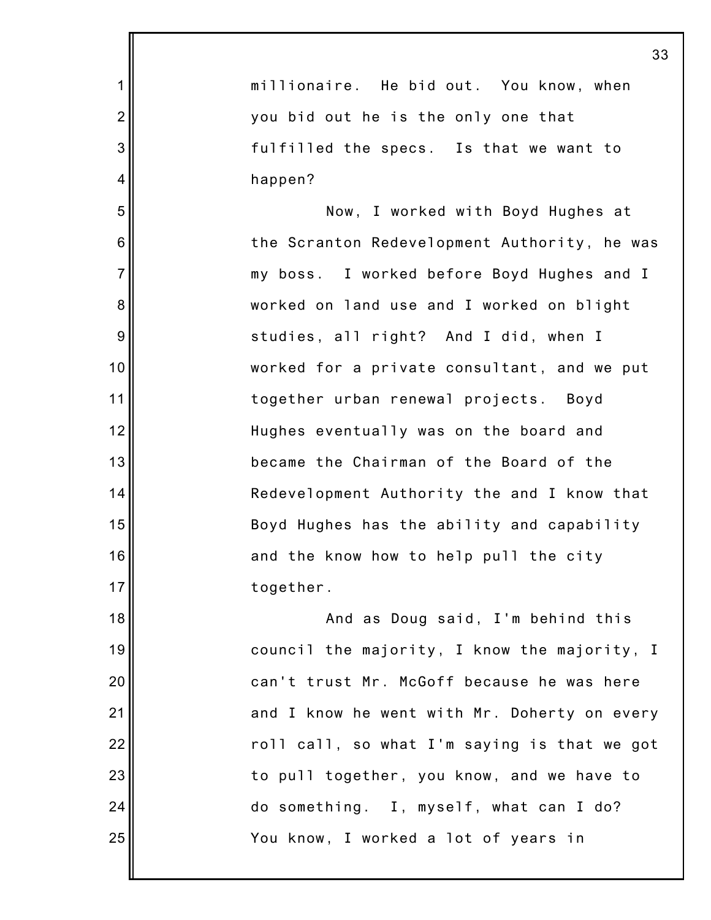millionaire. He bid out. You know, when you bid out he is the only one that fulfilled the specs. Is that we want to happen?

Now, I worked with Boyd Hughes at the Scranton Redevelopment Authority, he was my boss. I worked before Boyd Hughes and I worked on land use and I worked on blight studies, all right? And I did, when I worked for a private consultant, and we put together urban renewal projects. Boyd Hughes eventually was on the board and became the Chairman of the Board of the Redevelopment Authority the and I know that Boyd Hughes has the ability and capability and the know how to help pull the city together.

And as Doug said, I'm behind this council the majority, I know the majority, I can't trust Mr. McGoff because he was here and I know he went with Mr. Doherty on every roll call, so what I'm saying is that we got to pull together, you know, and we have to do something. I, myself, what can I do? You know, I worked a lot of years in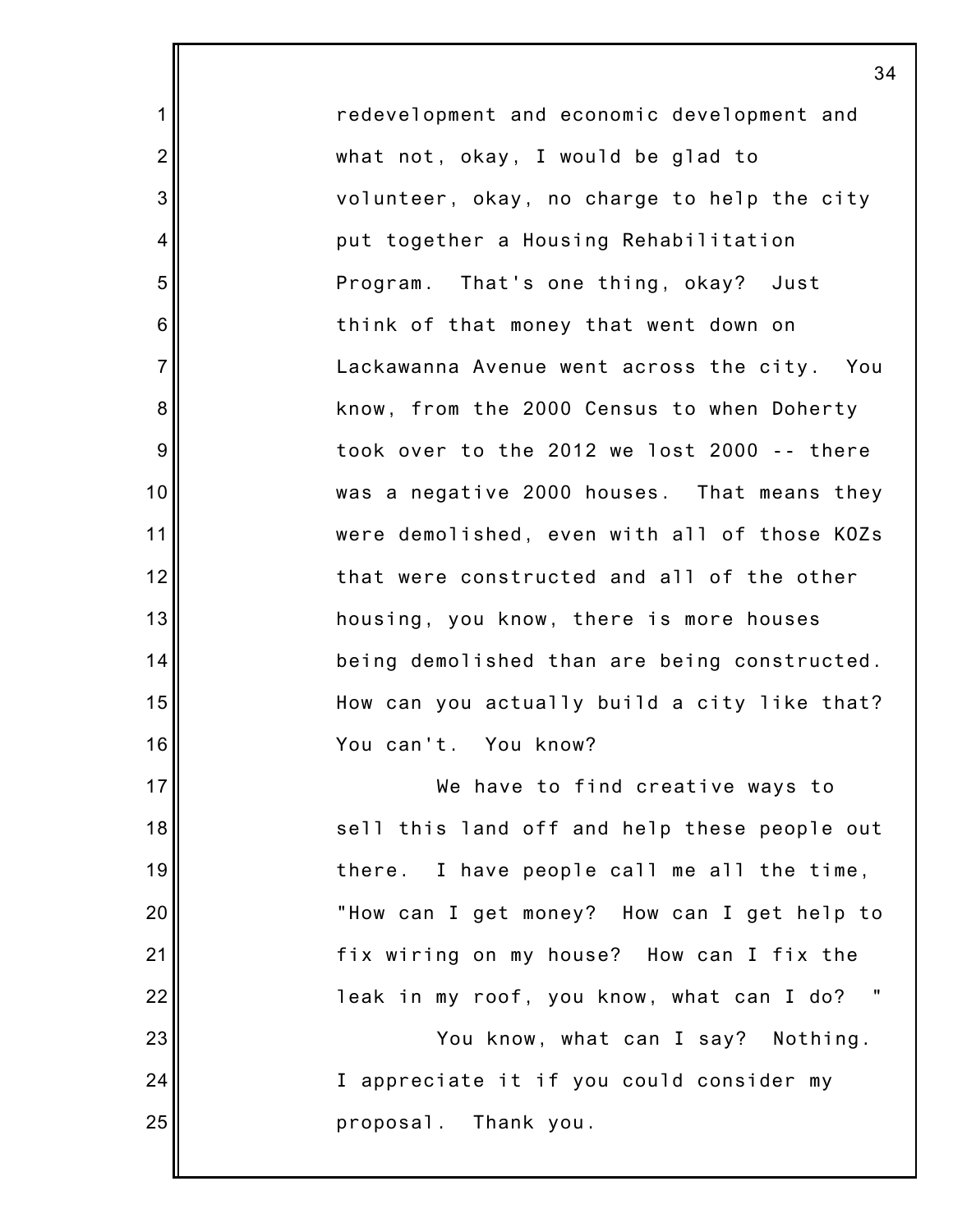redevelopment and economic development and what not, okay, I would be glad to volunteer, okay, no charge to help the city put together a Housing Rehabilitation Program. That's one thing, okay? Just think of that money that went down on Lackawanna Avenue went across the city. You know, from the 2000 Census to when Doherty took over to the 2012 we lost 2000 -- there was a negative 2000 houses. That means they were demolished, even with all of those KOZs that were constructed and all of the other housing, you know, there is more houses being demolished than are being constructed. How can you actually build a city like that? You can't. You know?

We have to find creative ways to sell this land off and help these people out there. I have people call me all the time, "How can I get money? How can I get help to fix wiring on my house? How can I fix the leak in my roof, you know, what can I do? "

You know, what can I say? Nothing. I appreciate it if you could consider my proposal. Thank you.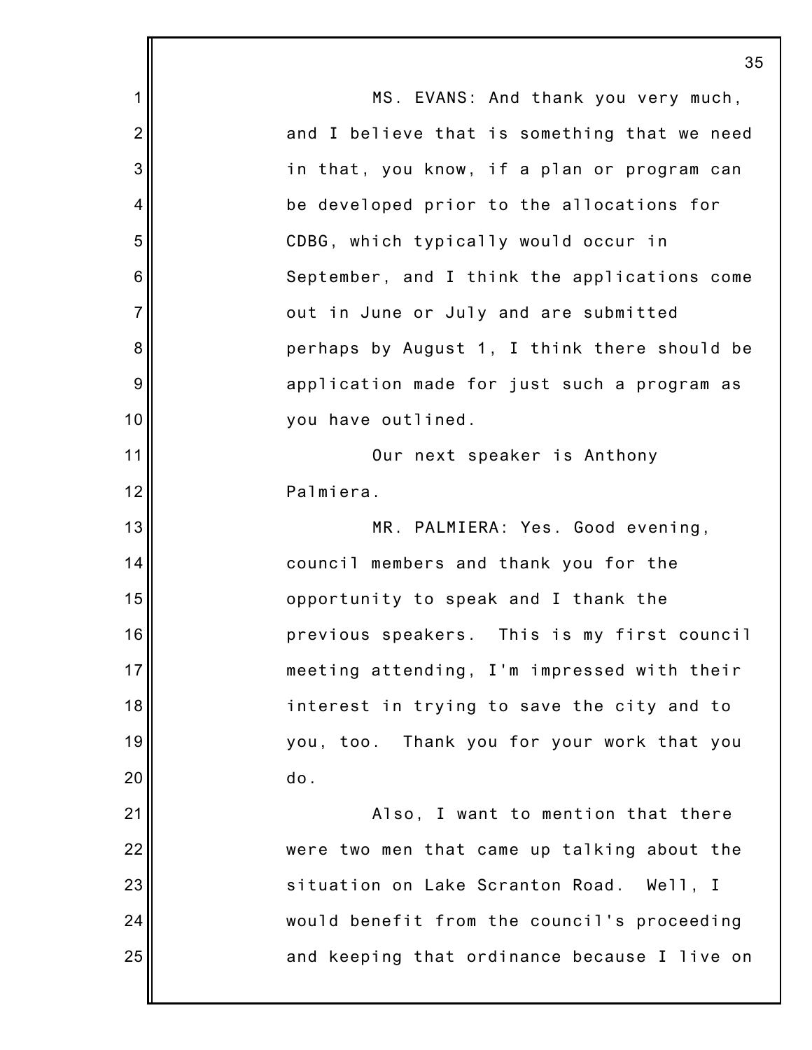MS. EVANS: And thank you very much, and I believe that is something that we need in that, you know, if a plan or program can be developed prior to the allocations for CDBG, which typically would occur in September, and I think the applications come out in June or July and are submitted perhaps by August 1, I think there should be application made for just such a program as you have outlined.

Our next speaker is Anthony Palmiera.

MR. PALMIERA: Yes. Good evening, council members and thank you for the opportunity to speak and I thank the previous speakers. This is my first council meeting attending, I'm impressed with their interest in trying to save the city and to you, too. Thank you for your work that you do.

Also, I want to mention that there were two men that came up talking about the situation on Lake Scranton Road. Well, I would benefit from the council's proceeding and keeping that ordinance because I live on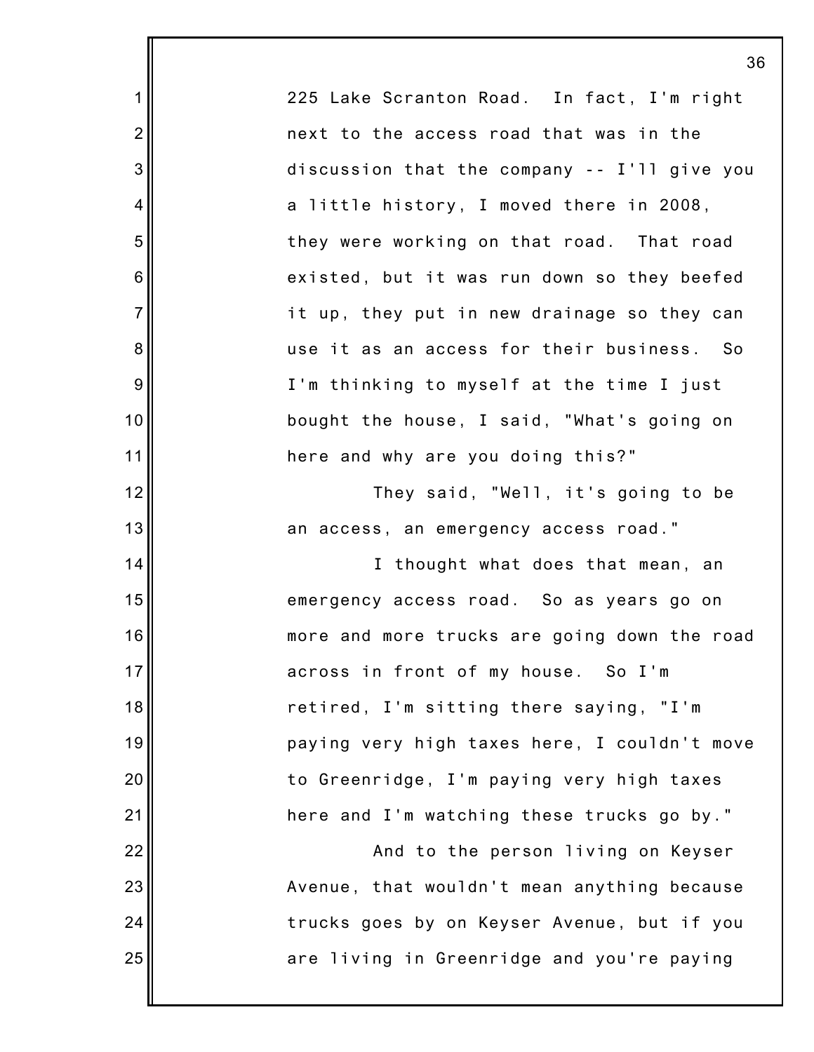225 Lake Scranton Road. In fact, I'm right next to the access road that was in the discussion that the company -- I'll give you a little history, I moved there in 2008, they were working on that road. That road existed, but it was run down so they beefed it up, they put in new drainage so they can use it as an access for their business. So I'm thinking to myself at the time I just bought the house, I said, "What's going on here and why are you doing this?"

They said, "Well, it's going to be an access, an emergency access road."

I thought what does that mean, an emergency access road. So as years go on more and more trucks are going down the road across in front of my house. So I'm retired, I'm sitting there saying, "I'm paying very high taxes here, I couldn't move to Greenridge, I'm paying very high taxes here and I'm watching these trucks go by."

And to the person living on Keyser Avenue, that wouldn't mean anything because trucks goes by on Keyser Avenue, but if you are living in Greenridge and you're paying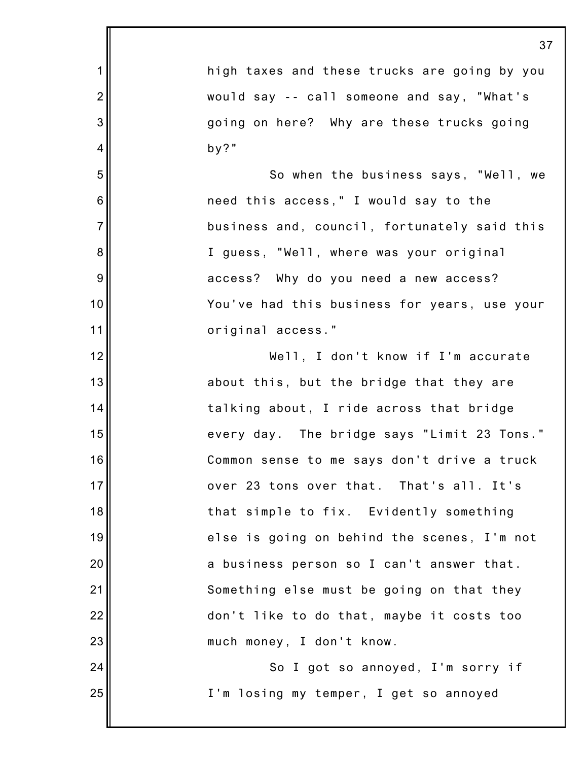high taxes and these trucks are going by you would say -- call someone and say, "What's going on here? Why are these trucks going by?"

So when the business says, "Well, we need this access," I would say to the business and, council, fortunately said this I guess, "Well, where was your original access? Why do you need a new access? You've had this business for years, use your original access."

Well, I don't know if I'm accurate about this, but the bridge that they are talking about, I ride across that bridge every day. The bridge says "Limit 23 Tons." Common sense to me says don't drive a truck over 23 tons over that. That's all. It's that simple to fix. Evidently something else is going on behind the scenes, I'm not a business person so I can't answer that. Something else must be going on that they don't like to do that, maybe it costs too much money, I don't know.

So I got so annoyed, I'm sorry if I'm losing my temper, I get so annoyed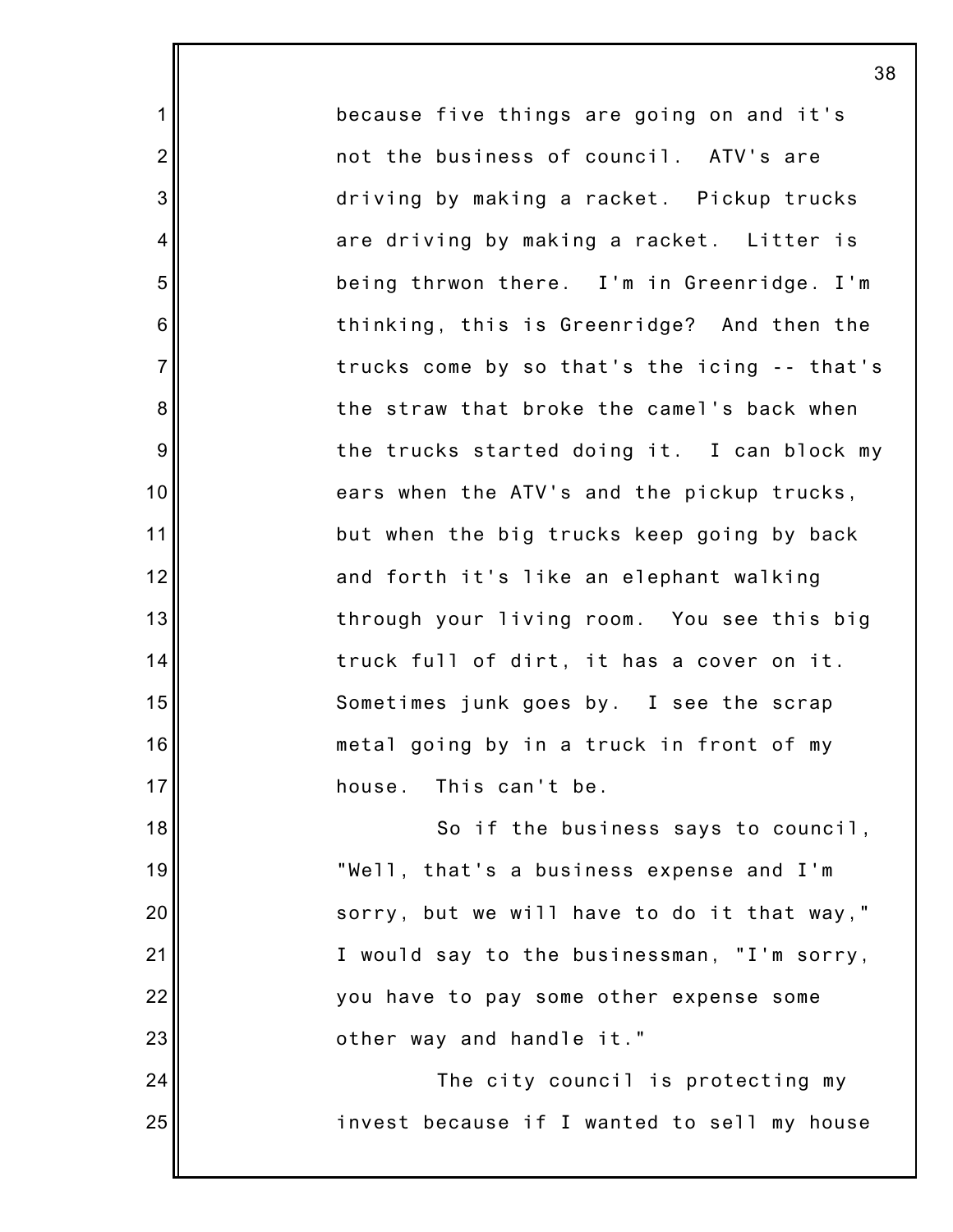because five things are going on and it's not the business of council. ATV's are driving by making a racket. Pickup trucks are driving by making a racket. Litter is being thrwon there. I'm in Greenridge. I'm thinking, this is Greenridge? And then the trucks come by so that's the icing -- that's the straw that broke the camel's back when the trucks started doing it. I can block my ears when the ATV's and the pickup trucks, but when the big trucks keep going by back and forth it's like an elephant walking through your living room. You see this big truck full of dirt, it has a cover on it. Sometimes junk goes by. I see the scrap metal going by in a truck in front of my house. This can't be.

So if the business says to council, "Well, that's a business expense and I'm sorry, but we will have to do it that way," I would say to the businessman, "I'm sorry, you have to pay some other expense some other way and handle it."

The city council is protecting my invest because if I wanted to sell my house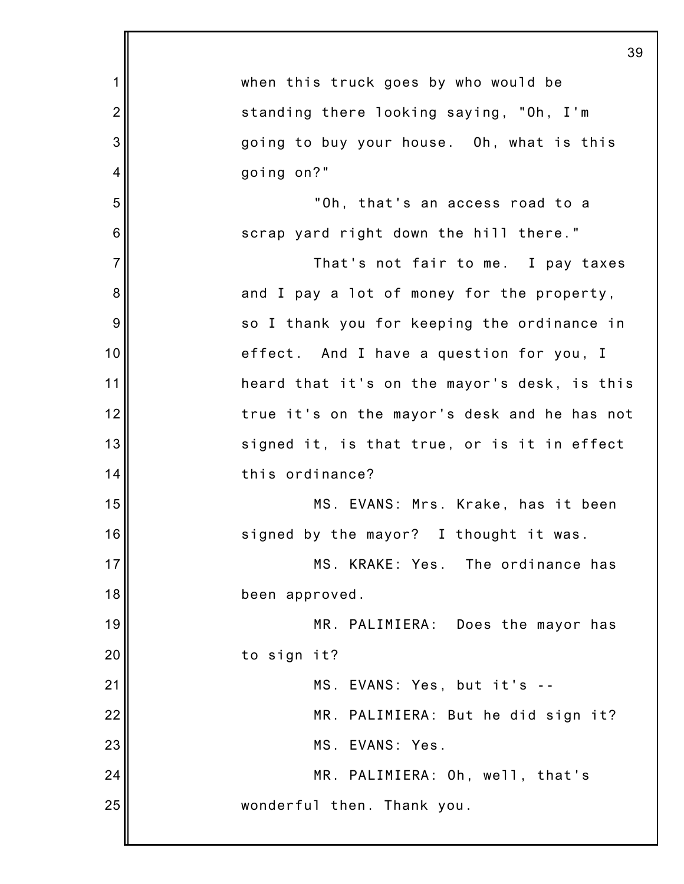when this truck goes by who would be standing there looking saying, "Oh, I'm going to buy your house. Oh, what is this going on?"

"Oh, that's an access road to a scrap yard right down the hill there."

That's not fair to me. I pay taxes and I pay a lot of money for the property, so I thank you for keeping the ordinance in effect. And I have a question for you, I heard that it's on the mayor's desk, is this true it's on the mayor's desk and he has not signed it, is that true, or is it in effect this ordinance?

MS. EVANS: Mrs. Krake, has it been signed by the mayor? I thought it was.

MS. KRAKE: Yes. The ordinance has been approved.

MR. PALIMIERA: Does the mayor has to sign it?

MS. EVANS: Yes, but it's --

MR. PALIMIERA: But he did sign it?

MS. EVANS: Yes.

MR. PALIMIERA: Oh, well, that's wonderful then. Thank you.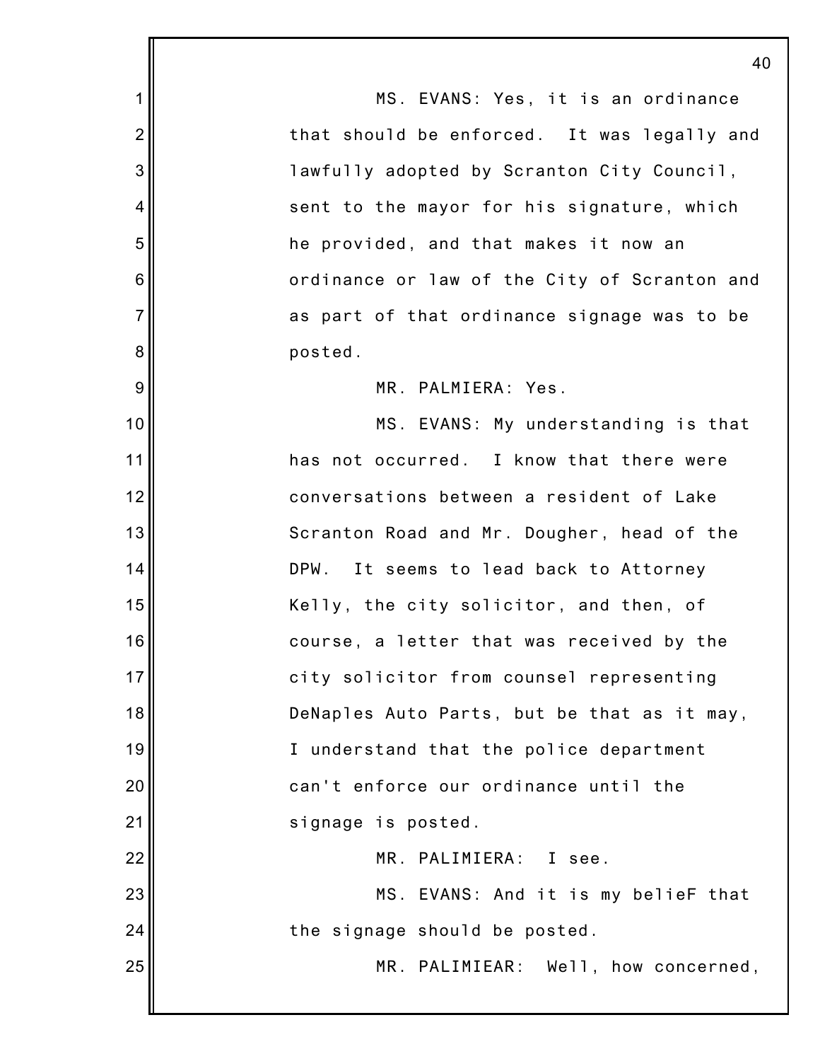MS. EVANS: Yes, it is an ordinance that should be enforced. It was legally and lawfully adopted by Scranton City Council, sent to the mayor for his signature, which he provided, and that makes it now an ordinance or law of the City of Scranton and as part of that ordinance signage was to be posted.

MR. PALMIERA: Yes.

MS. EVANS: My understanding is that has not occurred. I know that there were conversations between a resident of Lake Scranton Road and Mr. Dougher, head of the DPW. It seems to lead back to Attorney Kelly, the city solicitor, and then, of course, a letter that was received by the city solicitor from counsel representing DeNaples Auto Parts, but be that as it may, I understand that the police department can't enforce our ordinance until the signage is posted.

MR. PALIMIERA: I see.

MS. EVANS: And it is my belieF that the signage should be posted.

MR. PALIMIEAR: Well, how concerned,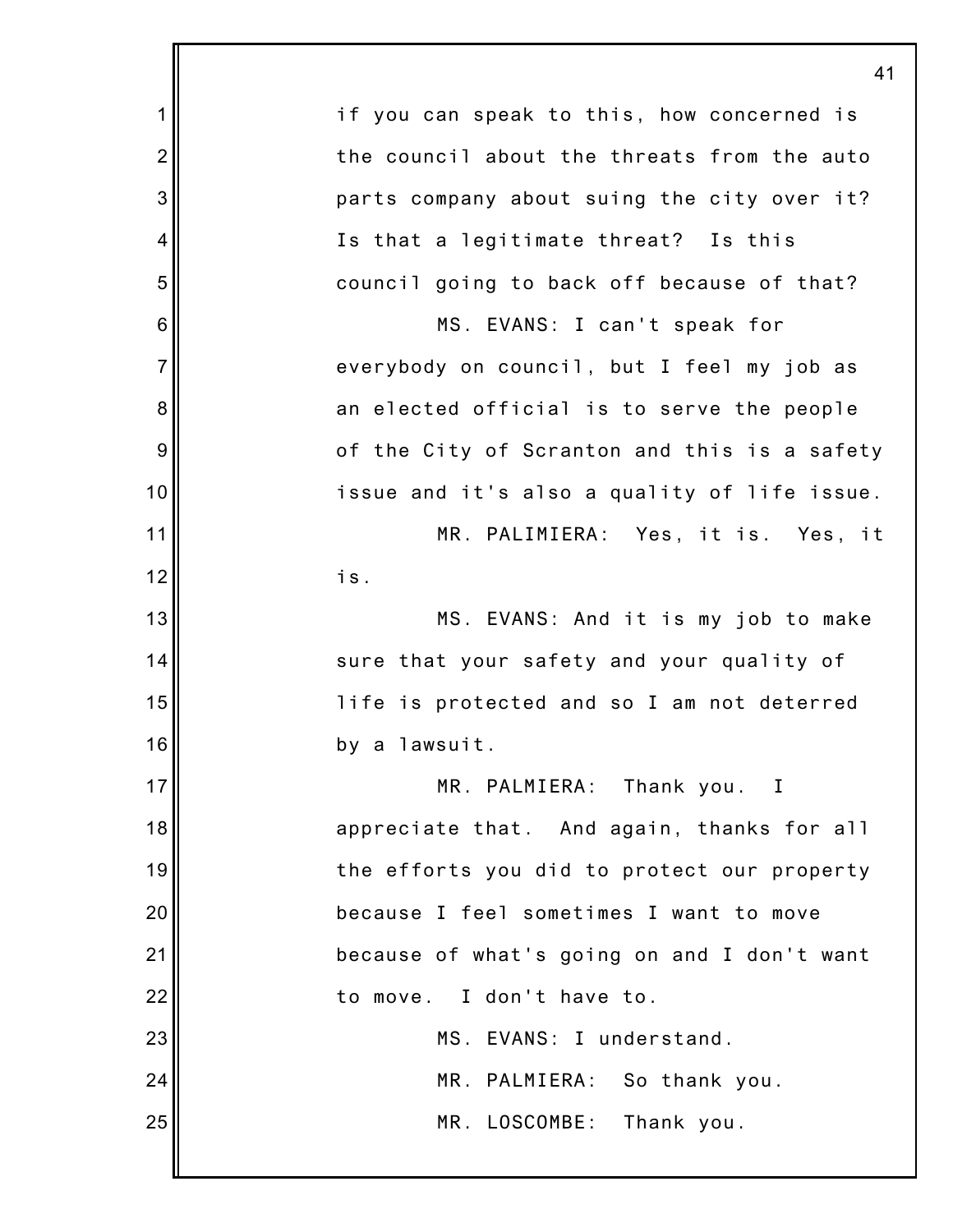if you can speak to this, how concerned is the council about the threats from the auto parts company about suing the city over it? Is that a legitimate threat? Is this council going to back off because of that?

MS. EVANS: I can't speak for everybody on council, but I feel my job as an elected official is to serve the people of the City of Scranton and this is a safety issue and it's also a quality of life issue.

MR. PALIMIERA: Yes, it is. Yes, it is.

MS. EVANS: And it is my job to make sure that your safety and your quality of life is protected and so I am not deterred by a lawsuit.

MR. PALMIERA: Thank you. I appreciate that. And again, thanks for all the efforts you did to protect our property because I feel sometimes I want to move because of what's going on and I don't want to move. I don't have to.

MS. EVANS: I understand.

MR. PALMIERA: So thank you.

MR. LOSCOMBE: Thank you.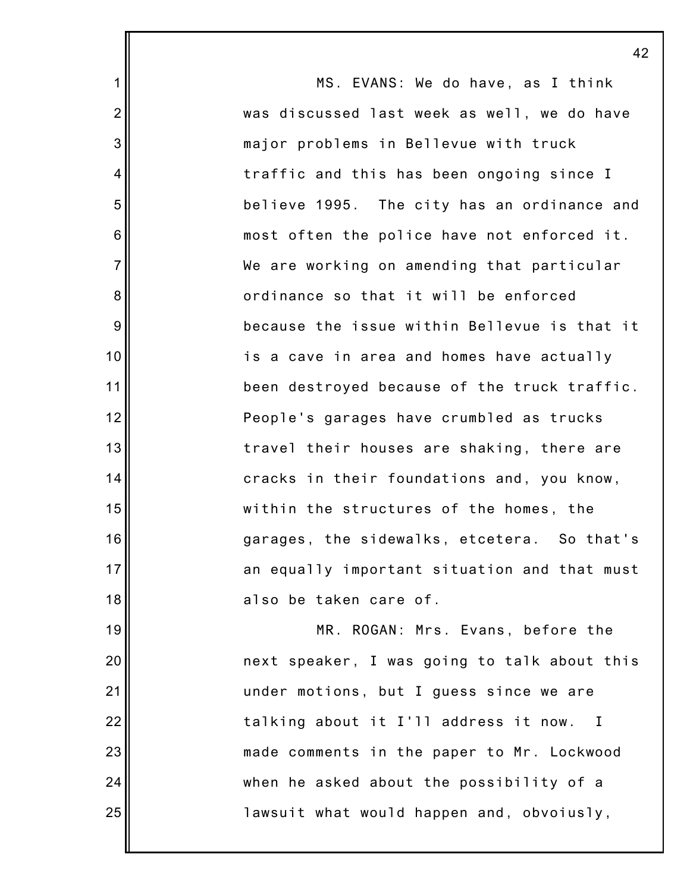MS. EVANS: We do have, as I think was discussed last week as well, we do have major problems in Bellevue with truck traffic and this has been ongoing since I believe 1995. The city has an ordinance and most often the police have not enforced it. We are working on amending that particular ordinance so that it will be enforced because the issue within Bellevue is that it is a cave in area and homes have actually been destroyed because of the truck traffic. People's garages have crumbled as trucks travel their houses are shaking, there are cracks in their foundations and, you know, within the structures of the homes, the garages, the sidewalks, etcetera. So that's an equally important situation and that must also be taken care of.

MR. ROGAN: Mrs. Evans, before the next speaker, I was going to talk about this under motions, but I guess since we are talking about it I'll address it now. I made comments in the paper to Mr. Lockwood when he asked about the possibility of a lawsuit what would happen and, obvoiusly,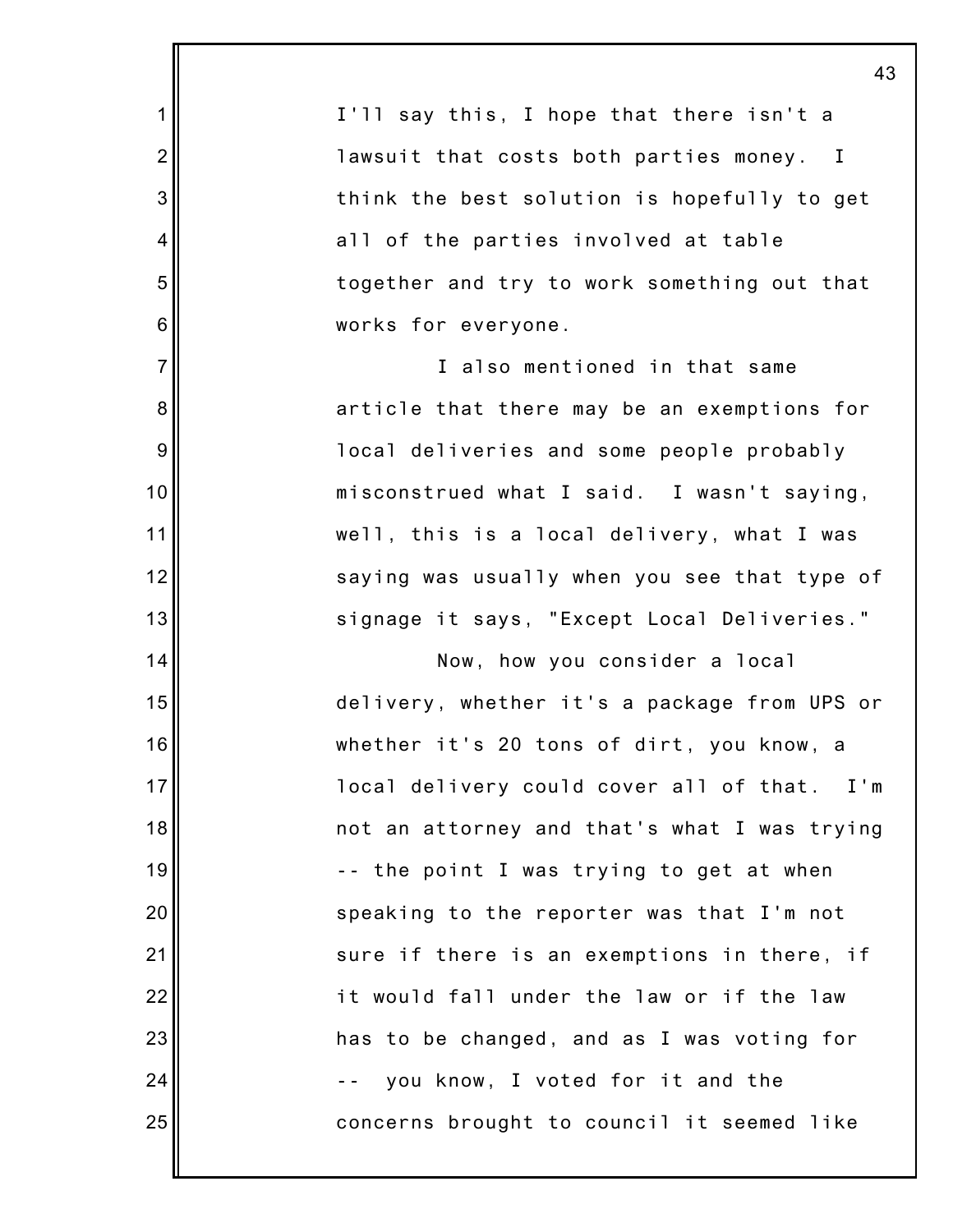I'll say this, I hope that there isn't a lawsuit that costs both parties money. I think the best solution is hopefully to get all of the parties involved at table together and try to work something out that works for everyone.

I also mentioned in that same article that there may be an exemptions for local deliveries and some people probably misconstrued what I said. I wasn't saying, well, this is a local delivery, what I was saying was usually when you see that type of signage it says, "Except Local Deliveries."

Now, how you consider a local delivery, whether it's a package from UPS or whether it's 20 tons of dirt, you know, a local delivery could cover all of that. I'm not an attorney and that's what I was trying -- the point I was trying to get at when speaking to the reporter was that I'm not sure if there is an exemptions in there, if it would fall under the law or if the law has to be changed, and as I was voting for -- you know, I voted for it and the concerns brought to council it seemed like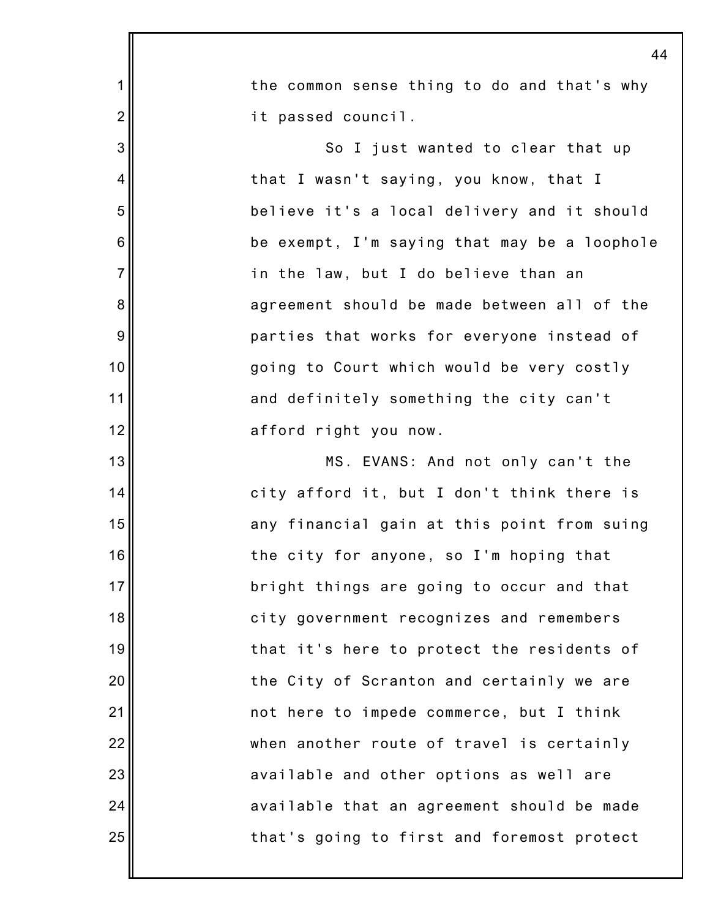the common sense thing to do and that's why it passed council.

So I just wanted to clear that up that I wasn't saying, you know, that I believe it's a local delivery and it should be exempt, I'm saying that may be a loophole in the law, but I do believe than an agreement should be made between all of the parties that works for everyone instead of going to Court which would be very costly and definitely something the city can't afford right you now.

MS. EVANS: And not only can't the city afford it, but I don't think there is any financial gain at this point from suing the city for anyone, so I'm hoping that bright things are going to occur and that city government recognizes and remembers that it's here to protect the residents of the City of Scranton and certainly we are not here to impede commerce, but I think when another route of travel is certainly available and other options as well are available that an agreement should be made that's going to first and foremost protect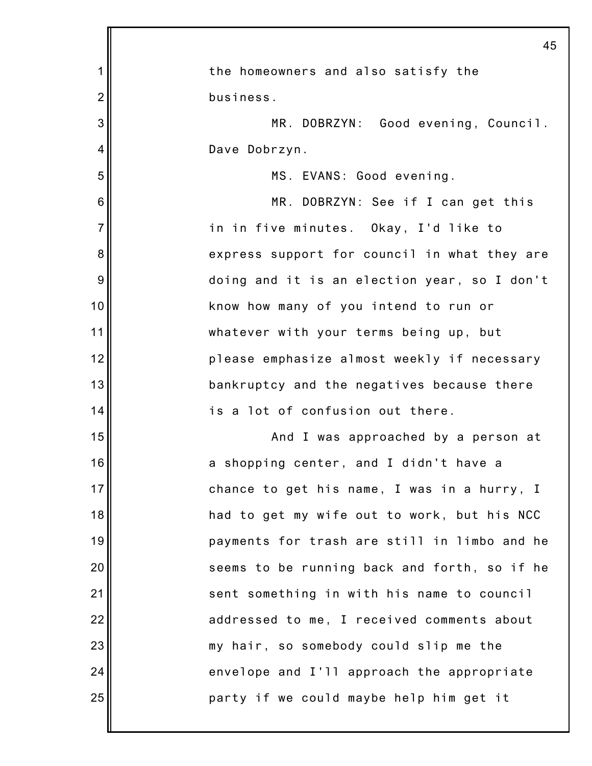the homeowners and also satisfy the business.

MR. DOBRZYN: Good evening, Council. Dave Dobrzyn.

MS. EVANS: Good evening.

MR. DOBRZYN: See if I can get this in in five minutes. Okay, I'd like to express support for council in what they are doing and it is an election year, so I don't know how many of you intend to run or whatever with your terms being up, but please emphasize almost weekly if necessary bankruptcy and the negatives because there is a lot of confusion out there.

And I was approached by a person at a shopping center, and I didn't have a chance to get his name, I was in a hurry, I had to get my wife out to work, but his NCC payments for trash are still in limbo and he seems to be running back and forth, so if he sent something in with his name to council addressed to me, I received comments about my hair, so somebody could slip me the envelope and I'll approach the appropriate party if we could maybe help him get it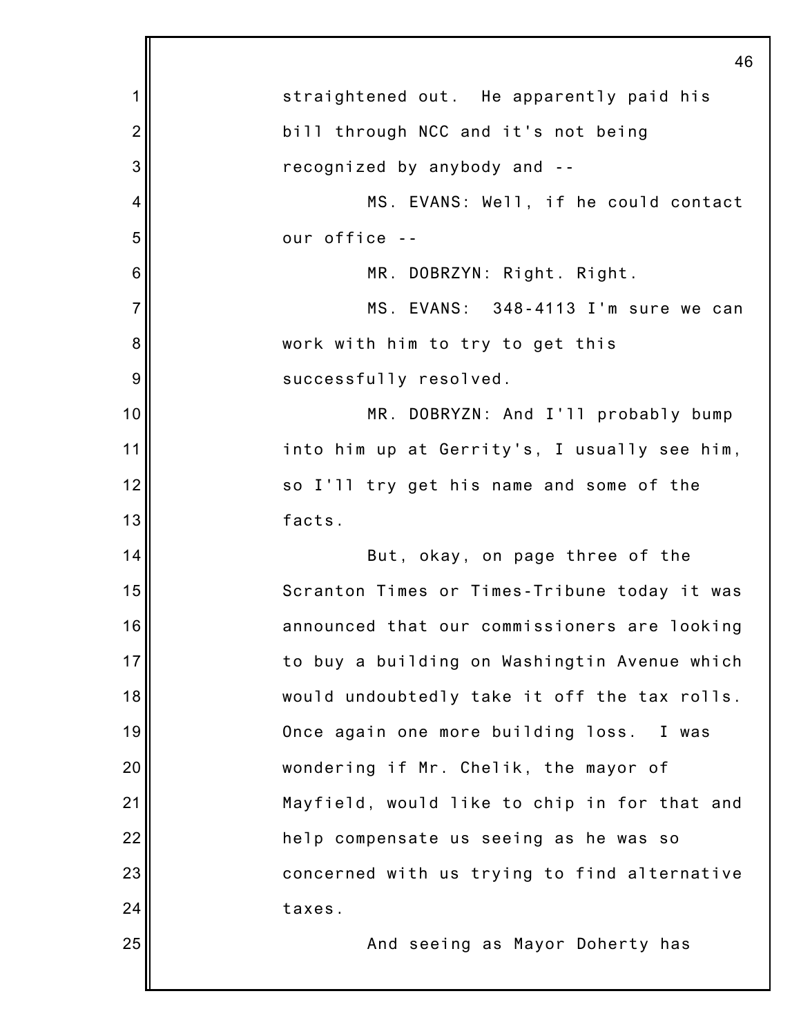straightened out. He apparently paid his bill through NCC and it's not being recognized by anybody and --

MS. EVANS: Well, if he could contact our office --

MR. DOBRZYN: Right. Right.

MS. EVANS: 348-4113 I'm sure we can work with him to try to get this successfully resolved.

MR. DOBRYZN: And I'll probably bump into him up at Gerrity's, I usually see him, so I'll try get his name and some of the facts.

But, okay, on page three of the Scranton Times or Times-Tribune today it was announced that our commissioners are looking to buy a building on Washingtin Avenue which would undoubtedly take it off the tax rolls. Once again one more building loss. I was wondering if Mr. Chelik, the mayor of Mayfield, would like to chip in for that and help compensate us seeing as he was so concerned with us trying to find alternative taxes.

And seeing as Mayor Doherty has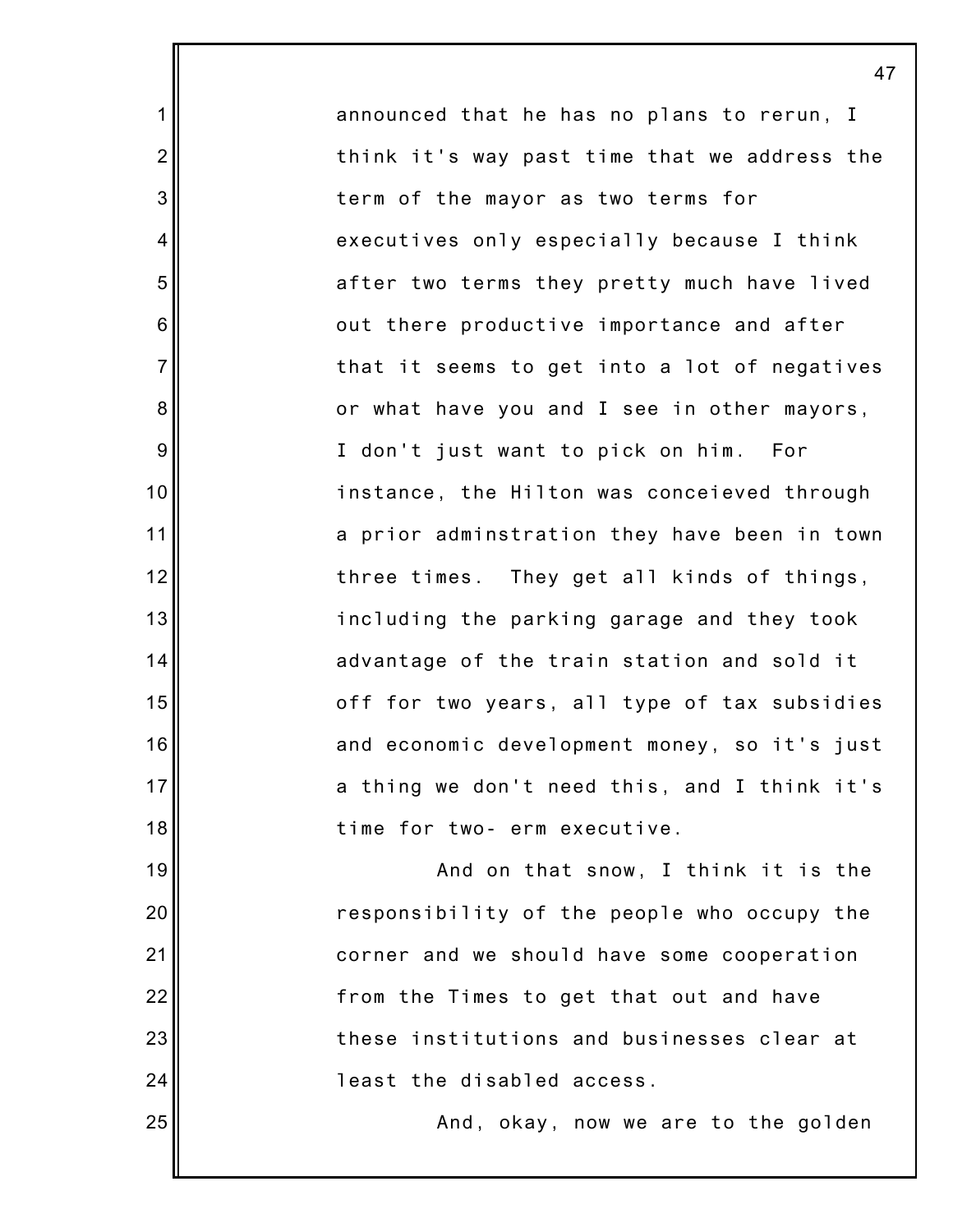announced that he has no plans to rerun, I think it's way past time that we address the term of the mayor as two terms for executives only especially because I think after two terms they pretty much have lived out there productive importance and after that it seems to get into a lot of negatives or what have you and I see in other mayors, I don't just want to pick on him. For instance, the Hilton was conceieved through a prior adminstration they have been in town three times. They get all kinds of things, including the parking garage and they took advantage of the train station and sold it off for two years, all type of tax subsidies and economic development money, so it's just a thing we don't need this, and I think it's time for two- erm executive.

And on that snow, I think it is the responsibility of the people who occupy the corner and we should have some cooperation from the Times to get that out and have these institutions and businesses clear at least the disabled access.

And, okay, now we are to the golden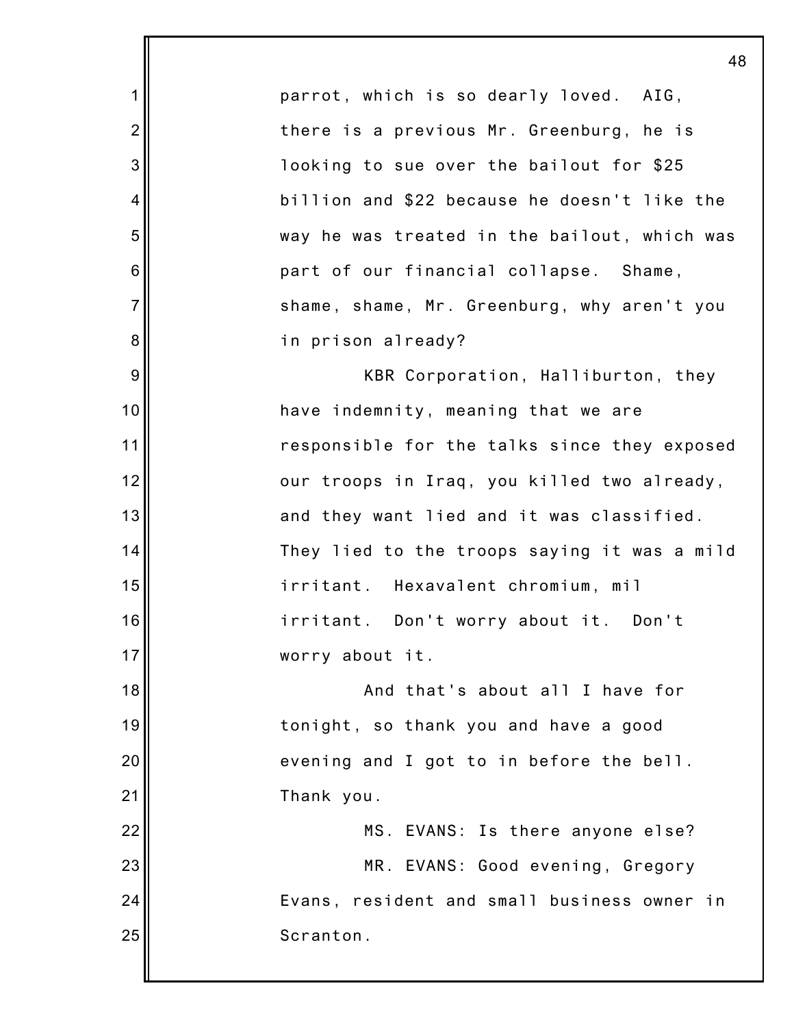parrot, which is so dearly loved. AIG, there is a previous Mr. Greenburg, he is looking to sue over the bailout for $25 billion and $22 because he doesn't like the way he was treated in the bailout, which was part of our financial collapse. Shame, shame, shame, Mr. Greenburg, why aren't you in prison already?

KBR Corporation, Halliburton, they have indemnity, meaning that we are responsible for the talks since they exposed our troops in Iraq, you killed two already, and they want lied and it was classified. They lied to the troops saying it was a mild irritant. Hexavalent chromium, mil irritant. Don't worry about it. Don't worry about it.

And that's about all I have for tonight, so thank you and have a good evening and I got to in before the bell. Thank you.

MS. EVANS: Is there anyone else?

MR. EVANS: Good evening, Gregory Evans, resident and small business owner in Scranton.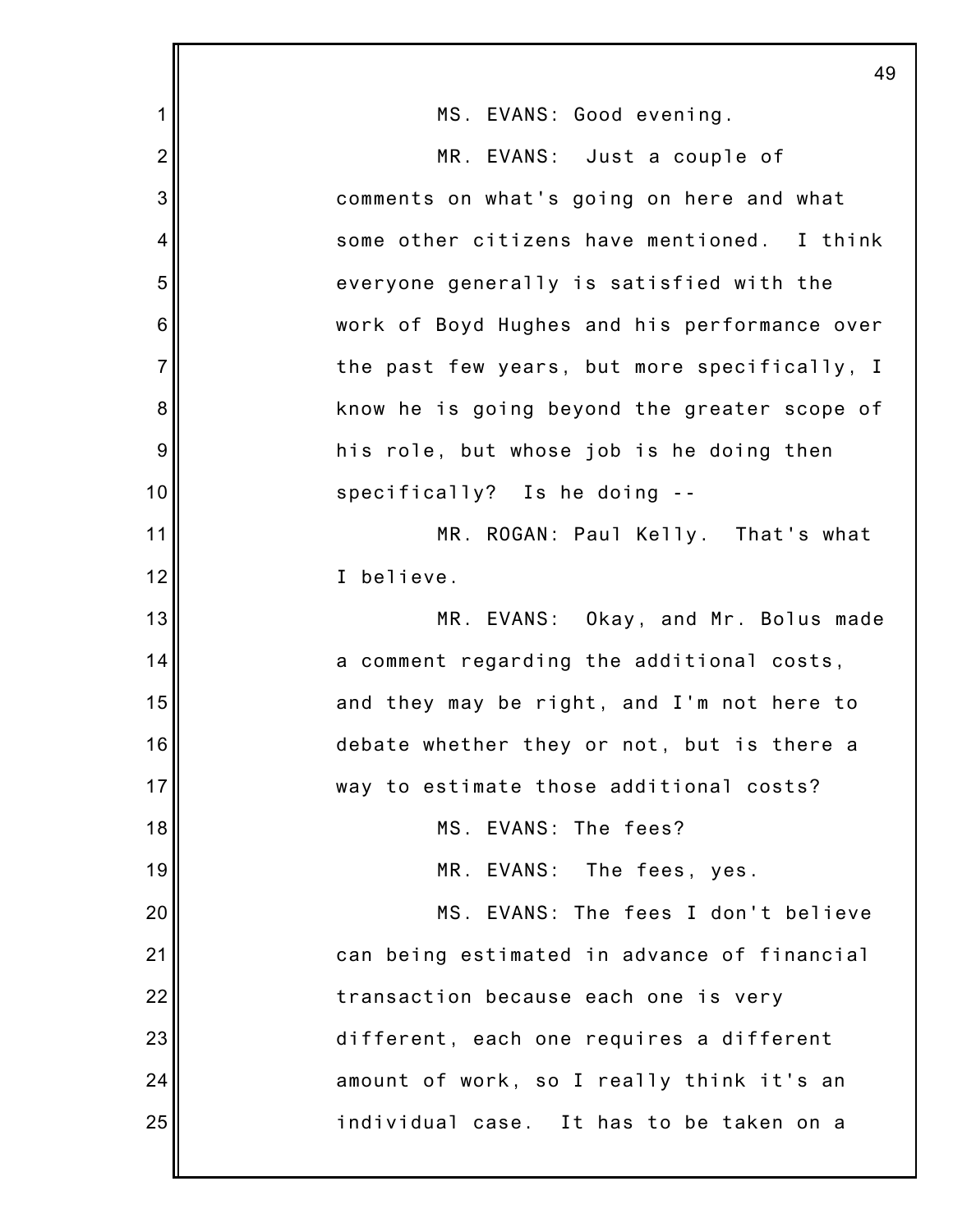MS. EVANS: Good evening.

MR. EVANS: Just a couple of comments on what's going on here and what some other citizens have mentioned. I think everyone generally is satisfied with the work of Boyd Hughes and his performance over the past few years, but more specifically, I know he is going beyond the greater scope of his role, but whose job is he doing then specifically? Is he doing --

MR. ROGAN: Paul Kelly. That's what I believe.

MR. EVANS: Okay, and Mr. Bolus made a comment regarding the additional costs, and they may be right, and I'm not here to debate whether they or not, but is there a way to estimate those additional costs?

MS. EVANS: The fees?

MR. EVANS: The fees, yes.

MS. EVANS: The fees I don't believe can being estimated in advance of financial transaction because each one is very different, each one requires a different amount of work, so I really think it's an individual case. It has to be taken on a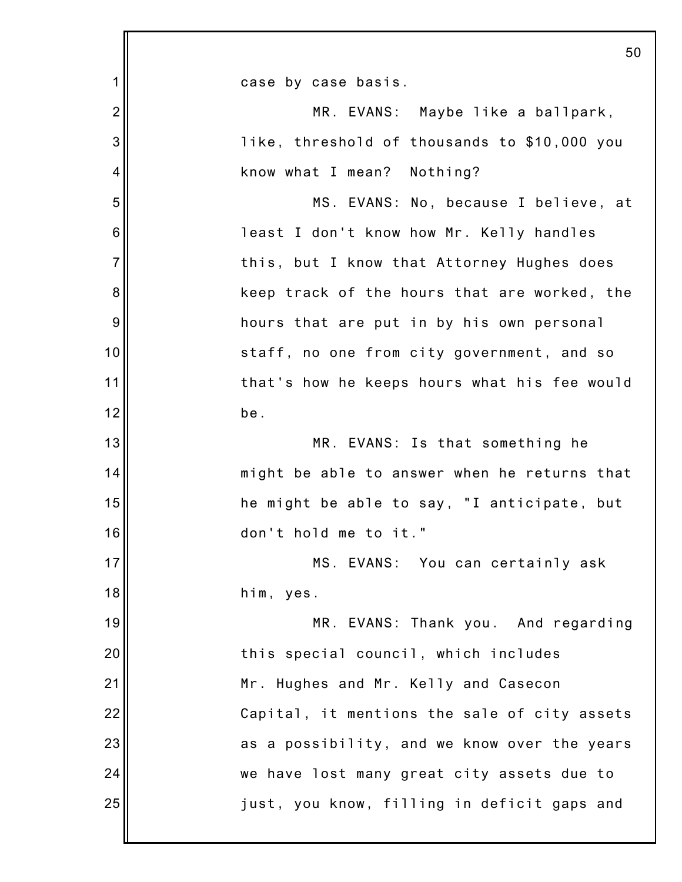case by case basis.

MR. EVANS: Maybe like a ballpark, like, threshold of thousands to $10,000 you know what I mean? Nothing?

MS. EVANS: No, because I believe, at least I don't know how Mr. Kelly handles this, but I know that Attorney Hughes does keep track of the hours that are worked, the hours that are put in by his own personal staff, no one from city government, and so that's how he keeps hours what his fee would be.

MR. EVANS: Is that something he might be able to answer when he returns that he might be able to say, "I anticipate, but don't hold me to it."

MS. EVANS: You can certainly ask him, yes.

MR. EVANS: Thank you. And regarding this special council, which includes Mr. Hughes and Mr. Kelly and Casecon Capital, it mentions the sale of city assets as a possibility, and we know over the years we have lost many great city assets due to just, you know, filling in deficit gaps and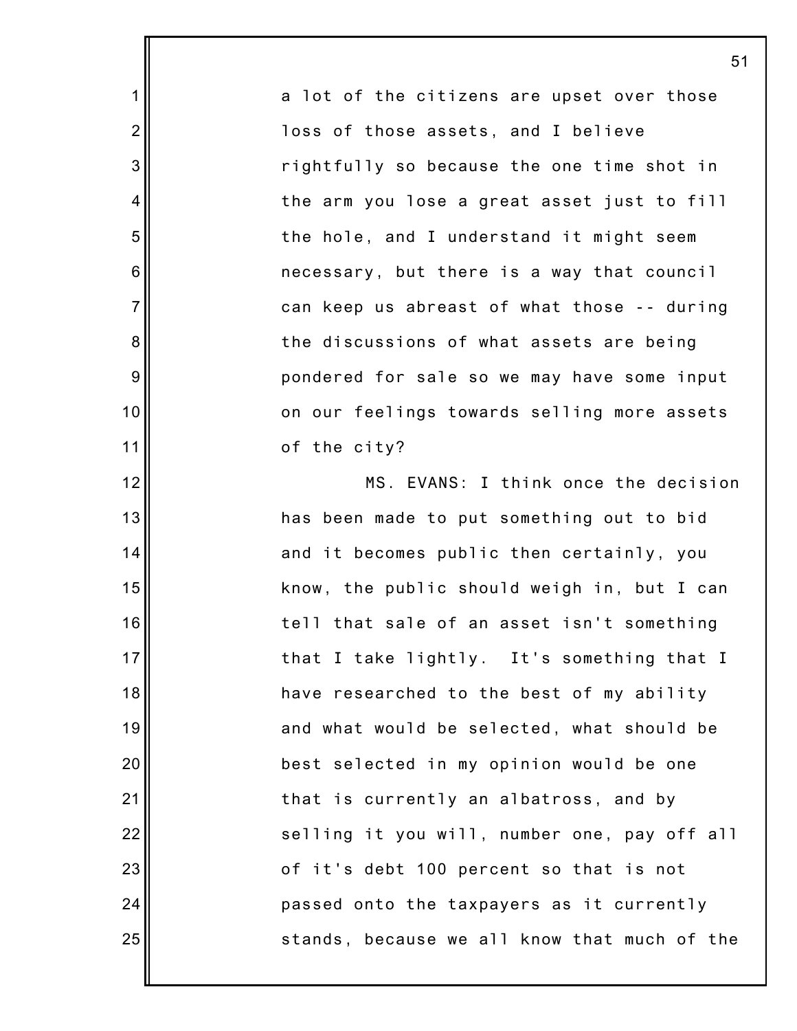a lot of the citizens are upset over those loss of those assets, and I believe rightfully so because the one time shot in the arm you lose a great asset just to fill the hole, and I understand it might seem necessary, but there is a way that council can keep us abreast of what those -- during the discussions of what assets are being pondered for sale so we may have some input on our feelings towards selling more assets of the city?

MS. EVANS: I think once the decision has been made to put something out to bid and it becomes public then certainly, you know, the public should weigh in, but I can tell that sale of an asset isn't something that I take lightly. It's something that I have researched to the best of my ability and what would be selected, what should be best selected in my opinion would be one that is currently an albatross, and by selling it you will, number one, pay off all of it's debt 100 percent so that is not passed onto the taxpayers as it currently stands, because we all know that much of the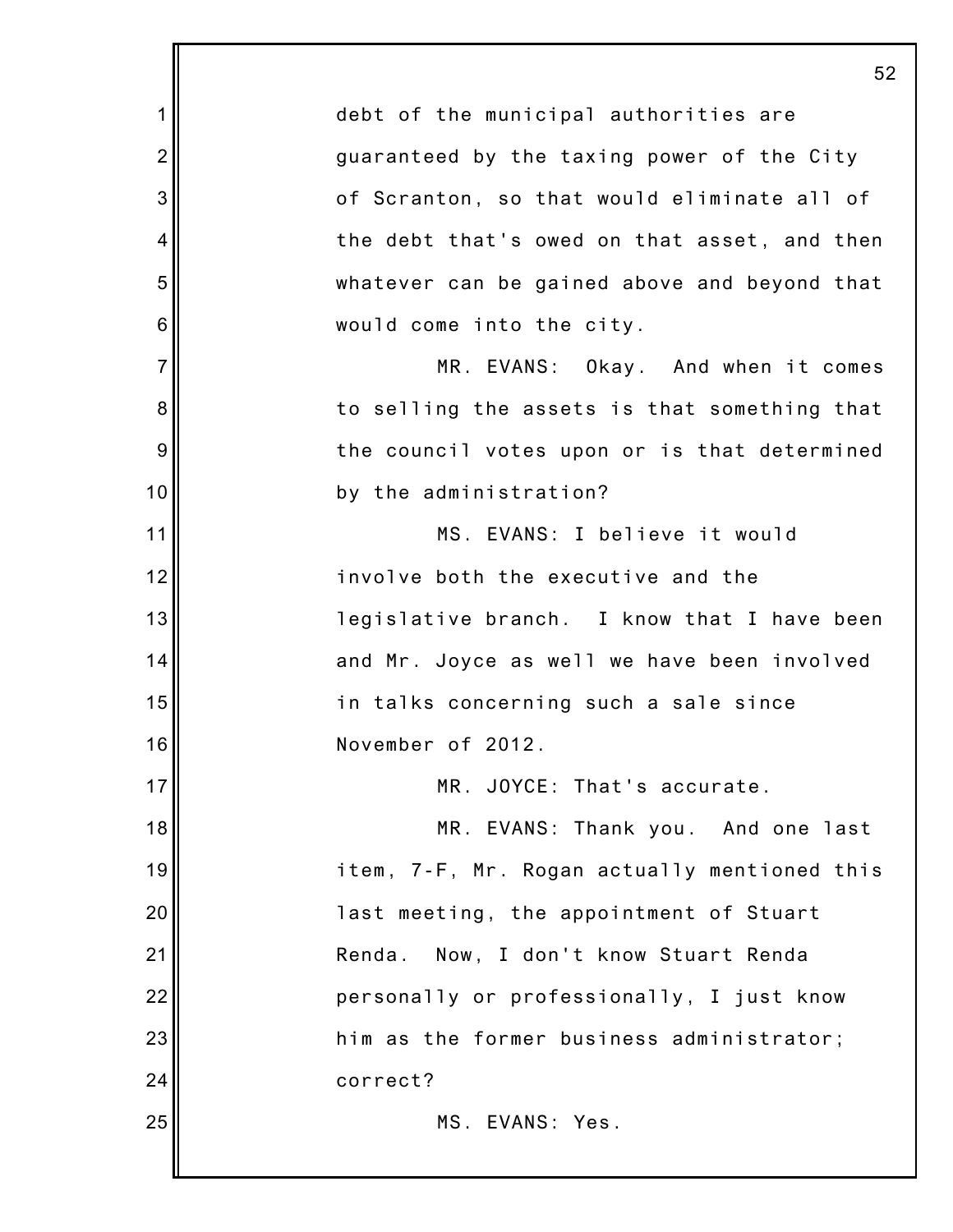debt of the municipal authorities are guaranteed by the taxing power of the City of Scranton, so that would eliminate all of the debt that's owed on that asset, and then whatever can be gained above and beyond that would come into the city.

MR. EVANS: Okay. And when it comes to selling the assets is that something that the council votes upon or is that determined by the administration?

MS. EVANS: I believe it would involve both the executive and the legislative branch. I know that I have been and Mr. Joyce as well we have been involved in talks concerning such a sale since November of 2012.

MR. JOYCE: That's accurate.

MR. EVANS: Thank you. And one last item, 7-F, Mr. Rogan actually mentioned this last meeting, the appointment of Stuart Renda. Now, I don't know Stuart Renda personally or professionally, I just know him as the former business administrator; correct?

MS. EVANS: Yes.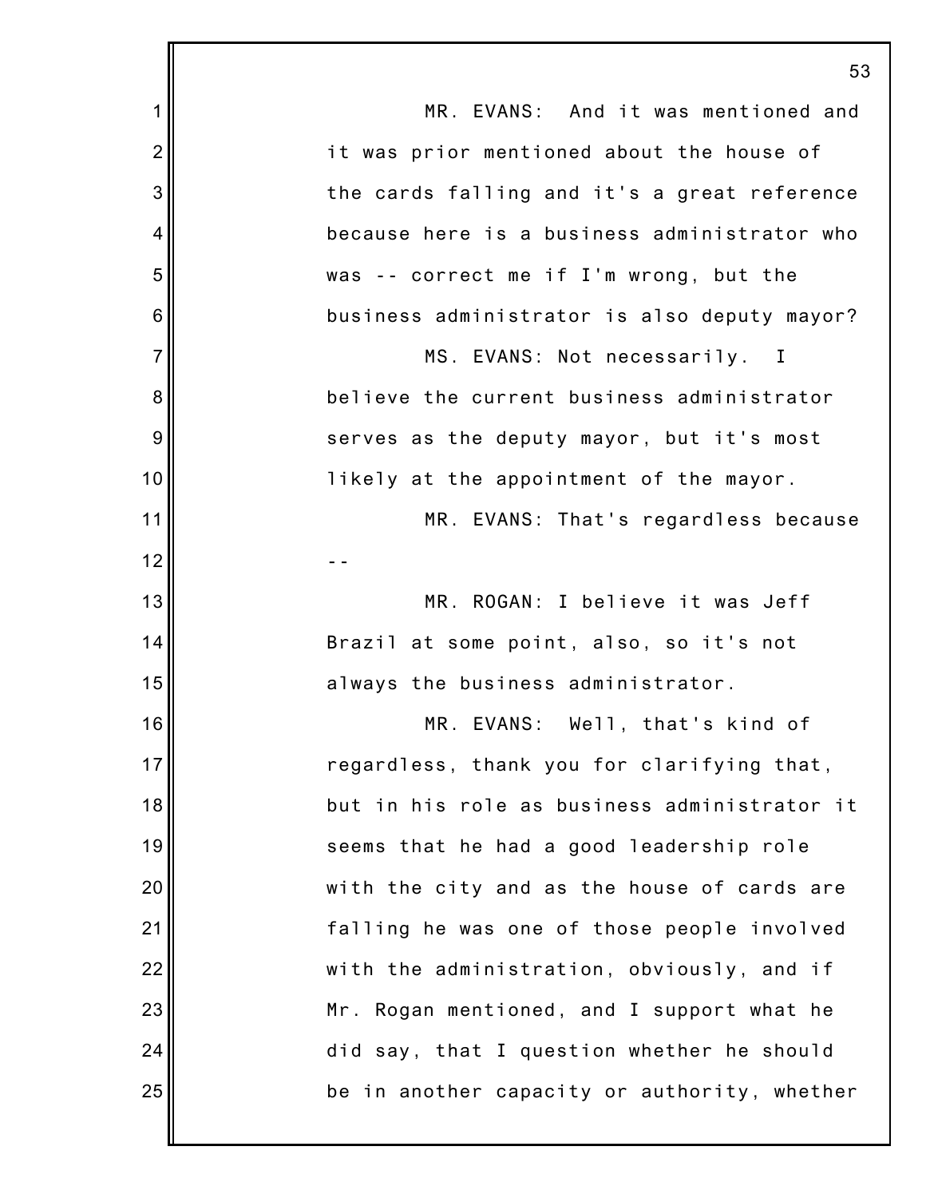MR. EVANS: And it was mentioned and it was prior mentioned about the house of the cards falling and it's a great reference because here is a business administrator who was -- correct me if I'm wrong, but the business administrator is also deputy mayor?

MS. EVANS: Not necessarily. I believe the current business administrator serves as the deputy mayor, but it's most likely at the appointment of the mayor.

MR. EVANS: That's regardless because --

MR. ROGAN: I believe it was Jeff Brazil at some point, also, so it's not always the business administrator.

MR. EVANS: Well, that's kind of regardless, thank you for clarifying that, but in his role as business administrator it seems that he had a good leadership role with the city and as the house of cards are falling he was one of those people involved with the administration, obviously, and if Mr. Rogan mentioned, and I support what he did say, that I question whether he should be in another capacity or authority, whether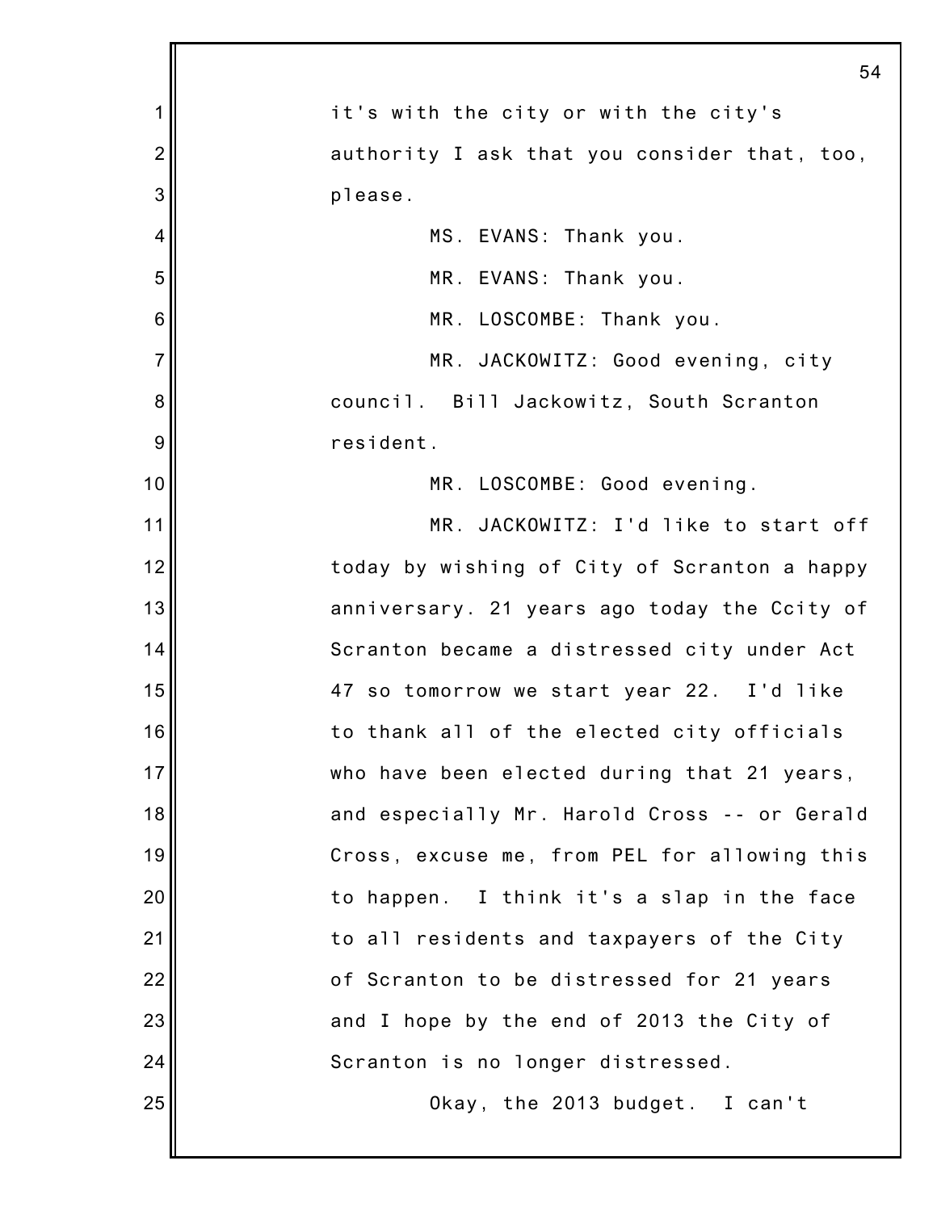it's with the city or with the city's authority I ask that you consider that, too, please.

MS. EVANS: Thank you.

MR. EVANS: Thank you.

MR. LOSCOMBE: Thank you.

MR. JACKOWITZ: Good evening, city council. Bill Jackowitz, South Scranton resident.

MR. LOSCOMBE: Good evening.

MR. JACKOWITZ: I'd like to start off today by wishing of City of Scranton a happy anniversary. 21 years ago today the Ccity of Scranton became a distressed city under Act 47 so tomorrow we start year 22. I'd like to thank all of the elected city officials who have been elected during that 21 years, and especially Mr. Harold Cross -- or Gerald Cross, excuse me, from PEL for allowing this to happen. I think it's a slap in the face to all residents and taxpayers of the City of Scranton to be distressed for 21 years and I hope by the end of 2013 the City of Scranton is no longer distressed.

Okay, the 2013 budget. I can't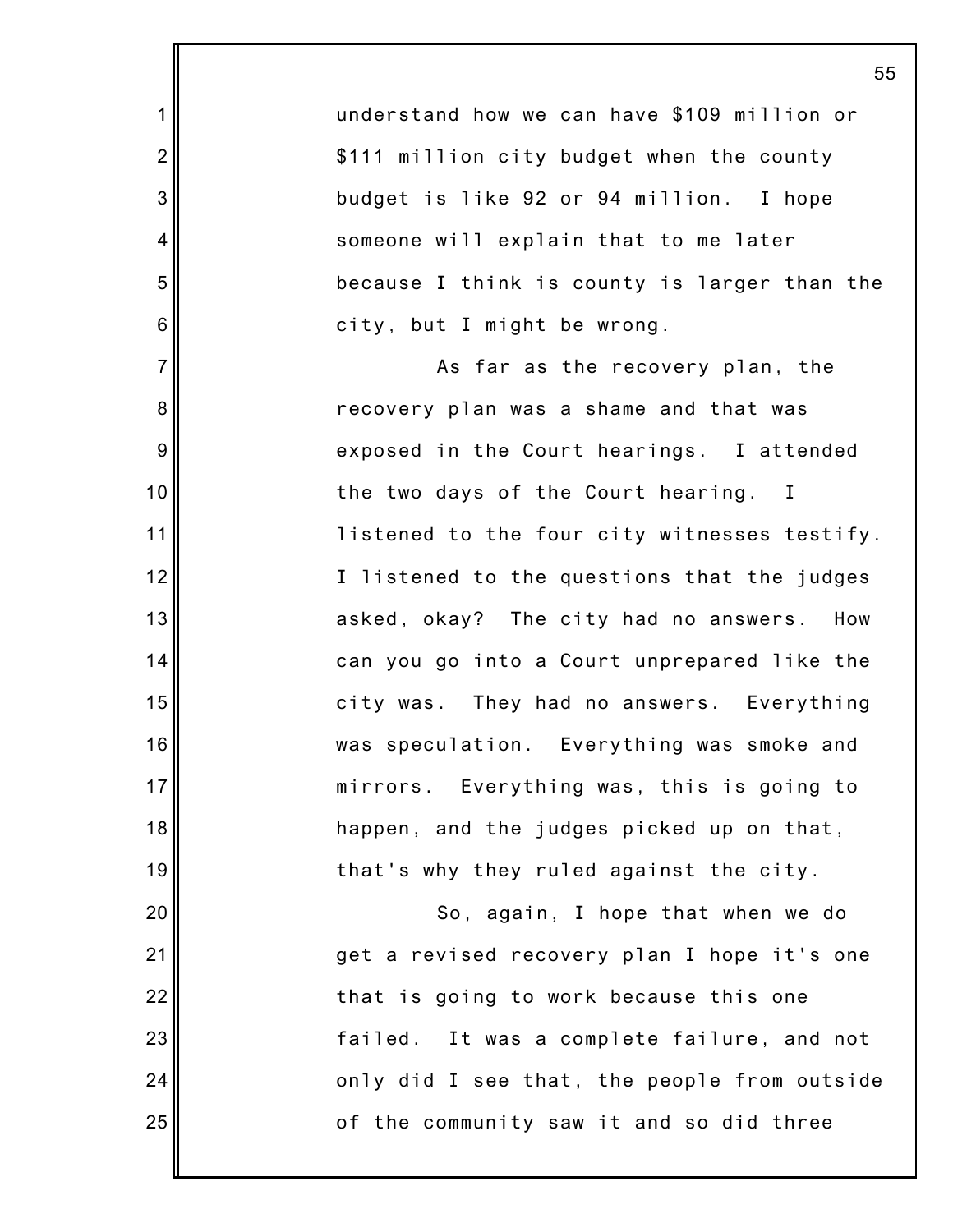understand how we can have $109 million or $111 million city budget when the county budget is like 92 or 94 million. I hope someone will explain that to me later because I think is county is larger than the city, but I might be wrong.

As far as the recovery plan, the recovery plan was a shame and that was exposed in the Court hearings. I attended the two days of the Court hearing. I listened to the four city witnesses testify. I listened to the questions that the judges asked, okay? The city had no answers. How can you go into a Court unprepared like the city was. They had no answers. Everything was speculation. Everything was smoke and mirrors. Everything was, this is going to happen, and the judges picked up on that, that's why they ruled against the city.

So, again, I hope that when we do get a revised recovery plan I hope it's one that is going to work because this one failed. It was a complete failure, and not only did I see that, the people from outside of the community saw it and so did three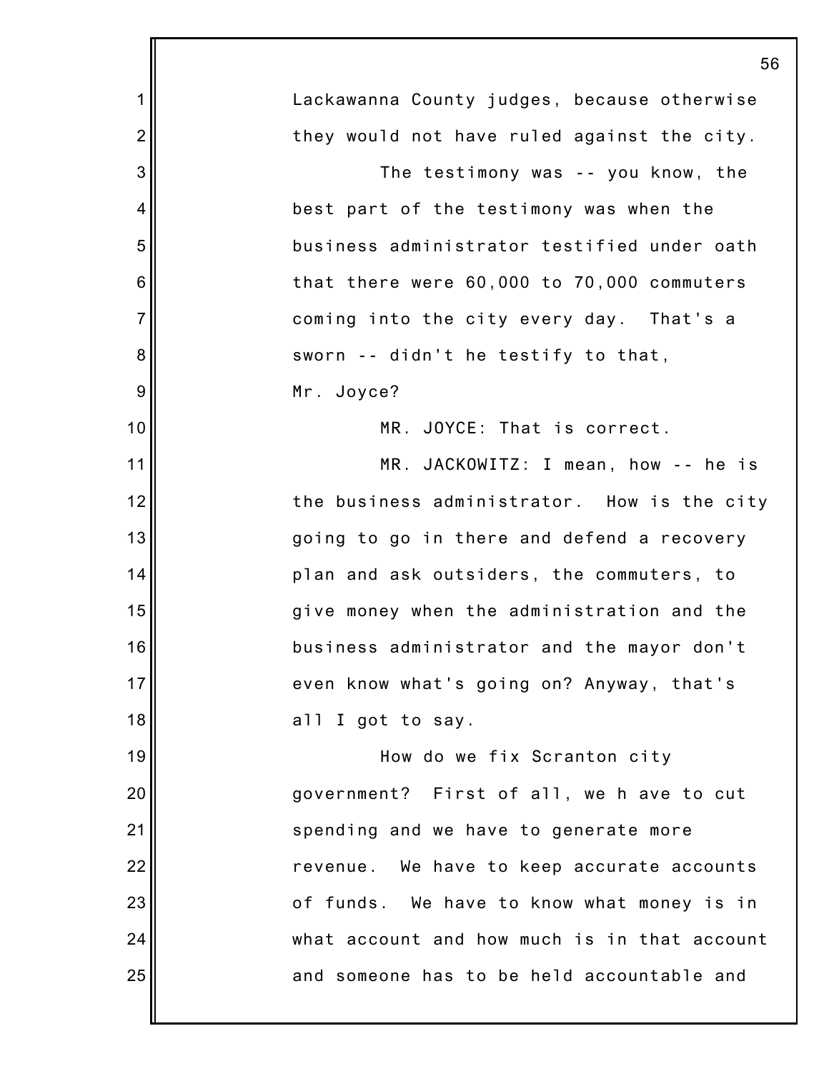Lackawanna County judges, because otherwise they would not have ruled against the city.

The testimony was -- you know, the best part of the testimony was when the business administrator testified under oath that there were 60,000 to 70,000 commuters coming into the city every day. That's a sworn -- didn't he testify to that, Mr. Joyce?

MR. JOYCE: That is correct.

MR. JACKOWITZ: I mean, how -- he is the business administrator. How is the city going to go in there and defend a recovery plan and ask outsiders, the commuters, to give money when the administration and the business administrator and the mayor don't even know what's going on? Anyway, that's all I got to say.

How do we fix Scranton city government? First of all, we h ave to cut spending and we have to generate more revenue. We have to keep accurate accounts of funds. We have to know what money is in what account and how much is in that account and someone has to be held accountable and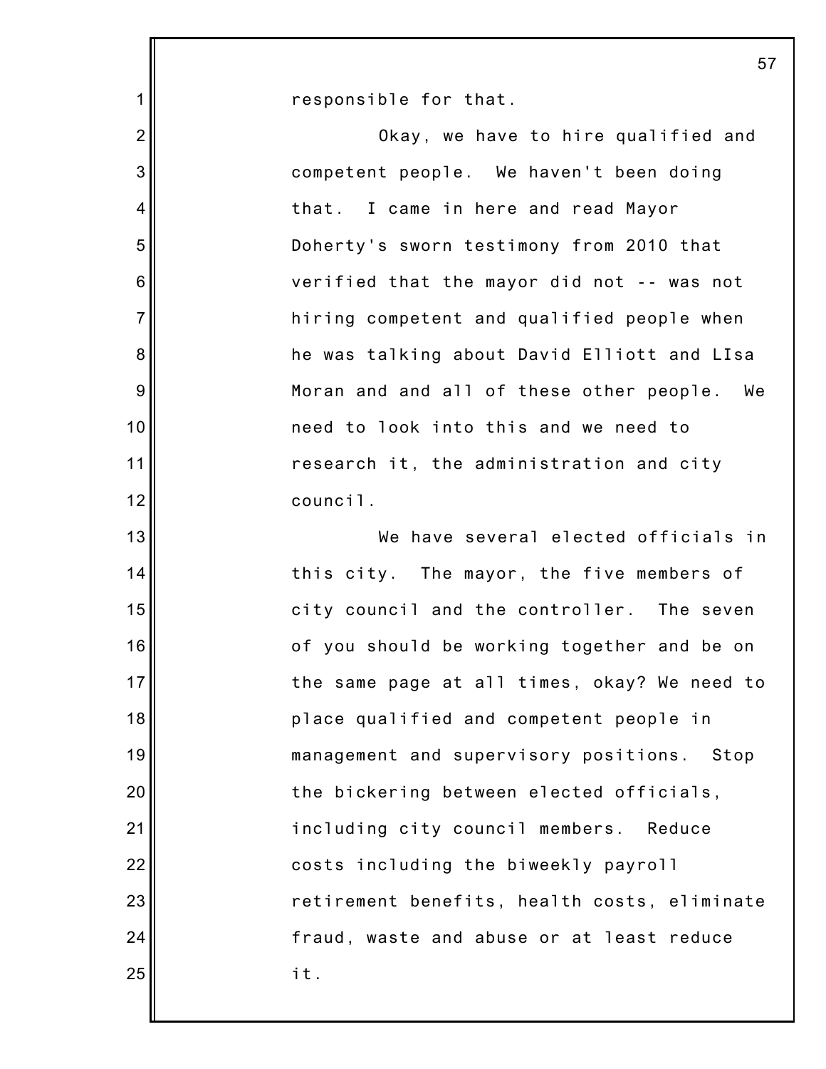responsible for that.

Okay, we have to hire qualified and competent people. We haven't been doing that. I came in here and read Mayor Doherty's sworn testimony from 2010 that verified that the mayor did not -- was not hiring competent and qualified people when he was talking about David Elliott and LIsa Moran and and all of these other people. We need to look into this and we need to research it, the administration and city council.

We have several elected officials in this city. The mayor, the five members of city council and the controller. The seven of you should be working together and be on the same page at all times, okay? We need to place qualified and competent people in management and supervisory positions. Stop the bickering between elected officials, including city council members. Reduce costs including the biweekly payroll retirement benefits, health costs, eliminate fraud, waste and abuse or at least reduce it.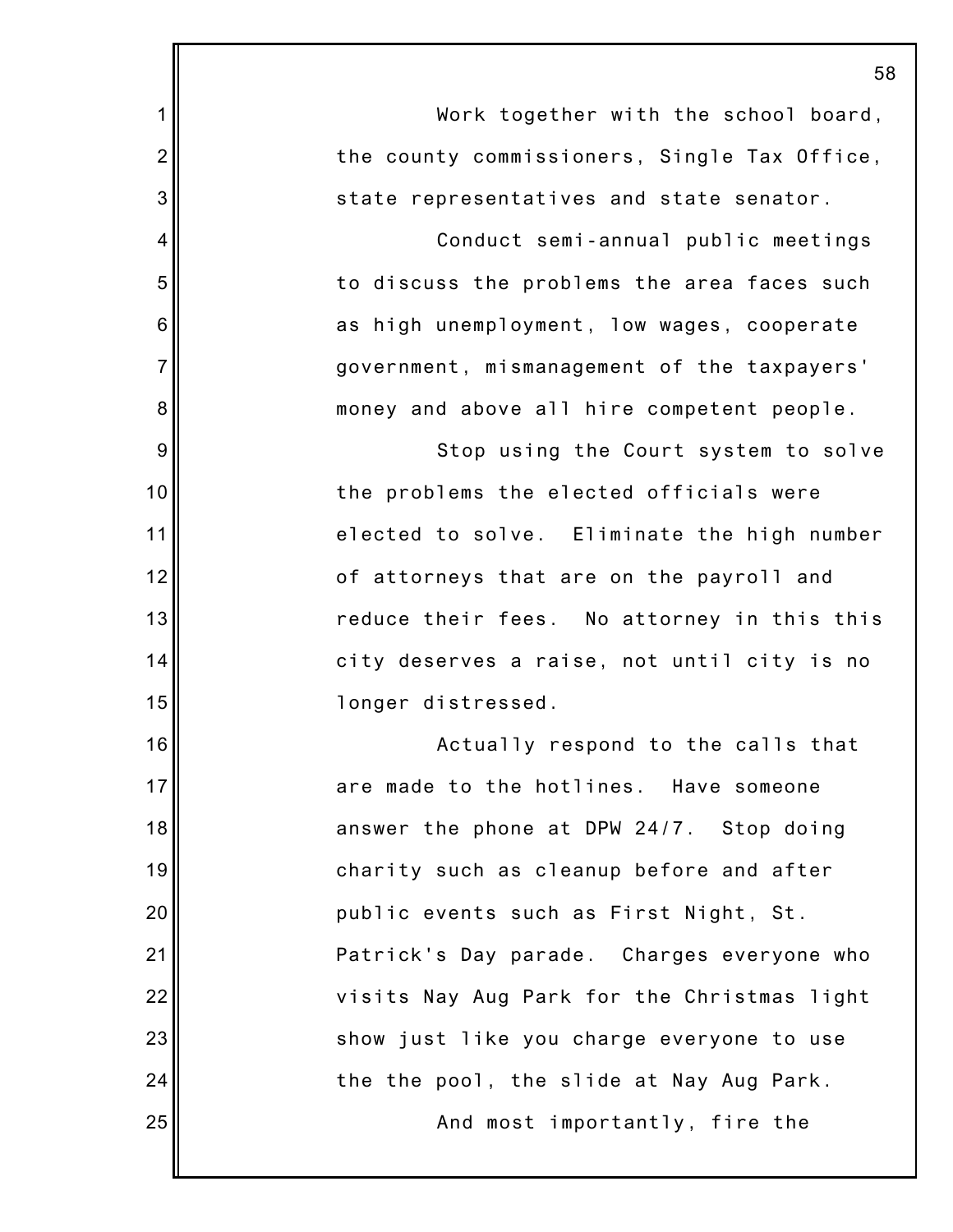Work together with the school board, the county commissioners, Single Tax Office, state representatives and state senator.

Conduct semi-annual public meetings to discuss the problems the area faces such as high unemployment, low wages, cooperate government, mismanagement of the taxpayers' money and above all hire competent people.

Stop using the Court system to solve the problems the elected officials were elected to solve. Eliminate the high number of attorneys that are on the payroll and reduce their fees. No attorney in this this city deserves a raise, not until city is no longer distressed.

Actually respond to the calls that are made to the hotlines. Have someone answer the phone at DPW 24/7. Stop doing charity such as cleanup before and after public events such as First Night, St. Patrick's Day parade. Charges everyone who visits Nay Aug Park for the Christmas light show just like you charge everyone to use the the pool, the slide at Nay Aug Park.

And most importantly, fire the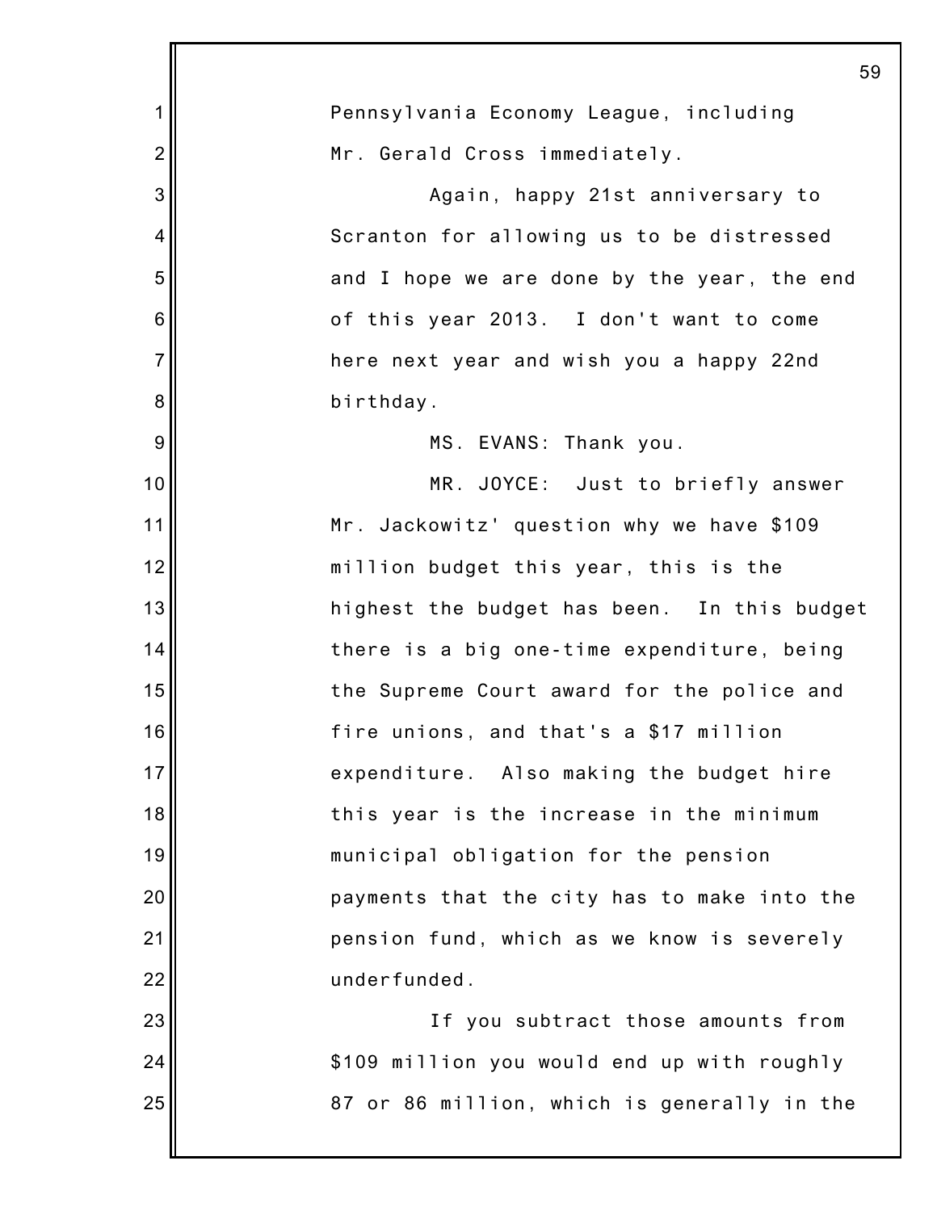Pennsylvania Economy League, including Mr. Gerald Cross immediately.

Again, happy 21st anniversary to Scranton for allowing us to be distressed and I hope we are done by the year, the end of this year 2013. I don't want to come here next year and wish you a happy 22nd birthday.

MS. EVANS: Thank you.

MR. JOYCE: Just to briefly answer Mr. Jackowitz' question why we have $109 million budget this year, this is the highest the budget has been. In this budget there is a big one-time expenditure, being the Supreme Court award for the police and fire unions, and that's a $17 million expenditure. Also making the budget hire this year is the increase in the minimum municipal obligation for the pension payments that the city has to make into the pension fund, which as we know is severely underfunded.

If you subtract those amounts from $109 million you would end up with roughly 87 or 86 million, which is generally in the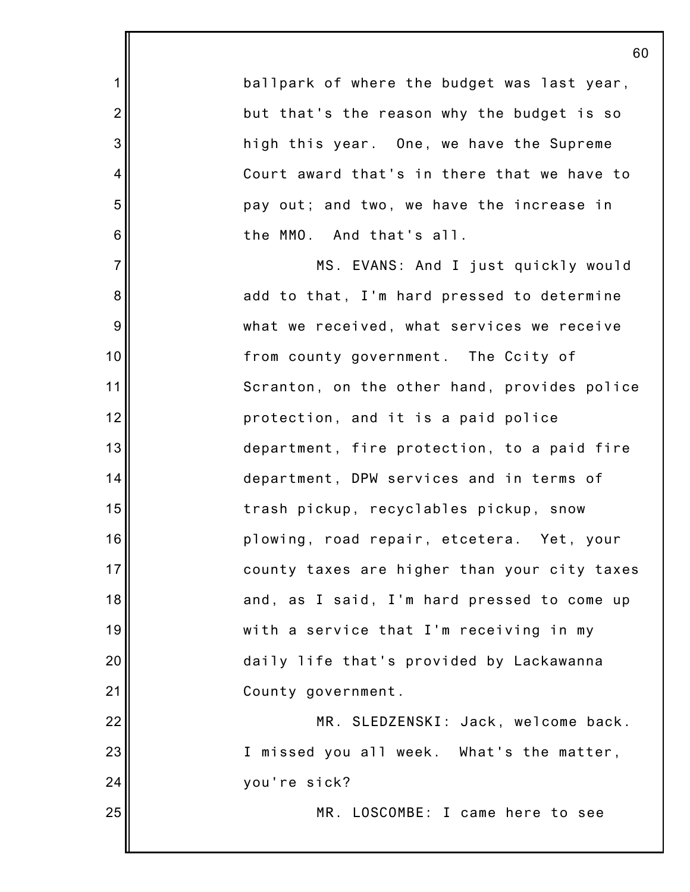ballpark of where the budget was last year, but that's the reason why the budget is so high this year. One, we have the Supreme Court award that's in there that we have to pay out; and two, we have the increase in the MMO. And that's all.

MS. EVANS: And I just quickly would add to that, I'm hard pressed to determine what we received, what services we receive from county government. The Ccity of Scranton, on the other hand, provides police protection, and it is a paid police department, fire protection, to a paid fire department, DPW services and in terms of trash pickup, recyclables pickup, snow plowing, road repair, etcetera. Yet, your county taxes are higher than your city taxes and, as I said, I'm hard pressed to come up with a service that I'm receiving in my daily life that's provided by Lackawanna County government.

MR. SLEDZENSKI: Jack, welcome back. I missed you all week. What's the matter, you're sick?

MR. LOSCOMBE: I came here to see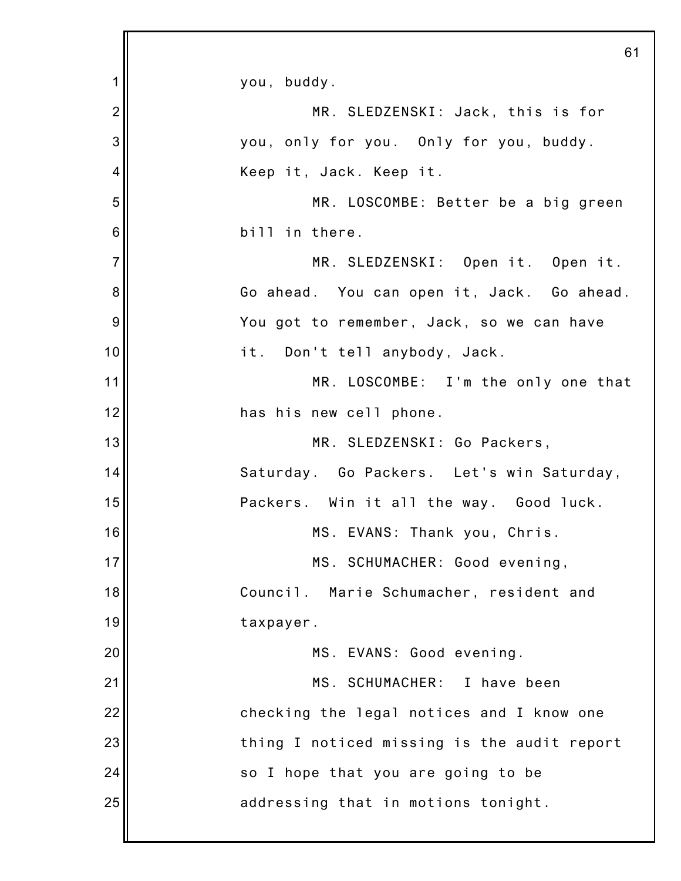you, buddy.

MR. SLEDZENSKI: Jack, this is for you, only for you. Only for you, buddy. Keep it, Jack. Keep it.

MR. LOSCOMBE: Better be a big green bill in there.

MR. SLEDZENSKI: Open it. Open it. Go ahead. You can open it, Jack. Go ahead. You got to remember, Jack, so we can have it. Don't tell anybody, Jack.

MR. LOSCOMBE: I'm the only one that has his new cell phone.

MR. SLEDZENSKI: Go Packers, Saturday. Go Packers. Let's win Saturday, Packers. Win it all the way. Good luck.

MS. EVANS: Thank you, Chris.

MS. SCHUMACHER: Good evening, Council. Marie Schumacher, resident and taxpayer.

MS. EVANS: Good evening.

MS. SCHUMACHER: I have been checking the legal notices and I know one thing I noticed missing is the audit report so I hope that you are going to be addressing that in motions tonight.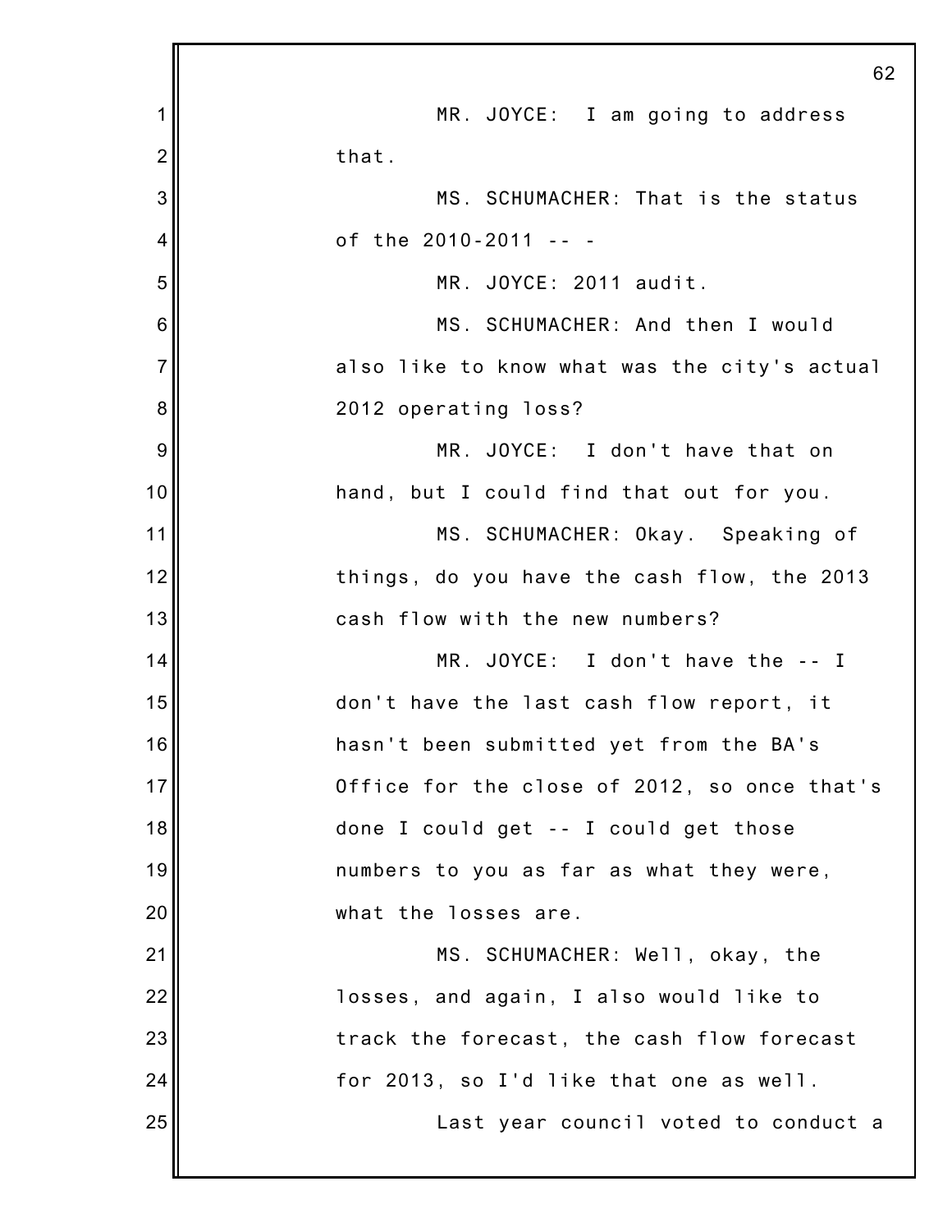MR. JOYCE: I am going to address that.

MS. SCHUMACHER: That is the status of the 2010-2011 -- -

MR. JOYCE: 2011 audit.

MS. SCHUMACHER: And then I would also like to know what was the city's actual 2012 operating loss?

MR. JOYCE: I don't have that on hand, but I could find that out for you.

MS. SCHUMACHER: Okay. Speaking of things, do you have the cash flow, the 2013 cash flow with the new numbers?

MR. JOYCE: I don't have the -- I don't have the last cash flow report, it hasn't been submitted yet from the BA's Office for the close of 2012, so once that's done I could get -- I could get those numbers to you as far as what they were, what the losses are.

MS. SCHUMACHER: Well, okay, the losses, and again, I also would like to track the forecast, the cash flow forecast for 2013, so I'd like that one as well.

Last year council voted to conduct a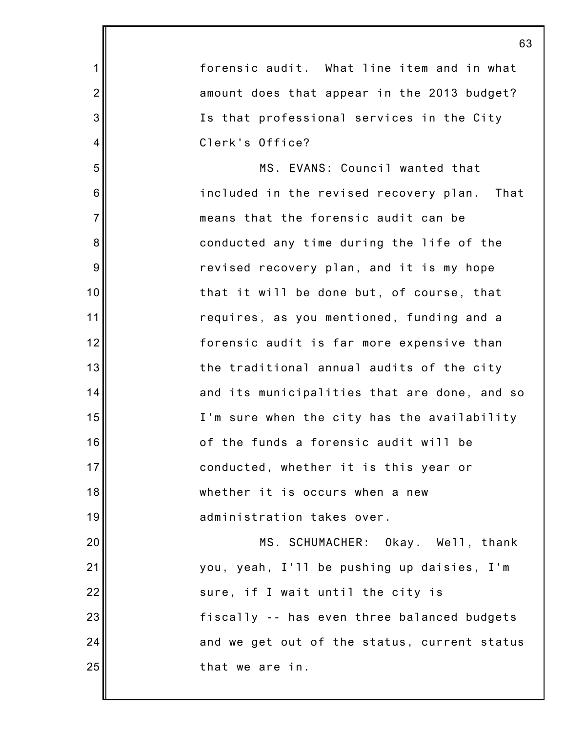forensic audit. What line item and in what amount does that appear in the 2013 budget? Is that professional services in the City Clerk's Office?

MS. EVANS: Council wanted that included in the revised recovery plan. That means that the forensic audit can be conducted any time during the life of the revised recovery plan, and it is my hope that it will be done but, of course, that requires, as you mentioned, funding and a forensic audit is far more expensive than the traditional annual audits of the city and its municipalities that are done, and so I'm sure when the city has the availability of the funds a forensic audit will be conducted, whether it is this year or whether it is occurs when a new administration takes over.

MS. SCHUMACHER: Okay. Well, thank you, yeah, I'll be pushing up daisies, I'm sure, if I wait until the city is fiscally -- has even three balanced budgets and we get out of the status, current status that we are in.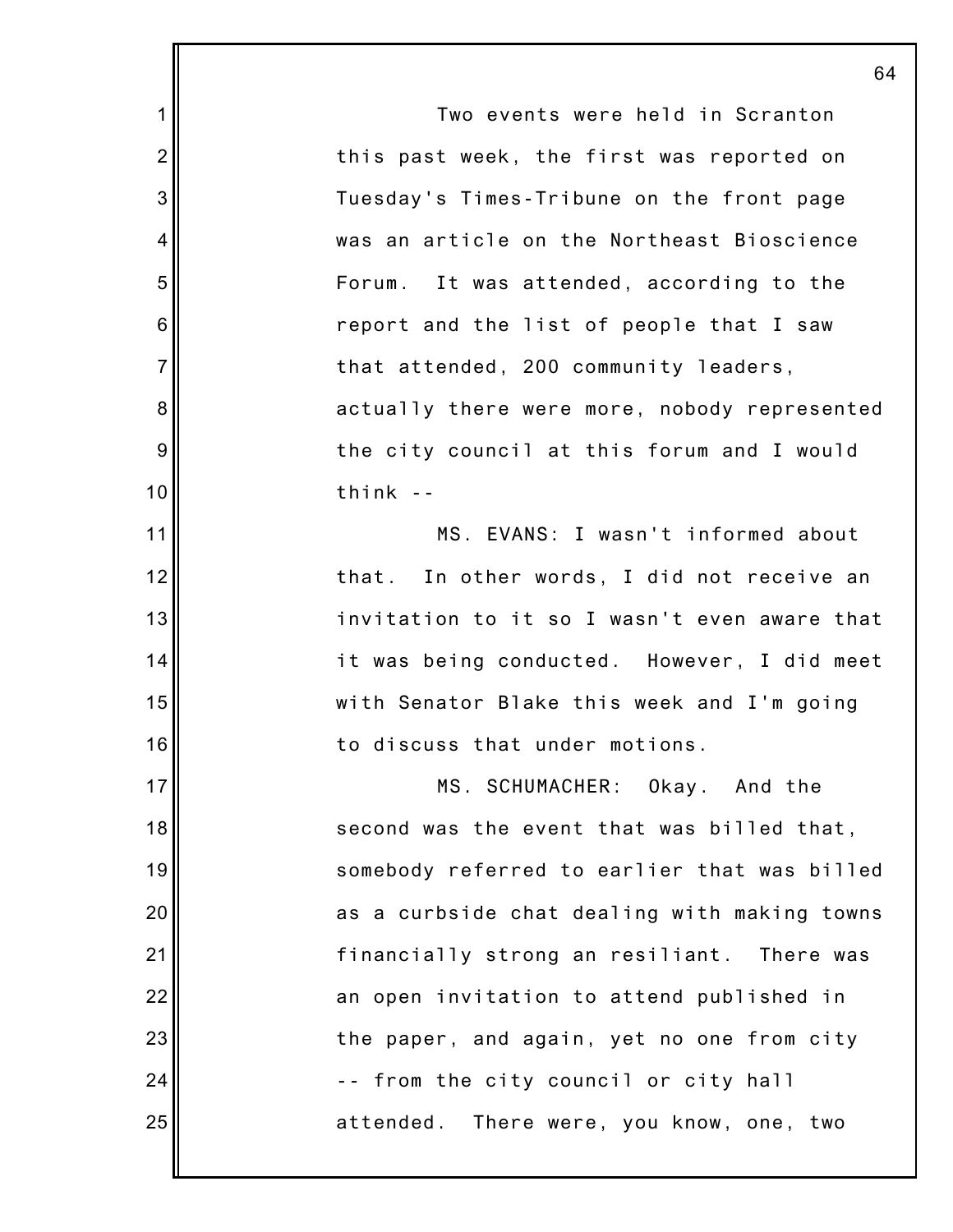Two events were held in Scranton this past week, the first was reported on Tuesday's Times-Tribune on the front page was an article on the Northeast Bioscience Forum. It was attended, according to the report and the list of people that I saw that attended, 200 community leaders, actually there were more, nobody represented the city council at this forum and I would think --

MS. EVANS: I wasn't informed about that. In other words, I did not receive an invitation to it so I wasn't even aware that it was being conducted. However, I did meet with Senator Blake this week and I'm going to discuss that under motions.

MS. SCHUMACHER: Okay. And the second was the event that was billed that, somebody referred to earlier that was billed as a curbside chat dealing with making towns financially strong an resiliant. There was an open invitation to attend published in the paper, and again, yet no one from city -- from the city council or city hall attended. There were, you know, one, two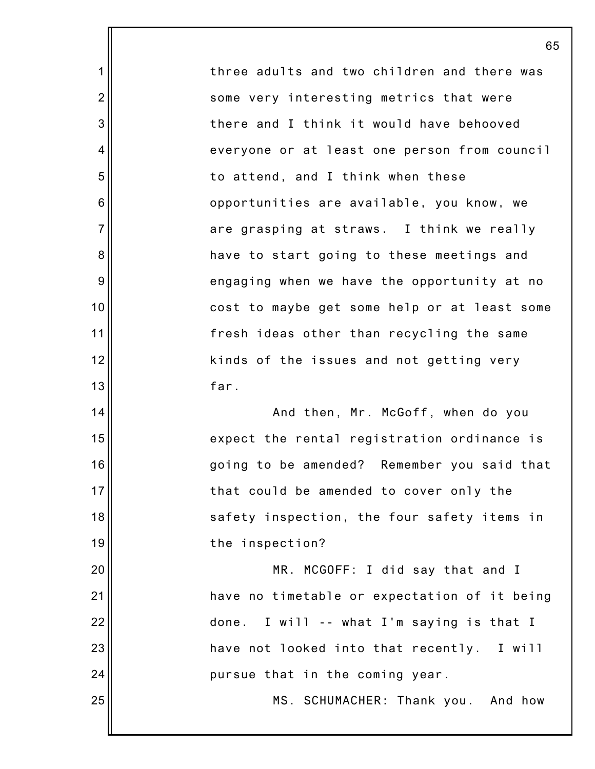three adults and two children and there was some very interesting metrics that were there and I think it would have behooved everyone or at least one person from council to attend, and I think when these opportunities are available, you know, we are grasping at straws. I think we really have to start going to these meetings and engaging when we have the opportunity at no cost to maybe get some help or at least some fresh ideas other than recycling the same kinds of the issues and not getting very far.

And then, Mr. McGoff, when do you expect the rental registration ordinance is going to be amended? Remember you said that that could be amended to cover only the safety inspection, the four safety items in the inspection?

MR. MCGOFF: I did say that and I have no timetable or expectation of it being done. I will -- what I'm saying is that I have not looked into that recently. I will pursue that in the coming year.

MS. SCHUMACHER: Thank you. And how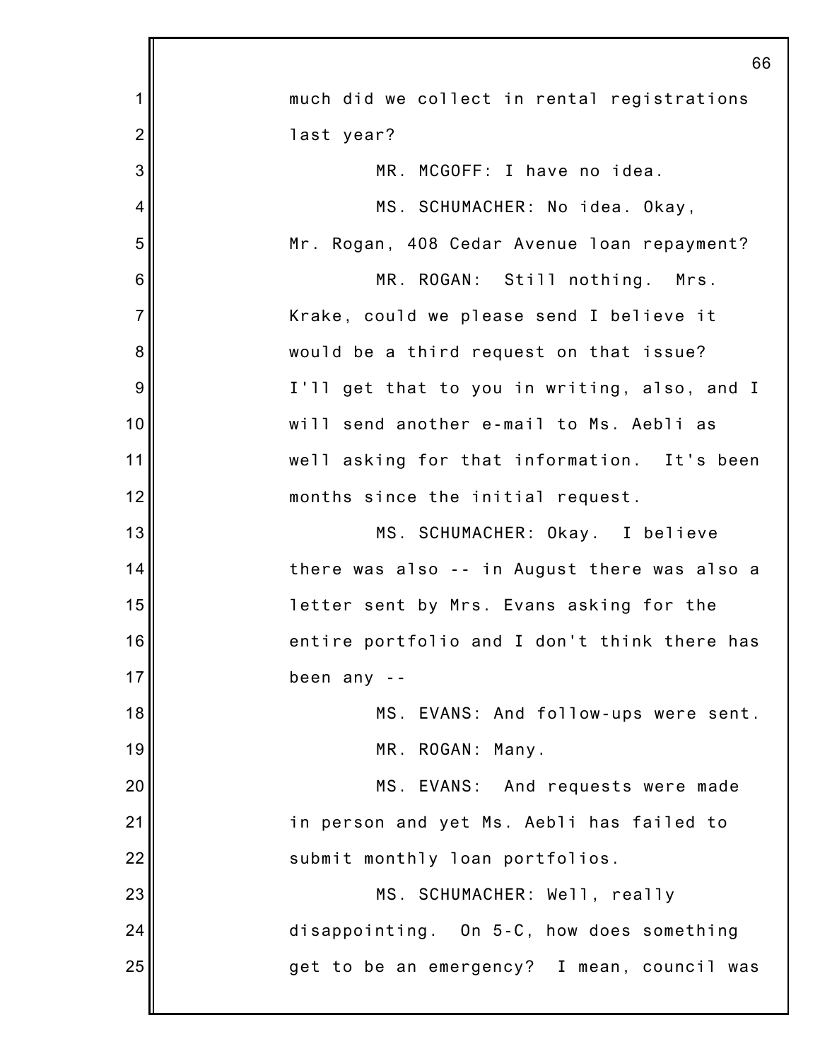much did we collect in rental registrations last year?

MR. MCGOFF: I have no idea.

MS. SCHUMACHER: No idea. Okay, Mr. Rogan, 408 Cedar Avenue loan repayment?

MR. ROGAN: Still nothing. Mrs. Krake, could we please send I believe it would be a third request on that issue? I'll get that to you in writing, also, and I will send another e-mail to Ms. Aebli as well asking for that information. It's been months since the initial request.

MS. SCHUMACHER: Okay. I believe there was also -- in August there was also a letter sent by Mrs. Evans asking for the entire portfolio and I don't think there has been any --

MS. EVANS: And follow-ups were sent.

MR. ROGAN: Many.

MS. EVANS: And requests were made in person and yet Ms. Aebli has failed to submit monthly loan portfolios.

MS. SCHUMACHER: Well, really disappointing. On 5-C, how does something get to be an emergency? I mean, council was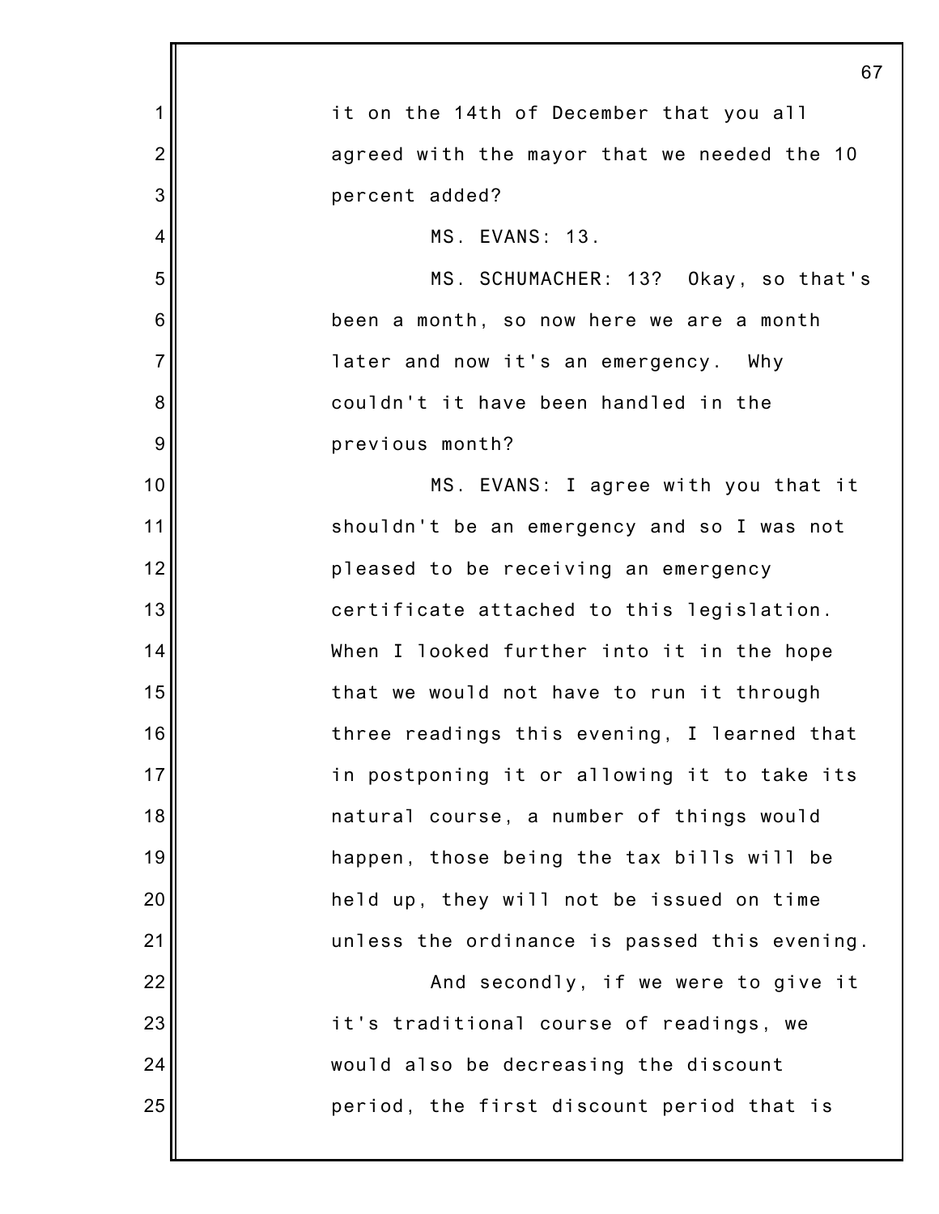it on the 14th of December that you all agreed with the mayor that we needed the 10 percent added?

MS. EVANS: 13.

MS. SCHUMACHER: 13? Okay, so that's been a month, so now here we are a month later and now it's an emergency. Why couldn't it have been handled in the previous month?

MS. EVANS: I agree with you that it shouldn't be an emergency and so I was not pleased to be receiving an emergency certificate attached to this legislation. When I looked further into it in the hope that we would not have to run it through three readings this evening, I learned that in postponing it or allowing it to take its natural course, a number of things would happen, those being the tax bills will be held up, they will not be issued on time unless the ordinance is passed this evening.

And secondly, if we were to give it it's traditional course of readings, we would also be decreasing the discount period, the first discount period that is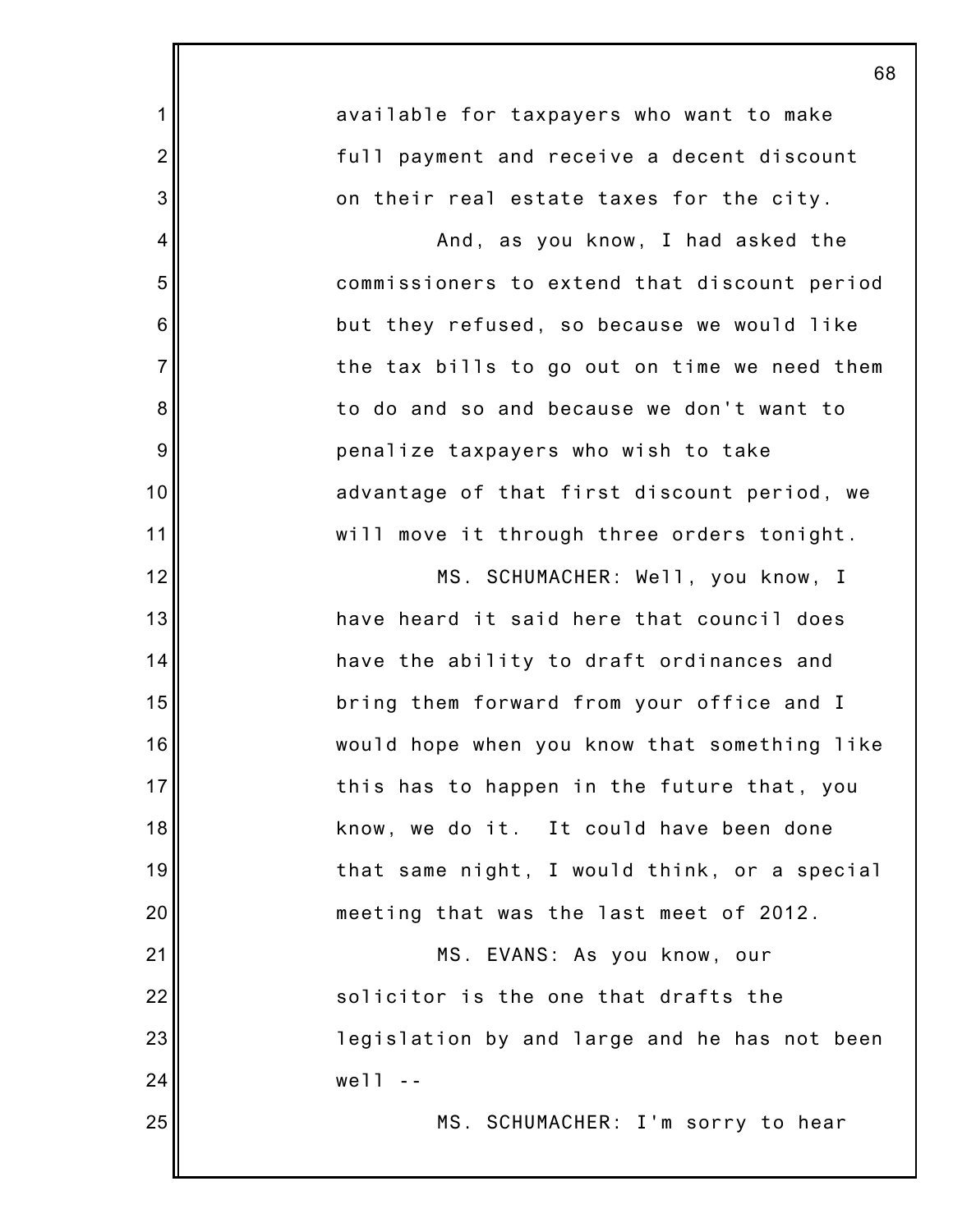available for taxpayers who want to make full payment and receive a decent discount on their real estate taxes for the city.

And, as you know, I had asked the commissioners to extend that discount period but they refused, so because we would like the tax bills to go out on time we need them to do and so and because we don't want to penalize taxpayers who wish to take advantage of that first discount period, we will move it through three orders tonight.

MS. SCHUMACHER: Well, you know, I have heard it said here that council does have the ability to draft ordinances and bring them forward from your office and I would hope when you know that something like this has to happen in the future that, you know, we do it. It could have been done that same night, I would think, or a special meeting that was the last meet of 2012.

MS. EVANS: As you know, our solicitor is the one that drafts the legislation by and large and he has not been well --

MS. SCHUMACHER: I'm sorry to hear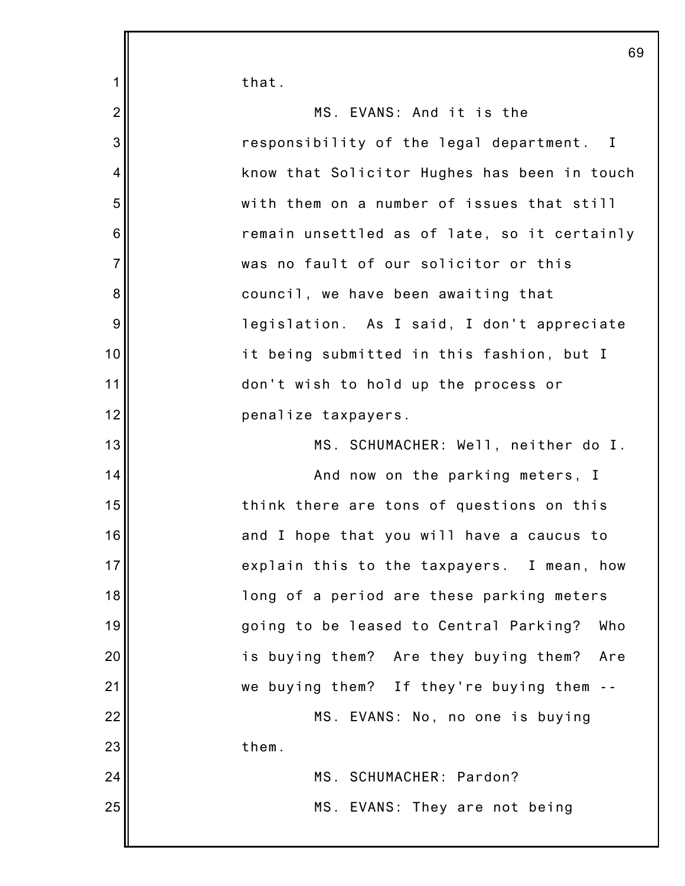that.

MS. EVANS: And it is the responsibility of the legal department. I know that Solicitor Hughes has been in touch with them on a number of issues that still remain unsettled as of late, so it certainly was no fault of our solicitor or this council, we have been awaiting that legislation. As I said, I don't appreciate it being submitted in this fashion, but I don't wish to hold up the process or penalize taxpayers.

MS. SCHUMACHER: Well, neither do I.

And now on the parking meters, I think there are tons of questions on this and I hope that you will have a caucus to explain this to the taxpayers. I mean, how long of a period are these parking meters going to be leased to Central Parking? Who is buying them? Are they buying them? Are we buying them? If they're buying them --

MS. EVANS: No, no one is buying them.

MS. SCHUMACHER: Pardon?

MS. EVANS: They are not being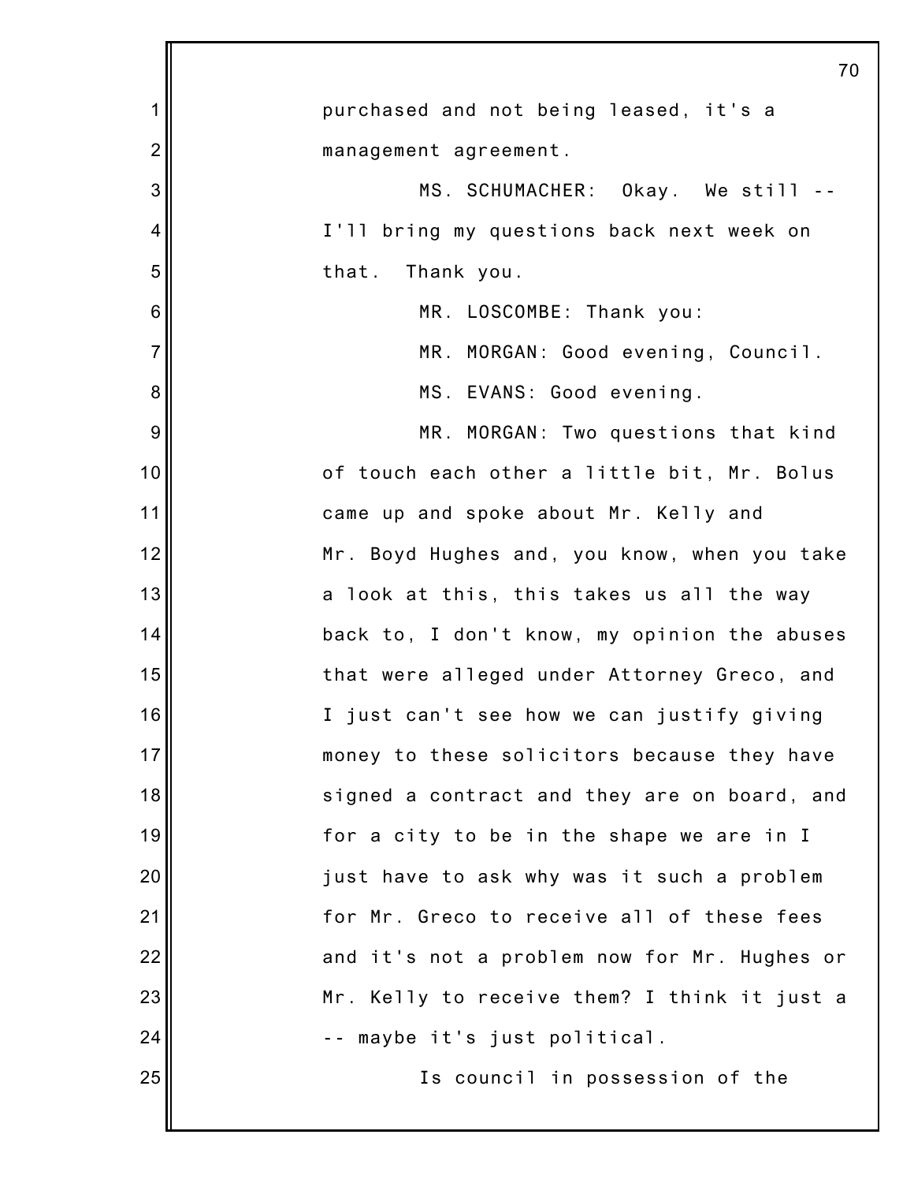purchased and not being leased, it's a management agreement.

MS. SCHUMACHER: Okay. We still -- I'll bring my questions back next week on that. Thank you.

MR. LOSCOMBE: Thank you:

MR. MORGAN: Good evening, Council.

MS. EVANS: Good evening.

MR. MORGAN: Two questions that kind of touch each other a little bit, Mr. Bolus came up and spoke about Mr. Kelly and Mr. Boyd Hughes and, you know, when you take a look at this, this takes us all the way back to, I don't know, my opinion the abuses that were alleged under Attorney Greco, and I just can't see how we can justify giving money to these solicitors because they have signed a contract and they are on board, and for a city to be in the shape we are in I just have to ask why was it such a problem for Mr. Greco to receive all of these fees and it's not a problem now for Mr. Hughes or Mr. Kelly to receive them? I think it just a -- maybe it's just political.

Is council in possession of the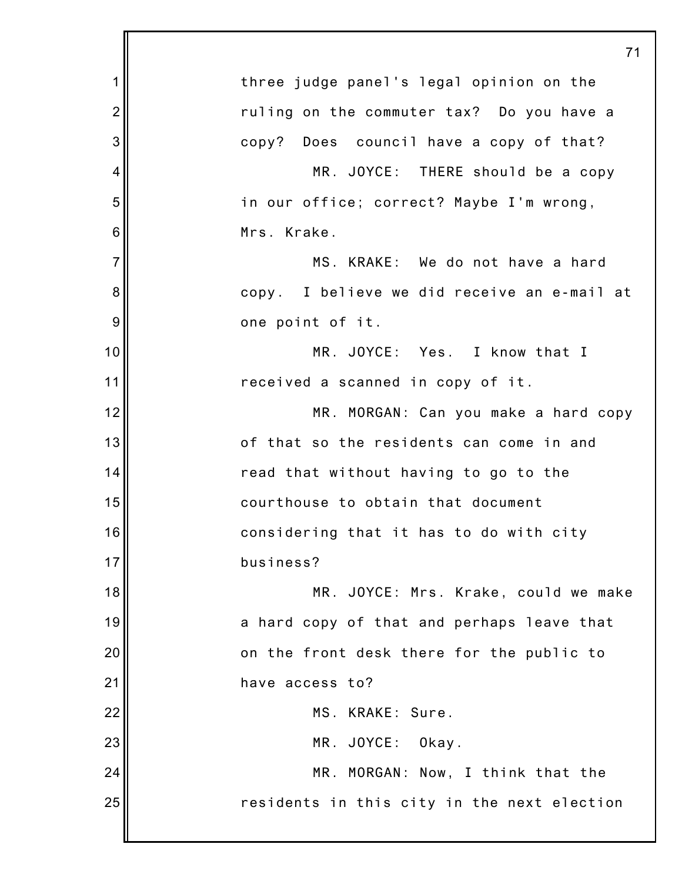three judge panel's legal opinion on the ruling on the commuter tax? Do you have a copy? Does council have a copy of that?

MR. JOYCE: THERE should be a copy in our office; correct? Maybe I'm wrong, Mrs. Krake.

MS. KRAKE: We do not have a hard copy. I believe we did receive an e-mail at one point of it.

MR. JOYCE: Yes. I know that I received a scanned in copy of it.

MR. MORGAN: Can you make a hard copy of that so the residents can come in and read that without having to go to the courthouse to obtain that document considering that it has to do with city business?

MR. JOYCE: Mrs. Krake, could we make a hard copy of that and perhaps leave that on the front desk there for the public to have access to?

MS. KRAKE: Sure.

MR. JOYCE: Okay.

MR. MORGAN: Now, I think that the residents in this city in the next election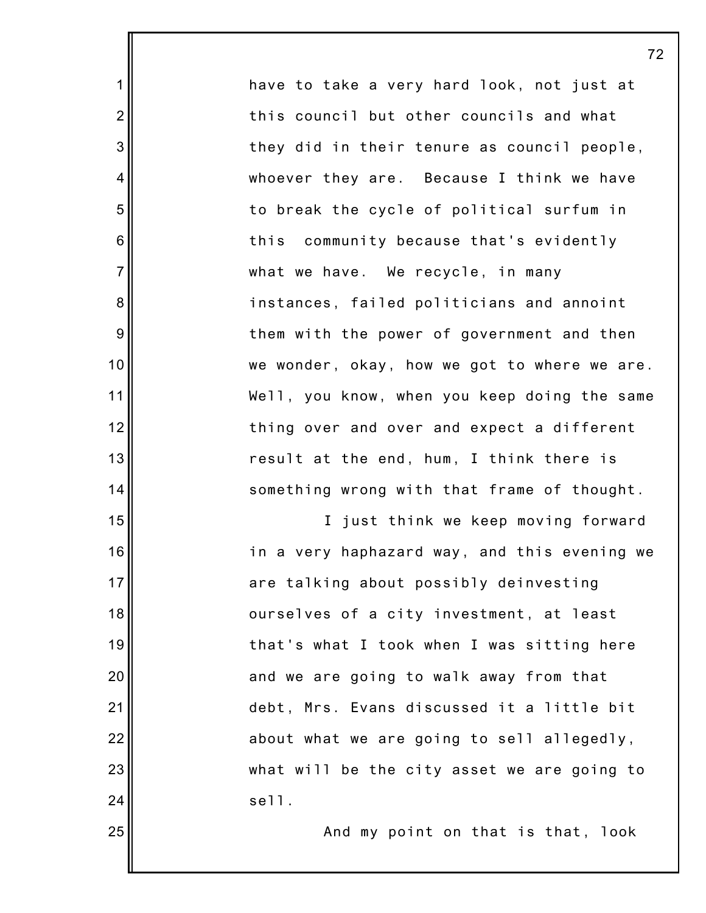have to take a very hard look, not just at this council but other councils and what they did in their tenure as council people, whoever they are. Because I think we have to break the cycle of political surfum in this community because that's evidently what we have. We recycle, in many instances, failed politicians and annoint them with the power of government and then we wonder, okay, how we got to where we are. Well, you know, when you keep doing the same thing over and over and expect a different result at the end, hum, I think there is something wrong with that frame of thought.

I just think we keep moving forward in a very haphazard way, and this evening we are talking about possibly deinvesting ourselves of a city investment, at least that's what I took when I was sitting here and we are going to walk away from that debt, Mrs. Evans discussed it a little bit about what we are going to sell allegedly, what will be the city asset we are going to sell.

And my point on that is that, look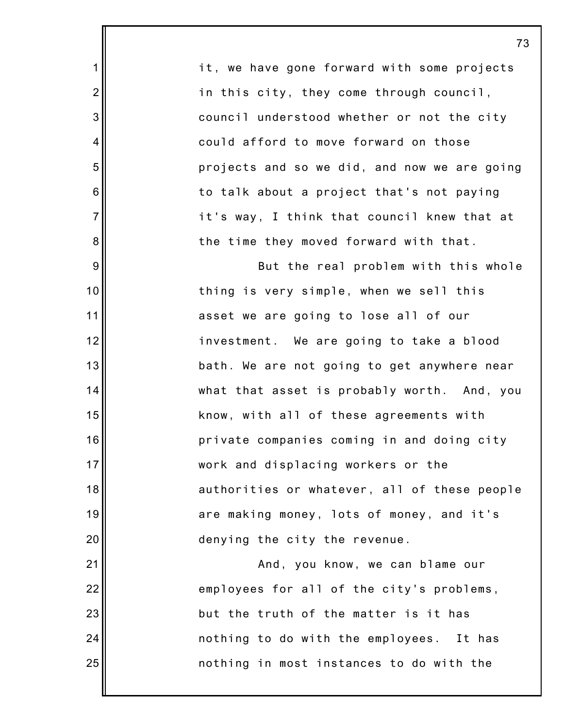it, we have gone forward with some projects in this city, they come through council, council understood whether or not the city could afford to move forward on those projects and so we did, and now we are going to talk about a project that's not paying it's way, I think that council knew that at the time they moved forward with that.

But the real problem with this whole thing is very simple, when we sell this asset we are going to lose all of our investment. We are going to take a blood bath. We are not going to get anywhere near what that asset is probably worth. And, you know, with all of these agreements with private companies coming in and doing city work and displacing workers or the authorities or whatever, all of these people are making money, lots of money, and it's denying the city the revenue.

And, you know, we can blame our employees for all of the city's problems, but the truth of the matter is it has nothing to do with the employees. It has nothing in most instances to do with the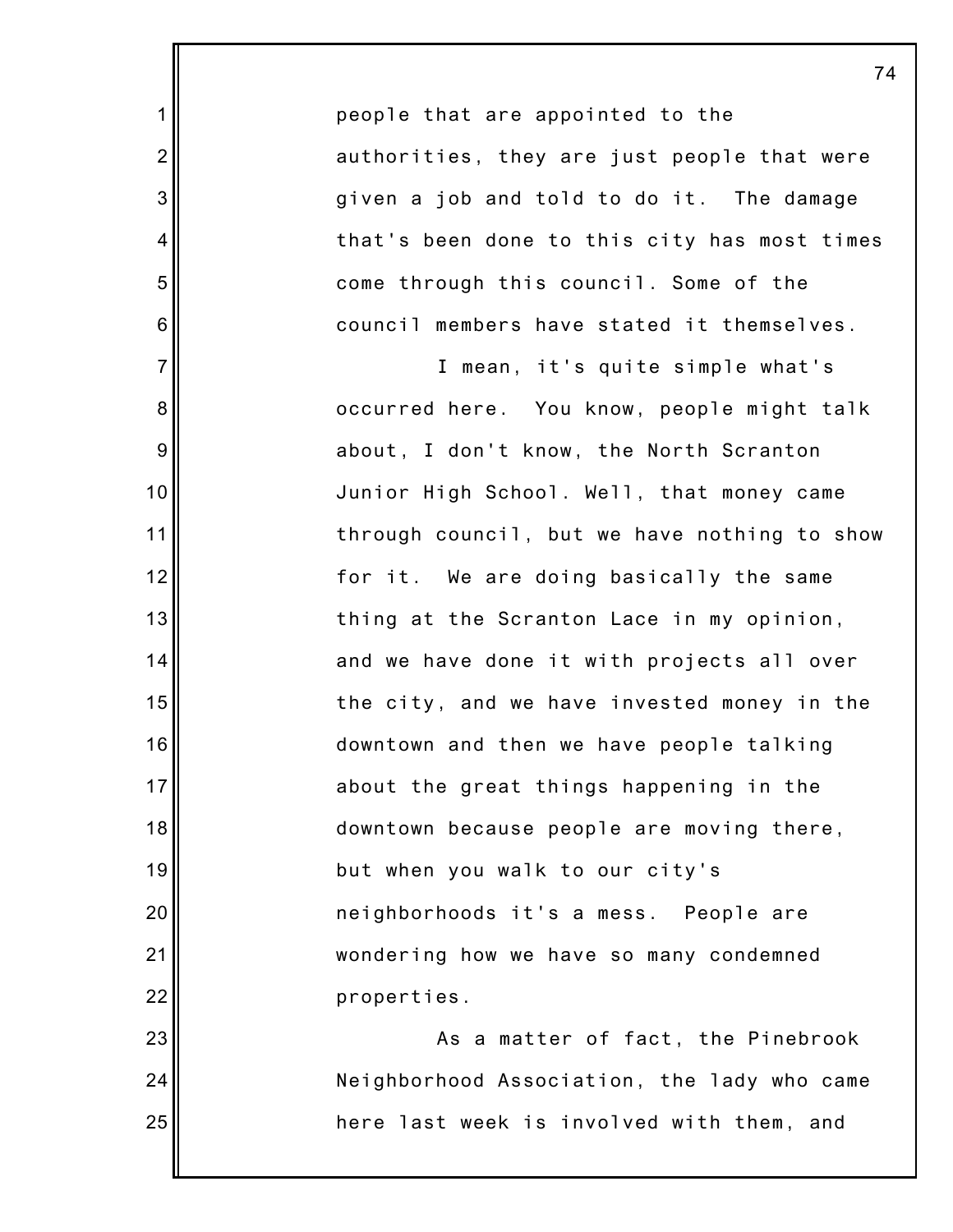people that are appointed to the authorities, they are just people that were given a job and told to do it. The damage that's been done to this city has most times come through this council. Some of the council members have stated it themselves.

I mean, it's quite simple what's occurred here. You know, people might talk about, I don't know, the North Scranton Junior High School. Well, that money came through council, but we have nothing to show for it. We are doing basically the same thing at the Scranton Lace in my opinion, and we have done it with projects all over the city, and we have invested money in the downtown and then we have people talking about the great things happening in the downtown because people are moving there, but when you walk to our city's neighborhoods it's a mess. People are wondering how we have so many condemned properties.

As a matter of fact, the Pinebrook Neighborhood Association, the lady who came here last week is involved with them, and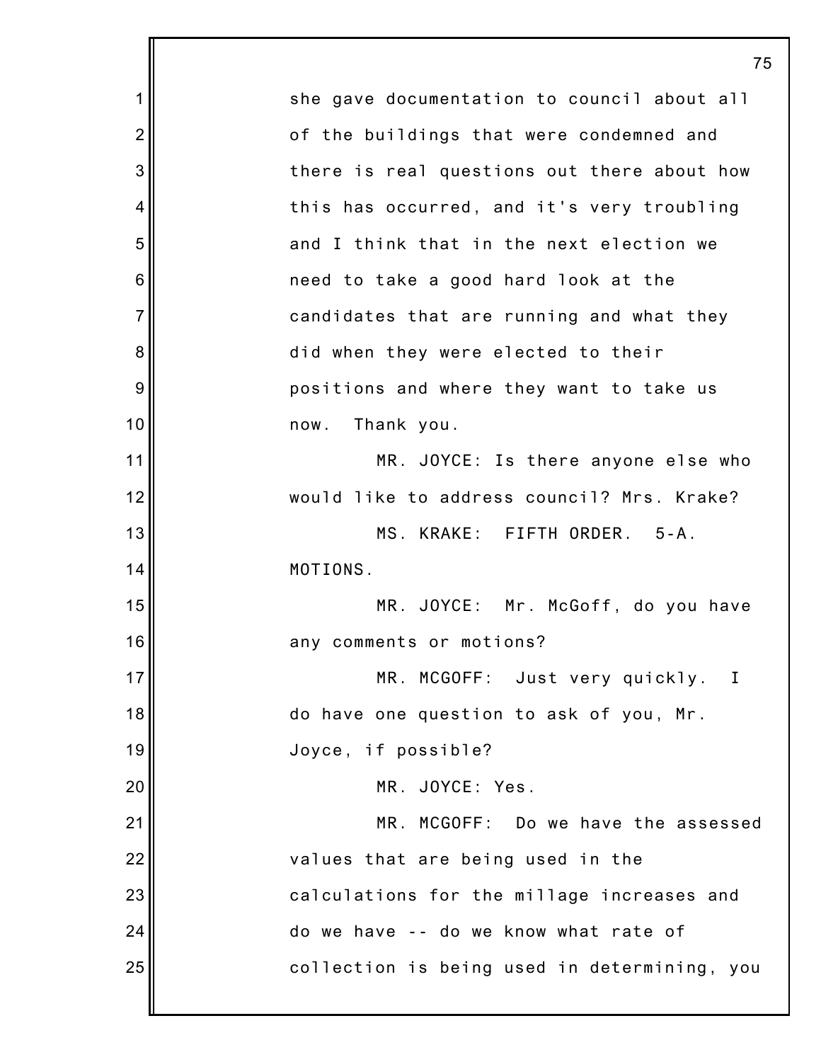she gave documentation to council about all of the buildings that were condemned and there is real questions out there about how this has occurred, and it's very troubling and I think that in the next election we need to take a good hard look at the candidates that are running and what they did when they were elected to their positions and where they want to take us now. Thank you.

MR. JOYCE: Is there anyone else who would like to address council? Mrs. Krake?

MS. KRAKE: FIFTH ORDER. 5-A. MOTIONS.

MR. JOYCE: Mr. McGoff, do you have any comments or motions?

MR. MCGOFF: Just very quickly. I do have one question to ask of you, Mr. Joyce, if possible?

MR. JOYCE: Yes.

MR. MCGOFF: Do we have the assessed values that are being used in the calculations for the millage increases and do we have -- do we know what rate of collection is being used in determining, you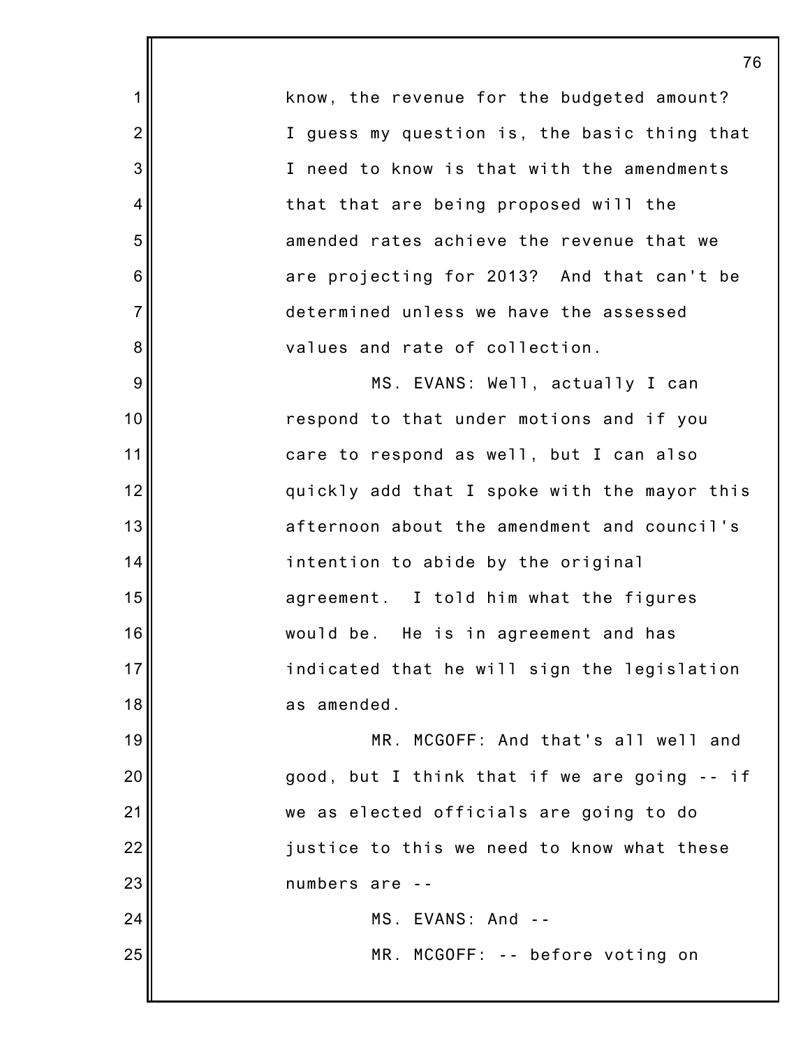know, the revenue for the budgeted amount? I guess my question is, the basic thing that I need to know is that with the amendments that that are being proposed will the amended rates achieve the revenue that we are projecting for 2013? And that can't be determined unless we have the assessed values and rate of collection.

MS. EVANS: Well, actually I can respond to that under motions and if you care to respond as well, but I can also quickly add that I spoke with the mayor this afternoon about the amendment and council's intention to abide by the original agreement. I told him what the figures would be. He is in agreement and has indicated that he will sign the legislation as amended.

MR. MCGOFF: And that's all well and good, but I think that if we are going -- if we as elected officials are going to do justice to this we need to know what these numbers are --

MS. EVANS: And --

MR. MCGOFF: -- before voting on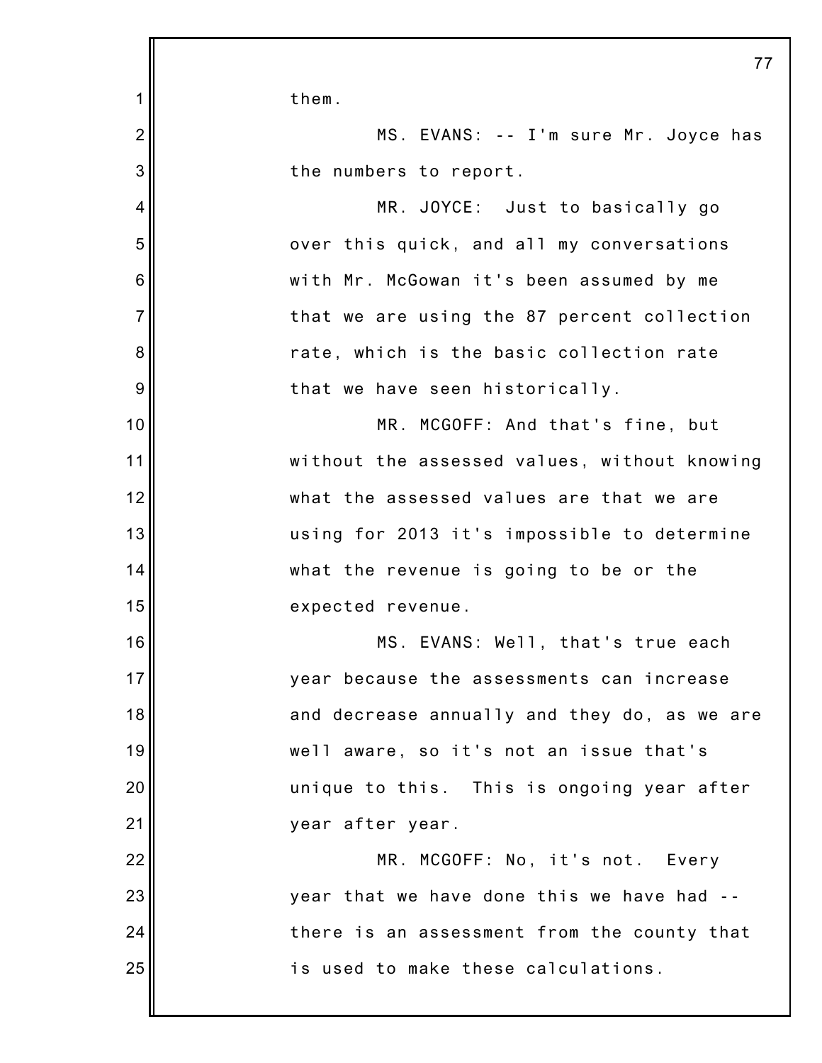them.

MS. EVANS: -- I'm sure Mr. Joyce has the numbers to report.

MR. JOYCE: Just to basically go over this quick, and all my conversations with Mr. McGowan it's been assumed by me that we are using the 87 percent collection rate, which is the basic collection rate that we have seen historically.

MR. MCGOFF: And that's fine, but without the assessed values, without knowing what the assessed values are that we are using for 2013 it's impossible to determine what the revenue is going to be or the expected revenue.

MS. EVANS: Well, that's true each year because the assessments can increase and decrease annually and they do, as we are well aware, so it's not an issue that's unique to this. This is ongoing year after year after year.

MR. MCGOFF: No, it's not. Every year that we have done this we have had -- there is an assessment from the county that is used to make these calculations.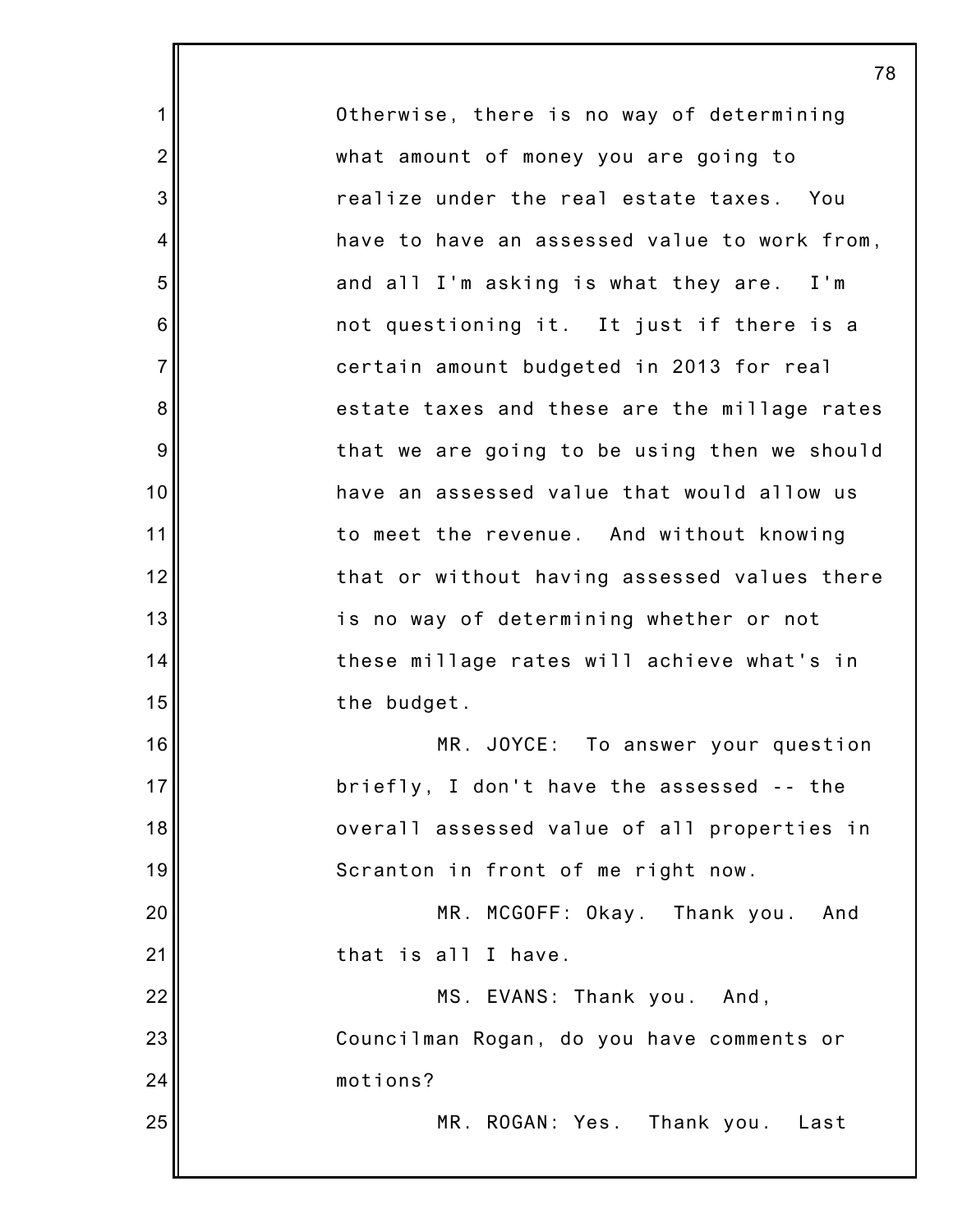Otherwise, there is no way of determining what amount of money you are going to realize under the real estate taxes. You have to have an assessed value to work from, and all I'm asking is what they are. I'm not questioning it. It just if there is a certain amount budgeted in 2013 for real estate taxes and these are the millage rates that we are going to be using then we should have an assessed value that would allow us to meet the revenue. And without knowing that or without having assessed values there is no way of determining whether or not these millage rates will achieve what's in the budget.

MR. JOYCE: To answer your question briefly, I don't have the assessed -- the overall assessed value of all properties in Scranton in front of me right now.

MR. MCGOFF: Okay. Thank you. And that is all I have.

MS. EVANS: Thank you. And, Councilman Rogan, do you have comments or motions?

MR. ROGAN: Yes. Thank you. Last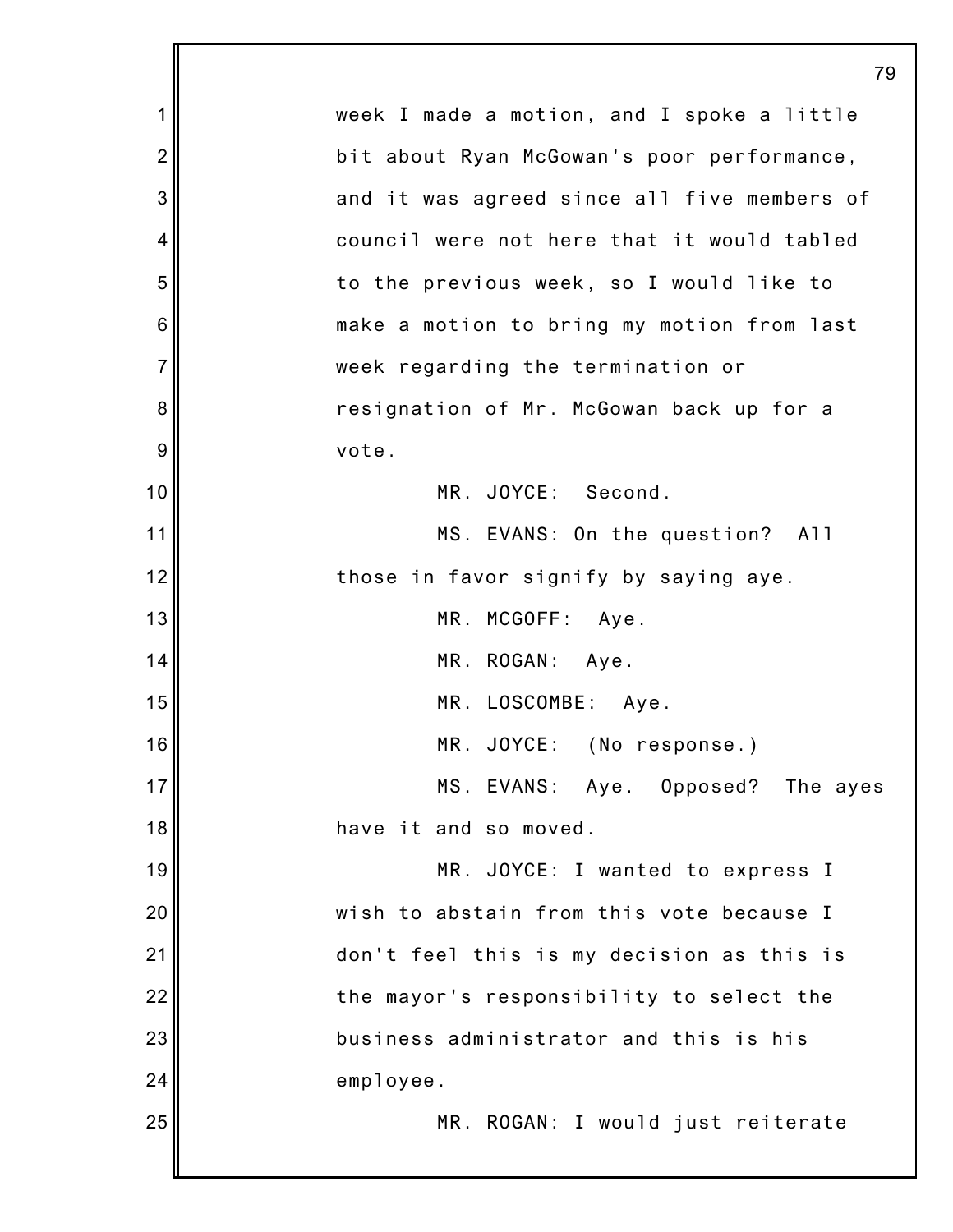week I made a motion, and I spoke a little bit about Ryan McGowan's poor performance, and it was agreed since all five members of council were not here that it would tabled to the previous week, so I would like to make a motion to bring my motion from last week regarding the termination or resignation of Mr. McGowan back up for a vote.

MR. JOYCE: Second.

MS. EVANS: On the question? All those in favor signify by saying aye.

MR. MCGOFF: Aye.

MR. ROGAN: Aye.

MR. LOSCOMBE: Aye.

MR. JOYCE: (No response.)

MS. EVANS: Aye. Opposed? The ayes have it and so moved.

MR. JOYCE: I wanted to express I wish to abstain from this vote because I don't feel this is my decision as this is the mayor's responsibility to select the business administrator and this is his employee.

MR. ROGAN: I would just reiterate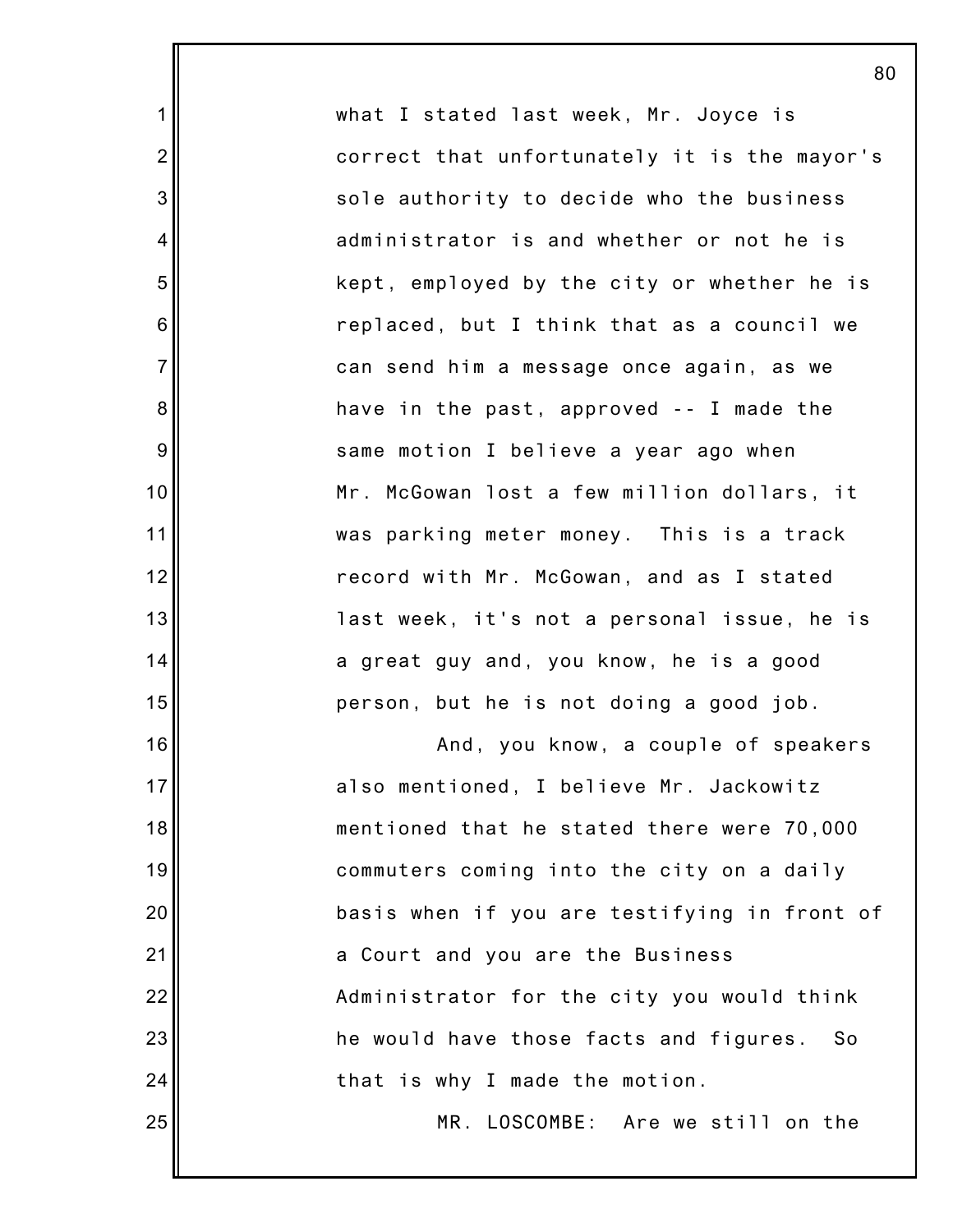what I stated last week, Mr. Joyce is correct that unfortunately it is the mayor's sole authority to decide who the business administrator is and whether or not he is kept, employed by the city or whether he is replaced, but I think that as a council we can send him a message once again, as we have in the past, approved -- I made the same motion I believe a year ago when Mr. McGowan lost a few million dollars, it was parking meter money. This is a track record with Mr. McGowan, and as I stated last week, it's not a personal issue, he is a great guy and, you know, he is a good person, but he is not doing a good job.

And, you know, a couple of speakers also mentioned, I believe Mr. Jackowitz mentioned that he stated there were 70,000 commuters coming into the city on a daily basis when if you are testifying in front of a Court and you are the Business Administrator for the city you would think he would have those facts and figures. So that is why I made the motion.

MR. LOSCOMBE: Are we still on the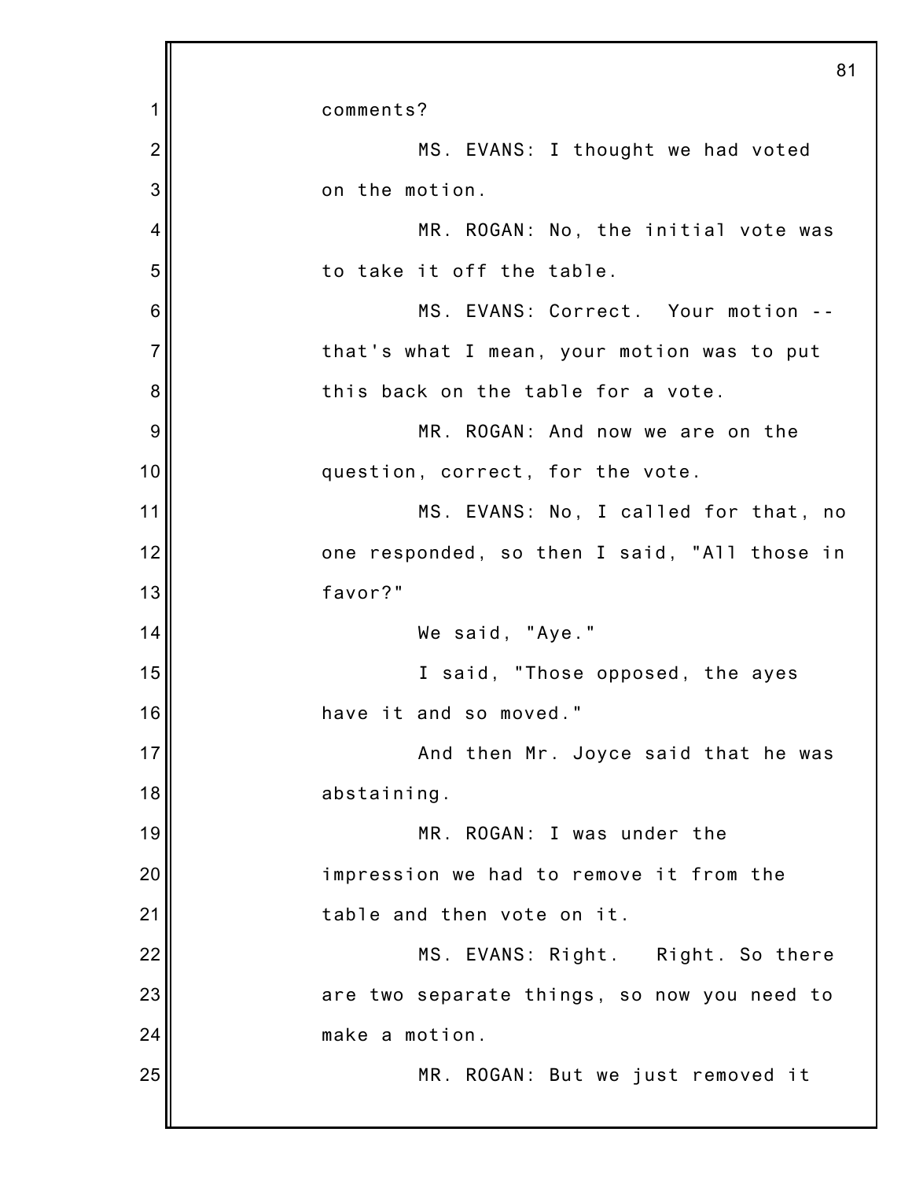comments?

MS. EVANS: I thought we had voted on the motion.

MR. ROGAN: No, the initial vote was to take it off the table.

MS. EVANS: Correct. Your motion -- that's what I mean, your motion was to put this back on the table for a vote.

MR. ROGAN: And now we are on the question, correct, for the vote.

MS. EVANS: No, I called for that, no one responded, so then I said, "All those in favor?"

We said, "Aye."

I said, "Those opposed, the ayes have it and so moved."

And then Mr. Joyce said that he was abstaining.

MR. ROGAN: I was under the impression we had to remove it from the table and then vote on it.

MS. EVANS: Right. Right. So there are two separate things, so now you need to make a motion.

MR. ROGAN: But we just removed it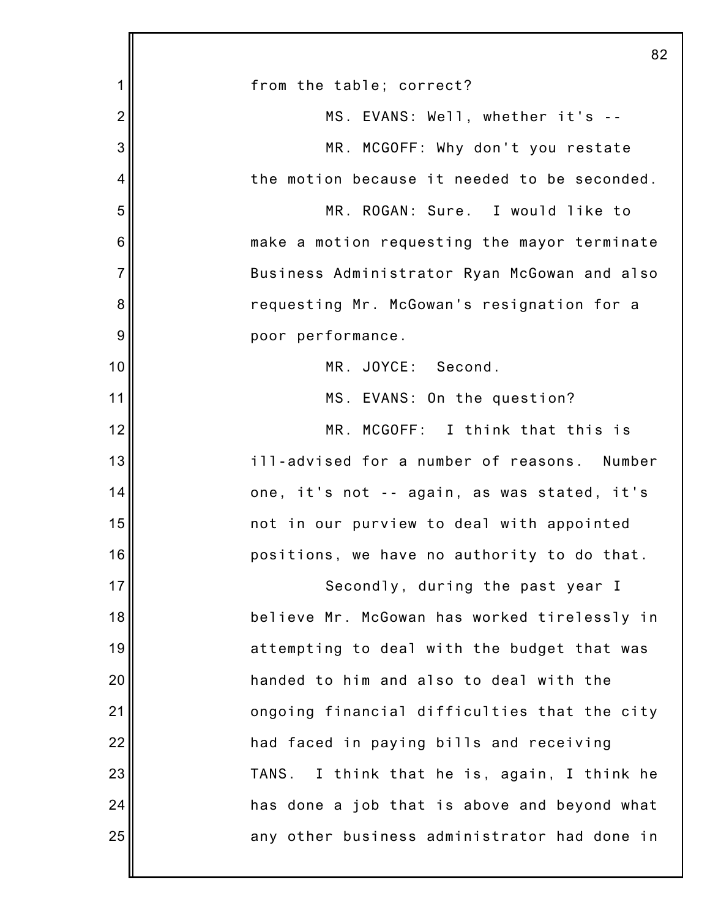from the table; correct?

MS. EVANS: Well, whether it's --

MR. MCGOFF: Why don't you restate the motion because it needed to be seconded.

MR. ROGAN: Sure. I would like to make a motion requesting the mayor terminate Business Administrator Ryan McGowan and also requesting Mr. McGowan's resignation for a poor performance.

MR. JOYCE: Second.

MS. EVANS: On the question?

MR. MCGOFF: I think that this is ill-advised for a number of reasons. Number one, it's not -- again, as was stated, it's not in our purview to deal with appointed positions, we have no authority to do that.

Secondly, during the past year I believe Mr. McGowan has worked tirelessly in attempting to deal with the budget that was handed to him and also to deal with the ongoing financial difficulties that the city had faced in paying bills and receiving TANS. I think that he is, again, I think he has done a job that is above and beyond what any other business administrator had done in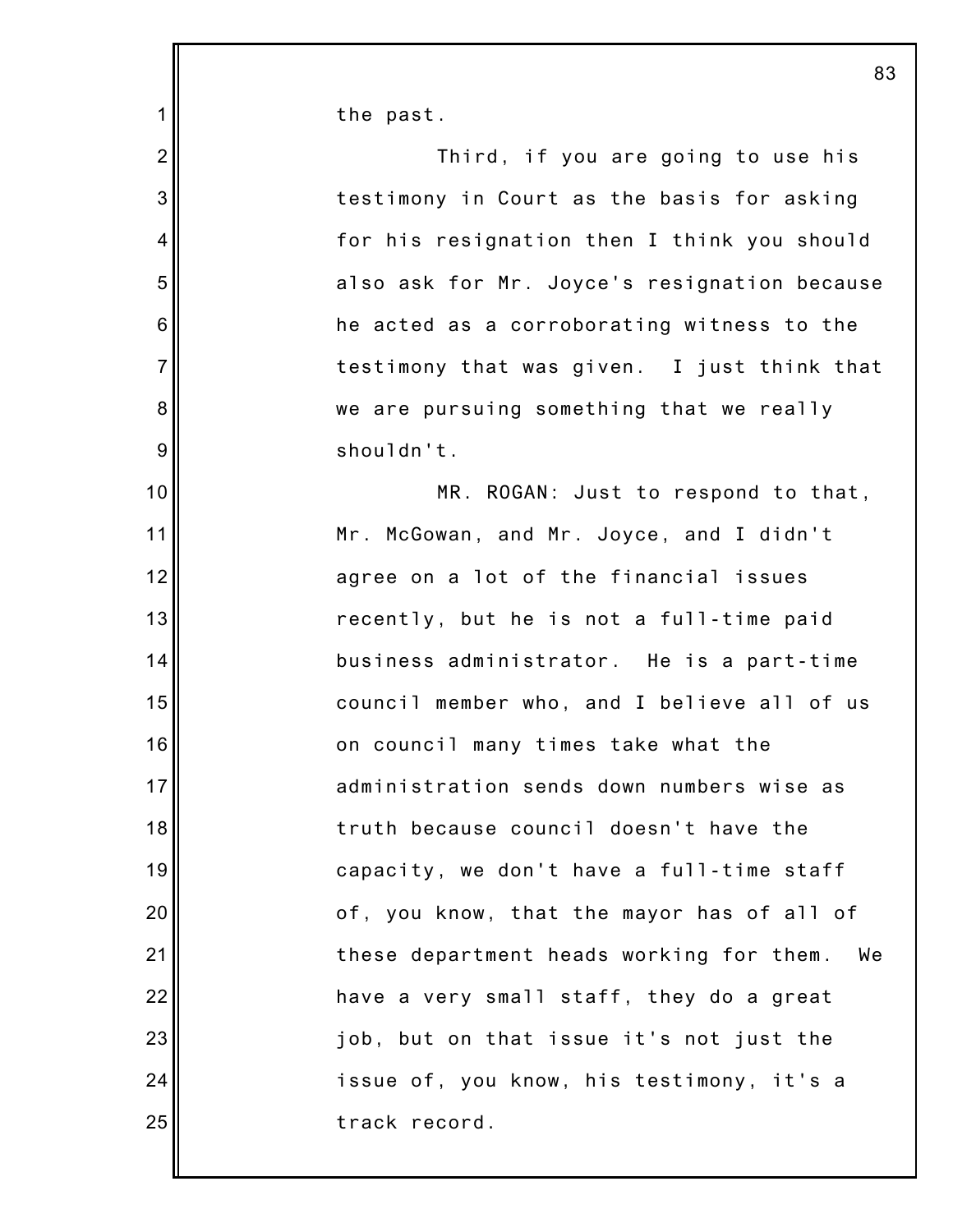the past.

Third, if you are going to use his testimony in Court as the basis for asking for his resignation then I think you should also ask for Mr. Joyce's resignation because he acted as a corroborating witness to the testimony that was given. I just think that we are pursuing something that we really shouldn't.

MR. ROGAN: Just to respond to that, Mr. McGowan, and Mr. Joyce, and I didn't agree on a lot of the financial issues recently, but he is not a full-time paid business administrator. He is a part-time council member who, and I believe all of us on council many times take what the administration sends down numbers wise as truth because council doesn't have the capacity, we don't have a full-time staff of, you know, that the mayor has of all of these department heads working for them. We have a very small staff, they do a great job, but on that issue it's not just the issue of, you know, his testimony, it's a track record.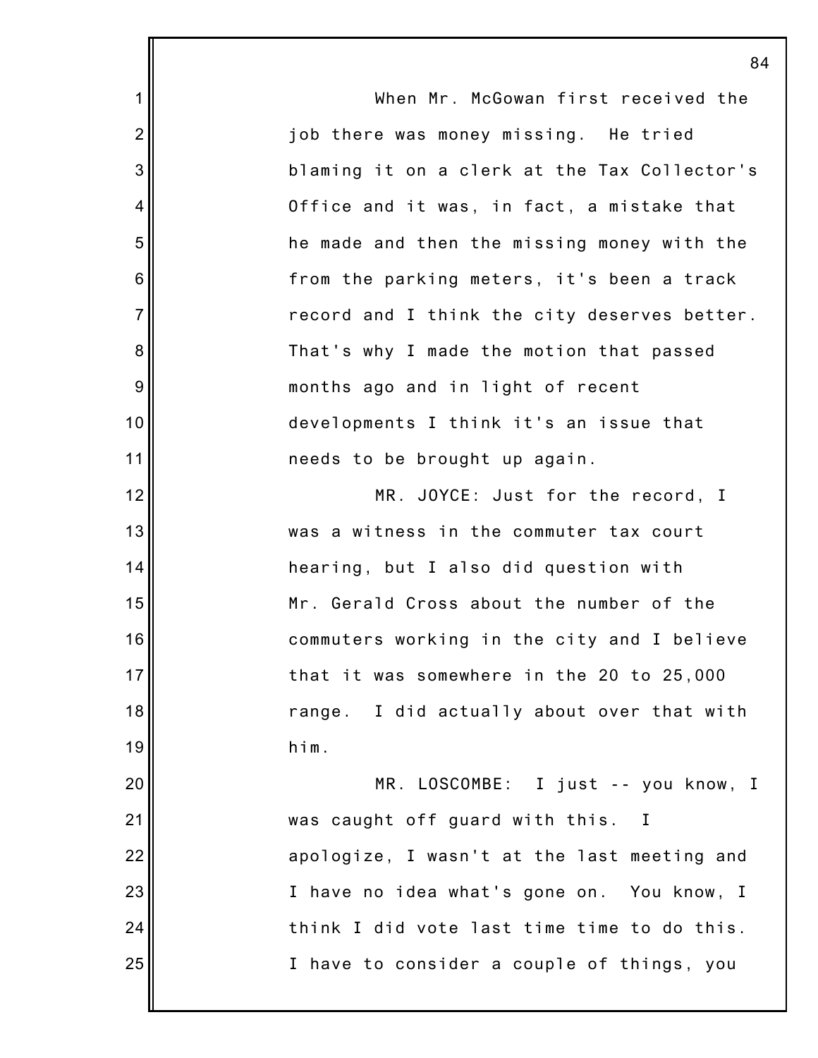When Mr. McGowan first received the job there was money missing. He tried blaming it on a clerk at the Tax Collector's Office and it was, in fact, a mistake that he made and then the missing money with the from the parking meters, it's been a track record and I think the city deserves better. That's why I made the motion that passed months ago and in light of recent developments I think it's an issue that needs to be brought up again.

MR. JOYCE: Just for the record, I was a witness in the commuter tax court hearing, but I also did question with Mr. Gerald Cross about the number of the commuters working in the city and I believe that it was somewhere in the 20 to 25,000 range. I did actually about over that with him.

MR. LOSCOMBE: I just -- you know, I was caught off guard with this. I apologize, I wasn't at the last meeting and I have no idea what's gone on. You know, I think I did vote last time time to do this. I have to consider a couple of things, you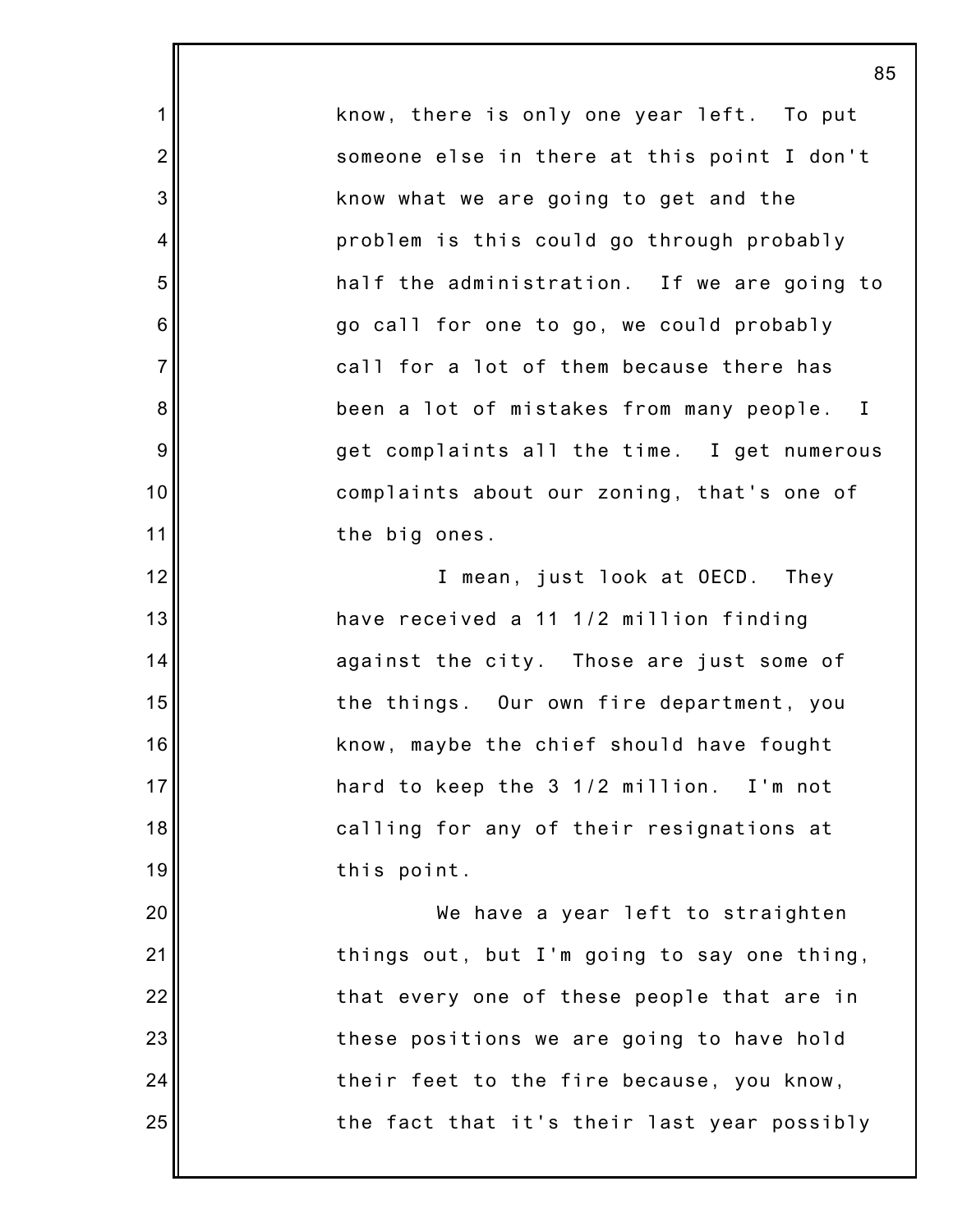know, there is only one year left. To put someone else in there at this point I don't know what we are going to get and the problem is this could go through probably half the administration. If we are going to go call for one to go, we could probably call for a lot of them because there has been a lot of mistakes from many people. I get complaints all the time. I get numerous complaints about our zoning, that's one of the big ones.

I mean, just look at OECD. They have received a 11 1/2 million finding against the city. Those are just some of the things. Our own fire department, you know, maybe the chief should have fought hard to keep the 3 1/2 million. I'm not calling for any of their resignations at this point.

We have a year left to straighten things out, but I'm going to say one thing, that every one of these people that are in these positions we are going to have hold their feet to the fire because, you know, the fact that it's their last year possibly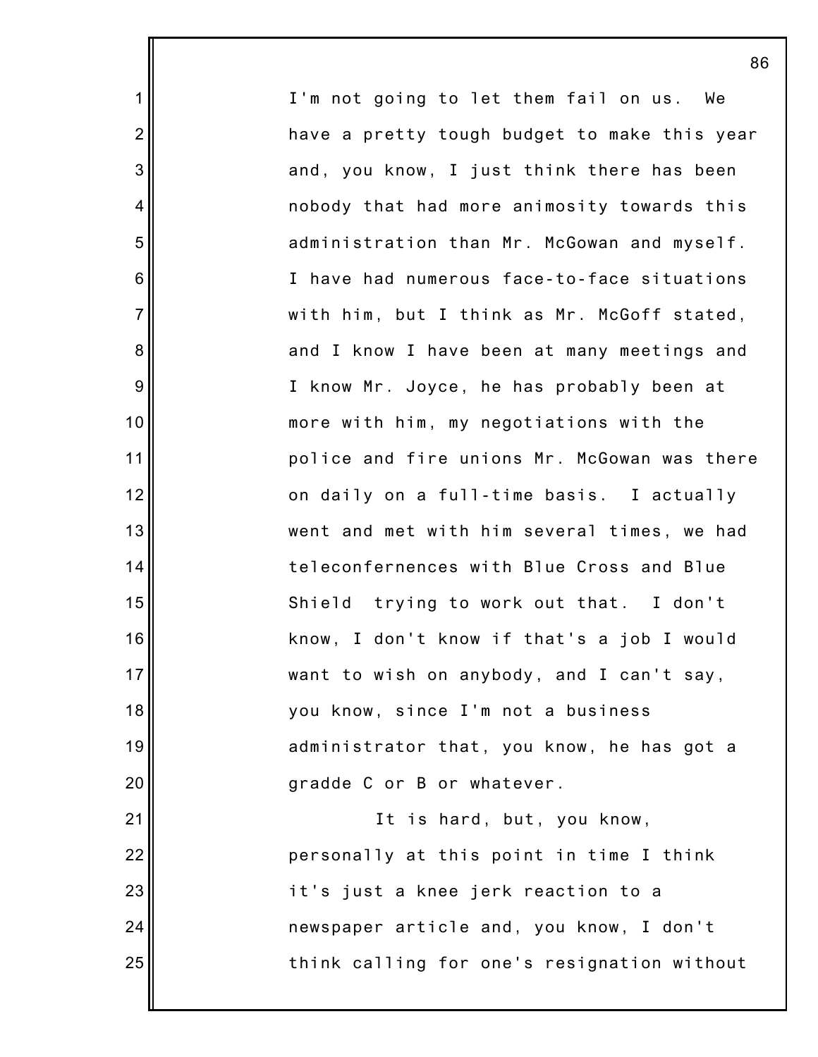I'm not going to let them fail on us. We have a pretty tough budget to make this year and, you know, I just think there has been nobody that had more animosity towards this administration than Mr. McGowan and myself. I have had numerous face-to-face situations with him, but I think as Mr. McGoff stated, and I know I have been at many meetings and I know Mr. Joyce, he has probably been at more with him, my negotiations with the police and fire unions Mr. McGowan was there on daily on a full-time basis. I actually went and met with him several times, we had teleconfernences with Blue Cross and Blue Shield trying to work out that. I don't know, I don't know if that's a job I would want to wish on anybody, and I can't say, you know, since I'm not a business administrator that, you know, he has got a gradde C or B or whatever.

It is hard, but, you know, personally at this point in time I think it's just a knee jerk reaction to a newspaper article and, you know, I don't think calling for one's resignation without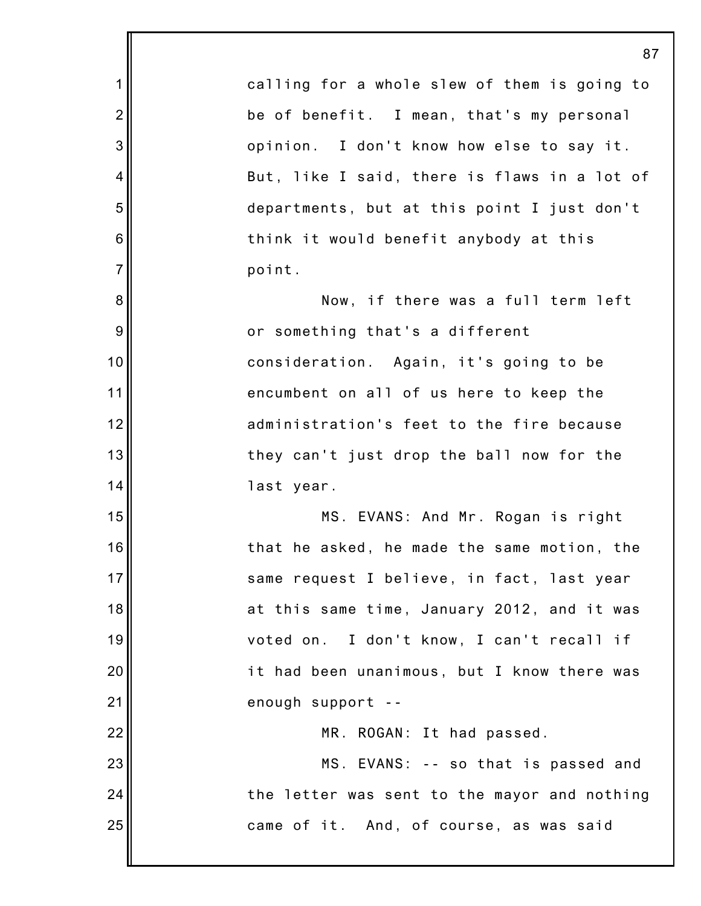calling for a whole slew of them is going to be of benefit. I mean, that's my personal opinion. I don't know how else to say it. But, like I said, there is flaws in a lot of departments, but at this point I just don't think it would benefit anybody at this point.

Now, if there was a full term left or something that's a different consideration. Again, it's going to be encumbent on all of us here to keep the administration's feet to the fire because they can't just drop the ball now for the last year.

MS. EVANS: And Mr. Rogan is right that he asked, he made the same motion, the same request I believe, in fact, last year at this same time, January 2012, and it was voted on. I don't know, I can't recall if it had been unanimous, but I know there was enough support --

MR. ROGAN: It had passed.

MS. EVANS: -- so that is passed and the letter was sent to the mayor and nothing came of it. And, of course, as was said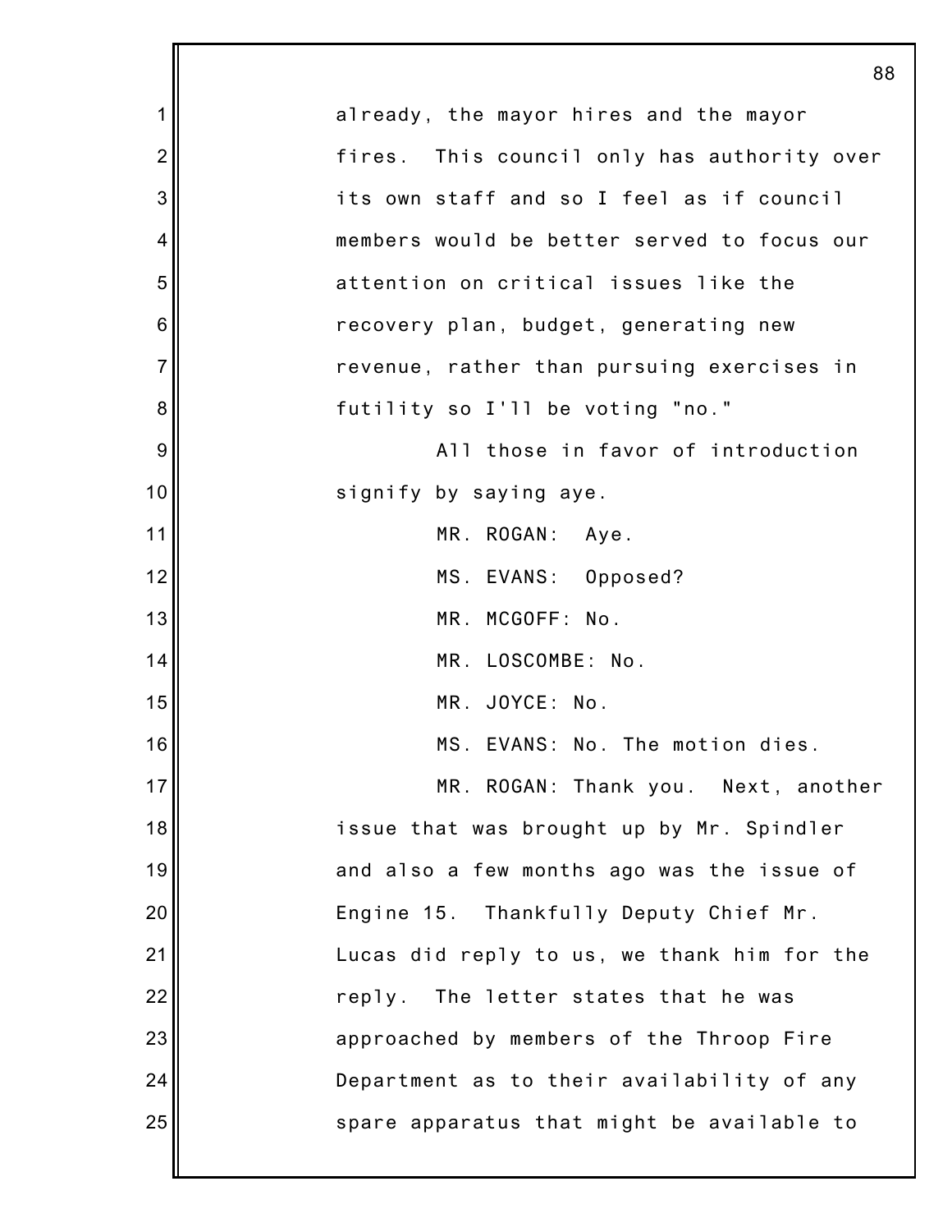already, the mayor hires and the mayor fires. This council only has authority over its own staff and so I feel as if council members would be better served to focus our attention on critical issues like the recovery plan, budget, generating new revenue, rather than pursuing exercises in futility so I'll be voting "no."

All those in favor of introduction signify by saying aye.

MR. ROGAN: Aye.

MS. EVANS: Opposed?

MR. MCGOFF: No.

MR. LOSCOMBE: No.

MR. JOYCE: No.

MS. EVANS: No. The motion dies.

MR. ROGAN: Thank you. Next, another issue that was brought up by Mr. Spindler and also a few months ago was the issue of Engine 15. Thankfully Deputy Chief Mr. Lucas did reply to us, we thank him for the reply. The letter states that he was approached by members of the Throop Fire Department as to their availability of any spare apparatus that might be available to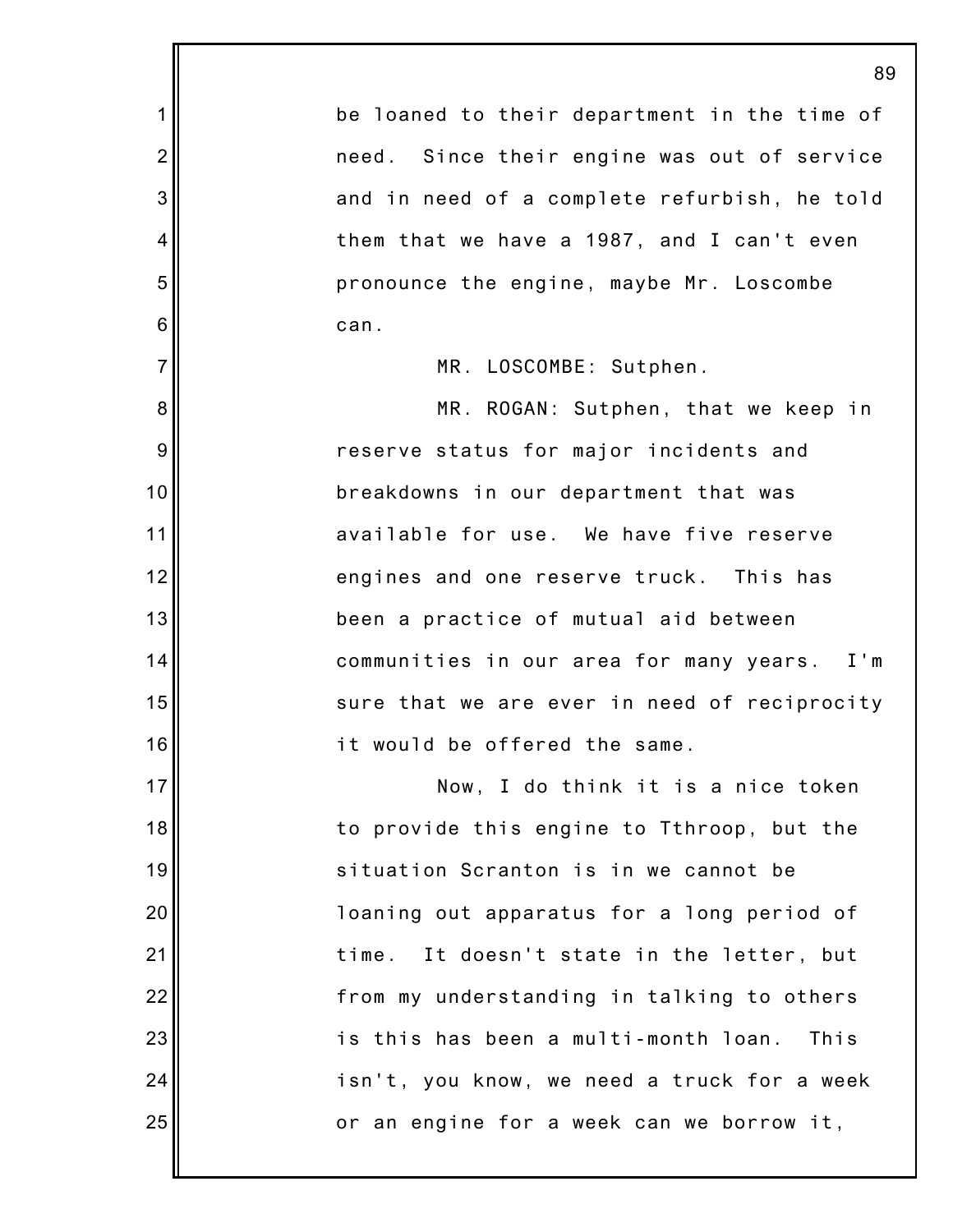be loaned to their department in the time of need. Since their engine was out of service and in need of a complete refurbish, he told them that we have a 1987, and I can't even pronounce the engine, maybe Mr. Loscombe can.

MR. LOSCOMBE: Sutphen.

MR. ROGAN: Sutphen, that we keep in reserve status for major incidents and breakdowns in our department that was available for use. We have five reserve engines and one reserve truck. This has been a practice of mutual aid between communities in our area for many years. I'm sure that we are ever in need of reciprocity it would be offered the same.

Now, I do think it is a nice token to provide this engine to Tthroop, but the situation Scranton is in we cannot be loaning out apparatus for a long period of time. It doesn't state in the letter, but from my understanding in talking to others is this has been a multi-month loan. This isn't, you know, we need a truck for a week or an engine for a week can we borrow it,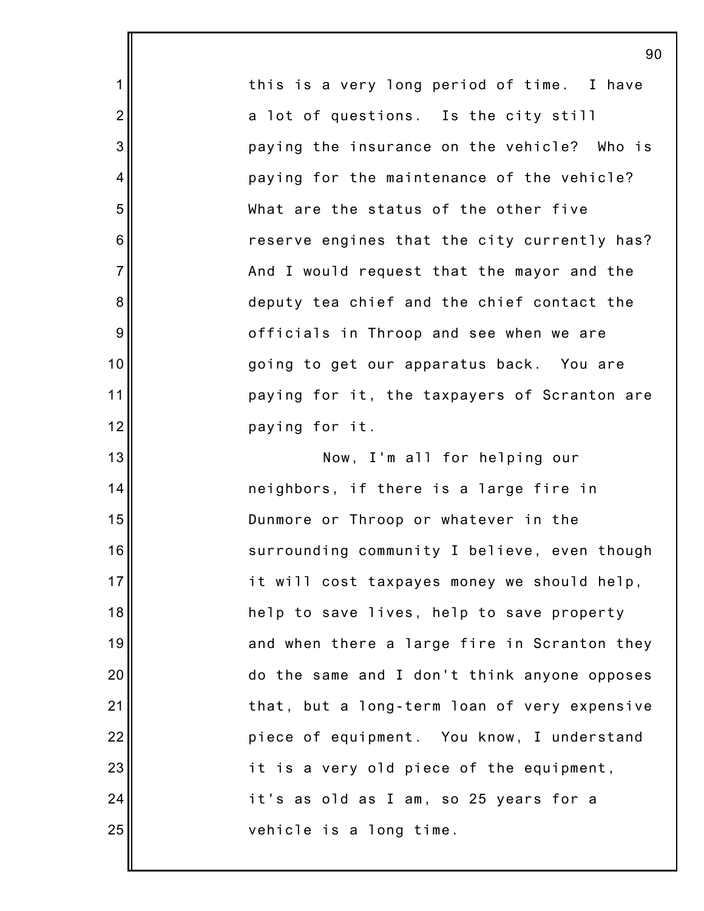this is a very long period of time. I have a lot of questions. Is the city still paying the insurance on the vehicle? Who is paying for the maintenance of the vehicle? What are the status of the other five reserve engines that the city currently has? And I would request that the mayor and the deputy tea chief and the chief contact the officials in Throop and see when we are going to get our apparatus back. You are paying for it, the taxpayers of Scranton are paying for it.

Now, I'm all for helping our neighbors, if there is a large fire in Dunmore or Throop or whatever in the surrounding community I believe, even though it will cost taxpayes money we should help, help to save lives, help to save property and when there a large fire in Scranton they do the same and I don't think anyone opposes that, but a long-term loan of very expensive piece of equipment. You know, I understand it is a very old piece of the equipment, it's as old as I am, so 25 years for a vehicle is a long time.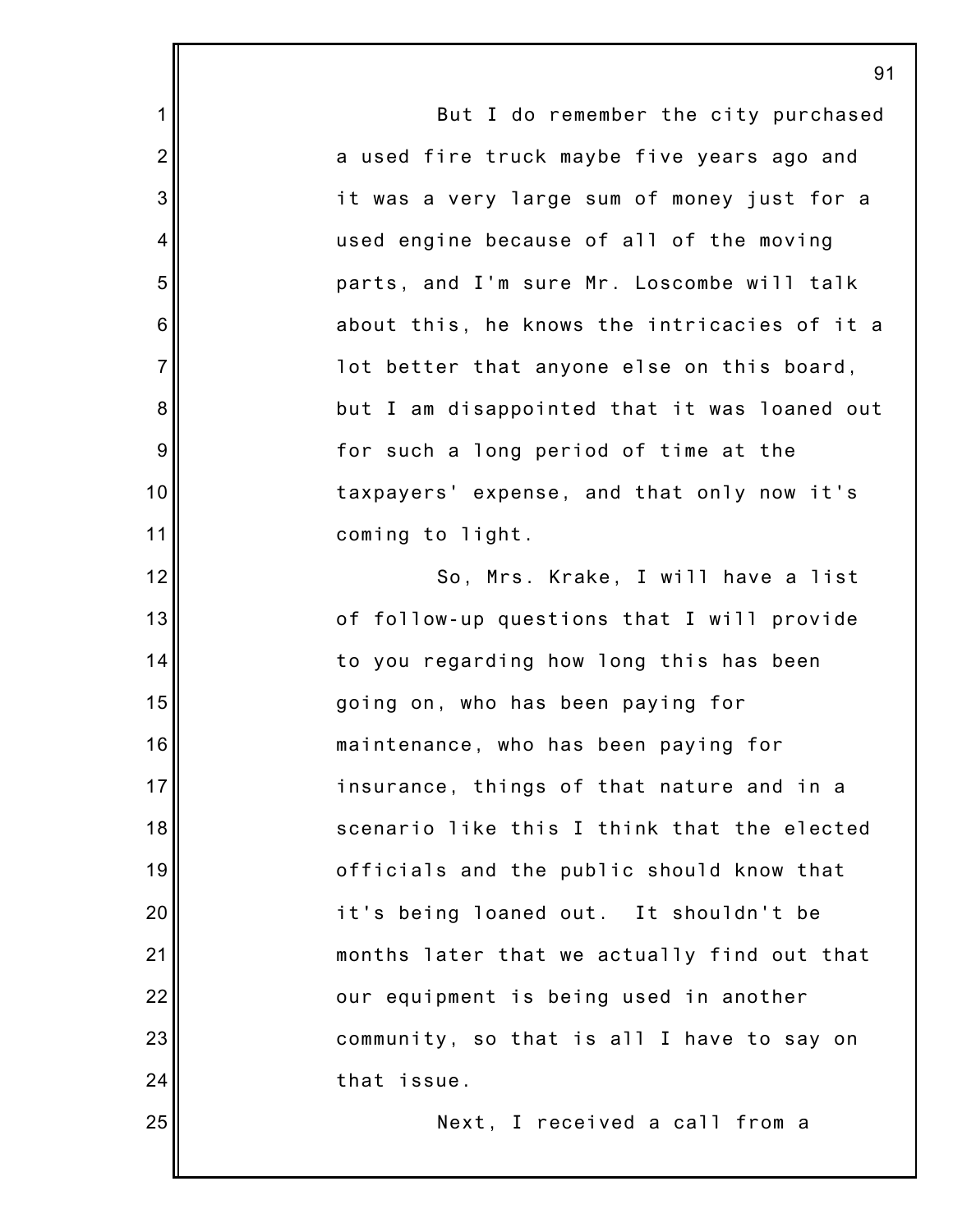But I do remember the city purchased a used fire truck maybe five years ago and it was a very large sum of money just for a used engine because of all of the moving parts, and I'm sure Mr. Loscombe will talk about this, he knows the intricacies of it a lot better that anyone else on this board, but I am disappointed that it was loaned out for such a long period of time at the taxpayers' expense, and that only now it's coming to light.

So, Mrs. Krake, I will have a list of follow-up questions that I will provide to you regarding how long this has been going on, who has been paying for maintenance, who has been paying for insurance, things of that nature and in a scenario like this I think that the elected officials and the public should know that it's being loaned out. It shouldn't be months later that we actually find out that our equipment is being used in another community, so that is all I have to say on that issue.

Next, I received a call from a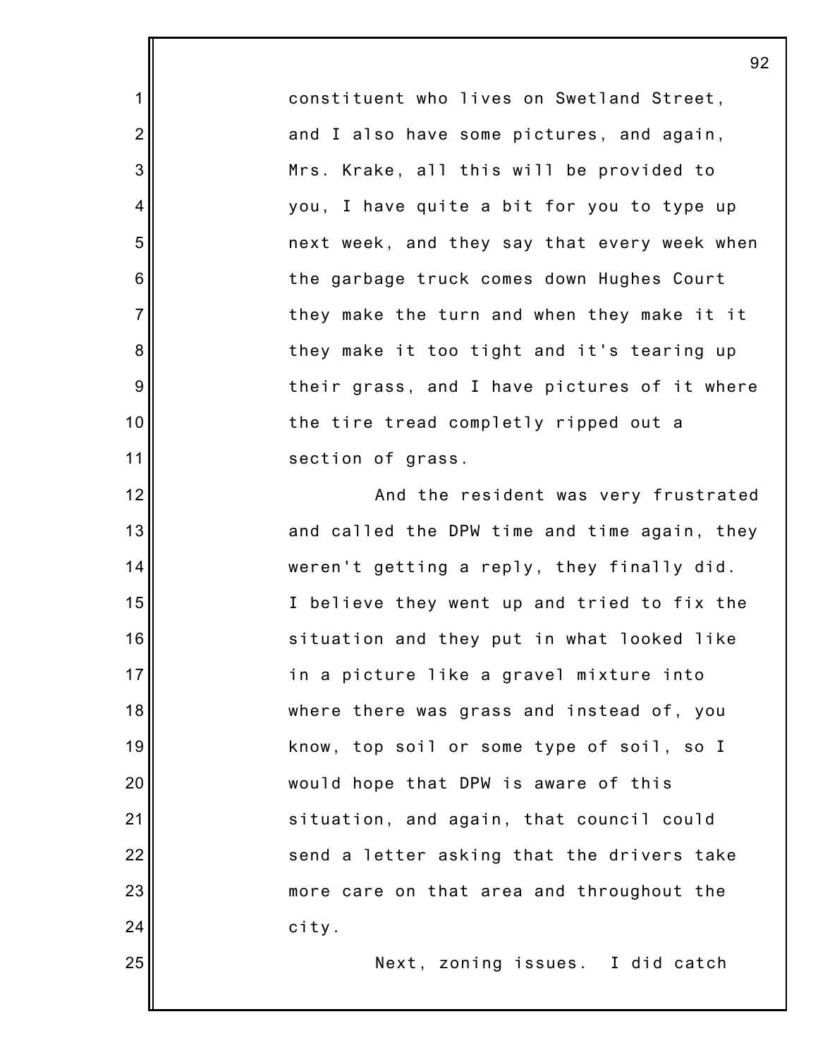constituent who lives on Swetland Street, and I also have some pictures, and again, Mrs. Krake, all this will be provided to you, I have quite a bit for you to type up next week, and they say that every week when the garbage truck comes down Hughes Court they make the turn and when they make it it they make it too tight and it's tearing up their grass, and I have pictures of it where the tire tread completly ripped out a section of grass.

And the resident was very frustrated and called the DPW time and time again, they weren't getting a reply, they finally did. I believe they went up and tried to fix the situation and they put in what looked like in a picture like a gravel mixture into where there was grass and instead of, you know, top soil or some type of soil, so I would hope that DPW is aware of this situation, and again, that council could send a letter asking that the drivers take more care on that area and throughout the city.

Next, zoning issues. I did catch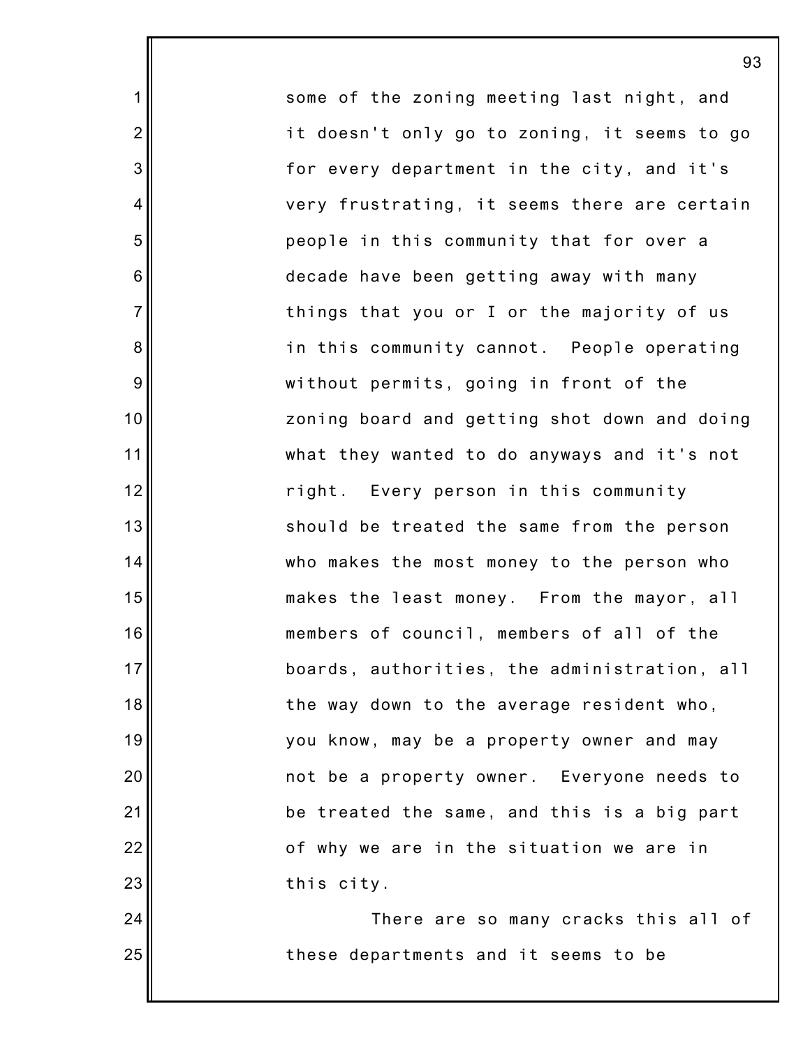some of the zoning meeting last night, and it doesn't only go to zoning, it seems to go for every department in the city, and it's very frustrating, it seems there are certain people in this community that for over a decade have been getting away with many things that you or I or the majority of us in this community cannot. People operating without permits, going in front of the zoning board and getting shot down and doing what they wanted to do anyways and it's not right. Every person in this community should be treated the same from the person who makes the most money to the person who makes the least money. From the mayor, all members of council, members of all of the boards, authorities, the administration, all the way down to the average resident who, you know, may be a property owner and may not be a property owner. Everyone needs to be treated the same, and this is a big part of why we are in the situation we are in this city.

There are so many cracks this all of these departments and it seems to be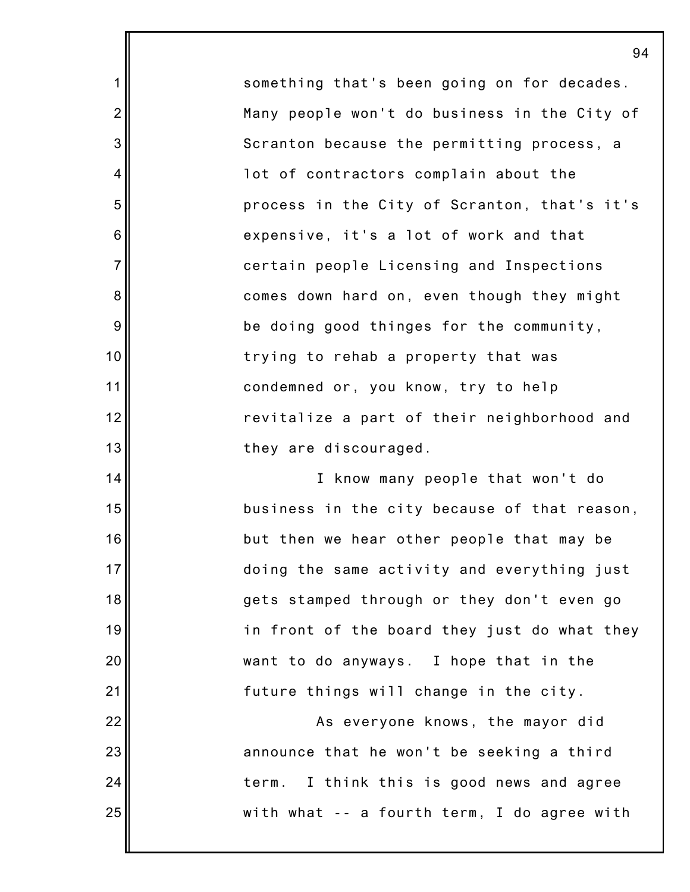something that's been going on for decades. Many people won't do business in the City of Scranton because the permitting process, a lot of contractors complain about the process in the City of Scranton, that's it's expensive, it's a lot of work and that certain people Licensing and Inspections comes down hard on, even though they might be doing good thinges for the community, trying to rehab a property that was condemned or, you know, try to help revitalize a part of their neighborhood and they are discouraged.

I know many people that won't do business in the city because of that reason, but then we hear other people that may be doing the same activity and everything just gets stamped through or they don't even go in front of the board they just do what they want to do anyways. I hope that in the future things will change in the city.

As everyone knows, the mayor did announce that he won't be seeking a third term. I think this is good news and agree with what -- a fourth term, I do agree with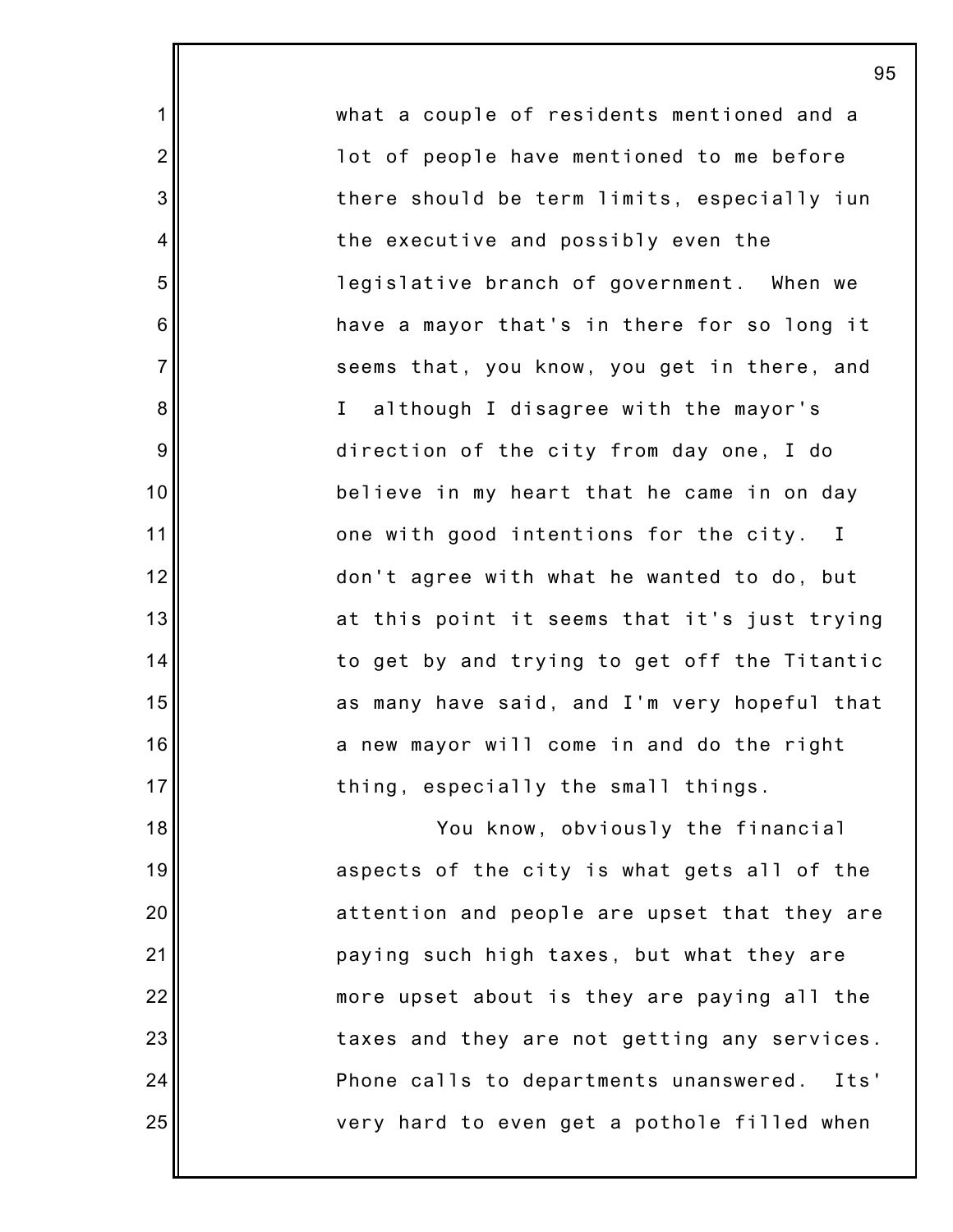what a couple of residents mentioned and a lot of people have mentioned to me before there should be term limits, especially iun the executive and possibly even the legislative branch of government. When we have a mayor that's in there for so long it seems that, you know, you get in there, and I although I disagree with the mayor's direction of the city from day one, I do believe in my heart that he came in on day one with good intentions for the city. I don't agree with what he wanted to do, but at this point it seems that it's just trying to get by and trying to get off the Titantic as many have said, and I'm very hopeful that a new mayor will come in and do the right thing, especially the small things.

You know, obviously the financial aspects of the city is what gets all of the attention and people are upset that they are paying such high taxes, but what they are more upset about is they are paying all the taxes and they are not getting any services. Phone calls to departments unanswered. Its' very hard to even get a pothole filled when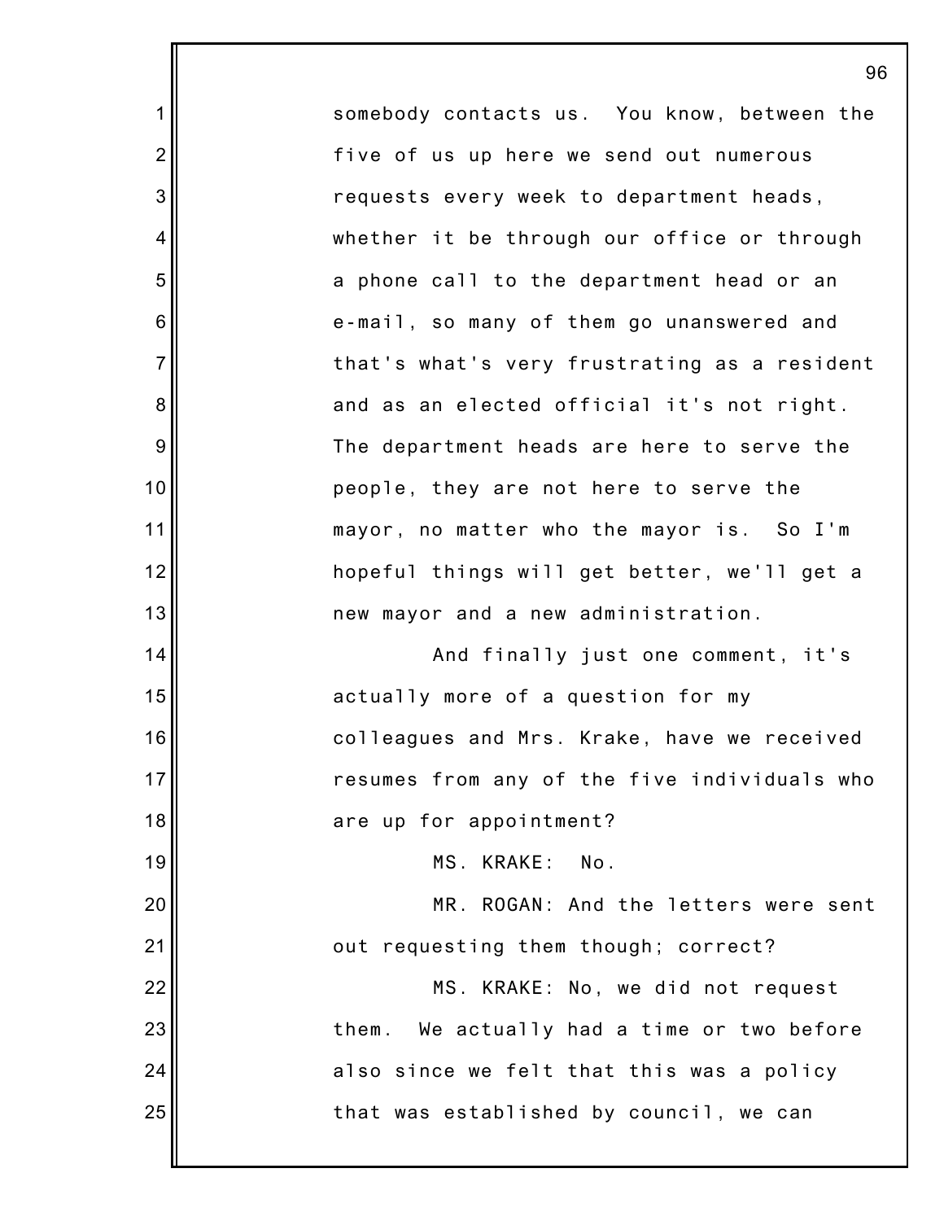somebody contacts us. You know, between the five of us up here we send out numerous requests every week to department heads, whether it be through our office or through a phone call to the department head or an e-mail, so many of them go unanswered and that's what's very frustrating as a resident and as an elected official it's not right. The department heads are here to serve the people, they are not here to serve the mayor, no matter who the mayor is. So I'm hopeful things will get better, we'll get a new mayor and a new administration.

And finally just one comment, it's actually more of a question for my colleagues and Mrs. Krake, have we received resumes from any of the five individuals who are up for appointment?

MS. KRAKE: No.

MR. ROGAN: And the letters were sent out requesting them though; correct?

MS. KRAKE: No, we did not request them. We actually had a time or two before also since we felt that this was a policy that was established by council, we can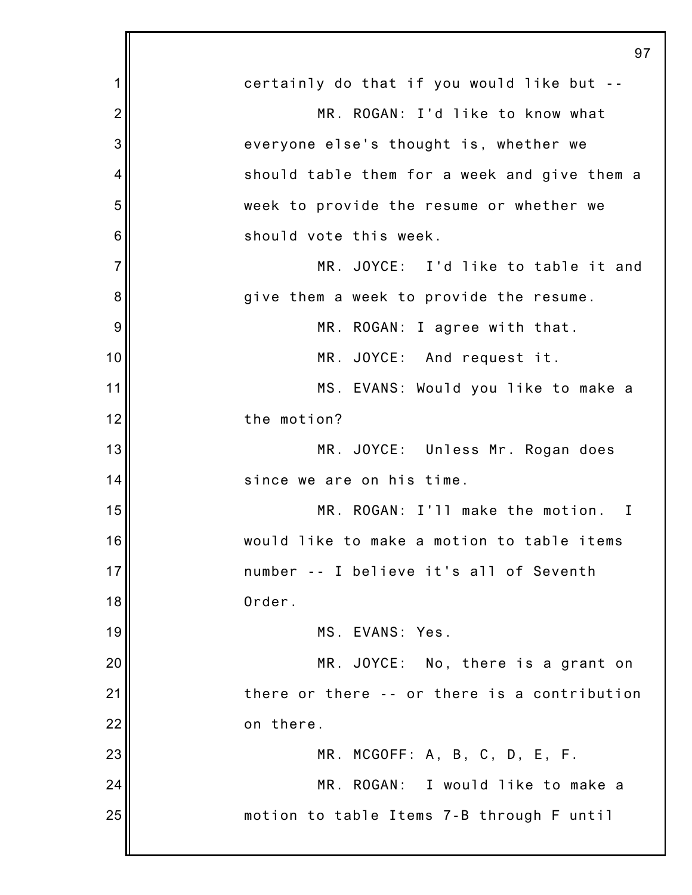certainly do that if you would like but --

MR. ROGAN: I'd like to know what everyone else's thought is, whether we should table them for a week and give them a week to provide the resume or whether we should vote this week.

MR. JOYCE: I'd like to table it and give them a week to provide the resume.

MR. ROGAN: I agree with that.

MR. JOYCE: And request it.

MS. EVANS: Would you like to make a the motion?

MR. JOYCE: Unless Mr. Rogan does since we are on his time.

MR. ROGAN: I'll make the motion. I would like to make a motion to table items number -- I believe it's all of Seventh Order.

MS. EVANS: Yes.

MR. JOYCE: No, there is a grant on there or there -- or there is a contribution on there.

MR. MCGOFF: A, B, C, D, E, F.

MR. ROGAN: I would like to make a motion to table Items 7-B through F until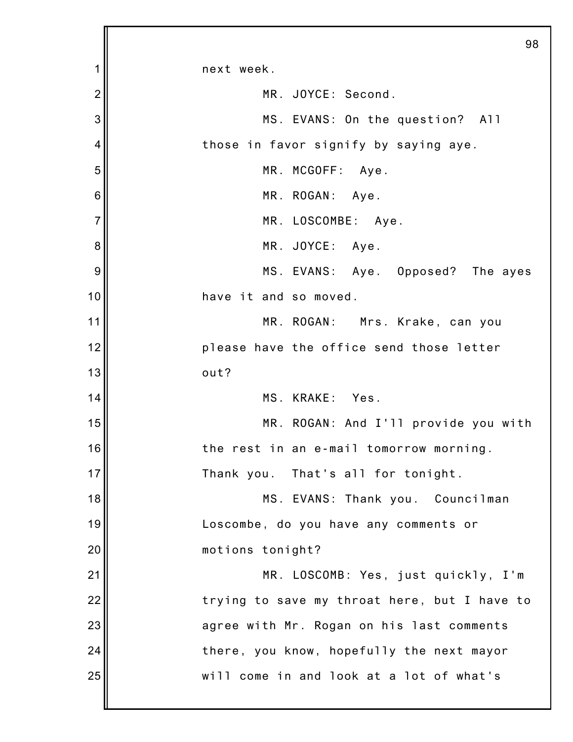next week.

MR. JOYCE: Second.

MS. EVANS: On the question? All those in favor signify by saying aye.

MR. MCGOFF: Aye.

MR. ROGAN: Aye.

MR. LOSCOMBE: Aye.

MR. JOYCE: Aye.

MS. EVANS: Aye. Opposed? The ayes have it and so moved.

MR. ROGAN: Mrs. Krake, can you please have the office send those letter out?

MS. KRAKE: Yes.

MR. ROGAN: And I'll provide you with the rest in an e-mail tomorrow morning. Thank you. That's all for tonight.

MS. EVANS: Thank you. Councilman Loscombe, do you have any comments or motions tonight?

MR. LOSCOMB: Yes, just quickly, I'm trying to save my throat here, but I have to agree with Mr. Rogan on his last comments there, you know, hopefully the next mayor will come in and look at a lot of what's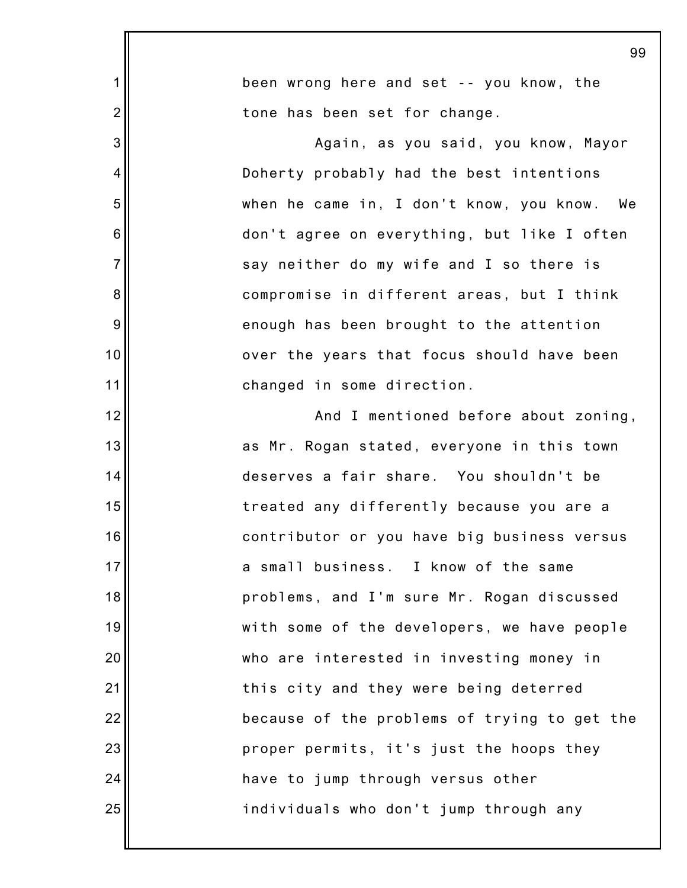been wrong here and set -- you know, the tone has been set for change.

Again, as you said, you know, Mayor Doherty probably had the best intentions when he came in, I don't know, you know. We don't agree on everything, but like I often say neither do my wife and I so there is compromise in different areas, but I think enough has been brought to the attention over the years that focus should have been changed in some direction.

And I mentioned before about zoning, as Mr. Rogan stated, everyone in this town deserves a fair share. You shouldn't be treated any differently because you are a contributor or you have big business versus a small business. I know of the same problems, and I'm sure Mr. Rogan discussed with some of the developers, we have people who are interested in investing money in this city and they were being deterred because of the problems of trying to get the proper permits, it's just the hoops they have to jump through versus other individuals who don't jump through any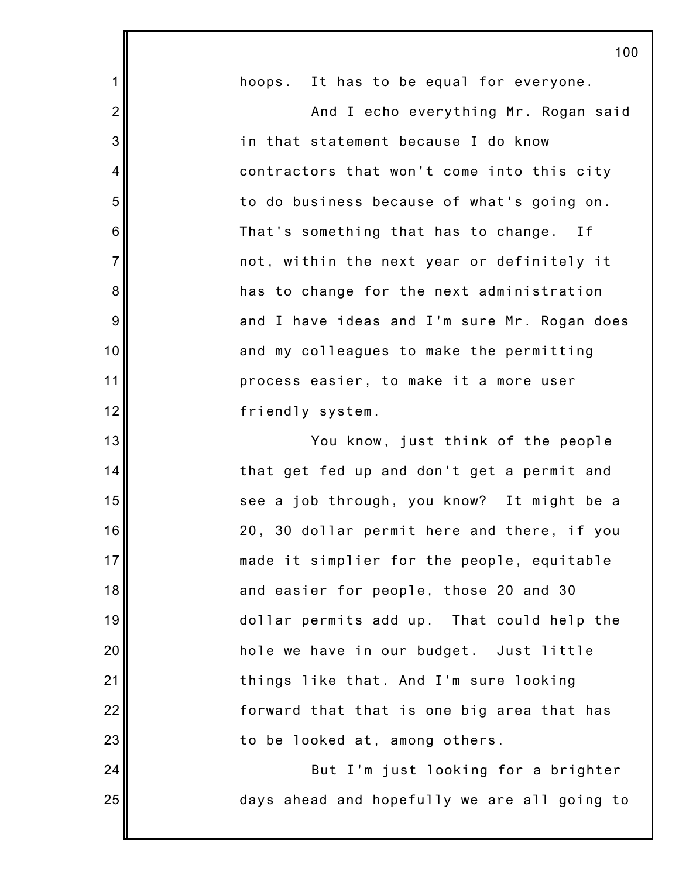hoops. It has to be equal for everyone.

And I echo everything Mr. Rogan said in that statement because I do know contractors that won't come into this city to do business because of what's going on. That's something that has to change. If not, within the next year or definitely it has to change for the next administration and I have ideas and I'm sure Mr. Rogan does and my colleagues to make the permitting process easier, to make it a more user friendly system.

You know, just think of the people that get fed up and don't get a permit and see a job through, you know? It might be a 20, 30 dollar permit here and there, if you made it simplier for the people, equitable and easier for people, those 20 and 30 dollar permits add up. That could help the hole we have in our budget. Just little things like that. And I'm sure looking forward that that is one big area that has to be looked at, among others.

But I'm just looking for a brighter days ahead and hopefully we are all going to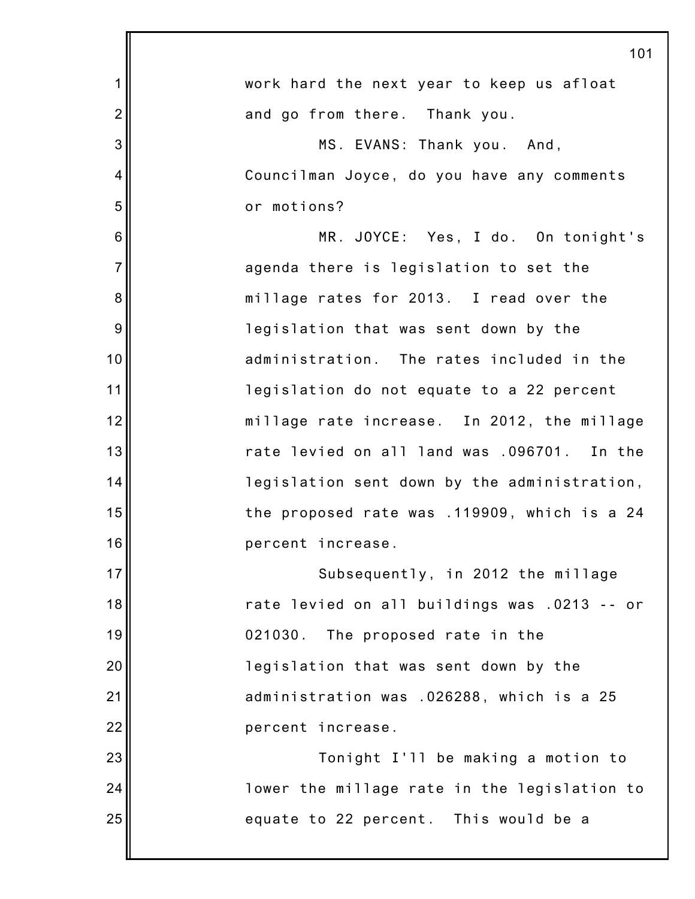work hard the next year to keep us afloat and go from there. Thank you.

MS. EVANS: Thank you. And, Councilman Joyce, do you have any comments or motions?

MR. JOYCE: Yes, I do. On tonight's agenda there is legislation to set the millage rates for 2013. I read over the legislation that was sent down by the administration. The rates included in the legislation do not equate to a 22 percent millage rate increase. In 2012, the millage rate levied on all land was .096701. In the legislation sent down by the administration, the proposed rate was .119909, which is a 24 percent increase.

Subsequently, in 2012 the millage rate levied on all buildings was .0213 -- or 021030. The proposed rate in the legislation that was sent down by the administration was .026288, which is a 25 percent increase.

Tonight I'll be making a motion to lower the millage rate in the legislation to equate to 22 percent. This would be a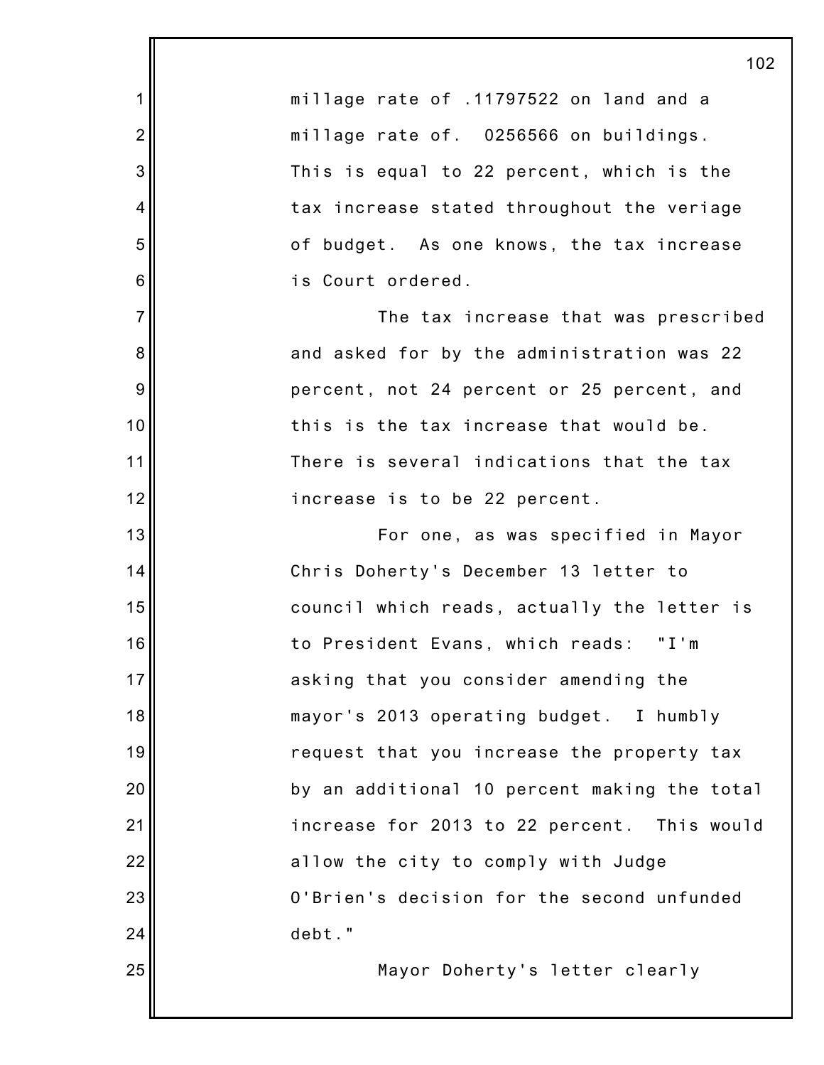millage rate of .11797522 on land and a millage rate of. 0256566 on buildings. This is equal to 22 percent, which is the tax increase stated throughout the veriage of budget. As one knows, the tax increase is Court ordered.

The tax increase that was prescribed and asked for by the administration was 22 percent, not 24 percent or 25 percent, and this is the tax increase that would be. There is several indications that the tax increase is to be 22 percent.

For one, as was specified in Mayor Chris Doherty's December 13 letter to council which reads, actually the letter is to President Evans, which reads: "I'm asking that you consider amending the mayor's 2013 operating budget. I humbly request that you increase the property tax by an additional 10 percent making the total increase for 2013 to 22 percent. This would allow the city to comply with Judge O'Brien's decision for the second unfunded debt."

Mayor Doherty's letter clearly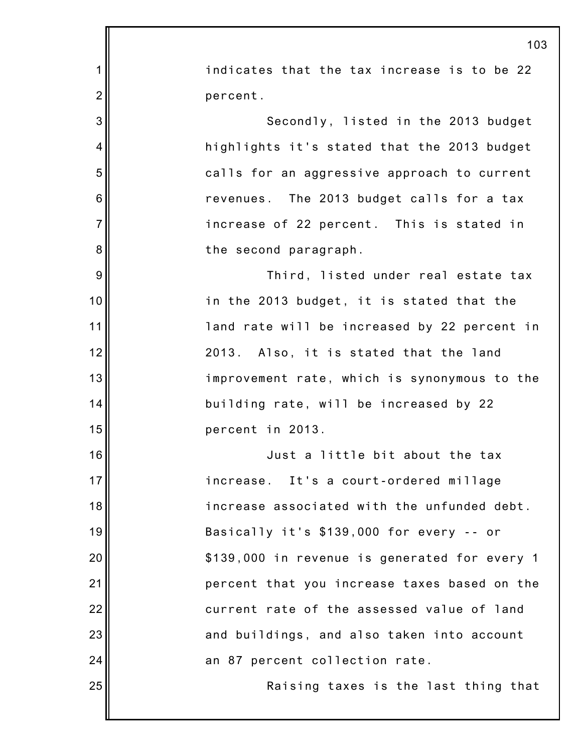indicates that the tax increase is to be 22 percent.

Secondly, listed in the 2013 budget highlights it's stated that the 2013 budget calls for an aggressive approach to current revenues. The 2013 budget calls for a tax increase of 22 percent. This is stated in the second paragraph.

Third, listed under real estate tax in the 2013 budget, it is stated that the land rate will be increased by 22 percent in 2013. Also, it is stated that the land improvement rate, which is synonymous to the building rate, will be increased by 22 percent in 2013.

Just a little bit about the tax increase. It's a court-ordered millage increase associated with the unfunded debt. Basically it's $139,000 for every -- or $139,000 in revenue is generated for every 1 percent that you increase taxes based on the current rate of the assessed value of land and buildings, and also taken into account an 87 percent collection rate.

Raising taxes is the last thing that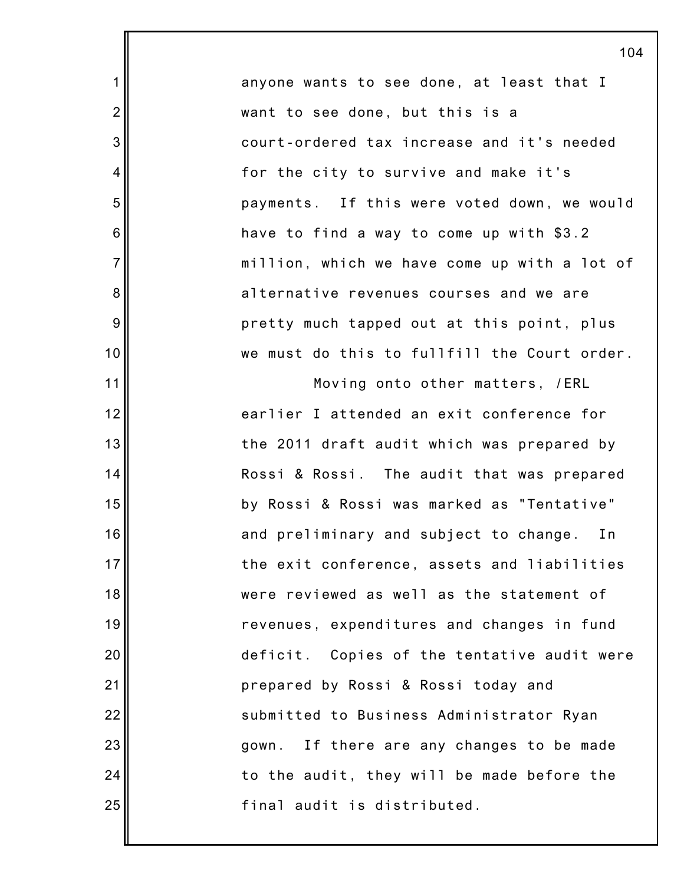anyone wants to see done, at least that I want to see done, but this is a court-ordered tax increase and it's needed for the city to survive and make it's payments. If this were voted down, we would have to find a way to come up with $3.2 million, which we have come up with a lot of alternative revenues courses and we are pretty much tapped out at this point, plus we must do this to fullfill the Court order.

Moving onto other matters, /ERL earlier I attended an exit conference for the 2011 draft audit which was prepared by Rossi & Rossi. The audit that was prepared by Rossi & Rossi was marked as "Tentative" and preliminary and subject to change. In the exit conference, assets and liabilities were reviewed as well as the statement of revenues, expenditures and changes in fund deficit. Copies of the tentative audit were prepared by Rossi & Rossi today and submitted to Business Administrator Ryan gown. If there are any changes to be made to the audit, they will be made before the final audit is distributed.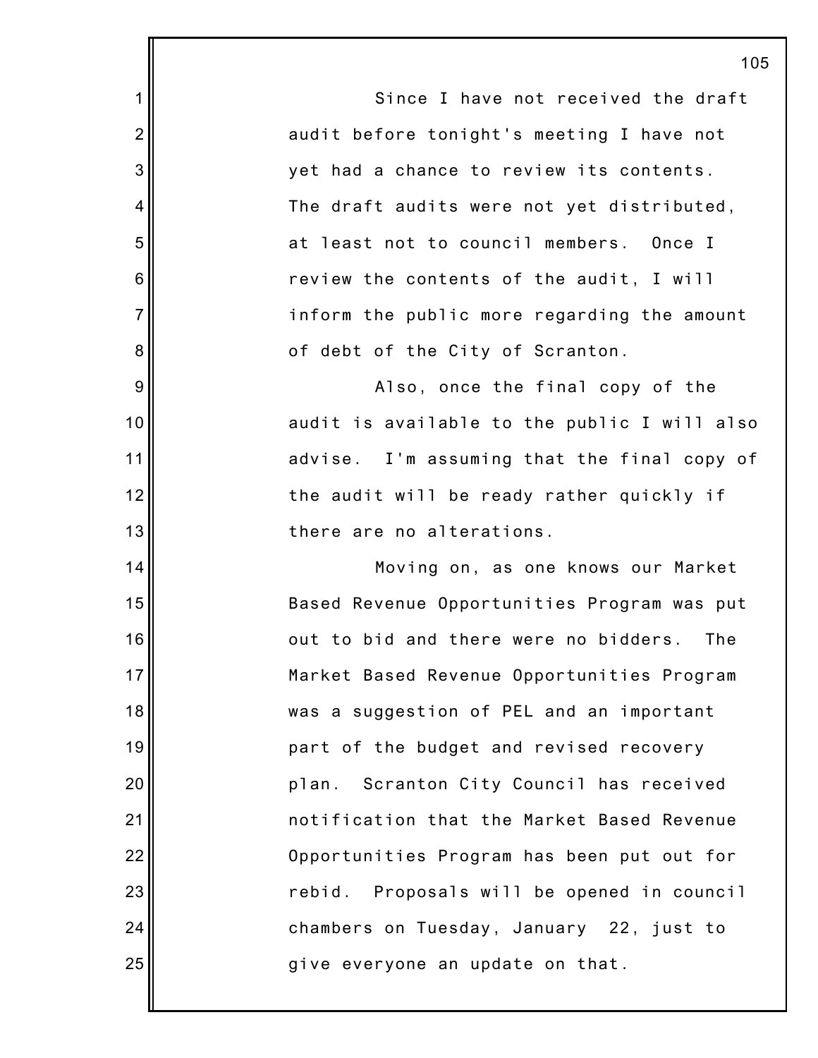Since I have not received the draft audit before tonight's meeting I have not yet had a chance to review its contents. The draft audits were not yet distributed, at least not to council members. Once I review the contents of the audit, I will inform the public more regarding the amount of debt of the City of Scranton.

Also, once the final copy of the audit is available to the public I will also advise. I'm assuming that the final copy of the audit will be ready rather quickly if there are no alterations.

Moving on, as one knows our Market Based Revenue Opportunities Program was put out to bid and there were no bidders. The Market Based Revenue Opportunities Program was a suggestion of PEL and an important part of the budget and revised recovery plan. Scranton City Council has received notification that the Market Based Revenue Opportunities Program has been put out for rebid. Proposals will be opened in council chambers on Tuesday, January 22, just to give everyone an update on that.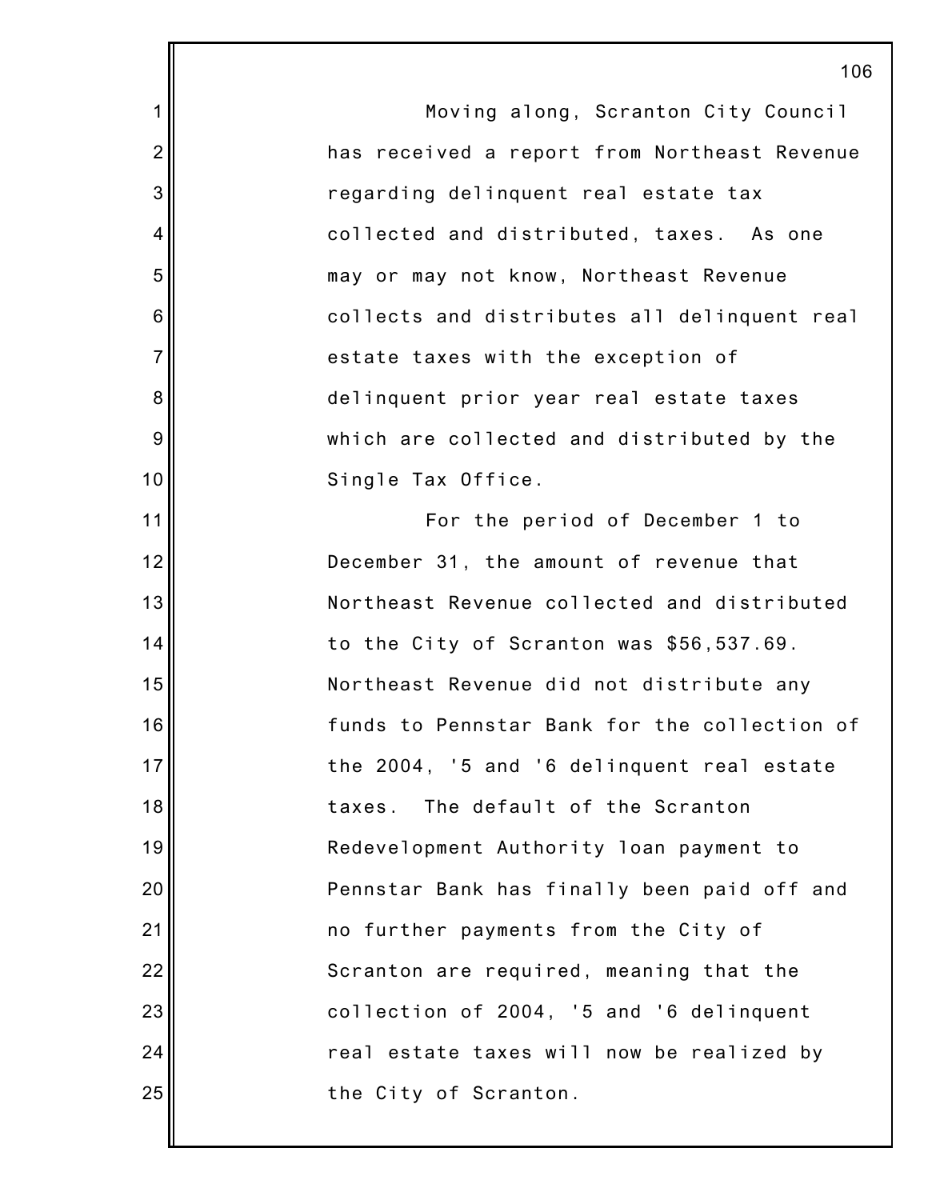Moving along, Scranton City Council has received a report from Northeast Revenue regarding delinquent real estate tax collected and distributed, taxes. As one may or may not know, Northeast Revenue collects and distributes all delinquent real estate taxes with the exception of delinquent prior year real estate taxes which are collected and distributed by the Single Tax Office.

For the period of December 1 to December 31, the amount of revenue that Northeast Revenue collected and distributed to the City of Scranton was $56,537.69. Northeast Revenue did not distribute any funds to Pennstar Bank for the collection of the 2004, '5 and '6 delinquent real estate taxes. The default of the Scranton Redevelopment Authority loan payment to Pennstar Bank has finally been paid off and no further payments from the City of Scranton are required, meaning that the collection of 2004, '5 and '6 delinquent real estate taxes will now be realized by the City of Scranton.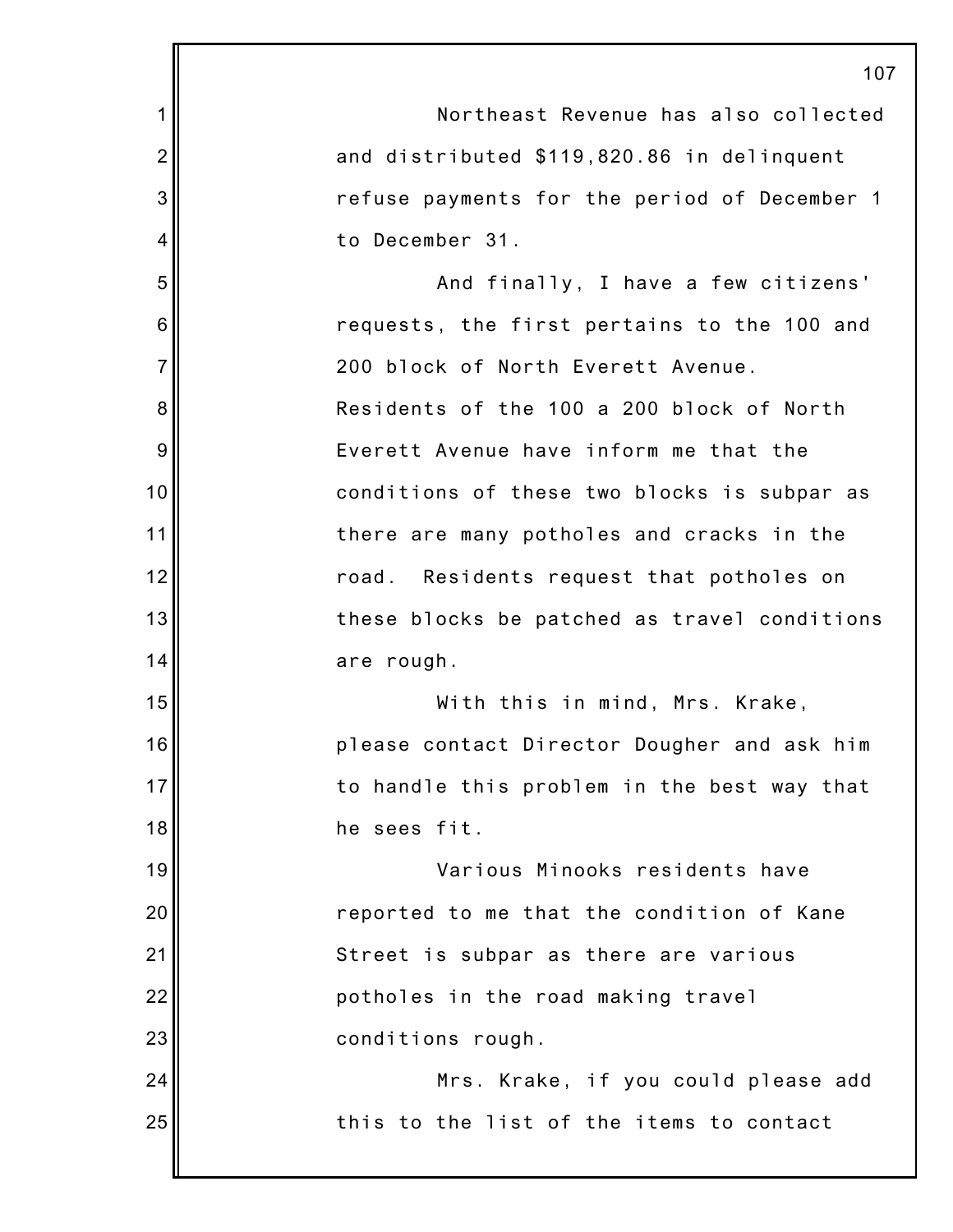Northeast Revenue has also collected and distributed $119,820.86 in delinquent refuse payments for the period of December 1 to December 31.

And finally, I have a few citizens' requests, the first pertains to the 100 and 200 block of North Everett Avenue. Residents of the 100 a 200 block of North Everett Avenue have inform me that the conditions of these two blocks is subpar as there are many potholes and cracks in the road. Residents request that potholes on these blocks be patched as travel conditions are rough.

With this in mind, Mrs. Krake, please contact Director Dougher and ask him to handle this problem in the best way that he sees fit.

Various Minooks residents have reported to me that the condition of Kane Street is subpar as there are various potholes in the road making travel conditions rough.

Mrs. Krake, if you could please add this to the list of the items to contact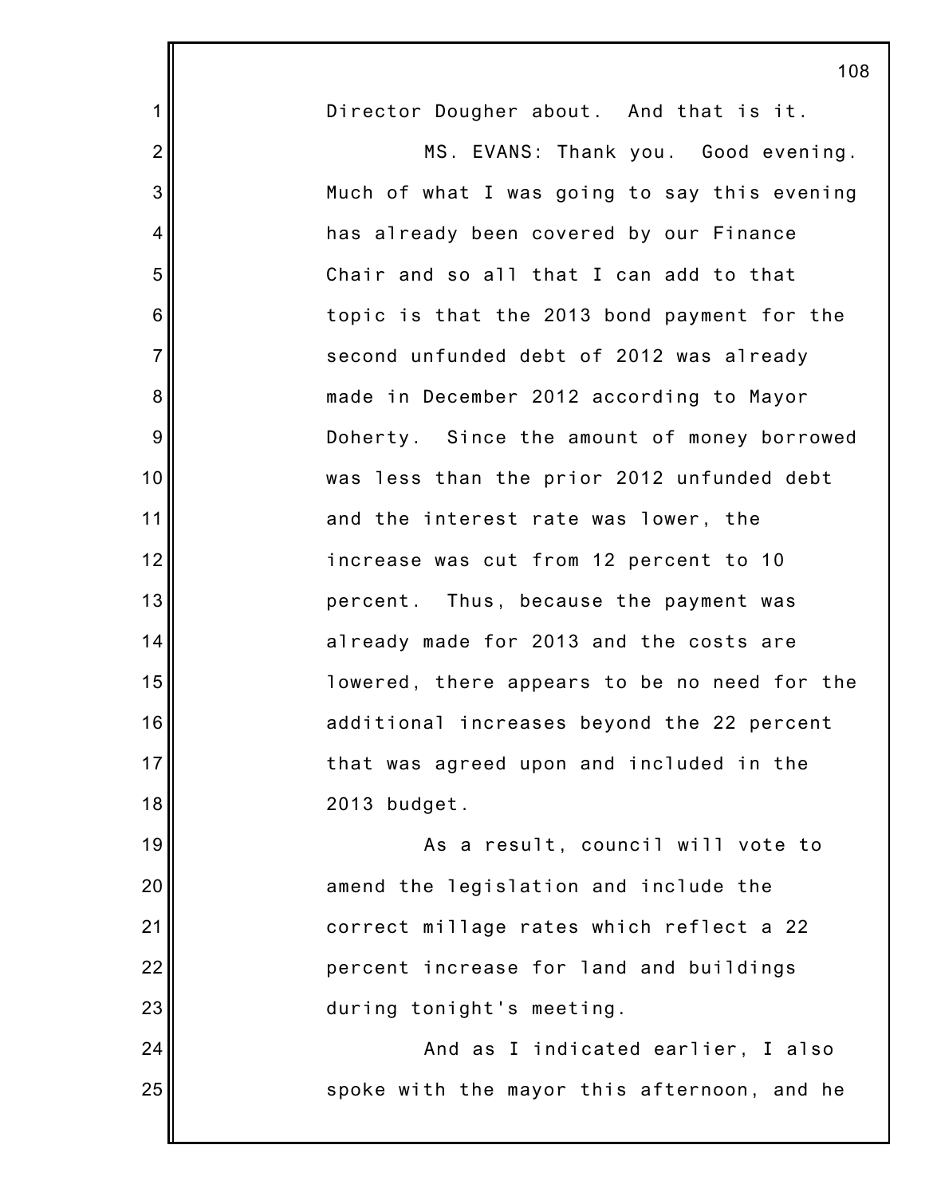Director Dougher about. And that is it.

MS. EVANS: Thank you. Good evening. Much of what I was going to say this evening has already been covered by our Finance Chair and so all that I can add to that topic is that the 2013 bond payment for the second unfunded debt of 2012 was already made in December 2012 according to Mayor Doherty. Since the amount of money borrowed was less than the prior 2012 unfunded debt and the interest rate was lower, the increase was cut from 12 percent to 10 percent. Thus, because the payment was already made for 2013 and the costs are lowered, there appears to be no need for the additional increases beyond the 22 percent that was agreed upon and included in the 2013 budget.

As a result, council will vote to amend the legislation and include the correct millage rates which reflect a 22 percent increase for land and buildings during tonight's meeting.

And as I indicated earlier, I also spoke with the mayor this afternoon, and he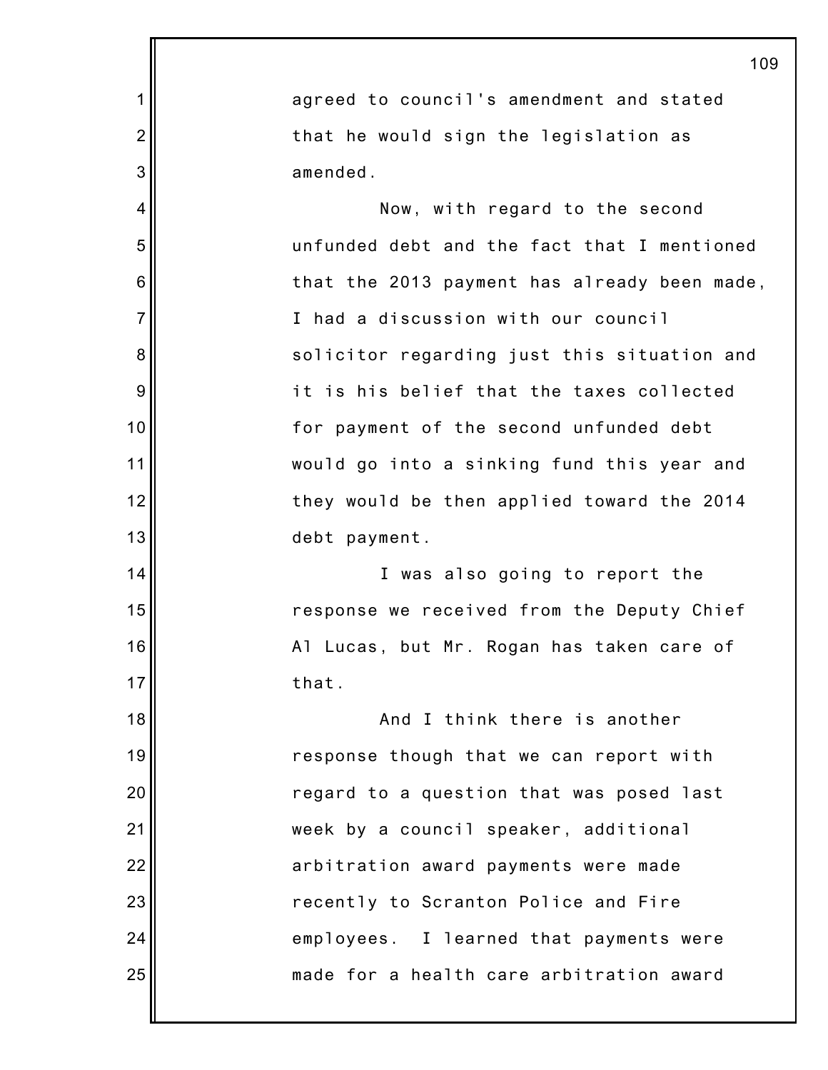agreed to council's amendment and stated that he would sign the legislation as amended.

Now, with regard to the second unfunded debt and the fact that I mentioned that the 2013 payment has already been made, I had a discussion with our council solicitor regarding just this situation and it is his belief that the taxes collected for payment of the second unfunded debt would go into a sinking fund this year and they would be then applied toward the 2014 debt payment.

I was also going to report the response we received from the Deputy Chief Al Lucas, but Mr. Rogan has taken care of that.

And I think there is another response though that we can report with regard to a question that was posed last week by a council speaker, additional arbitration award payments were made recently to Scranton Police and Fire employees. I learned that payments were made for a health care arbitration award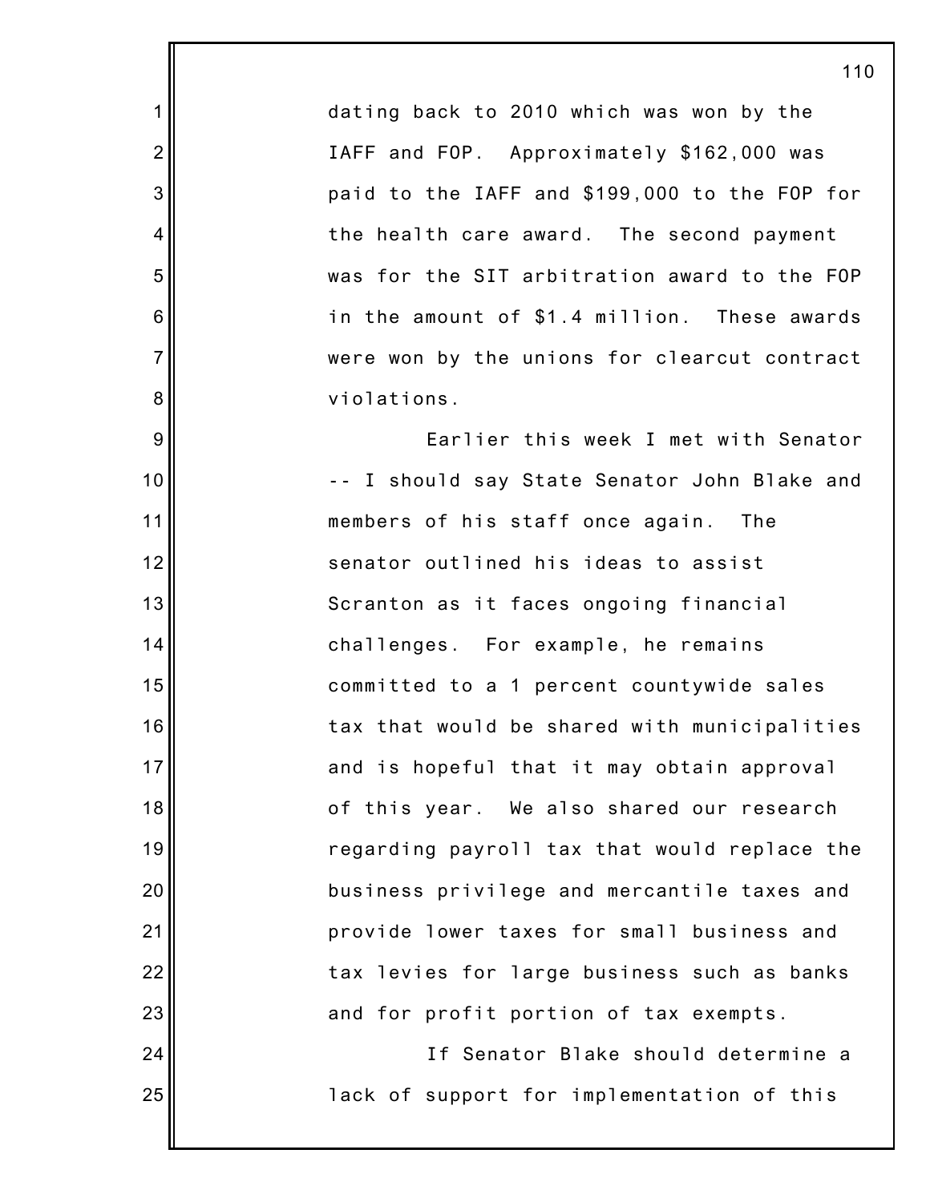dating back to 2010 which was won by the IAFF and FOP. Approximately $162,000 was paid to the IAFF and $199,000 to the FOP for the health care award. The second payment was for the SIT arbitration award to the FOP in the amount of $1.4 million. These awards were won by the unions for clearcut contract violations.

Earlier this week I met with Senator -- I should say State Senator John Blake and members of his staff once again. The senator outlined his ideas to assist Scranton as it faces ongoing financial challenges. For example, he remains committed to a 1 percent countywide sales tax that would be shared with municipalities and is hopeful that it may obtain approval of this year. We also shared our research regarding payroll tax that would replace the business privilege and mercantile taxes and provide lower taxes for small business and tax levies for large business such as banks and for profit portion of tax exempts.

If Senator Blake should determine a lack of support for implementation of this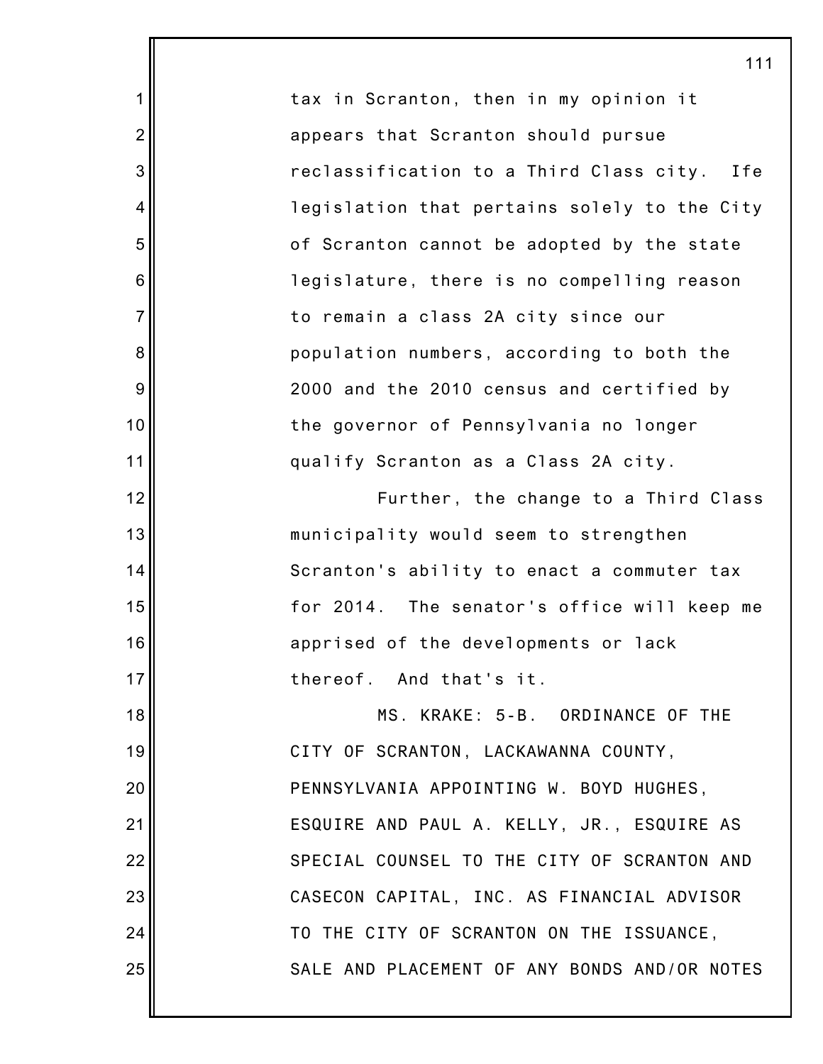tax in Scranton, then in my opinion it appears that Scranton should pursue reclassification to a Third Class city. Ife legislation that pertains solely to the City of Scranton cannot be adopted by the state legislature, there is no compelling reason to remain a class 2A city since our population numbers, according to both the 2000 and the 2010 census and certified by the governor of Pennsylvania no longer qualify Scranton as a Class 2A city.

Further, the change to a Third Class municipality would seem to strengthen Scranton's ability to enact a commuter tax for 2014. The senator's office will keep me apprised of the developments or lack thereof. And that's it.

MS. KRAKE: 5-B. ORDINANCE OF THE CITY OF SCRANTON, LACKAWANNA COUNTY, PENNSYLVANIA APPOINTING W. BOYD HUGHES, ESQUIRE AND PAUL A. KELLY, JR., ESQUIRE AS SPECIAL COUNSEL TO THE CITY OF SCRANTON AND CASECON CAPITAL, INC. AS FINANCIAL ADVISOR TO THE CITY OF SCRANTON ON THE ISSUANCE, SALE AND PLACEMENT OF ANY BONDS AND/OR NOTES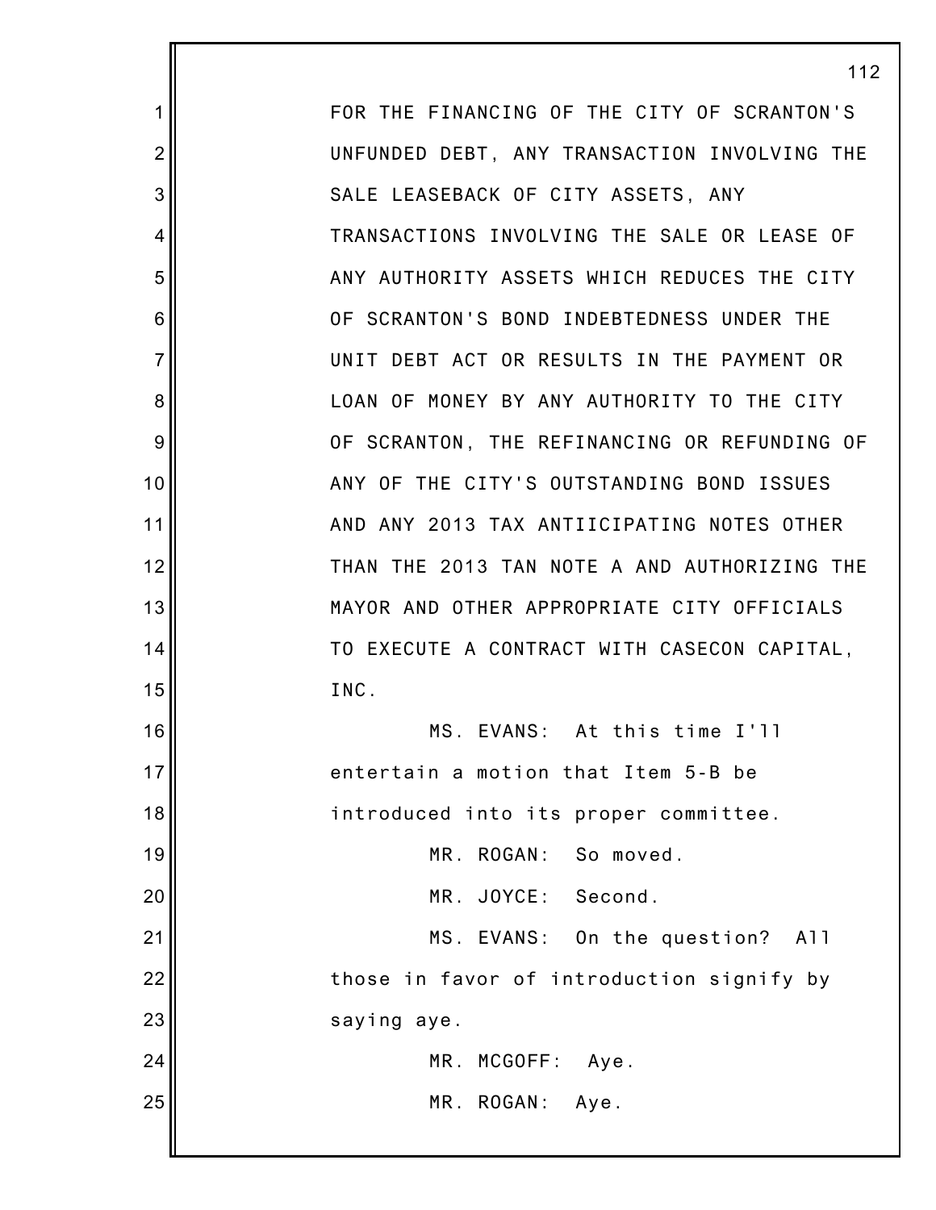FOR THE FINANCING OF THE CITY OF SCRANTON'S UNFUNDED DEBT, ANY TRANSACTION INVOLVING THE SALE LEASEBACK OF CITY ASSETS, ANY TRANSACTIONS INVOLVING THE SALE OR LEASE OF ANY AUTHORITY ASSETS WHICH REDUCES THE CITY OF SCRANTON'S BOND INDEBTEDNESS UNDER THE UNIT DEBT ACT OR RESULTS IN THE PAYMENT OR LOAN OF MONEY BY ANY AUTHORITY TO THE CITY OF SCRANTON, THE REFINANCING OR REFUNDING OF ANY OF THE CITY'S OUTSTANDING BOND ISSUES AND ANY 2013 TAX ANTIICIPATING NOTES OTHER THAN THE 2013 TAN NOTE A AND AUTHORIZING THE MAYOR AND OTHER APPROPRIATE CITY OFFICIALS TO EXECUTE A CONTRACT WITH CASECON CAPITAL, INC.

MS. EVANS: At this time I'll entertain a motion that Item 5-B be introduced into its proper committee.

MR. ROGAN: So moved.

MR. JOYCE: Second.

MS. EVANS: On the question? All those in favor of introduction signify by saying aye.

MR. MCGOFF: Aye.

MR. ROGAN: Aye.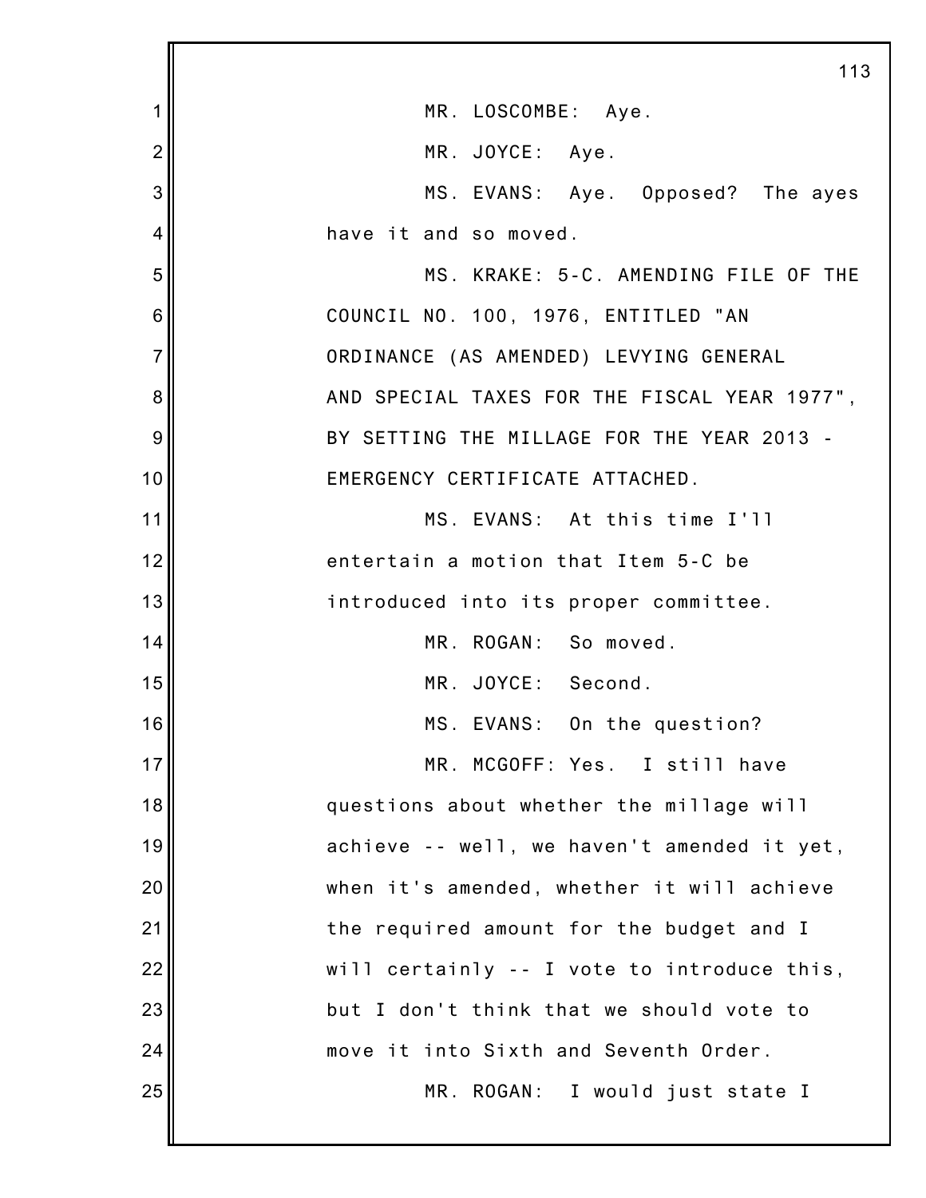MR. LOSCOMBE: Aye.

MR. JOYCE: Aye.

MS. EVANS: Aye. Opposed? The ayes have it and so moved.

MS. KRAKE: 5-C. AMENDING FILE OF THE COUNCIL NO. 100, 1976, ENTITLED "AN ORDINANCE (AS AMENDED) LEVYING GENERAL AND SPECIAL TAXES FOR THE FISCAL YEAR 1977", BY SETTING THE MILLAGE FOR THE YEAR 2013 - EMERGENCY CERTIFICATE ATTACHED.

MS. EVANS: At this time I'll entertain a motion that Item 5-C be introduced into its proper committee.

MR. ROGAN: So moved.

MR. JOYCE: Second.

MS. EVANS: On the question?

MR. MCGOFF: Yes. I still have questions about whether the millage will achieve -- well, we haven't amended it yet, when it's amended, whether it will achieve the required amount for the budget and I will certainly -- I vote to introduce this, but I don't think that we should vote to move it into Sixth and Seventh Order.

MR. ROGAN: I would just state I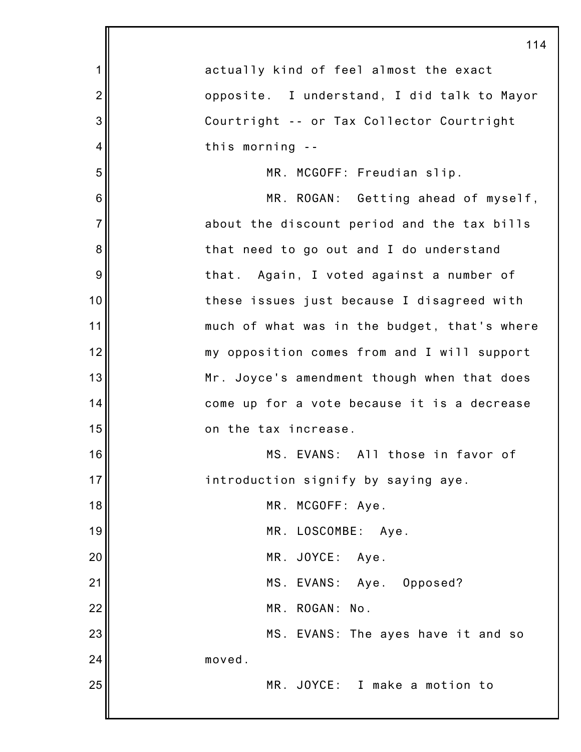actually kind of feel almost the exact opposite. I understand, I did talk to Mayor Courtright -- or Tax Collector Courtright this morning --

MR. MCGOFF: Freudian slip.

MR. ROGAN: Getting ahead of myself, about the discount period and the tax bills that need to go out and I do understand that. Again, I voted against a number of these issues just because I disagreed with much of what was in the budget, that's where my opposition comes from and I will support Mr. Joyce's amendment though when that does come up for a vote because it is a decrease on the tax increase.

MS. EVANS: All those in favor of introduction signify by saying aye.

MR. MCGOFF: Aye.

MR. LOSCOMBE: Aye.

MR. JOYCE: Aye.

MS. EVANS: Aye. Opposed?

MR. ROGAN: No.

MS. EVANS: The ayes have it and so moved.

MR. JOYCE: I make a motion to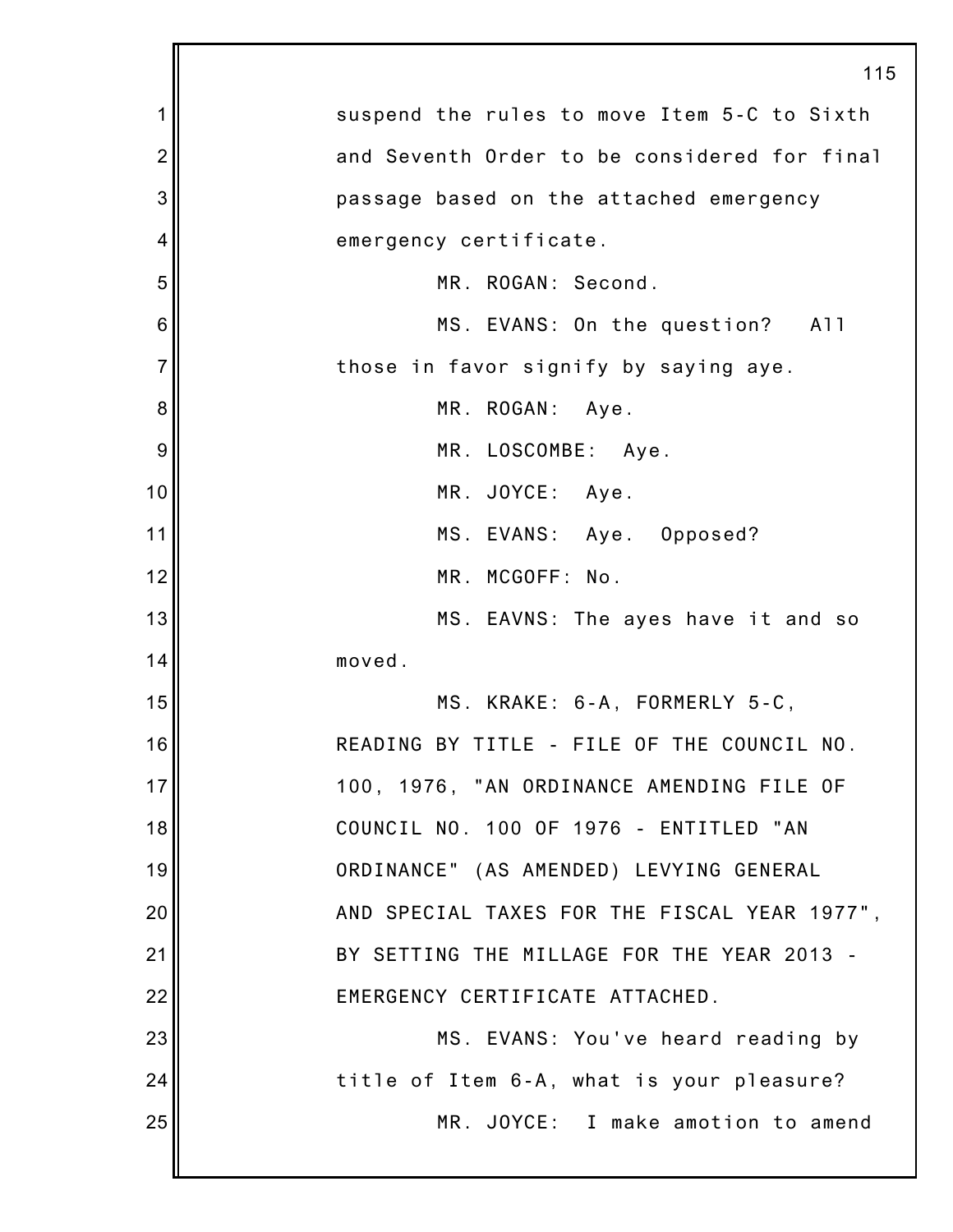suspend the rules to move Item 5-C to Sixth and Seventh Order to be considered for final passage based on the attached emergency emergency certificate.

MR. ROGAN: Second.

MS. EVANS: On the question? All those in favor signify by saying aye.

MR. ROGAN: Aye.

MR. LOSCOMBE: Aye.

MR. JOYCE: Aye.

MS. EVANS: Aye. Opposed?

MR. MCGOFF: No.

MS. EAVNS: The ayes have it and so moved.

MS. KRAKE: 6-A, FORMERLY 5-C, READING BY TITLE - FILE OF THE COUNCIL NO. 100, 1976, "AN ORDINANCE AMENDING FILE OF COUNCIL NO. 100 OF 1976 - ENTITLED "AN ORDINANCE" (AS AMENDED) LEVYING GENERAL AND SPECIAL TAXES FOR THE FISCAL YEAR 1977", BY SETTING THE MILLAGE FOR THE YEAR 2013 - EMERGENCY CERTIFICATE ATTACHED.

MS. EVANS: You've heard reading by title of Item 6-A, what is your pleasure?

MR. JOYCE: I make amotion to amend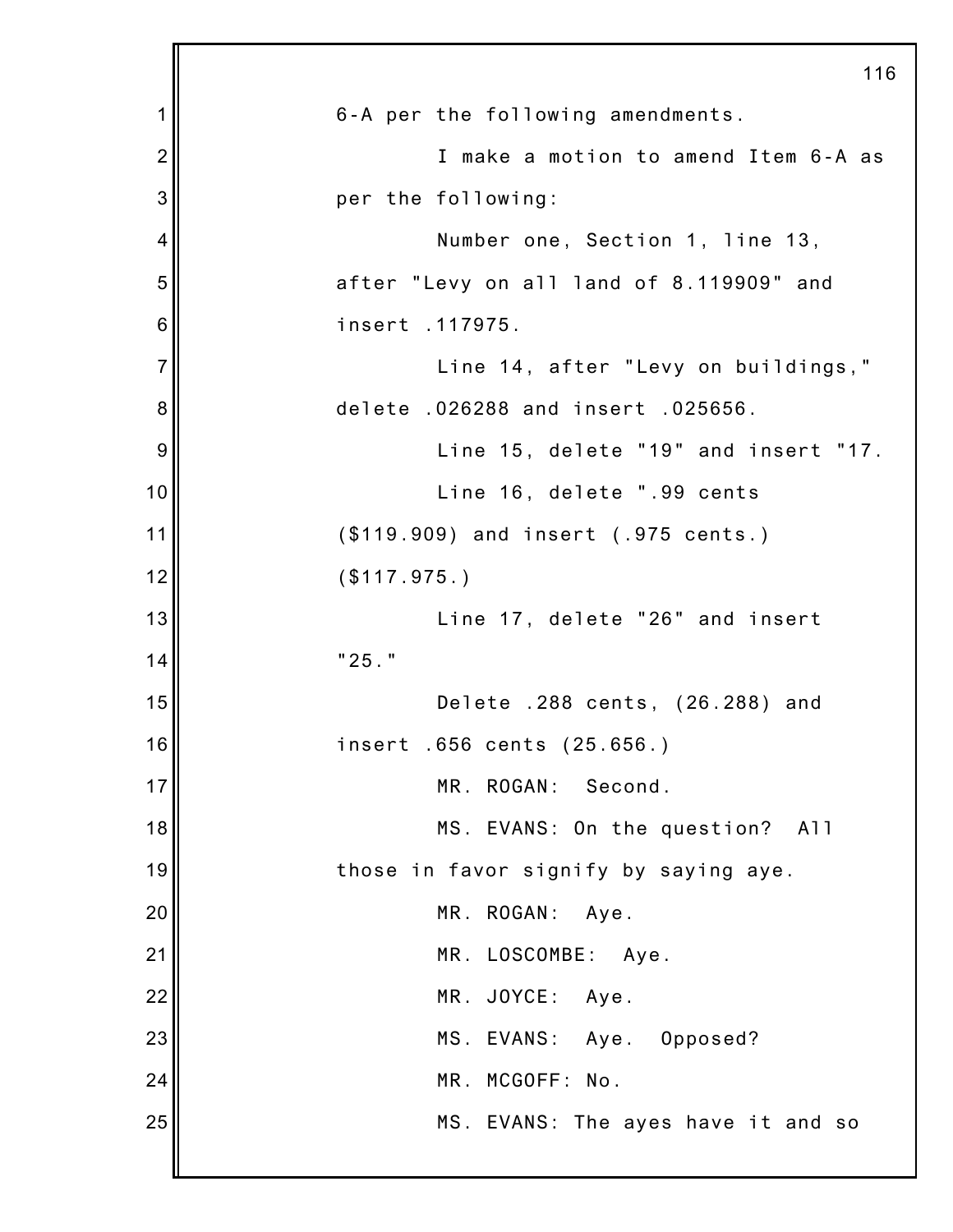6-A per the following amendments.

I make a motion to amend Item 6-A as per the following:

Number one, Section 1, line 13, after "Levy on all land of 8.119909" and insert .117975.

Line 14, after "Levy on buildings," delete .026288 and insert .025656.

Line 15, delete "19" and insert "17.

Line 16, delete ".99 cents ($119.909) and insert (.975 cents.) ($117.975.)

Line 17, delete "26" and insert "25."

Delete .288 cents, (26.288) and insert .656 cents (25.656.)

MR. ROGAN: Second.

MS. EVANS: On the question? All those in favor signify by saying aye.

MR. ROGAN: Aye.

MR. LOSCOMBE: Aye.

MR. JOYCE: Aye.

MS. EVANS: Aye. Opposed?

MR. MCGOFF: No.

MS. EVANS: The ayes have it and so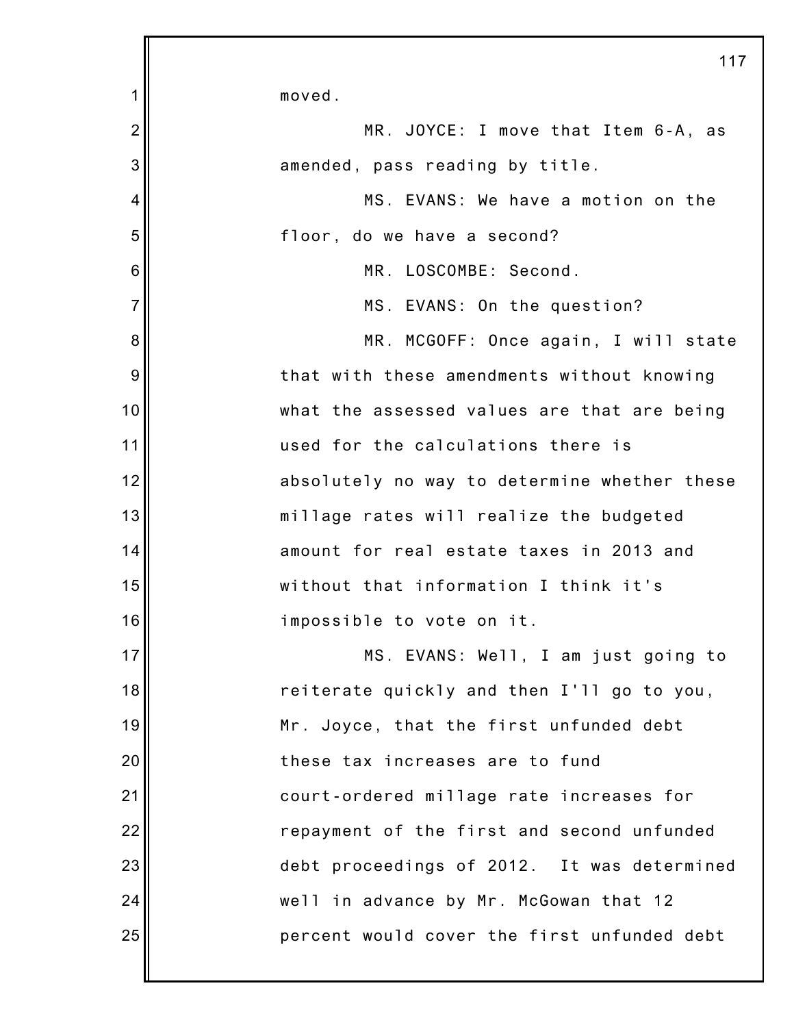moved.

MR. JOYCE: I move that Item 6-A, as amended, pass reading by title.

MS. EVANS: We have a motion on the floor, do we have a second?

MR. LOSCOMBE: Second.

MS. EVANS: On the question?

MR. MCGOFF: Once again, I will state that with these amendments without knowing what the assessed values are that are being used for the calculations there is absolutely no way to determine whether these millage rates will realize the budgeted amount for real estate taxes in 2013 and without that information I think it's impossible to vote on it.

MS. EVANS: Well, I am just going to reiterate quickly and then I'll go to you, Mr. Joyce, that the first unfunded debt these tax increases are to fund court-ordered millage rate increases for repayment of the first and second unfunded debt proceedings of 2012. It was determined well in advance by Mr. McGowan that 12 percent would cover the first unfunded debt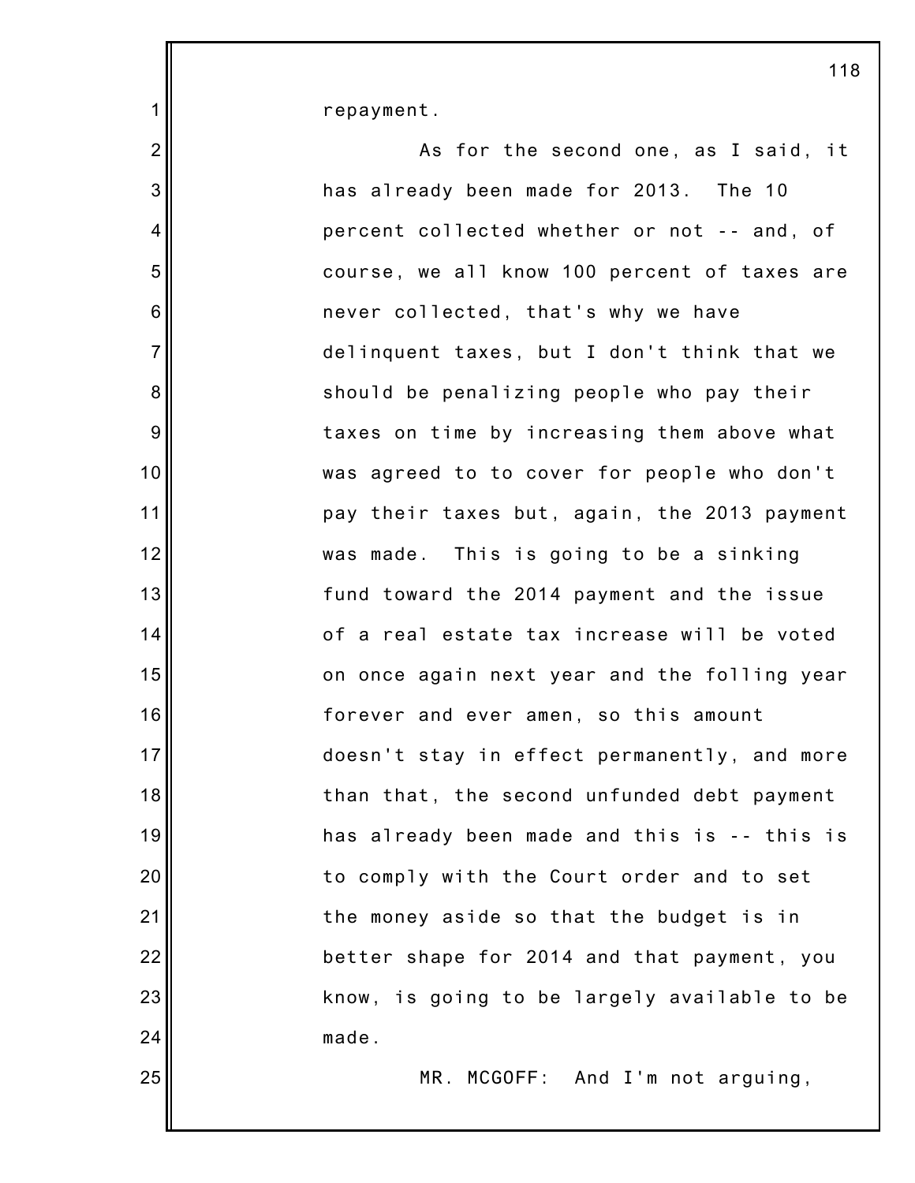repayment.

As for the second one, as I said, it has already been made for 2013. The 10 percent collected whether or not -- and, of course, we all know 100 percent of taxes are never collected, that's why we have delinquent taxes, but I don't think that we should be penalizing people who pay their taxes on time by increasing them above what was agreed to to cover for people who don't pay their taxes but, again, the 2013 payment was made. This is going to be a sinking fund toward the 2014 payment and the issue of a real estate tax increase will be voted on once again next year and the folling year forever and ever amen, so this amount doesn't stay in effect permanently, and more than that, the second unfunded debt payment has already been made and this is -- this is to comply with the Court order and to set the money aside so that the budget is in better shape for 2014 and that payment, you know, is going to be largely available to be made.

MR. MCGOFF: And I'm not arguing,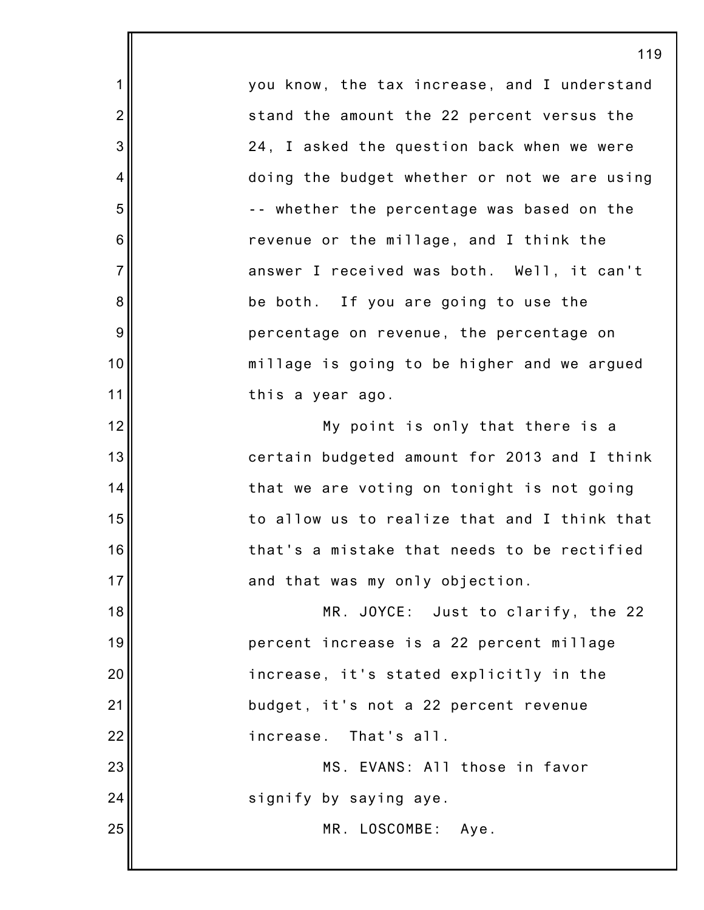you know, the tax increase, and I understand stand the amount the 22 percent versus the 24, I asked the question back when we were doing the budget whether or not we are using -- whether the percentage was based on the revenue or the millage, and I think the answer I received was both. Well, it can't be both. If you are going to use the percentage on revenue, the percentage on millage is going to be higher and we argued this a year ago.

My point is only that there is a certain budgeted amount for 2013 and I think that we are voting on tonight is not going to allow us to realize that and I think that that's a mistake that needs to be rectified and that was my only objection.

MR. JOYCE: Just to clarify, the 22 percent increase is a 22 percent millage increase, it's stated explicitly in the budget, it's not a 22 percent revenue increase. That's all.

MS. EVANS: All those in favor signify by saying aye.

MR. LOSCOMBE: Aye.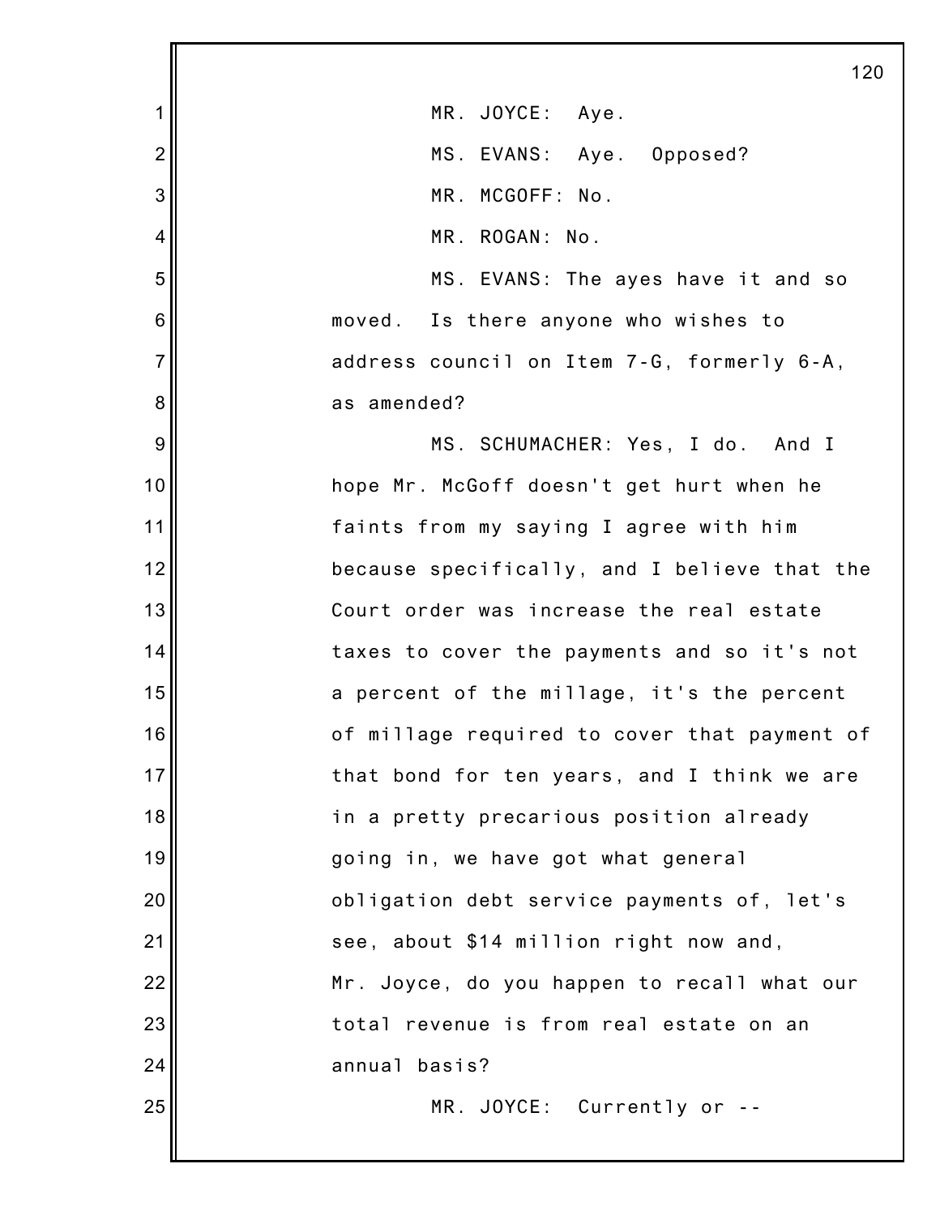MR. JOYCE: Aye.

MS. EVANS: Aye. Opposed?

MR. MCGOFF: No.

MR. ROGAN: No.

MS. EVANS: The ayes have it and so moved. Is there anyone who wishes to address council on Item 7-G, formerly 6-A, as amended?

MS. SCHUMACHER: Yes, I do. And I hope Mr. McGoff doesn't get hurt when he faints from my saying I agree with him because specifically, and I believe that the Court order was increase the real estate taxes to cover the payments and so it's not a percent of the millage, it's the percent of millage required to cover that payment of that bond for ten years, and I think we are in a pretty precarious position already going in, we have got what general obligation debt service payments of, let's see, about $14 million right now and, Mr. Joyce, do you happen to recall what our total revenue is from real estate on an annual basis?

MR. JOYCE: Currently or --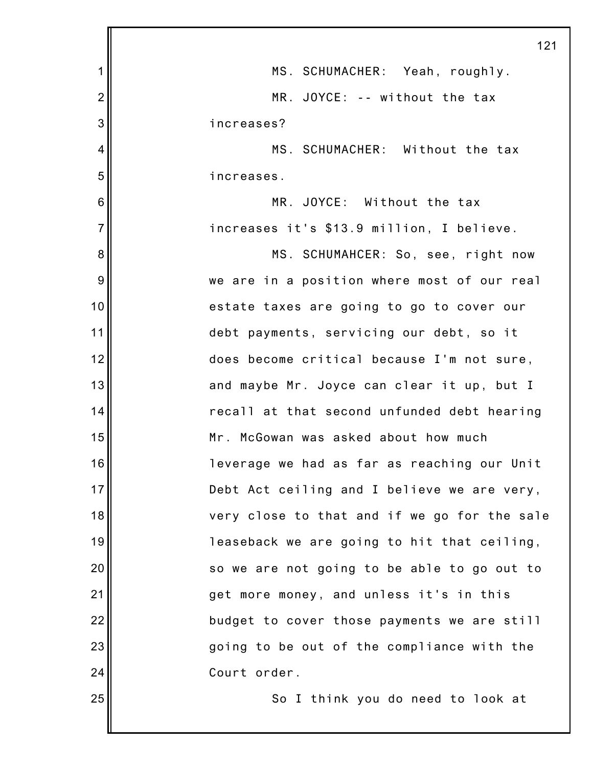MS. SCHUMACHER: Yeah, roughly.

MR. JOYCE: -- without the tax increases?

MS. SCHUMACHER: Without the tax increases.

MR. JOYCE: Without the tax increases it's $13.9 million, I believe.

MS. SCHUMAHCER: So, see, right now we are in a position where most of our real estate taxes are going to go to cover our debt payments, servicing our debt, so it does become critical because I'm not sure, and maybe Mr. Joyce can clear it up, but I recall at that second unfunded debt hearing Mr. McGowan was asked about how much leverage we had as far as reaching our Unit Debt Act ceiling and I believe we are very, very close to that and if we go for the sale leaseback we are going to hit that ceiling, so we are not going to be able to go out to get more money, and unless it's in this budget to cover those payments we are still going to be out of the compliance with the Court order.

So I think you do need to look at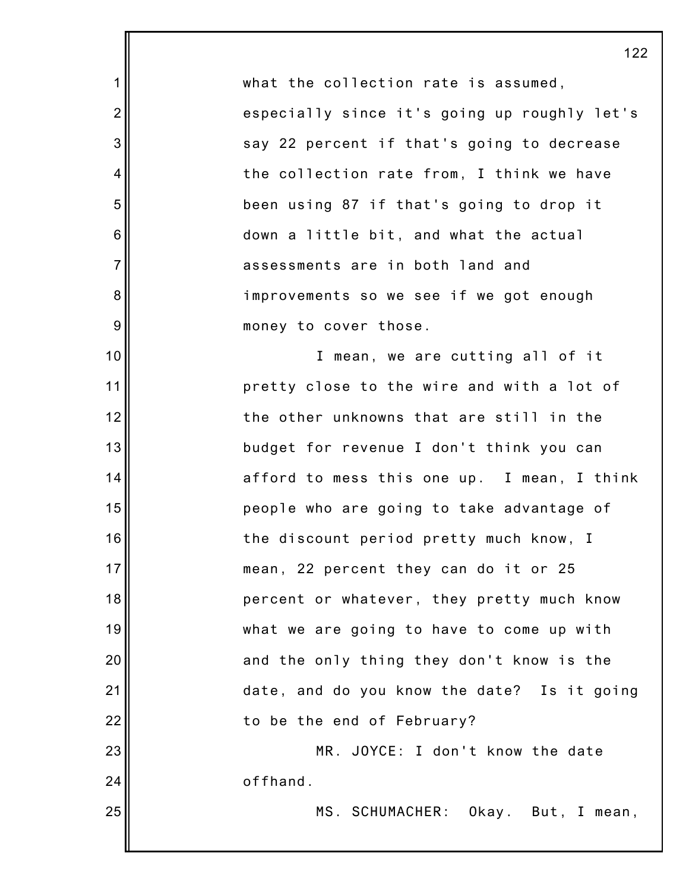what the collection rate is assumed, especially since it's going up roughly let's say 22 percent if that's going to decrease the collection rate from, I think we have been using 87 if that's going to drop it down a little bit, and what the actual assessments are in both land and improvements so we see if we got enough money to cover those.

I mean, we are cutting all of it pretty close to the wire and with a lot of the other unknowns that are still in the budget for revenue I don't think you can afford to mess this one up. I mean, I think people who are going to take advantage of the discount period pretty much know, I mean, 22 percent they can do it or 25 percent or whatever, they pretty much know what we are going to have to come up with and the only thing they don't know is the date, and do you know the date? Is it going to be the end of February?

MR. JOYCE: I don't know the date offhand.

MS. SCHUMACHER: Okay. But, I mean,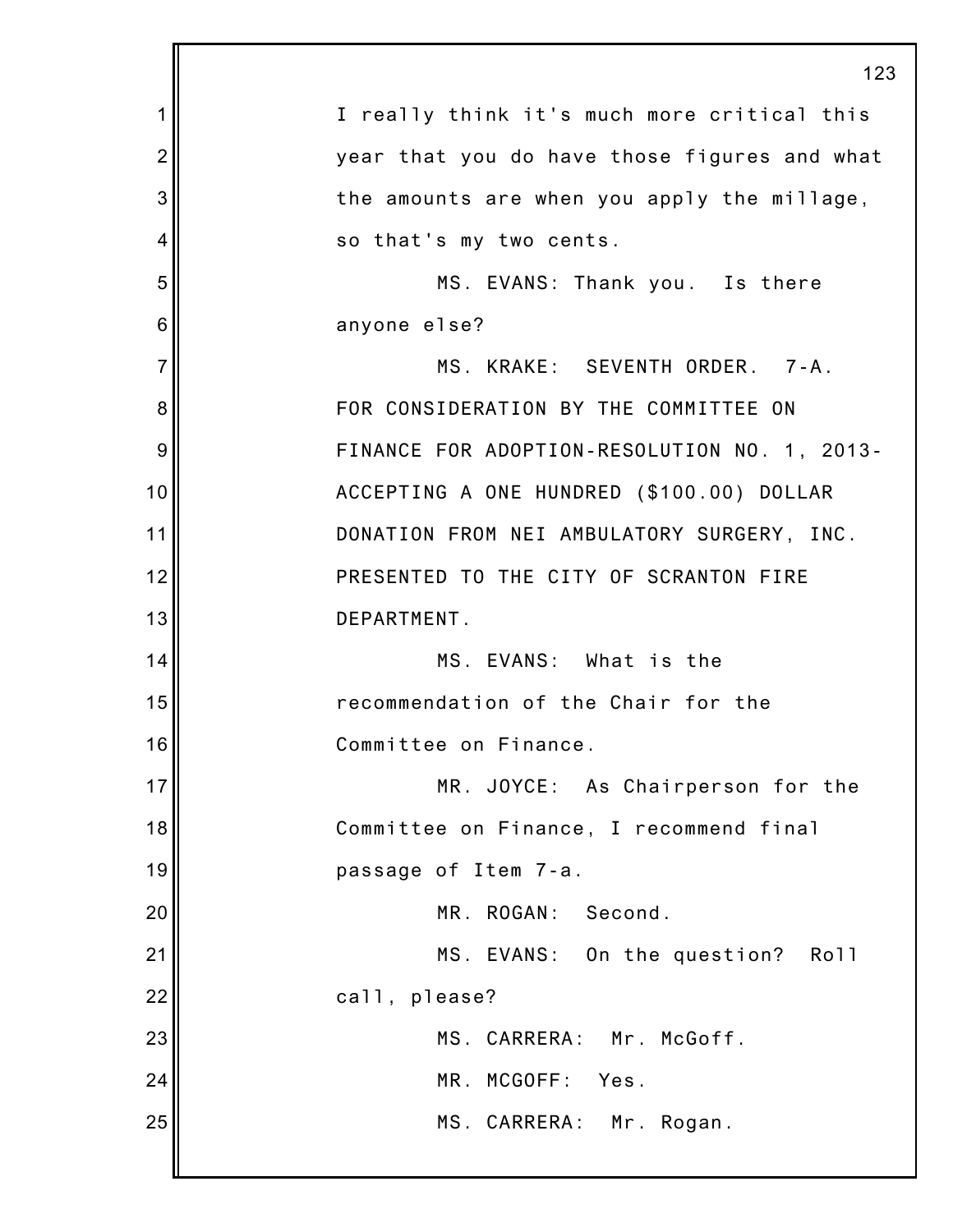I really think it's much more critical this year that you do have those figures and what the amounts are when you apply the millage, so that's my two cents.

MS. EVANS: Thank you. Is there anyone else?

MS. KRAKE: SEVENTH ORDER. 7-A. FOR CONSIDERATION BY THE COMMITTEE ON FINANCE FOR ADOPTION-RESOLUTION NO. 1, 2013- ACCEPTING A ONE HUNDRED ($100.00) DOLLAR DONATION FROM NEI AMBULATORY SURGERY, INC. PRESENTED TO THE CITY OF SCRANTON FIRE DEPARTMENT.

MS. EVANS: What is the recommendation of the Chair for the Committee on Finance.

MR. JOYCE: As Chairperson for the Committee on Finance, I recommend final passage of Item 7-a.

MR. ROGAN: Second.

MS. EVANS: On the question? Roll call, please?

MS. CARRERA: Mr. McGoff.

MR. MCGOFF: Yes.

MS. CARRERA: Mr. Rogan.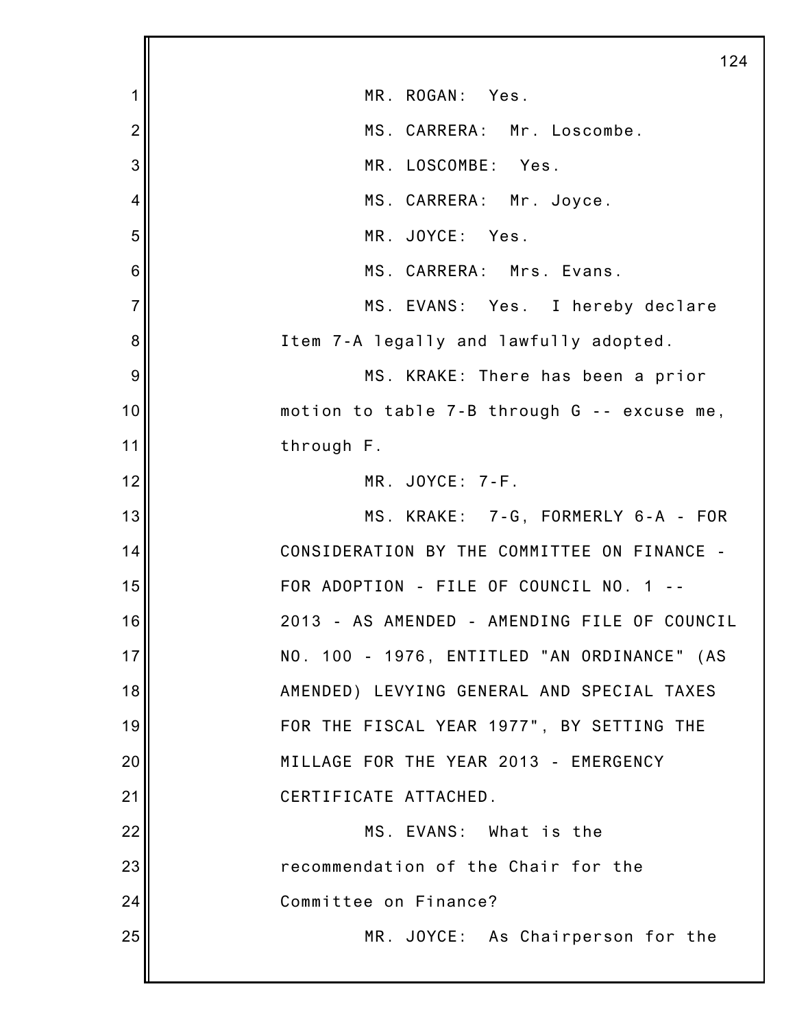MR. ROGAN: Yes.

MS. CARRERA: Mr. Loscombe.

MR. LOSCOMBE: Yes.

MS. CARRERA: Mr. Joyce.

MR. JOYCE: Yes.

MS. CARRERA: Mrs. Evans.

MS. EVANS: Yes. I hereby declare Item 7-A legally and lawfully adopted.

MS. KRAKE: There has been a prior motion to table 7-B through G -- excuse me, through F.

MR. JOYCE: 7-F.

MS. KRAKE: 7-G, FORMERLY 6-A - FOR CONSIDERATION BY THE COMMITTEE ON FINANCE - FOR ADOPTION - FILE OF COUNCIL NO. 1 -- 2013 - AS AMENDED - AMENDING FILE OF COUNCIL NO. 100 - 1976, ENTITLED "AN ORDINANCE" (AS AMENDED) LEVYING GENERAL AND SPECIAL TAXES FOR THE FISCAL YEAR 1977", BY SETTING THE MILLAGE FOR THE YEAR 2013 - EMERGENCY CERTIFICATE ATTACHED.

MS. EVANS: What is the recommendation of the Chair for the Committee on Finance?

MR. JOYCE: As Chairperson for the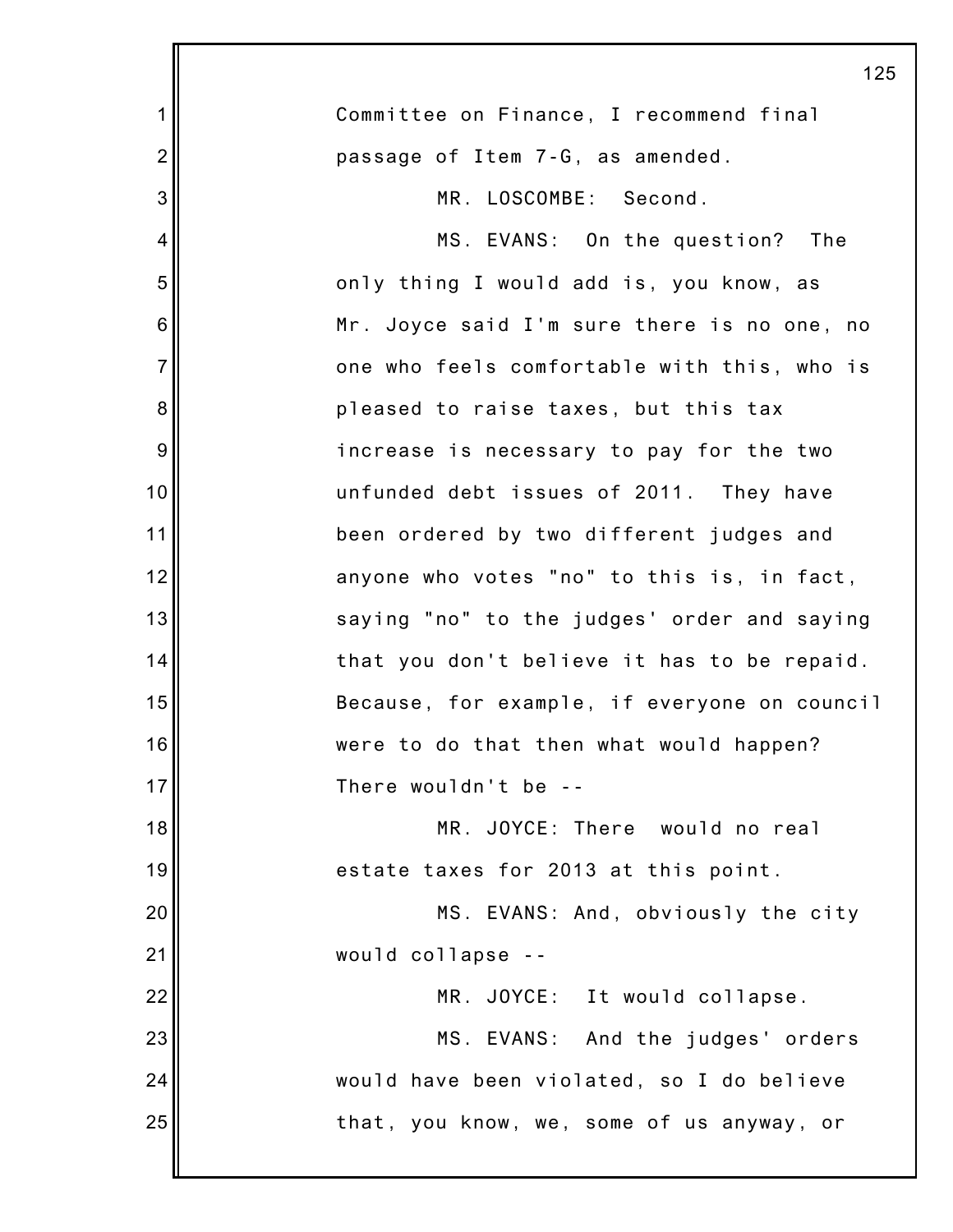Committee on Finance, I recommend final passage of Item 7-G, as amended.

MR. LOSCOMBE: Second.

MS. EVANS: On the question? The only thing I would add is, you know, as Mr. Joyce said I'm sure there is no one, no one who feels comfortable with this, who is pleased to raise taxes, but this tax increase is necessary to pay for the two unfunded debt issues of 2011. They have been ordered by two different judges and anyone who votes "no" to this is, in fact, saying "no" to the judges' order and saying that you don't believe it has to be repaid. Because, for example, if everyone on council were to do that then what would happen? There wouldn't be --

MR. JOYCE: There would no real estate taxes for 2013 at this point.

MS. EVANS: And, obviously the city would collapse --

MR. JOYCE: It would collapse.

MS. EVANS: And the judges' orders would have been violated, so I do believe that, you know, we, some of us anyway, or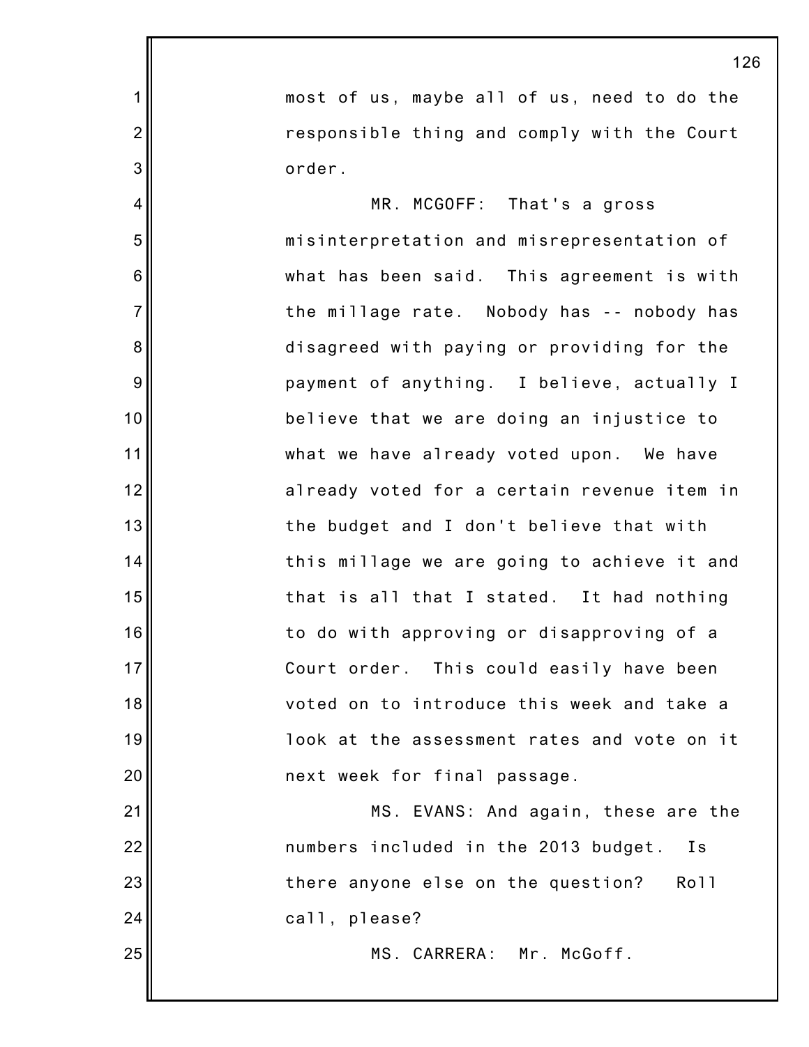most of us, maybe all of us, need to do the responsible thing and comply with the Court order.

MR. MCGOFF: That's a gross misinterpretation and misrepresentation of what has been said. This agreement is with the millage rate. Nobody has -- nobody has disagreed with paying or providing for the payment of anything. I believe, actually I believe that we are doing an injustice to what we have already voted upon. We have already voted for a certain revenue item in the budget and I don't believe that with this millage we are going to achieve it and that is all that I stated. It had nothing to do with approving or disapproving of a Court order. This could easily have been voted on to introduce this week and take a look at the assessment rates and vote on it next week for final passage.

MS. EVANS: And again, these are the numbers included in the 2013 budget. Is there anyone else on the question? Roll call, please?

MS. CARRERA: Mr. McGoff.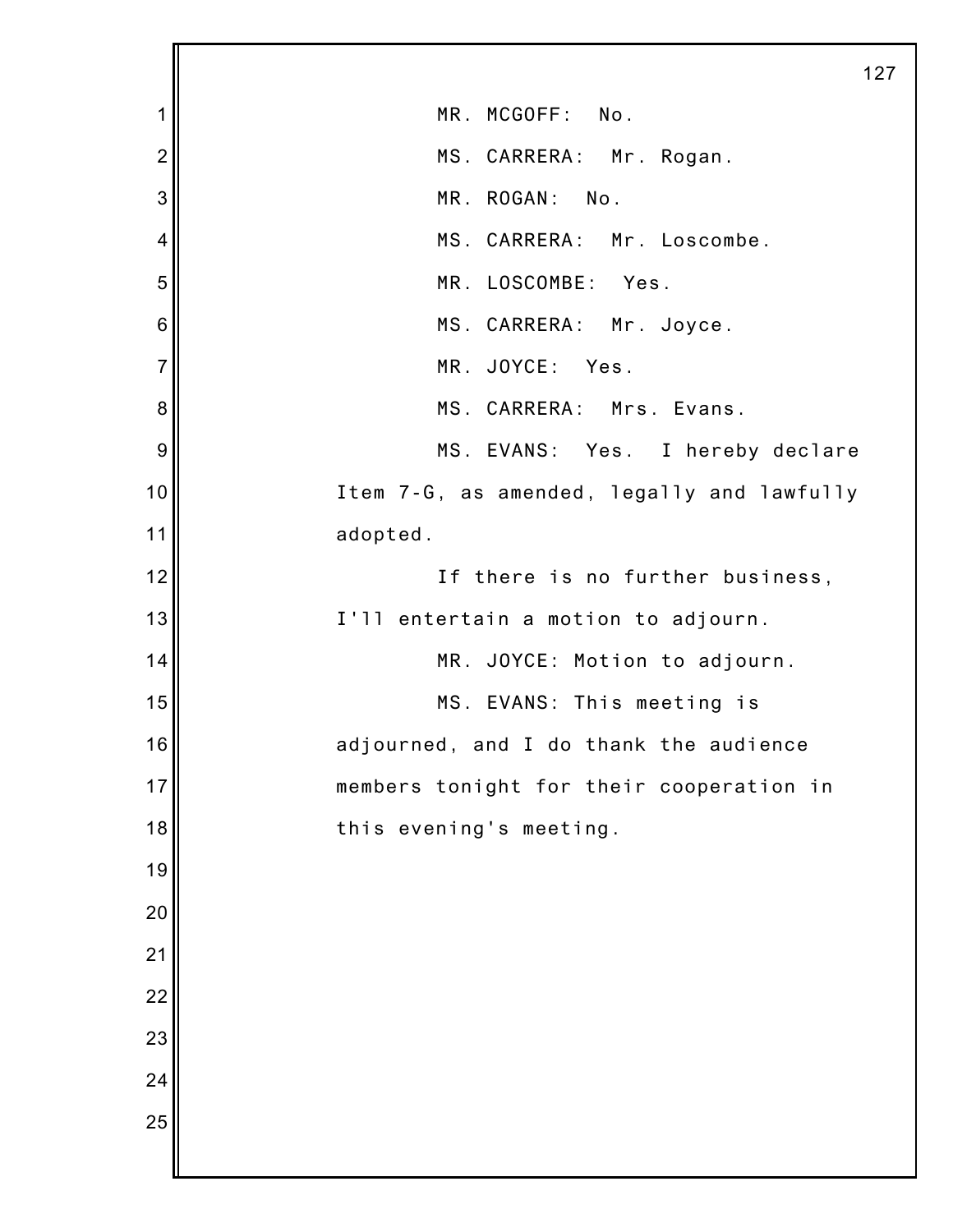MR. MCGOFF: No.

MS. CARRERA: Mr. Rogan.

MR. ROGAN: No.

MS. CARRERA: Mr. Loscombe.

MR. LOSCOMBE: Yes.

MS. CARRERA: Mr. Joyce.

MR. JOYCE: Yes.

MS. CARRERA: Mrs. Evans.

MS. EVANS: Yes. I hereby declare Item 7-G, as amended, legally and lawfully adopted.

If there is no further business, I'll entertain a motion to adjourn.

MR. JOYCE: Motion to adjourn.

MS. EVANS: This meeting is adjourned, and I do thank the audience members tonight for their cooperation in this evening's meeting.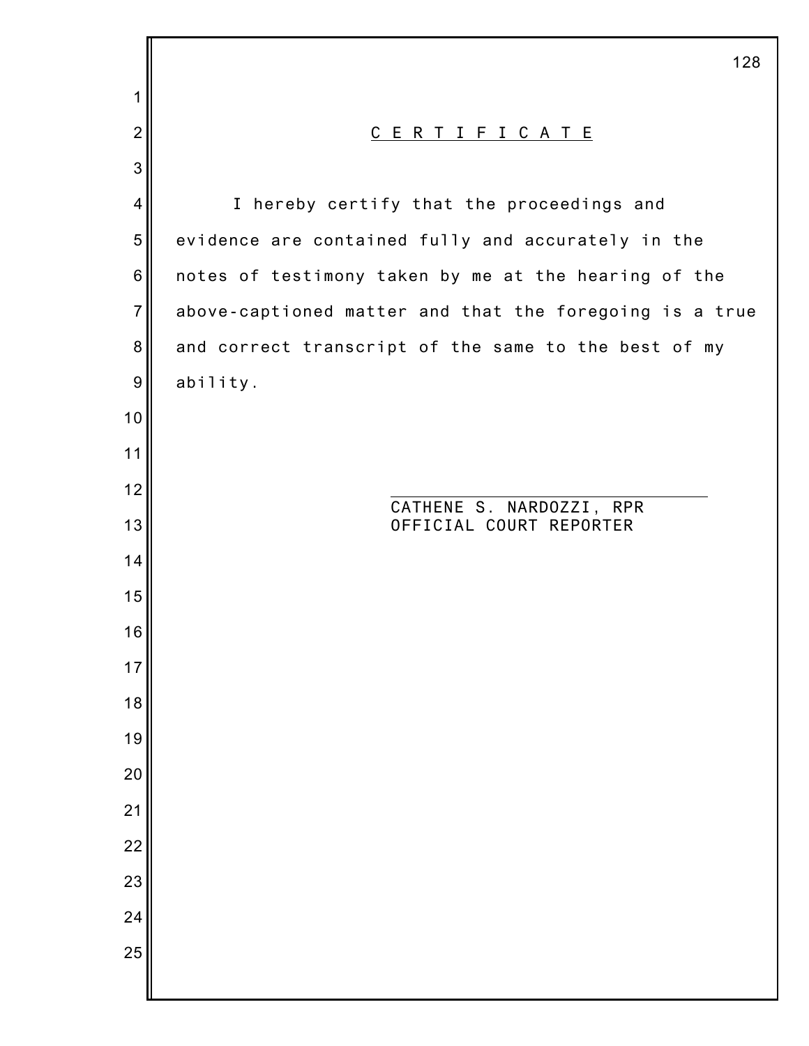## C E R T I F I C A T E

I hereby certify that the proceedings and evidence are contained fully and accurately in the notes of testimony taken by me at the hearing of the above-captioned matter and that the foregoing is a true and correct transcript of the same to the best of my ability.

\_\_\_\_\_\_\_\_\_\_\_\_\_\_\_\_\_\_\_\_\_\_\_\_\_\_\_\_\_\_

CATHENE S. NARDOZZI, RPR
OFFICIAL COURT REPORTER